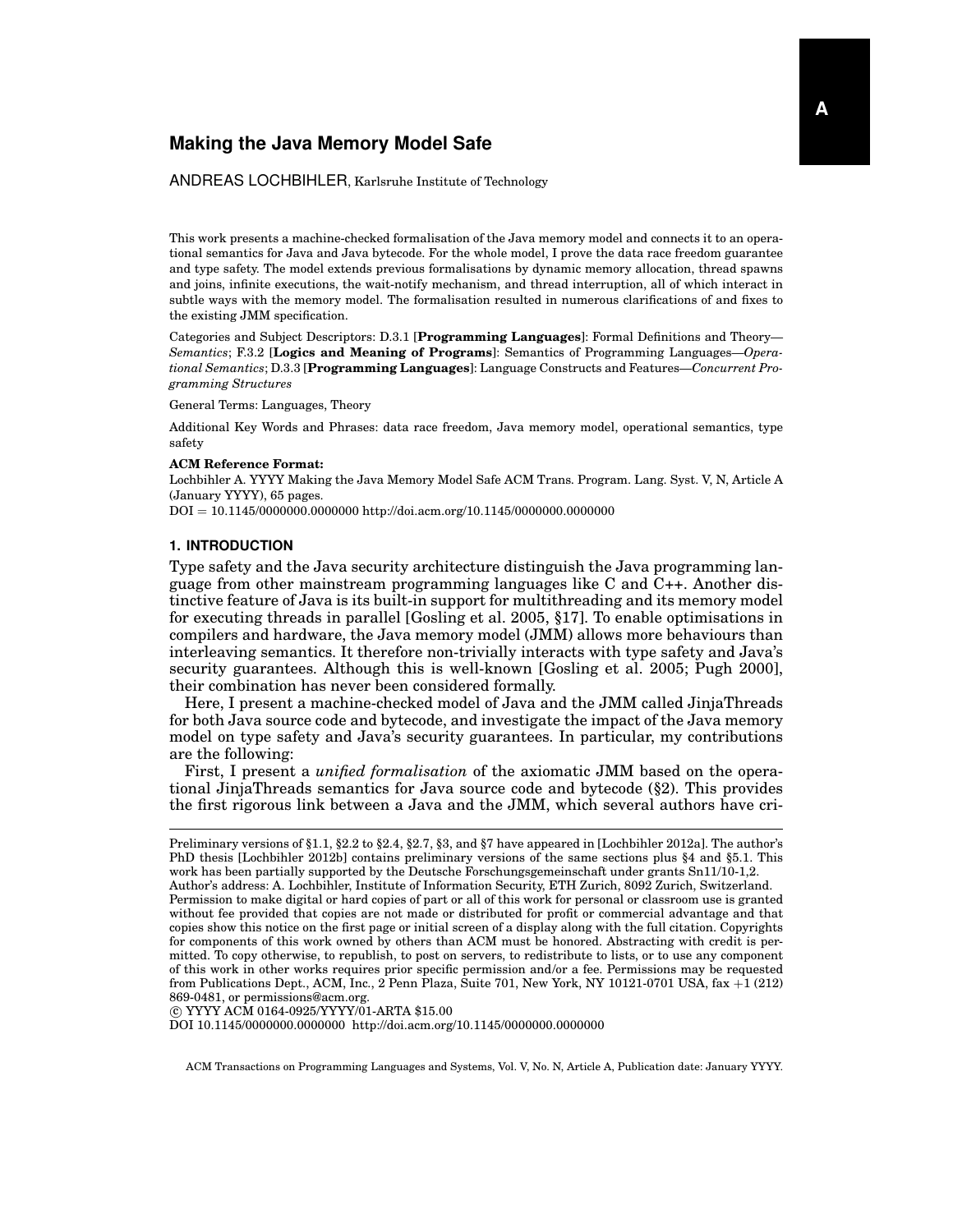# Making the Java Memory Model Safe

ANDREAS LOCHBIHLER, Karlsruhe Institute of Technology

This work presents a machine-checked formalisation of the Java memory model and connects it to an operational semantics for Java and Java bytecode. For the whole model, I prove the data race freedom guarantee and type safety. The model extends previous formalisations by dynamic memory allocation, thread spawns and joins, infinite executions, the wait-notify mechanism, and thread interruption, all of which interact in subtle ways with the memory model. The formalisation resulted in numerous clarifications of and fixes to the existing JMM specification.

Categories and Subject Descriptors: D.3.1 [**Programming Languages**]: Formal Definitions and Theory—*Semantics*; F.3.2 [**Logics and Meaning of Programs**]: Semantics of Programming Languages—*Operational Semantics*; D.3.3 [**Programming Languages**]: Language Constructs and Features—*Concurrent Programming Structures*

General Terms: Languages, Theory

Additional Key Words and Phrases: data race freedom, Java memory model, operational semantics, type safety

**ACM Reference Format:**
Lochbihler A. YYYY Making the Java Memory Model Safe ACM Trans. Program. Lang. Syst. V, N, Article A (January YYYY), 65 pages.
DOI = 10.1145/0000000.0000000 http://doi.acm.org/10.1145/0000000.0000000

## 1. INTRODUCTION

Type safety and the Java security architecture distinguish the Java programming language from other mainstream programming languages like C and C++. Another distinctive feature of Java is its built-in support for multithreading and its memory model for executing threads in parallel [Gosling et al. 2005, §17]. To enable optimisations in compilers and hardware, the Java memory model (JMM) allows more behaviours than interleaving semantics. It therefore non-trivially interacts with type safety and Java's security guarantees. Although this is well-known [Gosling et al. 2005; Pugh 2000], their combination has never been considered formally.

Here, I present a machine-checked model of Java and the JMM called JinjaThreads for both Java source code and bytecode, and investigate the impact of the Java memory model on type safety and Java's security guarantees. In particular, my contributions are the following:

First, I present a *unified formalisation* of the axiomatic JMM based on the operational JinjaThreads semantics for Java source code and bytecode (§2). This provides the first rigorous link between a Java and the JMM, which several authors have cri-

---

Preliminary versions of §1.1, §2.2 to §2.4, §2.7, §3, and §7 have appeared in [Lochbihler 2012a]. The author's PhD thesis [Lochbihler 2012b] contains preliminary versions of the same sections plus §4 and §5.1. This work has been partially supported by the Deutsche Forschungsgemeinschaft under grants Sn11/10-1,2.
Author's address: A. Lochbihler, Institute of Information Security, ETH Zurich, 8092 Zurich, Switzerland.
Permission to make digital or hard copies of part or all of this work for personal or classroom use is granted without fee provided that copies are not made or distributed for profit or commercial advantage and that copies show this notice on the first page or initial screen of a display along with the full citation. Copyrights for components of this work owned by others than ACM must be honored. Abstracting with credit is permitted. To copy otherwise, to republish, to post on servers, to redistribute to lists, or to use any component of this work in other works requires prior specific permission and/or a fee. Permissions may be requested from Publications Dept., ACM, Inc., 2 Penn Plaza, Suite 701, New York, NY 10121-0701 USA, fax +1 (212) 869-0481, or permissions@acm.org.
© YYYY ACM 0164-0925/YYYY/01-ARTA $15.00
DOI 10.1145/0000000.0000000 http://doi.acm.org/10.1145/0000000.0000000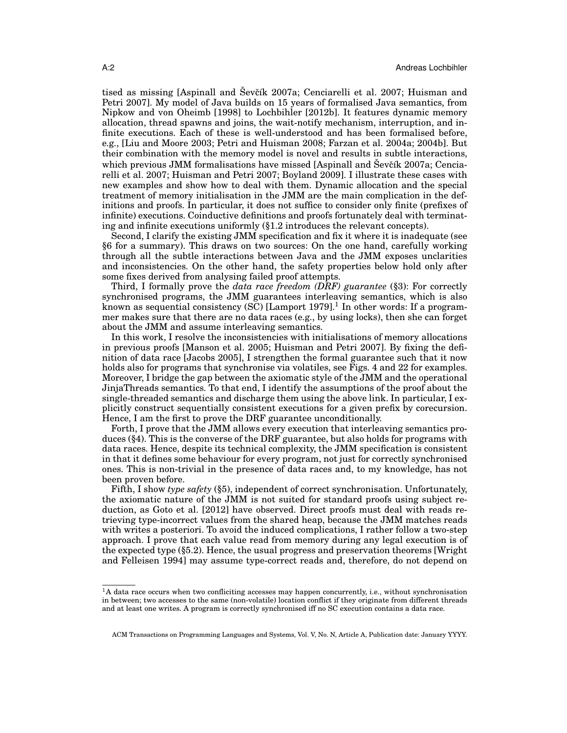tised as missing [Aspinall and Ševčík 2007a; Cenciarelli et al. 2007; Huisman and Petri 2007]. My model of Java builds on 15 years of formalised Java semantics, from Nipkow and von Oheimb [1998] to Lochbihler [2012b]. It features dynamic memory allocation, thread spawns and joins, the wait-notify mechanism, interruption, and infinite executions. Each of these is well-understood and has been formalised before, e.g., [Liu and Moore 2003; Petri and Huisman 2008; Farzan et al. 2004a; 2004b]. But their combination with the memory model is novel and results in subtle interactions, which previous JMM formalisations have missed [Aspinall and Ševčík 2007a; Cenciarelli et al. 2007; Huisman and Petri 2007; Boyland 2009]. I illustrate these cases with new examples and show how to deal with them. Dynamic allocation and the special treatment of memory initialisation in the JMM are the main complication in the definitions and proofs. In particular, it does not suffice to consider only finite (prefixes of infinite) executions. Coinductive definitions and proofs fortunately deal with terminating and infinite executions uniformly (§1.2 introduces the relevant concepts).

Second, I clarify the existing JMM specification and fix it where it is inadequate (see §6 for a summary). This draws on two sources: On the one hand, carefully working through all the subtle interactions between Java and the JMM exposes unclarities and inconsistencies. On the other hand, the safety properties below hold only after some fixes derived from analysing failed proof attempts.

Third, I formally prove the *data race freedom (DRF) guarantee* (§3): For correctly synchronised programs, the JMM guarantees interleaving semantics, which is also known as sequential consistency (SC) [Lamport 1979].[1] In other words: If a programmer makes sure that there are no data races (e.g., by using locks), then she can forget about the JMM and assume interleaving semantics.

In this work, I resolve the inconsistencies with initialisations of memory allocations in previous proofs [Manson et al. 2005; Huisman and Petri 2007]. By fixing the definition of data race [Jacobs 2005], I strengthen the formal guarantee such that it now holds also for programs that synchronise via volatiles, see Figs. 4 and 22 for examples. Moreover, I bridge the gap between the axiomatic style of the JMM and the operational JinjaThreads semantics. To that end, I identify the assumptions of the proof about the single-threaded semantics and discharge them using the above link. In particular, I explicitly construct sequentially consistent executions for a given prefix by corecursion. Hence, I am the first to prove the DRF guarantee unconditionally.

Forth, I prove that the JMM allows every execution that interleaving semantics produces (§4). This is the converse of the DRF guarantee, but also holds for programs with data races. Hence, despite its technical complexity, the JMM specification is consistent in that it defines some behaviour for every program, not just for correctly synchronised ones. This is non-trivial in the presence of data races and, to my knowledge, has not been proven before.

Fifth, I show *type safety* (§5), independent of correct synchronisation. Unfortunately, the axiomatic nature of the JMM is not suited for standard proofs using subject reduction, as Goto et al. [2012] have observed. Direct proofs must deal with reads retrieving type-incorrect values from the shared heap, because the JMM matches reads with writes a posteriori. To avoid the induced complications, I rather follow a two-step approach. I prove that each value read from memory during any legal execution is of the expected type (§5.2). Hence, the usual progress and preservation theorems [Wright and Felleisen 1994] may assume type-correct reads and, therefore, do not depend on

[1] A data race occurs when two confliciting accesses may happen concurrently, i.e., without synchronisation in between; two accesses to the same (non-volatile) location conflict if they originate from different threads and at least one writes. A program is correctly synchronised iff no SC execution contains a data race.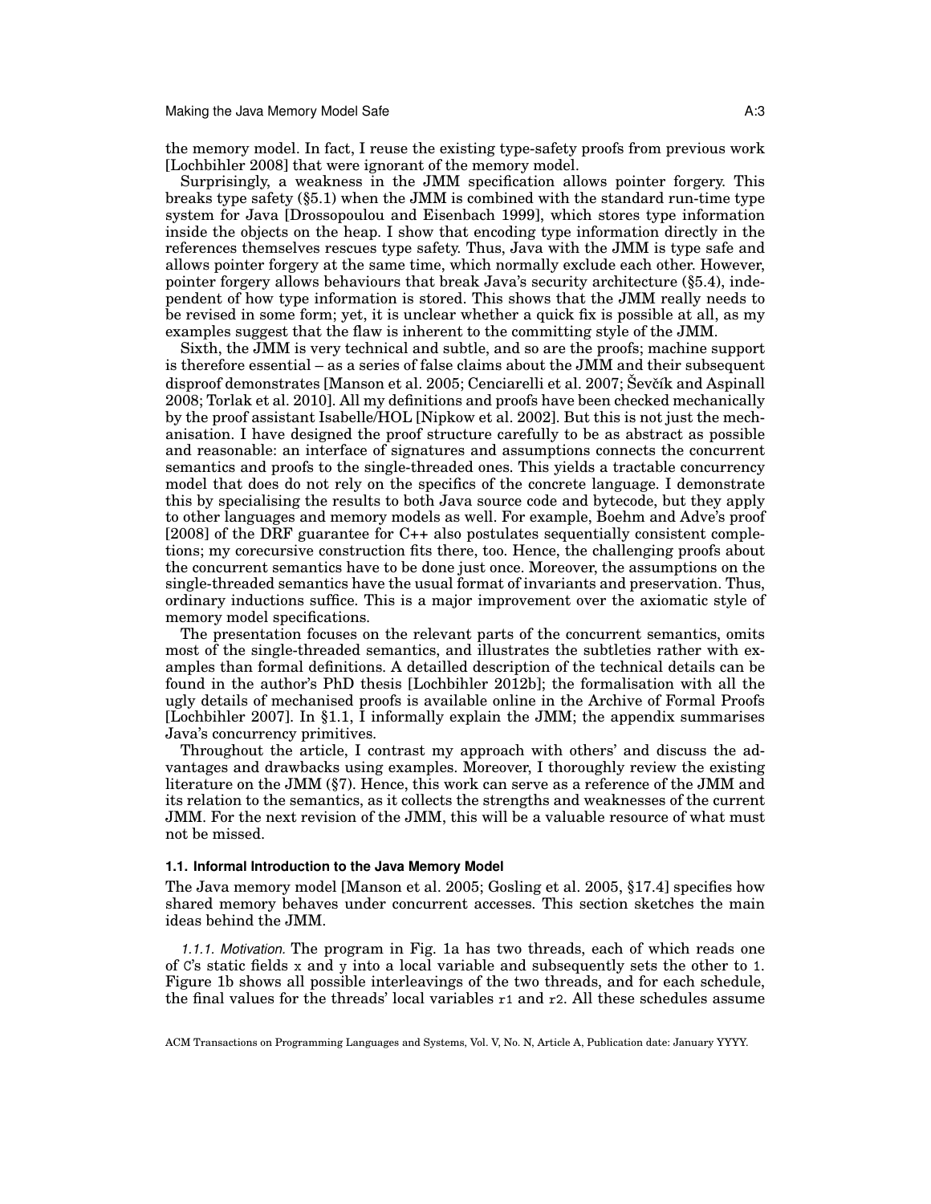the memory model. In fact, I reuse the existing type-safety proofs from previous work [Lochbihler 2008] that were ignorant of the memory model.

Surprisingly, a weakness in the JMM specification allows pointer forgery. This breaks type safety (§5.1) when the JMM is combined with the standard run-time type system for Java [Drossopoulou and Eisenbach 1999], which stores type information inside the objects on the heap. I show that encoding type information directly in the references themselves rescues type safety. Thus, Java with the JMM is type safe and allows pointer forgery at the same time, which normally exclude each other. However, pointer forgery allows behaviours that break Java's security architecture (§5.4), independent of how type information is stored. This shows that the JMM really needs to be revised in some form; yet, it is unclear whether a quick fix is possible at all, as my examples suggest that the flaw is inherent to the committing style of the JMM.

Sixth, the JMM is very technical and subtle, and so are the proofs; machine support is therefore essential – as a series of false claims about the JMM and their subsequent disproof demonstrates [Manson et al. 2005; Cenciarelli et al. 2007; Ševčík and Aspinall 2008; Torlak et al. 2010]. All my definitions and proofs have been checked mechanically by the proof assistant Isabelle/HOL [Nipkow et al. 2002]. But this is not just the mechanisation. I have designed the proof structure carefully to be as abstract as possible and reasonable: an interface of signatures and assumptions connects the concurrent semantics and proofs to the single-threaded ones. This yields a tractable concurrency model that does do not rely on the specifics of the concrete language. I demonstrate this by specialising the results to both Java source code and bytecode, but they apply to other languages and memory models as well. For example, Boehm and Adve's proof [2008] of the DRF guarantee for C++ also postulates sequentially consistent completions; my corecursive construction fits there, too. Hence, the challenging proofs about the concurrent semantics have to be done just once. Moreover, the assumptions on the single-threaded semantics have the usual format of invariants and preservation. Thus, ordinary inductions suffice. This is a major improvement over the axiomatic style of memory model specifications.

The presentation focuses on the relevant parts of the concurrent semantics, omits most of the single-threaded semantics, and illustrates the subtleties rather with examples than formal definitions. A detailled description of the technical details can be found in the author's PhD thesis [Lochbihler 2012b]; the formalisation with all the ugly details of mechanised proofs is available online in the Archive of Formal Proofs [Lochbihler 2007]. In §1.1, I informally explain the JMM; the appendix summarises Java's concurrency primitives.

Throughout the article, I contrast my approach with others' and discuss the advantages and drawbacks using examples. Moreover, I thoroughly review the existing literature on the JMM (§7). Hence, this work can serve as a reference of the JMM and its relation to the semantics, as it collects the strengths and weaknesses of the current JMM. For the next revision of the JMM, this will be a valuable resource of what must not be missed.

### 1.1. Informal Introduction to the Java Memory Model

The Java memory model [Manson et al. 2005; Gosling et al. 2005, §17.4] specifies how shared memory behaves under concurrent accesses. This section sketches the main ideas behind the JMM.

*1.1.1. Motivation.* The program in Fig. 1a has two threads, each of which reads one of `C`'s static fields `x` and `y` into a local variable and subsequently sets the other to `1`. Figure 1b shows all possible interleavings of the two threads, and for each schedule, the final values for the threads' local variables `r1` and `r2`. All these schedules assume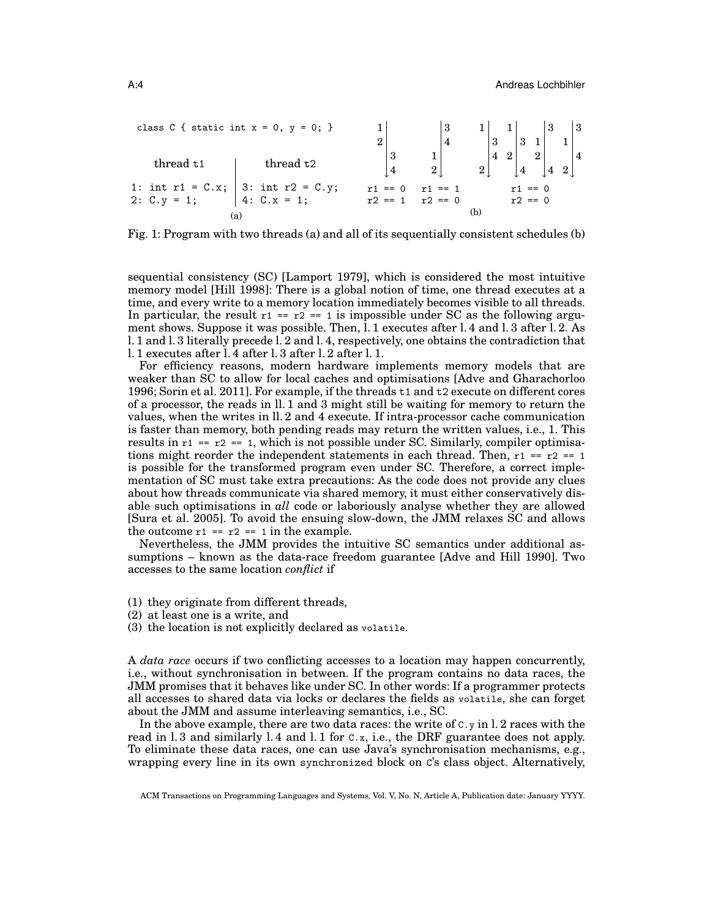```
class C { static int x = 0, y = 0; }
```

| thread t1 | thread t2 |
|---|---|
| `1: int r1 = C.x;` | `3: int r2 = C.y;` |
| `2: C.y = 1;` | `4: C.x = 1;` |

(a)

(b) Schedules: 1 2 3 4 → `r1 == 0`, `r2 == 1`; 3 4 1 2 → `r1 == 1`, `r2 == 0`; 1 3 4 2, 1 3 2 4, 3 1 2 4, 3 1 4 2 → `r1 == 0`, `r2 == 0`

Fig. 1: Program with two threads (a) and all of its sequentially consistent schedules (b)

sequential consistency (SC) [Lamport 1979], which is considered the most intuitive memory model [Hill 1998]: There is a global notion of time, one thread executes at a time, and every write to a memory location immediately becomes visible to all threads. In particular, the result `r1 == r2 == 1` is impossible under SC as the following argument shows. Suppose it was possible. Then, l. 1 executes after l. 4 and l. 3 after l. 2. As l. 1 and l. 3 literally precede l. 2 and l. 4, respectively, one obtains the contradiction that l. 1 executes after l. 4 after l. 3 after l. 2 after l. 1.

For efficiency reasons, modern hardware implements memory models that are weaker than SC to allow for local caches and optimisations [Adve and Gharachorloo 1996; Sorin et al. 2011]. For example, if the threads `t1` and `t2` execute on different cores of a processor, the reads in ll. 1 and 3 might still be waiting for memory to return the values, when the writes in ll. 2 and 4 execute. If intra-processor cache communication is faster than memory, both pending reads may return the written values, i.e., 1. This results in `r1 == r2 == 1`, which is not possible under SC. Similarly, compiler optimisations might reorder the independent statements in each thread. Then, `r1 == r2 == 1` is possible for the transformed program even under SC. Therefore, a correct implementation of SC must take extra precautions: As the code does not provide any clues about how threads communicate via shared memory, it must either conservatively disable such optimisations in *all* code or laboriously analyse whether they are allowed [Sura et al. 2005]. To avoid the ensuing slow-down, the JMM relaxes SC and allows the outcome `r1 == r2 == 1` in the example.

Nevertheless, the JMM provides the intuitive SC semantics under additional assumptions – known as the data-race freedom guarantee [Adve and Hill 1990]. Two accesses to the same location *conflict* if

(1) they originate from different threads,
(2) at least one is a write, and
(3) the location is not explicitly declared as `volatile`.

A *data race* occurs if two conflicting accesses to a location may happen concurrently, i.e., without synchronisation in between. If the program contains no data races, the JMM promises that it behaves like under SC. In other words: If a programmer protects all accesses to shared data via locks or declares the fields as `volatile`, she can forget about the JMM and assume interleaving semantics, i.e., SC.

In the above example, there are two data races: the write of `C.y` in l. 2 races with the read in l. 3 and similarly l. 4 and l. 1 for `C.x`, i.e., the DRF guarantee does not apply. To eliminate these data races, one can use Java's synchronisation mechanisms, e.g., wrapping every line in its own `synchronized` block on `C`'s class object. Alternatively,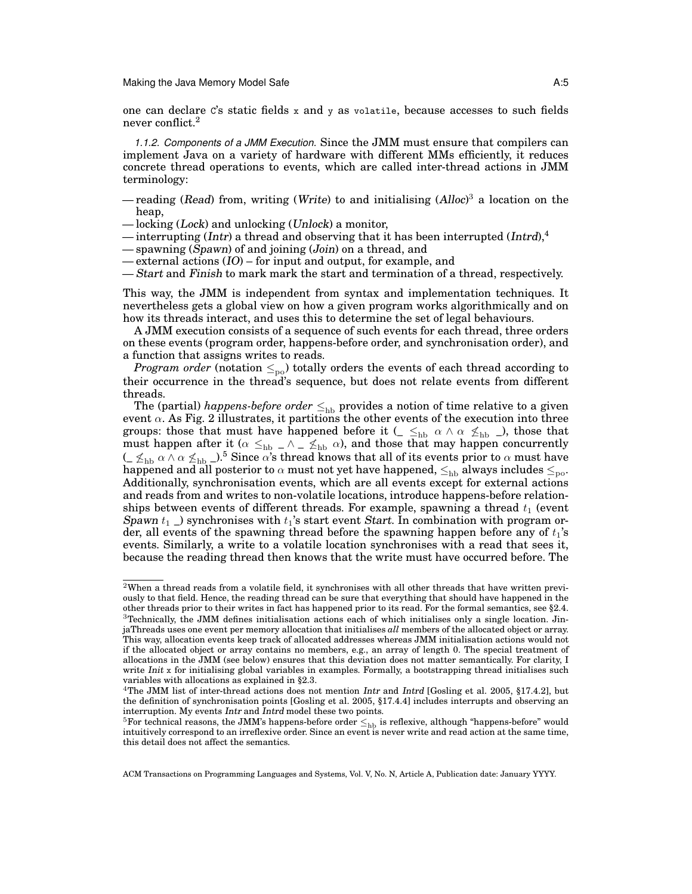one can declare C's static fields x and y as volatile, because accesses to such fields never conflict.[2]

*1.1.2. Components of a JMM Execution.* Since the JMM must ensure that compilers can implement Java on a variety of hardware with different MMs efficiently, it reduces concrete thread operations to events, which are called inter-thread actions in JMM terminology:

— reading (*Read*) from, writing (*Write*) to and initialising (*Alloc*)[3] a location on the heap,
— locking (*Lock*) and unlocking (*Unlock*) a monitor,
— interrupting (*Intr*) a thread and observing that it has been interrupted (*Intrd*),[4]
— spawning (*Spawn*) of and joining (*Join*) on a thread, and
— external actions (*IO*) – for input and output, for example, and
— *Start* and *Finish* to mark mark the start and termination of a thread, respectively.

This way, the JMM is independent from syntax and implementation techniques. It nevertheless gets a global view on how a given program works algorithmically and on how its threads interact, and uses this to determine the set of legal behaviours.

A JMM execution consists of a sequence of such events for each thread, three orders on these events (program order, happens-before order, and synchronisation order), and a function that assigns writes to reads.

*Program order* (notation $\leq_{\mathrm{po}}$) totally orders the events of each thread according to their occurrence in the thread's sequence, but does not relate events from different threads.

The (partial) *happens-before order* $\leq_{\mathrm{hb}}$ provides a notion of time relative to a given event $\alpha$. As Fig. 2 illustrates, it partitions the other events of the execution into three groups: those that must have happened before it ($\_ \leq_{\mathrm{hb}} \alpha \wedge \alpha \not\leq_{\mathrm{hb}} \_$), those that must happen after it ($\alpha \leq_{\mathrm{hb}} \_ \wedge \_ \not\leq_{\mathrm{hb}} \alpha$), and those that may happen concurrently ($\_ \not\leq_{\mathrm{hb}} \alpha \wedge \alpha \not\leq_{\mathrm{hb}} \_$).[5] Since $\alpha$'s thread knows that all of its events prior to $\alpha$ must have happened and all posterior to $\alpha$ must not yet have happened, $\leq_{\mathrm{hb}}$ always includes $\leq_{\mathrm{po}}$. Additionally, synchronisation events, which are all events except for external actions and reads from and writes to non-volatile locations, introduce happens-before relationships between events of different threads. For example, spawning a thread $t_1$ (event *Spawn* $t_1$ \_) synchronises with $t_1$'s start event *Start*. In combination with program order, all events of the spawning thread before the spawning happen before any of $t_1$'s events. Similarly, a write to a volatile location synchronises with a read that sees it, because the reading thread then knows that the write must have occurred before. The

---

[2]When a thread reads from a volatile field, it synchronises with all other threads that have written previously to that field. Hence, the reading thread can be sure that everything that should have happened in the other threads prior to their writes in fact has happened prior to its read. For the formal semantics, see §2.4.

[3]Technically, the JMM defines initialisation actions each of which initialises only a single location. JinjaThreads uses one event per memory allocation that initialises *all* members of the allocated object or array. This way, allocation events keep track of allocated addresses whereas JMM initialisation actions would not if the allocated object or array contains no members, e.g., an array of length 0. The special treatment of allocations in the JMM (see below) ensures that this deviation does not matter semantically. For clarity, I write *Init* x for initialising global variables in examples. Formally, a bootstrapping thread initialises such variables with allocations as explained in §2.3.

[4]The JMM list of inter-thread actions does not mention *Intr* and *Intrd* [Gosling et al. 2005, §17.4.2], but the definition of synchronisation points [Gosling et al. 2005, §17.4.4] includes interrupts and observing an interruption. My events *Intr* and *Intrd* model these two points.

[5]For technical reasons, the JMM's happens-before order $\leq_{\mathrm{hb}}$ is reflexive, although "happens-before" would intuitively correspond to an irreflexive order. Since an event is never write and read action at the same time, this detail does not affect the semantics.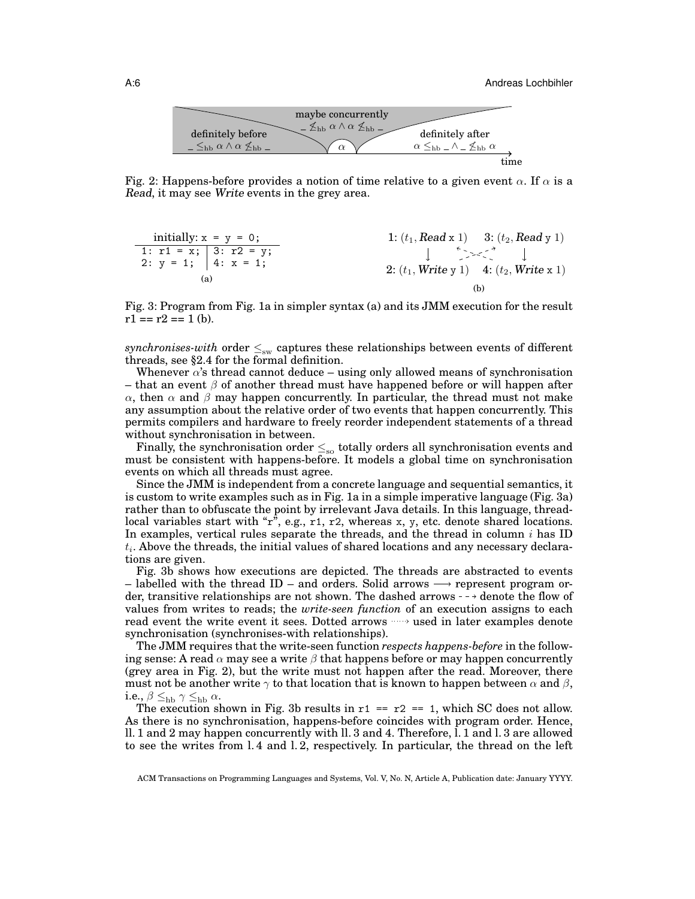maybe concurrently
$\_ \not\leq_{\text{hb}} \alpha \wedge \alpha \not\leq_{\text{hb}} \_$

definitely before
$\_ \leq_{\text{hb}} \alpha \wedge \alpha \not\leq_{\text{hb}} \_$

$\alpha$

definitely after
$\alpha \leq_{\text{hb}} \_ \wedge \_ \not\leq_{\text{hb}} \alpha$

time

Fig. 2: Happens-before provides a notion of time relative to a given event $\alpha$. If $\alpha$ is a *Read*, it may see *Write* events in the grey area.

```
initially: x = y = 0;
1: r1 = x; | 3: r2 = y;
2: y = 1;  | 4: x = 1;
```

(a)

1: $(t_1, \textit{Read}\ \texttt{x}\ 1)$ 3: $(t_2, \textit{Read}\ \texttt{y}\ 1)$

2: $(t_1, \textit{Write}\ \texttt{y}\ 1)$ 4: $(t_2, \textit{Write}\ \texttt{x}\ 1)$

(b)

Fig. 3: Program from Fig. 1a in simpler syntax (a) and its JMM execution for the result r1 == r2 == 1 (b).

*synchronises-with* order $\leq_{\text{sw}}$ captures these relationships between events of different threads, see §2.4 for the formal definition.

Whenever $\alpha$'s thread cannot deduce – using only allowed means of synchronisation – that an event $\beta$ of another thread must have happened before or will happen after $\alpha$, then $\alpha$ and $\beta$ may happen concurrently. In particular, the thread must not make any assumption about the relative order of two events that happen concurrently. This permits compilers and hardware to freely reorder independent statements of a thread without synchronisation in between.

Finally, the synchronisation order $\leq_{\text{so}}$ totally orders all synchronisation events and must be consistent with happens-before. It models a global time on synchronisation events on which all threads must agree.

Since the JMM is independent from a concrete language and sequential semantics, it is custom to write examples such as in Fig. 1a in a simple imperative language (Fig. 3a) rather than to obfuscate the point by irrelevant Java details. In this language, thread-local variables start with "r", e.g., r1, r2, whereas x, y, etc. denote shared locations. In examples, vertical rules separate the threads, and the thread in column $i$ has ID $t_i$. Above the threads, the initial values of shared locations and any necessary declarations are given.

Fig. 3b shows how executions are depicted. The threads are abstracted to events – labelled with the thread ID – and orders. Solid arrows ⟶ represent program order, transitive relationships are not shown. The dashed arrows ⇢ denote the flow of values from writes to reads; the *write-seen function* of an execution assigns to each read event the write event it sees. Dotted arrows ⋯→ used in later examples denote synchronisation (synchronises-with relationships).

The JMM requires that the write-seen function *respects happens-before* in the following sense: A read $\alpha$ may see a write $\beta$ that happens before or may happen concurrently (grey area in Fig. 2), but the write must not happen after the read. Moreover, there must not be another write $\gamma$ to that location that is known to happen between $\alpha$ and $\beta$, i.e., $\beta \leq_{\text{hb}} \gamma \leq_{\text{hb}} \alpha$.

The execution shown in Fig. 3b results in r1 == r2 == 1, which SC does not allow. As there is no synchronisation, happens-before coincides with program order. Hence, ll. 1 and 2 may happen concurrently with ll. 3 and 4. Therefore, l. 1 and l. 3 are allowed to see the writes from l. 4 and l. 2, respectively. In particular, the thread on the left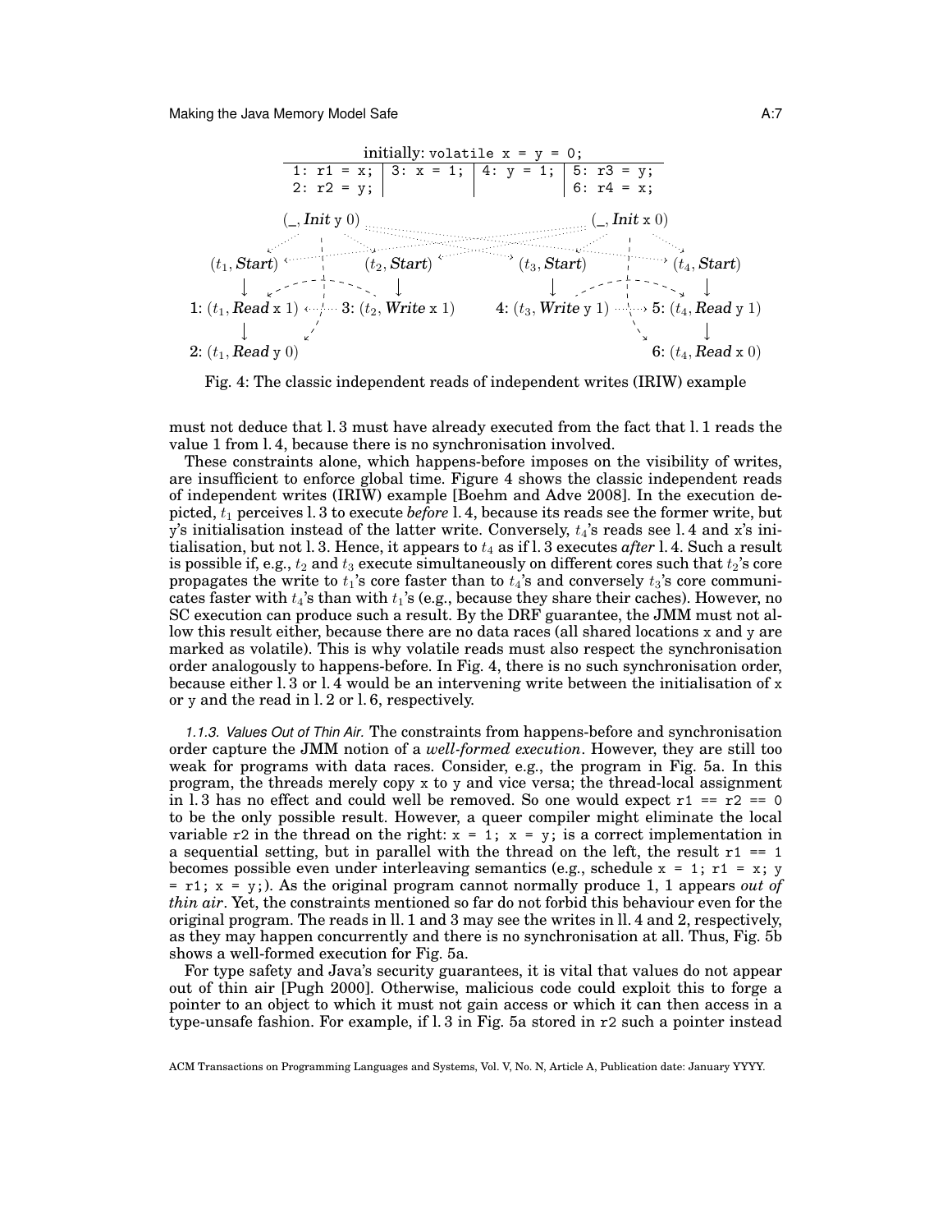initially: `volatile x = y = 0;`

| | | | |
|---|---|---|---|
| 1: r1 = x; | 3: x = 1; | 4: y = 1; | 5: r3 = y; |
| 2: r2 = y; | | | 6: r4 = x; |

Fig. 4: The classic independent reads of independent writes (IRIW) example

must not deduce that l. 3 must have already executed from the fact that l. 1 reads the value 1 from l. 4, because there is no synchronisation involved.

These constraints alone, which happens-before imposes on the visibility of writes, are insufficient to enforce global time. Figure 4 shows the classic independent reads of independent writes (IRIW) example [Boehm and Adve 2008]. In the execution depicted, $t_1$ perceives l. 3 to execute *before* l. 4, because its reads see the former write, but y's initialisation instead of the latter write. Conversely, $t_4$'s reads see l. 4 and x's initialisation, but not l. 3. Hence, it appears to $t_4$ as if l. 3 executes *after* l. 4. Such a result is possible if, e.g., $t_2$ and $t_3$ execute simultaneously on different cores such that $t_2$'s core propagates the write to $t_1$'s core faster than to $t_4$'s and conversely $t_3$'s core communicates faster with $t_4$'s than with $t_1$'s (e.g., because they share their caches). However, no SC execution can produce such a result. By the DRF guarantee, the JMM must not allow this result either, because there are no data races (all shared locations x and y are marked as volatile). This is why volatile reads must also respect the synchronisation order analogously to happens-before. In Fig. 4, there is no such synchronisation order, because either l. 3 or l. 4 would be an intervening write between the initialisation of x or y and the read in l. 2 or l. 6, respectively.

*1.1.3. Values Out of Thin Air.* The constraints from happens-before and synchronisation order capture the JMM notion of a *well-formed execution*. However, they are still too weak for programs with data races. Consider, e.g., the program in Fig. 5a. In this program, the threads merely copy x to y and vice versa; the thread-local assignment in l. 3 has no effect and could well be removed. So one would expect `r1 == r2 == 0` to be the only possible result. However, a queer compiler might eliminate the local variable r2 in the thread on the right: `x = 1; x = y;` is a correct implementation in a sequential setting, but in parallel with the thread on the left, the result `r1 == 1` becomes possible even under interleaving semantics (e.g., schedule `x = 1; r1 = x; y = r1; x = y;`). As the original program cannot normally produce 1, 1 appears *out of thin air*. Yet, the constraints mentioned so far do not forbid this behaviour even for the original program. The reads in ll. 1 and 3 may see the writes in ll. 4 and 2, respectively, as they may happen concurrently and there is no synchronisation at all. Thus, Fig. 5b shows a well-formed execution for Fig. 5a.

For type safety and Java's security guarantees, it is vital that values do not appear out of thin air [Pugh 2000]. Otherwise, malicious code could exploit this to forge a pointer to an object to which it must not gain access or which it can then access in a type-unsafe fashion. For example, if l. 3 in Fig. 5a stored in r2 such a pointer instead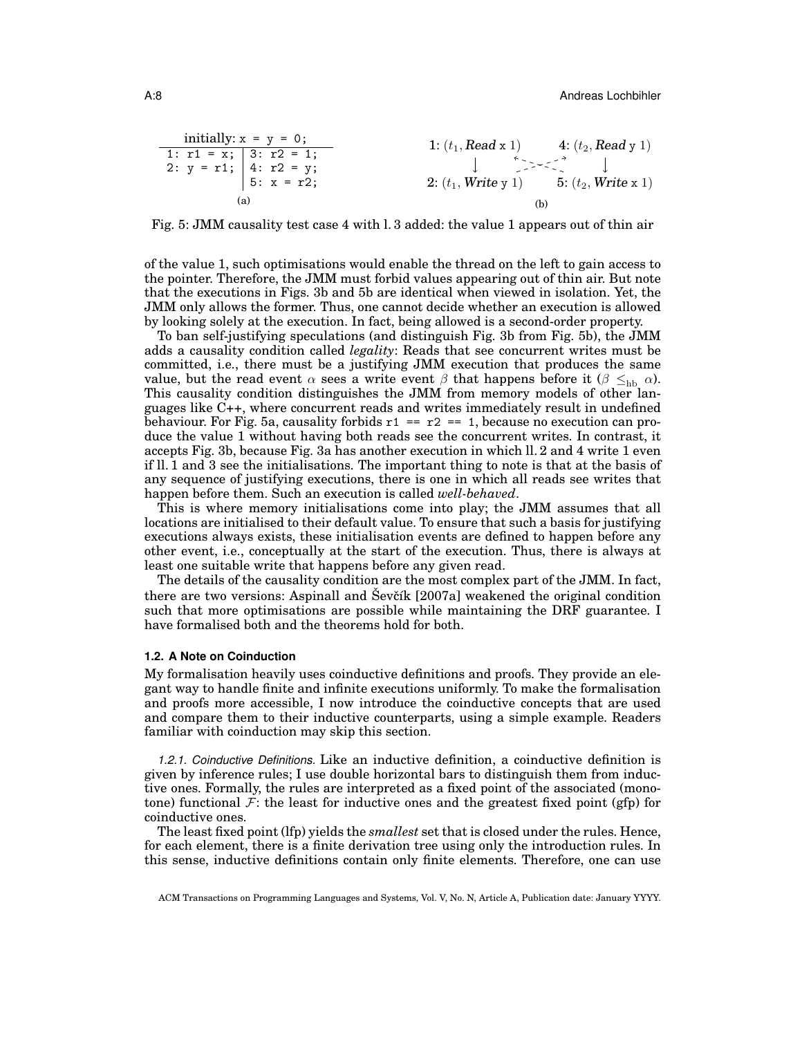| initially: x = y = 0; | |
|---|---|
| 1: r1 = x; | 3: r2 = 1; |
| 2: y = r1; | 4: r2 = y; |
| | 5: x = r2; |

(a)

1: $(t_1, \textit{Read}\ \mathtt{x}\ 1)$ → 2: $(t_1, \textit{Write}\ \mathtt{y}\ 1)$

4: $(t_2, \textit{Read}\ \mathtt{y}\ 1)$ → 5: $(t_2, \textit{Write}\ \mathtt{x}\ 1)$

(b)

Fig. 5: JMM causality test case 4 with l. 3 added: the value 1 appears out of thin air

of the value 1, such optimisations would enable the thread on the left to gain access to the pointer. Therefore, the JMM must forbid values appearing out of thin air. But note that the executions in Figs. 3b and 5b are identical when viewed in isolation. Yet, the JMM only allows the former. Thus, one cannot decide whether an execution is allowed by looking solely at the execution. In fact, being allowed is a second-order property.

To ban self-justifying speculations (and distinguish Fig. 3b from Fig. 5b), the JMM adds a causality condition called *legality*: Reads that see concurrent writes must be committed, i.e., there must be a justifying JMM execution that produces the same value, but the read event $\alpha$ sees a write event $\beta$ that happens before it ($\beta \leq_{\mathrm{hb}} \alpha$). This causality condition distinguishes the JMM from memory models of other languages like C++, where concurrent reads and writes immediately result in undefined behaviour. For Fig. 5a, causality forbids `r1 == r2 == 1`, because no execution can produce the value 1 without having both reads see the concurrent writes. In contrast, it accepts Fig. 3b, because Fig. 3a has another execution in which ll. 2 and 4 write 1 even if ll. 1 and 3 see the initialisations. The important thing to note is that at the basis of any sequence of justifying executions, there is one in which all reads see writes that happen before them. Such an execution is called *well-behaved*.

This is where memory initialisations come into play; the JMM assumes that all locations are initialised to their default value. To ensure that such a basis for justifying executions always exists, these initialisation events are defined to happen before any other event, i.e., conceptually at the start of the execution. Thus, there is always at least one suitable write that happens before any given read.

The details of the causality condition are the most complex part of the JMM. In fact, there are two versions: Aspinall and Ševčík [2007a] weakened the original condition such that more optimisations are possible while maintaining the DRF guarantee. I have formalised both and the theorems hold for both.

### 1.2. A Note on Coinduction

My formalisation heavily uses coinductive definitions and proofs. They provide an elegant way to handle finite and infinite executions uniformly. To make the formalisation and proofs more accessible, I now introduce the coinductive concepts that are used and compare them to their inductive counterparts, using a simple example. Readers familiar with coinduction may skip this section.

*1.2.1. Coinductive Definitions.* Like an inductive definition, a coinductive definition is given by inference rules; I use double horizontal bars to distinguish them from inductive ones. Formally, the rules are interpreted as a fixed point of the associated (monotone) functional $\mathcal{F}$: the least for inductive ones and the greatest fixed point (gfp) for coinductive ones.

The least fixed point (lfp) yields the *smallest* set that is closed under the rules. Hence, for each element, there is a finite derivation tree using only the introduction rules. In this sense, inductive definitions contain only finite elements. Therefore, one can use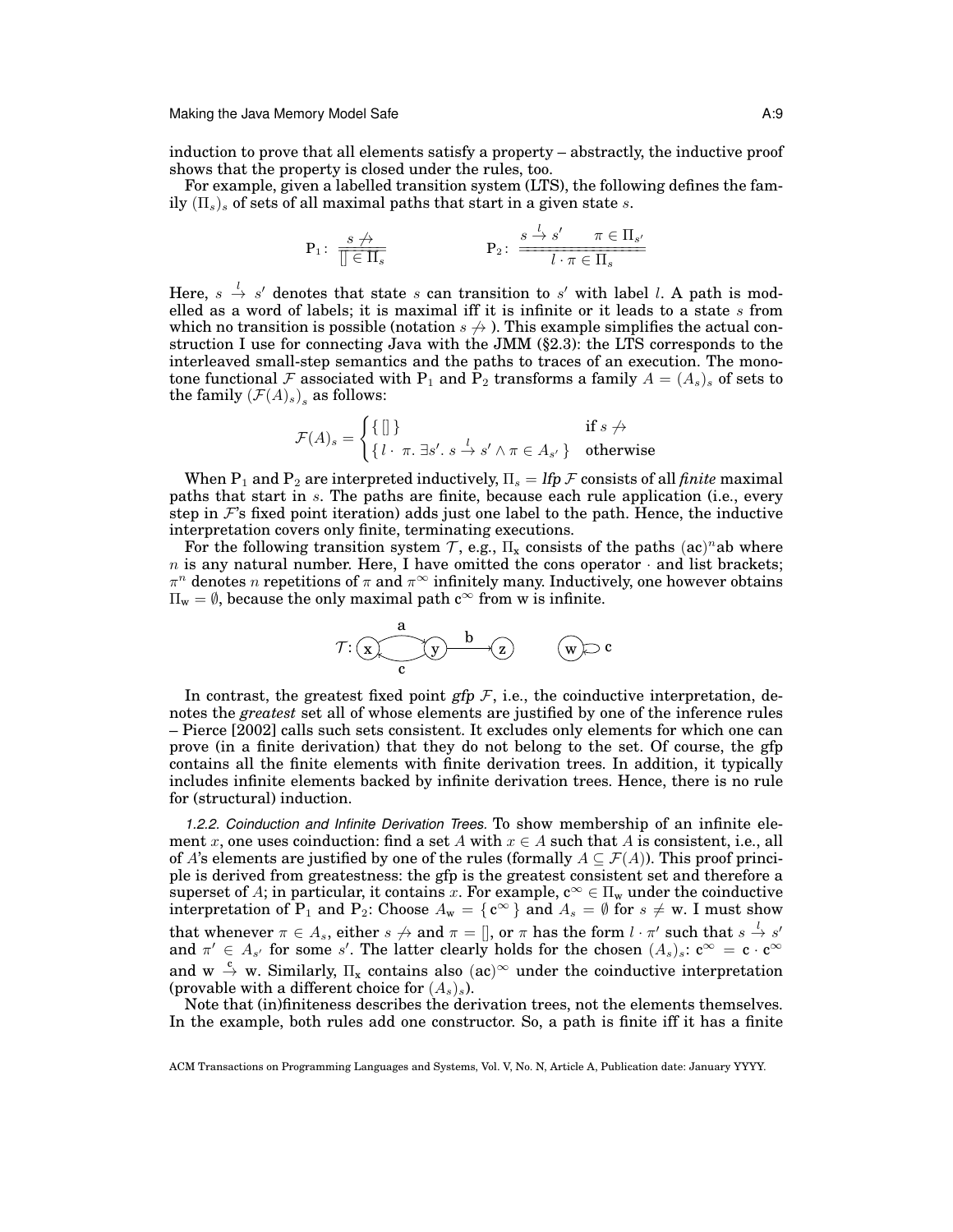induction to prove that all elements satisfy a property – abstractly, the inductive proof shows that the property is closed under the rules, too.

For example, given a labelled transition system (LTS), the following defines the family $(\Pi_s)_s$ of sets of all maximal paths that start in a given state $s$.

$$\mathrm{P}_1: \frac{s \not\rightarrow}{[] \in \Pi_s} \qquad\qquad \mathrm{P}_2: \frac{s \xrightarrow{l} s' \qquad \pi \in \Pi_{s'}}{l \cdot \pi \in \Pi_s}$$

Here, $s \xrightarrow{l} s'$ denotes that state $s$ can transition to $s'$ with label $l$. A path is modelled as a word of labels; it is maximal iff it is infinite or it leads to a state $s$ from which no transition is possible (notation $s \not\rightarrow$). This example simplifies the actual construction I use for connecting Java with the JMM (§2.3): the LTS corresponds to the interleaved small-step semantics and the paths to traces of an execution. The monotone functional $\mathcal{F}$ associated with $\mathrm{P}_1$ and $\mathrm{P}_2$ transforms a family $A = (A_s)_s$ of sets to the family $(\mathcal{F}(A)_s)_s$ as follows:

$$\mathcal{F}(A)_s = \begin{cases} \{\, [] \,\} & \text{if } s \not\rightarrow \\ \{\, l \cdot \pi.\ \exists s'.\ s \xrightarrow{l} s' \wedge \pi \in A_{s'} \,\} & \text{otherwise} \end{cases}$$

When $\mathrm{P}_1$ and $\mathrm{P}_2$ are interpreted inductively, $\Pi_s = \mathit{lfp}\ \mathcal{F}$ consists of all *finite* maximal paths that start in $s$. The paths are finite, because each rule application (i.e., every step in $\mathcal{F}$'s fixed point iteration) adds just one label to the path. Hence, the inductive interpretation covers only finite, terminating executions.

For the following transition system $\mathcal{T}$, e.g., $\Pi_{\mathrm{x}}$ consists of the paths $(\mathrm{ac})^n\mathrm{ab}$ where $n$ is any natural number. Here, I have omitted the cons operator $\cdot$ and list brackets; $\pi^n$ denotes $n$ repetitions of $\pi$ and $\pi^\infty$ infinitely many. Inductively, one however obtains $\Pi_{\mathrm{w}} = \emptyset$, because the only maximal path $\mathrm{c}^\infty$ from w is infinite.

$\mathcal{T}$: x —a→ y, y —c→ x, y —b→ z, w —c→ w

In contrast, the greatest fixed point $\mathit{gfp}\ \mathcal{F}$, i.e., the coinductive interpretation, denotes the *greatest* set all of whose elements are justified by one of the inference rules – Pierce [2002] calls such sets consistent. It excludes only elements for which one can prove (in a finite derivation) that they do not belong to the set. Of course, the gfp contains all the finite elements with finite derivation trees. In addition, it typically includes infinite elements backed by infinite derivation trees. Hence, there is no rule for (structural) induction.

*1.2.2. Coinduction and Infinite Derivation Trees.* To show membership of an infinite element $x$, one uses coinduction: find a set $A$ with $x \in A$ such that $A$ is consistent, i.e., all of $A$'s elements are justified by one of the rules (formally $A \subseteq \mathcal{F}(A)$). This proof principle is derived from greatestness: the gfp is the greatest consistent set and therefore a superset of $A$; in particular, it contains $x$. For example, $\mathrm{c}^\infty \in \Pi_{\mathrm{w}}$ under the coinductive interpretation of $\mathrm{P}_1$ and $\mathrm{P}_2$: Choose $A_{\mathrm{w}} = \{\, \mathrm{c}^\infty \,\}$ and $A_s = \emptyset$ for $s \neq \mathrm{w}$. I must show that whenever $\pi \in A_s$, either $s \not\rightarrow$ and $\pi = []$, or $\pi$ has the form $l \cdot \pi'$ such that $s \xrightarrow{l} s'$ and $\pi' \in A_{s'}$ for some $s'$. The latter clearly holds for the chosen $(A_s)_s$: $\mathrm{c}^\infty = \mathrm{c} \cdot \mathrm{c}^\infty$ and $\mathrm{w} \xrightarrow{\mathrm{c}} \mathrm{w}$. Similarly, $\Pi_{\mathrm{x}}$ contains also $(\mathrm{ac})^\infty$ under the coinductive interpretation (provable with a different choice for $(A_s)_s$).

Note that (in)finiteness describes the derivation trees, not the elements themselves. In the example, both rules add one constructor. So, a path is finite iff it has a finite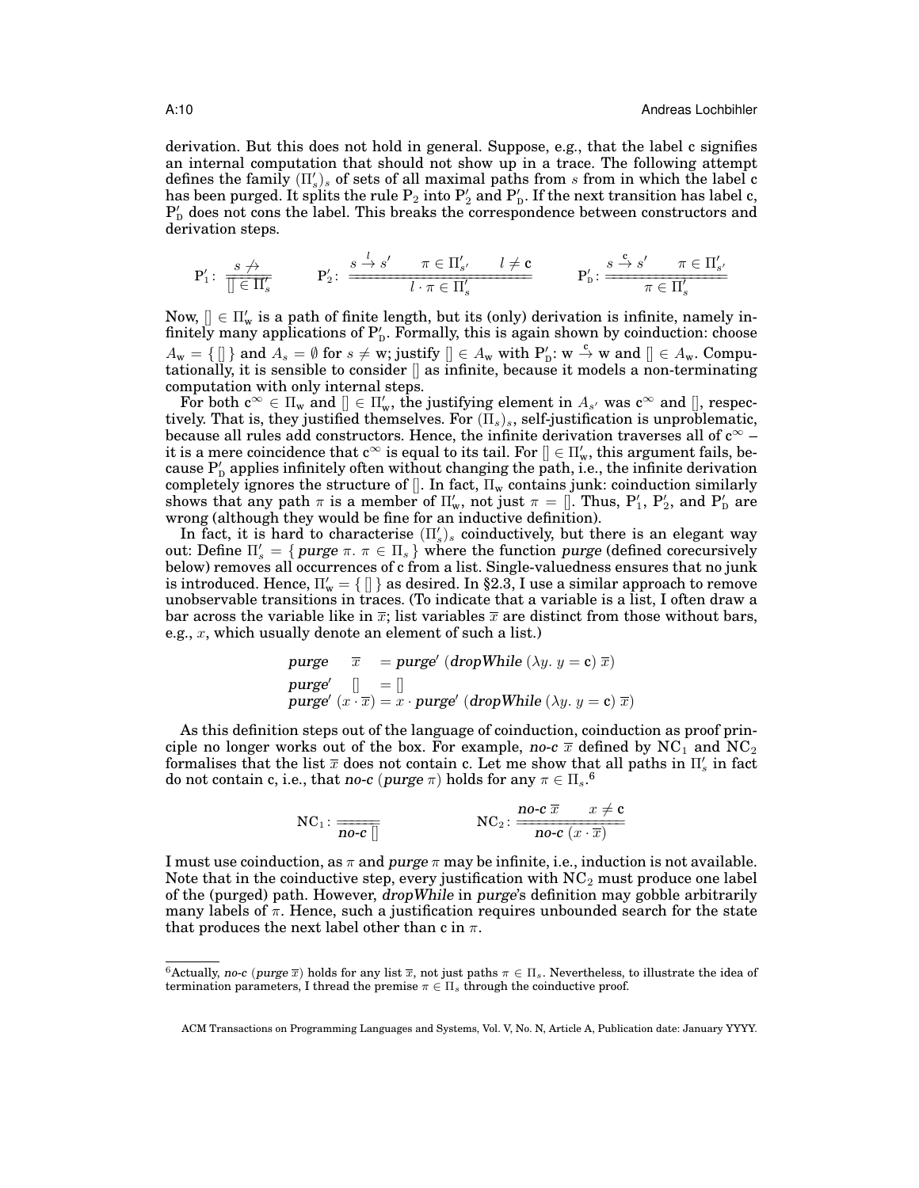derivation. But this does not hold in general. Suppose, e.g., that the label c signifies an internal computation that should not show up in a trace. The following attempt defines the family $(\Pi'_s)_s$ of sets of all maximal paths from $s$ from in which the label c has been purged. It splits the rule $\mathrm{P}_2$ into $\mathrm{P}'_2$ and $\mathrm{P}'_\mathrm{D}$. If the next transition has label c, $\mathrm{P}'_\mathrm{D}$ does not cons the label. This breaks the correspondence between constructors and derivation steps.

$$\mathrm{P}'_1\colon \frac{s \not\to}{[] \in \Pi'_s} \qquad \mathrm{P}'_2\colon \frac{s \xrightarrow{l} s' \qquad \pi \in \Pi'_{s'} \qquad l \neq \mathbf{c}}{l \cdot \pi \in \Pi'_s} \qquad \mathrm{P}'_\mathrm{D}\colon \frac{s \xrightarrow{\mathbf{c}} s' \qquad \pi \in \Pi'_{s'}}{\pi \in \Pi'_s}$$

Now, $[] \in \Pi'_\mathrm{w}$ is a path of finite length, but its (only) derivation is infinite, namely infinitely many applications of $\mathrm{P}'_\mathrm{D}$. Formally, this is again shown by coinduction: choose $A_\mathrm{w} = \{\, [] \,\}$ and $A_s = \emptyset$ for $s \neq \mathrm{w}$; justify $[] \in A_\mathrm{w}$ with $\mathrm{P}'_\mathrm{D}$: $\mathrm{w} \xrightarrow{\mathbf{c}} \mathrm{w}$ and $[] \in A_\mathrm{w}$. Computationally, it is sensible to consider $[]$ as infinite, because it models a non-terminating computation with only internal steps.

For both $\mathbf{c}^\infty \in \Pi_\mathrm{w}$ and $[] \in \Pi'_\mathrm{w}$, the justifying element in $A_{s'}$ was $\mathbf{c}^\infty$ and $[]$, respectively. That is, they justified themselves. For $(\Pi_s)_s$, self-justification is unproblematic, because all rules add constructors. Hence, the infinite derivation traverses all of $\mathbf{c}^\infty$ – it is a mere coincidence that $\mathbf{c}^\infty$ is equal to its tail. For $[] \in \Pi'_\mathrm{w}$, this argument fails, because $\mathrm{P}'_\mathrm{D}$ applies infinitely often without changing the path, i.e., the infinite derivation completely ignores the structure of $[]$. In fact, $\Pi_\mathrm{w}$ contains junk: coinduction similarly shows that any path $\pi$ is a member of $\Pi'_\mathrm{w}$, not just $\pi = []$. Thus, $\mathrm{P}'_1$, $\mathrm{P}'_2$, and $\mathrm{P}'_\mathrm{D}$ are wrong (although they would be fine for an inductive definition).

In fact, it is hard to characterise $(\Pi'_s)_s$ coinductively, but there is an elegant way out: Define $\Pi'_s = \{\, \mathit{purge}\ \pi.\ \pi \in \Pi_s \,\}$ where the function *purge* (defined corecursively below) removes all occurrences of c from a list. Single-valuedness ensures that no junk is introduced. Hence, $\Pi'_\mathrm{w} = \{\, [] \,\}$ as desired. In §2.3, I use a similar approach to remove unobservable transitions in traces. (To indicate that a variable is a list, I often draw a bar across the variable like in $\overline{x}$; list variables $\overline{x}$ are distinct from those without bars, e.g., $x$, which usually denote an element of such a list.)

$$\begin{aligned}
&\mathit{purge}\quad\ \overline{x} &&= \mathit{purge}'\ (\mathit{dropWhile}\ (\lambda y.\ y = \mathbf{c})\ \overline{x}) \\
&\mathit{purge}'\quad [] &&= [] \\
&\mathit{purge}'\ (x \cdot \overline{x}) &&= x \cdot \mathit{purge}'\ (\mathit{dropWhile}\ (\lambda y.\ y = \mathbf{c})\ \overline{x})
\end{aligned}$$

As this definition steps out of the language of coinduction, coinduction as proof principle no longer works out of the box. For example, *no-c* $\overline{x}$ defined by $\mathrm{NC}_1$ and $\mathrm{NC}_2$ formalises that the list $\overline{x}$ does not contain c. Let me show that all paths in $\Pi'_s$ in fact do not contain c, i.e., that *no-c* (*purge* $\pi$) holds for any $\pi \in \Pi_s$.[6]

$$\mathrm{NC}_1\colon \frac{}{\mathit{no\text{-}c}\ []} \qquad\qquad \mathrm{NC}_2\colon \frac{\mathit{no\text{-}c}\ \overline{x} \qquad x \neq \mathbf{c}}{\mathit{no\text{-}c}\ (x \cdot \overline{x})}$$

I must use coinduction, as $\pi$ and *purge* $\pi$ may be infinite, i.e., induction is not available. Note that in the coinductive step, every justification with $\mathrm{NC}_2$ must produce one label of the (purged) path. However, *dropWhile* in *purge*'s definition may gobble arbitrarily many labels of $\pi$. Hence, such a justification requires unbounded search for the state that produces the next label other than c in $\pi$.

[6] Actually, *no-c* (*purge* $\overline{x}$) holds for any list $\overline{x}$, not just paths $\pi \in \Pi_s$. Nevertheless, to illustrate the idea of termination parameters, I thread the premise $\pi \in \Pi_s$ through the coinductive proof.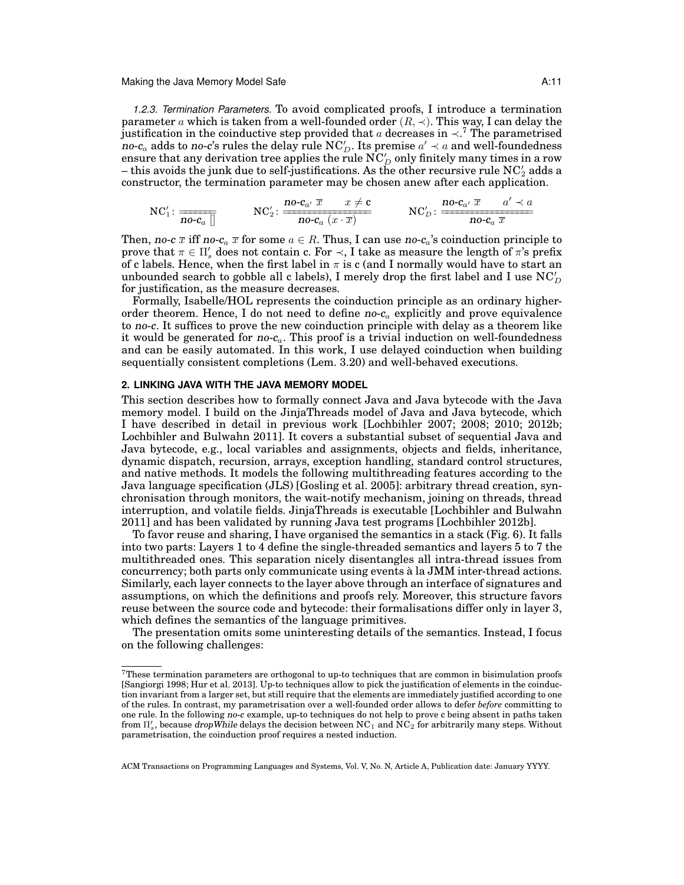*1.2.3. Termination Parameters.* To avoid complicated proofs, I introduce a termination parameter $a$ which is taken from a well-founded order $(R, \prec)$. This way, I can delay the justification in the coinductive step provided that $a$ decreases in $\prec$.[7] The parametrised $\textit{no-c}_a$ adds to *no-c*'s rules the delay rule $\mathrm{NC}'_D$. Its premise $a' \prec a$ and well-foundedness ensure that any derivation tree applies the rule $\mathrm{NC}'_D$ only finitely many times in a row – this avoids the junk due to self-justifications. As the other recursive rule $\mathrm{NC}'_2$ adds a constructor, the termination parameter may be chosen anew after each application.

$$\mathrm{NC}'_1\colon \frac{}{\textit{no-c}_a\ []} \qquad \mathrm{NC}'_2\colon \frac{\textit{no-c}_{a'}\ \overline{x} \qquad x \neq \mathsf{c}}{\textit{no-c}_a\ (x \cdot \overline{x})} \qquad \mathrm{NC}'_D\colon \frac{\textit{no-c}_{a'}\ \overline{x} \qquad a' \prec a}{\textit{no-c}_a\ \overline{x}}$$

Then, *no-c* $\overline{x}$ iff $\textit{no-c}_a\ \overline{x}$ for some $a \in R$. Thus, I can use $\textit{no-c}_a$'s coinduction principle to prove that $\pi \in \Pi'_s$ does not contain c. For $\prec$, I take as measure the length of $\pi$'s prefix of c labels. Hence, when the first label in $\pi$ is c (and I normally would have to start an unbounded search to gobble all c labels), I merely drop the first label and I use $\mathrm{NC}'_D$ for justification, as the measure decreases.

Formally, Isabelle/HOL represents the coinduction principle as an ordinary higher-order theorem. Hence, I do not need to define $\textit{no-c}_a$ explicitly and prove equivalence to *no-c*. It suffices to prove the new coinduction principle with delay as a theorem like it would be generated for $\textit{no-c}_a$. This proof is a trivial induction on well-foundedness and can be easily automated. In this work, I use delayed coinduction when building sequentially consistent completions (Lem. 3.20) and well-behaved executions.

## 2. LINKING JAVA WITH THE JAVA MEMORY MODEL

This section describes how to formally connect Java and Java bytecode with the Java memory model. I build on the JinjaThreads model of Java and Java bytecode, which I have described in detail in previous work [Lochbihler 2007; 2008; 2010; 2012b; Lochbihler and Bulwahn 2011]. It covers a substantial subset of sequential Java and Java bytecode, e.g., local variables and assignments, objects and fields, inheritance, dynamic dispatch, recursion, arrays, exception handling, standard control structures, and native methods. It models the following multithreading features according to the Java language specification (JLS) [Gosling et al. 2005]: arbitrary thread creation, synchronisation through monitors, the wait-notify mechanism, joining on threads, thread interruption, and volatile fields. JinjaThreads is executable [Lochbihler and Bulwahn 2011] and has been validated by running Java test programs [Lochbihler 2012b].

To favor reuse and sharing, I have organised the semantics in a stack (Fig. 6). It falls into two parts: Layers 1 to 4 define the single-threaded semantics and layers 5 to 7 the multithreaded ones. This separation nicely disentangles all intra-thread issues from concurrency; both parts only communicate using events à la JMM inter-thread actions. Similarly, each layer connects to the layer above through an interface of signatures and assumptions, on which the definitions and proofs rely. Moreover, this structure favors reuse between the source code and bytecode: their formalisations differ only in layer 3, which defines the semantics of the language primitives.

The presentation omits some uninteresting details of the semantics. Instead, I focus on the following challenges:

---

[7]These termination parameters are orthogonal to up-to techniques that are common in bisimulation proofs [Sangiorgi 1998; Hur et al. 2013]. Up-to techniques allow to pick the justification of elements in the coinduction invariant from a larger set, but still require that the elements are immediately justified according to one of the rules. In contrast, my parametrisation over a well-founded order allows to defer *before* committing to one rule. In the following *no-c* example, up-to techniques do not help to prove c being absent in paths taken from $\Pi'_s$, because *dropWhile* delays the decision between $\mathrm{NC}_1$ and $\mathrm{NC}_2$ for arbitrarily many steps. Without parametrisation, the coinduction proof requires a nested induction.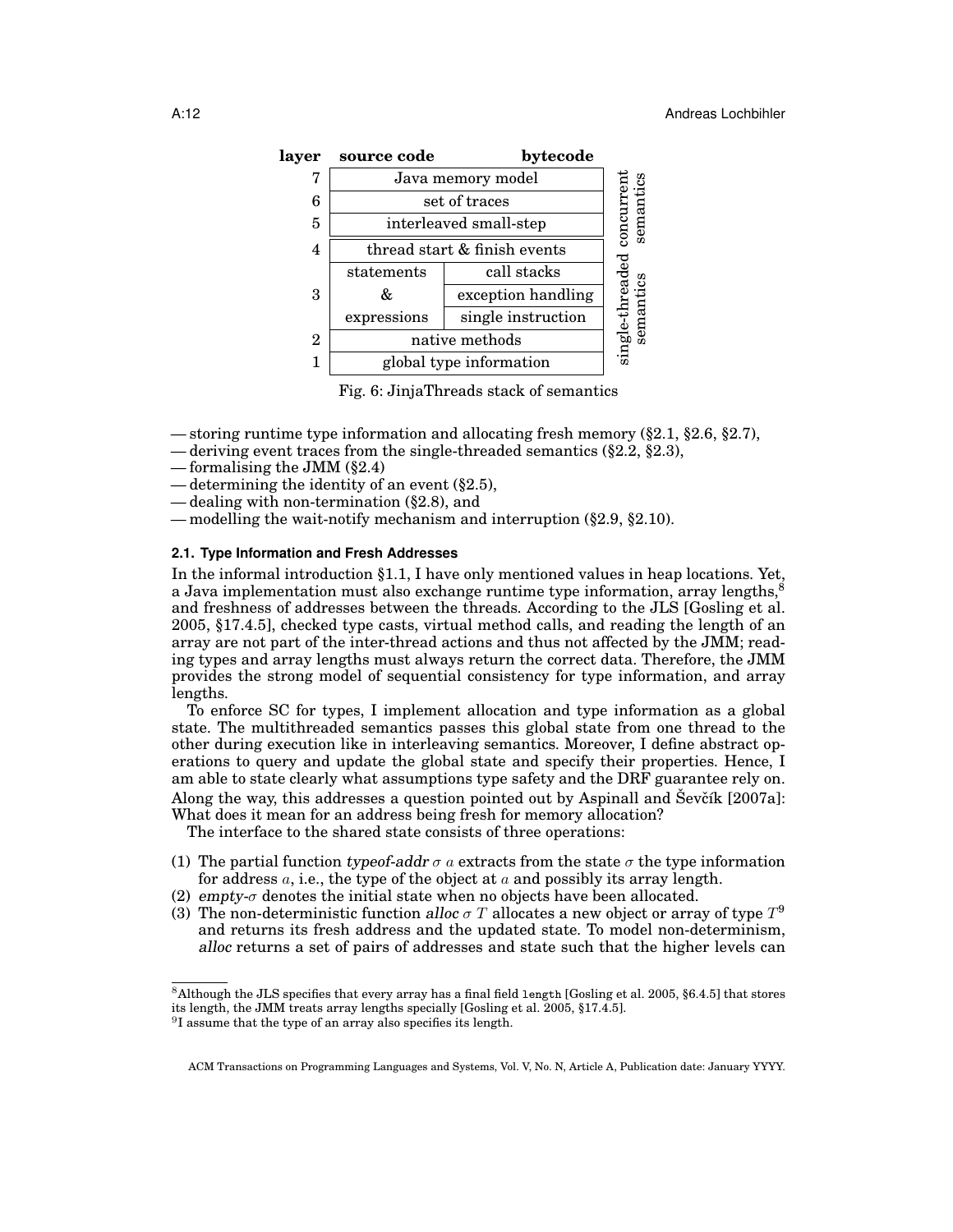| layer | source code | bytecode | |
|---|---|---|---|
| 7 | Java memory model | | concurrent semantics |
| 6 | set of traces | | |
| 5 | interleaved small-step | | |
| 4 | thread start & finish events | | single-threaded semantics |
| 3 | statements & expressions | call stacks | |
| | | exception handling | |
| | | single instruction | |
| 2 | native methods | | |
| 1 | global type information | | |

Fig. 6: JinjaThreads stack of semantics

— storing runtime type information and allocating fresh memory (§2.1, §2.6, §2.7),
— deriving event traces from the single-threaded semantics (§2.2, §2.3),
— formalising the JMM (§2.4)
— determining the identity of an event (§2.5),
— dealing with non-termination (§2.8), and
— modelling the wait-notify mechanism and interruption (§2.9, §2.10).

### 2.1. Type Information and Fresh Addresses

In the informal introduction §1.1, I have only mentioned values in heap locations. Yet, a Java implementation must also exchange runtime type information, array lengths,[8] and freshness of addresses between the threads. According to the JLS [Gosling et al. 2005, §17.4.5], checked type casts, virtual method calls, and reading the length of an array are not part of the inter-thread actions and thus not affected by the JMM; reading types and array lengths must always return the correct data. Therefore, the JMM provides the strong model of sequential consistency for type information, and array lengths.

To enforce SC for types, I implement allocation and type information as a global state. The multithreaded semantics passes this global state from one thread to the other during execution like in interleaving semantics. Moreover, I define abstract operations to query and update the global state and specify their properties. Hence, I am able to state clearly what assumptions type safety and the DRF guarantee rely on. Along the way, this addresses a question pointed out by Aspinall and Ševčík [2007a]: What does it mean for an address being fresh for memory allocation?

The interface to the shared state consists of three operations:

(1) The partial function *typeof-addr* $\sigma$ $a$ extracts from the state $\sigma$ the type information for address $a$, i.e., the type of the object at $a$ and possibly its array length.
(2) *empty-*$\sigma$ denotes the initial state when no objects have been allocated.
(3) The non-deterministic function *alloc* $\sigma$ $T$ allocates a new object or array of type $T$[9] and returns its fresh address and the updated state. To model non-determinism, *alloc* returns a set of pairs of addresses and state such that the higher levels can

[8] Although the JLS specifies that every array has a final field `length` [Gosling et al. 2005, §6.4.5] that stores its length, the JMM treats array lengths specially [Gosling et al. 2005, §17.4.5].
[9] I assume that the type of an array also specifies its length.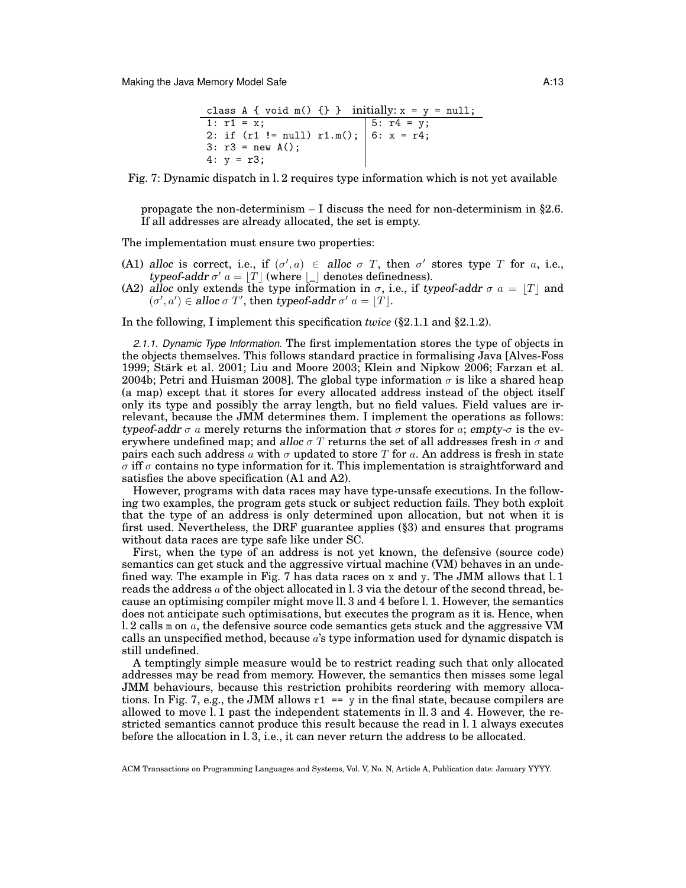```
class A { void m() {} }   initially: x = y = null;
1: r1 = x;                        | 5: r4 = y;
2: if (r1 != null) r1.m();        | 6: x = r4;
3: r3 = new A();                  |
4: y = r3;                        |
```

Fig. 7: Dynamic dispatch in l. 2 requires type information which is not yet available

propagate the non-determinism – I discuss the need for non-determinism in §2.6. If all addresses are already allocated, the set is empty.

The implementation must ensure two properties:

(A1) *alloc* is correct, i.e., if $(\sigma', a) \in$ *alloc* $\sigma$ $T$, then $\sigma'$ stores type $T$ for $a$, i.e., *typeof-addr* $\sigma'$ $a = \lfloor T \rfloor$ (where $\lfloor\_\rfloor$ denotes definedness).

(A2) *alloc* only extends the type information in $\sigma$, i.e., if *typeof-addr* $\sigma$ $a = \lfloor T \rfloor$ and $(\sigma', a') \in$ *alloc* $\sigma$ $T'$, then *typeof-addr* $\sigma'$ $a = \lfloor T \rfloor$.

In the following, I implement this specification *twice* (§2.1.1 and §2.1.2).

*2.1.1. Dynamic Type Information.* The first implementation stores the type of objects in the objects themselves. This follows standard practice in formalising Java [Alves-Foss 1999; Stärk et al. 2001; Liu and Moore 2003; Klein and Nipkow 2006; Farzan et al. 2004b; Petri and Huisman 2008]. The global type information $\sigma$ is like a shared heap (a map) except that it stores for every allocated address instead of the object itself only its type and possibly the array length, but no field values. Field values are irrelevant, because the JMM determines them. I implement the operations as follows: *typeof-addr* $\sigma$ $a$ merely returns the information that $\sigma$ stores for $a$; *empty-*$\sigma$ is the everywhere undefined map; and *alloc* $\sigma$ $T$ returns the set of all addresses fresh in $\sigma$ and pairs each such address $a$ with $\sigma$ updated to store $T$ for $a$. An address is fresh in state $\sigma$ iff $\sigma$ contains no type information for it. This implementation is straightforward and satisfies the above specification (A1 and A2).

However, programs with data races may have type-unsafe executions. In the following two examples, the program gets stuck or subject reduction fails. They both exploit that the type of an address is only determined upon allocation, but not when it is first used. Nevertheless, the DRF guarantee applies (§3) and ensures that programs without data races are type safe like under SC.

First, when the type of an address is not yet known, the defensive (source code) semantics can get stuck and the aggressive virtual machine (VM) behaves in an undefined way. The example in Fig. 7 has data races on `x` and `y`. The JMM allows that l. 1 reads the address $a$ of the object allocated in l. 3 via the detour of the second thread, because an optimising compiler might move ll. 3 and 4 before l. 1. However, the semantics does not anticipate such optimisations, but executes the program as it is. Hence, when l. 2 calls `m` on $a$, the defensive source code semantics gets stuck and the aggressive VM calls an unspecified method, because $a$'s type information used for dynamic dispatch is still undefined.

A temptingly simple measure would be to restrict reading such that only allocated addresses may be read from memory. However, the semantics then misses some legal JMM behaviours, because this restriction prohibits reordering with memory allocations. In Fig. 7, e.g., the JMM allows `r1 == y` in the final state, because compilers are allowed to move l. 1 past the independent statements in ll. 3 and 4. However, the restricted semantics cannot produce this result because the read in l. 1 always executes before the allocation in l. 3, i.e., it can never return the address to be allocated.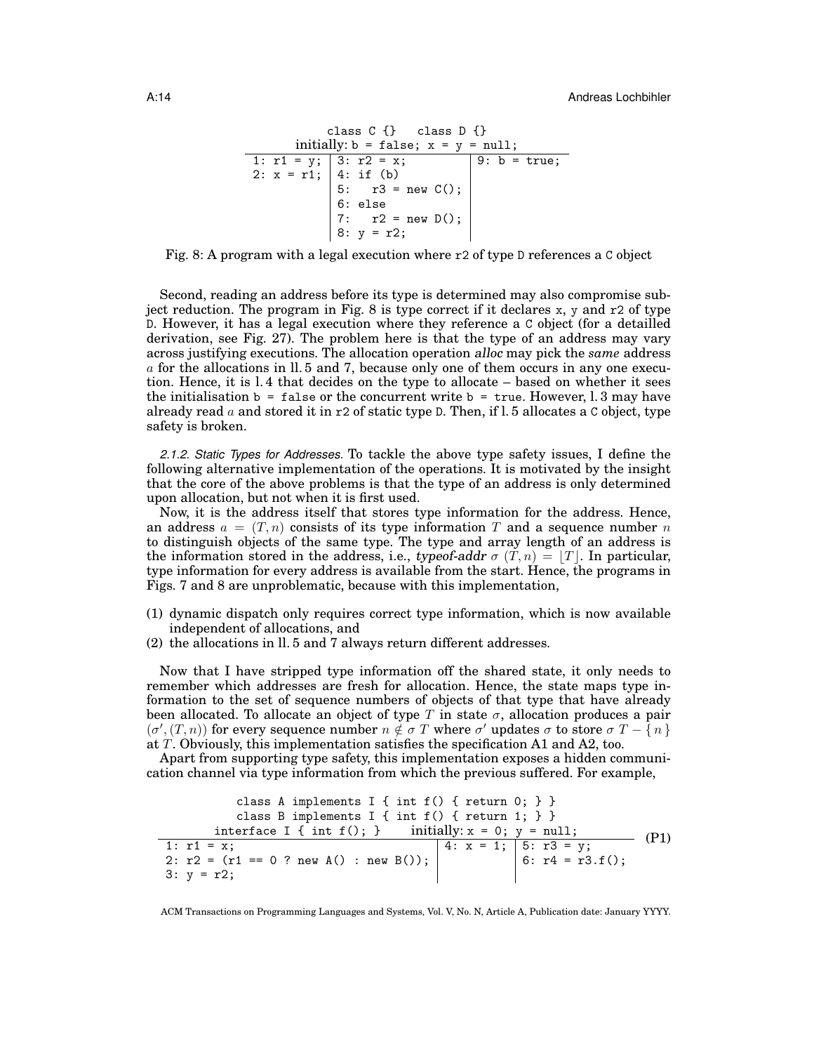```
class C {}   class D {}
initially: b = false; x = y = null;
-------------------------------------------------
1: r1 = y; | 3: r2 = x;          | 9: b = true;
2: x = r1; | 4: if (b)           |
           | 5:   r3 = new C();  |
           | 6: else             |
           | 7:   r2 = new D();  |
           | 8: y = r2;          |
```

Fig. 8: A program with a legal execution where r2 of type D references a C object

Second, reading an address before its type is determined may also compromise subject reduction. The program in Fig. 8 is type correct if it declares x, y and r2 of type D. However, it has a legal execution where they reference a C object (for a detailled derivation, see Fig. 27). The problem here is that the type of an address may vary across justifying executions. The allocation operation *alloc* may pick the *same* address $a$ for the allocations in ll. 5 and 7, because only one of them occurs in any one execution. Hence, it is l. 4 that decides on the type to allocate – based on whether it sees the initialisation `b = false` or the concurrent write `b = true`. However, l. 3 may have already read $a$ and stored it in r2 of static type D. Then, if l. 5 allocates a C object, type safety is broken.

*2.1.2. Static Types for Addresses.* To tackle the above type safety issues, I define the following alternative implementation of the operations. It is motivated by the insight that the core of the above problems is that the type of an address is only determined upon allocation, but not when it is first used.

Now, it is the address itself that stores type information for the address. Hence, an address $a = (T, n)$ consists of its type information $T$ and a sequence number $n$ to distinguish objects of the same type. The type and array length of an address is the information stored in the address, i.e., ***typeof-addr*** $\sigma\ (T, n) = \lfloor T \rfloor$. In particular, type information for every address is available from the start. Hence, the programs in Figs. 7 and 8 are unproblematic, because with this implementation,

(1) dynamic dispatch only requires correct type information, which is now available independent of allocations, and
(2) the allocations in ll. 5 and 7 always return different addresses.

Now that I have stripped type information off the shared state, it only needs to remember which addresses are fresh for allocation. Hence, the state maps type information to the set of sequence numbers of objects of that type that have already been allocated. To allocate an object of type $T$ in state $\sigma$, allocation produces a pair $(\sigma', (T, n))$ for every sequence number $n \notin \sigma\ T$ where $\sigma'$ updates $\sigma$ to store $\sigma\ T - \{ n \}$ at $T$. Obviously, this implementation satisfies the specification A1 and A2, too.

Apart from supporting type safety, this implementation exposes a hidden communication channel via type information from which the previous suffered. For example,

```
      class A implements I { int f() { return 0; } }
      class B implements I { int f() { return 1; } }
   interface I { int f(); }     initially: x = 0; y = null;
------------------------------------------------------------------  (P1)
1: r1 = x;                               | 4: x = 1; | 5: r3 = y;
2: r2 = (r1 == 0 ? new A() : new B());   |           | 6: r4 = r3.f();
3: y = r2;                               |           |
```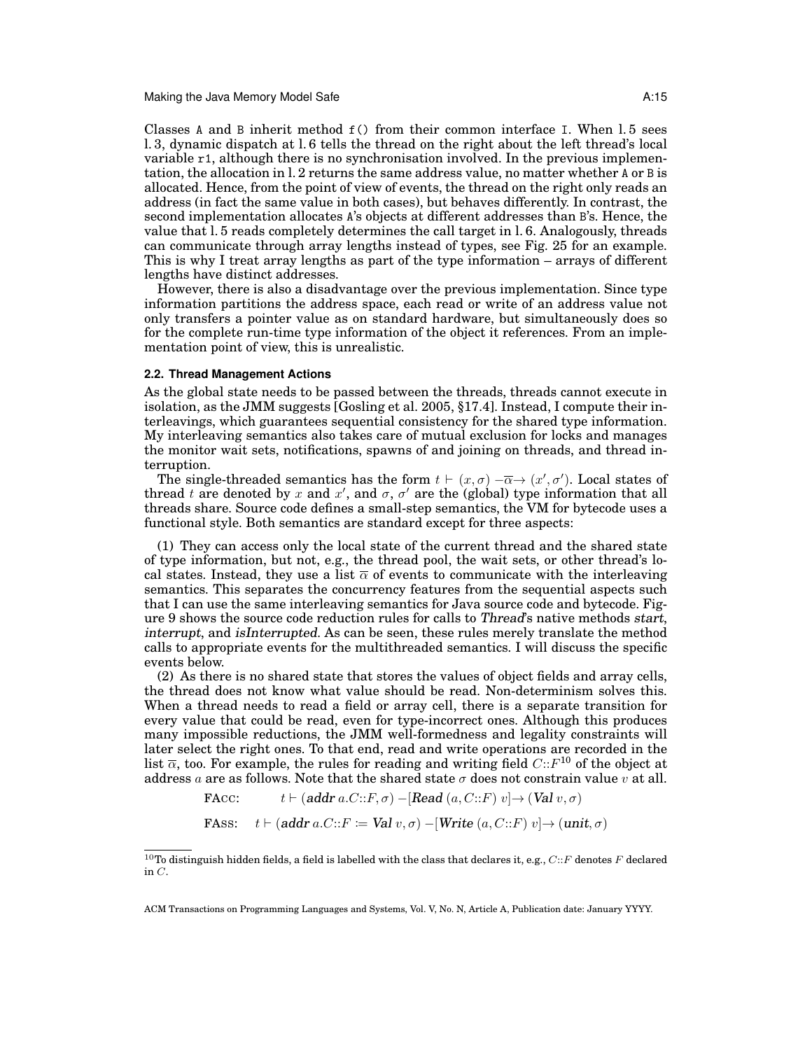Classes `A` and `B` inherit method `f()` from their common interface `I`. When l. 5 sees l. 3, dynamic dispatch at l. 6 tells the thread on the right about the left thread's local variable `r1`, although there is no synchronisation involved. In the previous implementation, the allocation in l. 2 returns the same address value, no matter whether `A` or `B` is allocated. Hence, from the point of view of events, the thread on the right only reads an address (in fact the same value in both cases), but behaves differently. In contrast, the second implementation allocates `A`'s objects at different addresses than `B`'s. Hence, the value that l. 5 reads completely determines the call target in l. 6. Analogously, threads can communicate through array lengths instead of types, see Fig. 25 for an example. This is why I treat array lengths as part of the type information – arrays of different lengths have distinct addresses.

However, there is also a disadvantage over the previous implementation. Since type information partitions the address space, each read or write of an address value not only transfers a pointer value as on standard hardware, but simultaneously does so for the complete run-time type information of the object it references. From an implementation point of view, this is unrealistic.

### 2.2. Thread Management Actions

As the global state needs to be passed between the threads, threads cannot execute in isolation, as the JMM suggests [Gosling et al. 2005, §17.4]. Instead, I compute their interleavings, which guarantees sequential consistency for the shared type information. My interleaving semantics also takes care of mutual exclusion for locks and manages the monitor wait sets, notifications, spawns of and joining on threads, and thread interruption.

The single-threaded semantics has the form $t \vdash (x, \sigma) -\overline{\alpha}\rightarrow (x', \sigma')$. Local states of thread $t$ are denoted by $x$ and $x'$, and $\sigma$, $\sigma'$ are the (global) type information that all threads share. Source code defines a small-step semantics, the VM for bytecode uses a functional style. Both semantics are standard except for three aspects:

(1) They can access only the local state of the current thread and the shared state of type information, but not, e.g., the thread pool, the wait sets, or other thread's local states. Instead, they use a list $\overline{\alpha}$ of events to communicate with the interleaving semantics. This separates the concurrency features from the sequential aspects such that I can use the same interleaving semantics for Java source code and bytecode. Figure 9 shows the source code reduction rules for calls to *Thread*'s native methods *start*, *interrupt*, and *isInterrupted*. As can be seen, these rules merely translate the method calls to appropriate events for the multithreaded semantics. I will discuss the specific events below.

(2) As there is no shared state that stores the values of object fields and array cells, the thread does not know what value should be read. Non-determinism solves this. When a thread needs to read a field or array cell, there is a separate transition for every value that could be read, even for type-incorrect ones. Although this produces many impossible reductions, the JMM well-formedness and legality constraints will later select the right ones. To that end, read and write operations are recorded in the list $\overline{\alpha}$, too. For example, the rules for reading and writing field $C{::}F$[10] of the object at address $a$ are as follows. Note that the shared state $\sigma$ does not constrain value $v$ at all.

$$\text{FACC:} \qquad t \vdash (\textbf{\textit{addr}}\ a.C{::}F, \sigma) -[\textbf{\textit{Read}}\ (a, C{::}F)\ v]\rightarrow (\textbf{\textit{Val}}\ v, \sigma)$$

$$\text{FASS:} \quad t \vdash (\textbf{\textit{addr}}\ a.C{::}F := \textbf{\textit{Val}}\ v, \sigma) -[\textbf{\textit{Write}}\ (a, C{::}F)\ v]\rightarrow (\textbf{\textit{unit}}, \sigma)$$

[10] To distinguish hidden fields, a field is labelled with the class that declares it, e.g., $C{::}F$ denotes $F$ declared in $C$.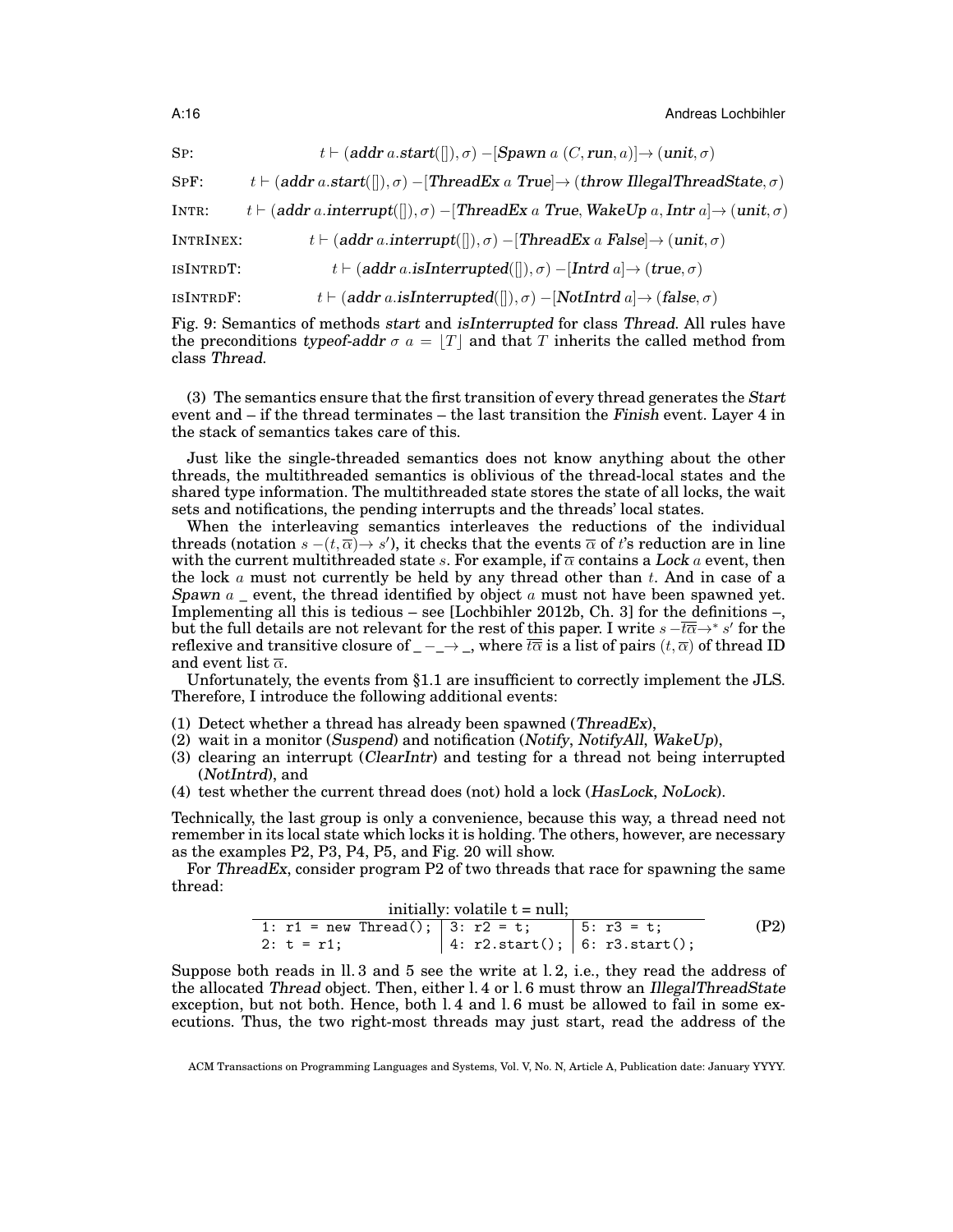SP: $t \vdash (\textit{addr}\ a.\textit{start}([]), \sigma) -[\textit{Spawn}\ a\ (C, \textbf{run}, a)]\rightarrow (\textit{unit}, \sigma)$

SPF: $t \vdash (\textit{addr}\ a.\textit{start}([]), \sigma) -[\textit{ThreadEx}\ a\ \textit{True}]\rightarrow (\textit{throw IllegalThreadState}, \sigma)$

INTR: $t \vdash (\textit{addr}\ a.\textit{interrupt}([]), \sigma) -[\textit{ThreadEx}\ a\ \textit{True}, \textit{WakeUp}\ a, \textit{Intr}\ a]\rightarrow (\textit{unit}, \sigma)$

INTRINEX: $t \vdash (\textit{addr}\ a.\textit{interrupt}([]), \sigma) -[\textit{ThreadEx}\ a\ \textit{False}]\rightarrow (\textit{unit}, \sigma)$

ISINTRDT: $t \vdash (\textit{addr}\ a.\textit{isInterrupted}([]), \sigma) -[\textit{Intrd}\ a]\rightarrow (\textit{true}, \sigma)$

ISINTRDF: $t \vdash (\textit{addr}\ a.\textit{isInterrupted}([]), \sigma) -[\textit{NotIntrd}\ a]\rightarrow (\textit{false}, \sigma)$

Fig. 9: Semantics of methods *start* and *isInterrupted* for class *Thread*. All rules have the preconditions *typeof-addr* $\sigma\ a = \lfloor T \rfloor$ and that $T$ inherits the called method from class *Thread*.

(3) The semantics ensure that the first transition of every thread generates the *Start* event and – if the thread terminates – the last transition the *Finish* event. Layer 4 in the stack of semantics takes care of this.

Just like the single-threaded semantics does not know anything about the other threads, the multithreaded semantics is oblivious of the thread-local states and the shared type information. The multithreaded state stores the state of all locks, the wait sets and notifications, the pending interrupts and the threads' local states.

When the interleaving semantics interleaves the reductions of the individual threads (notation $s -(t, \overline{\alpha})\rightarrow s'$), it checks that the events $\overline{\alpha}$ of $t$'s reduction are in line with the current multithreaded state $s$. For example, if $\overline{\alpha}$ contains a *Lock* $a$ event, then the lock $a$ must not currently be held by any thread other than $t$. And in case of a *Spawn* $a$ _ event, the thread identified by object $a$ must not have been spawned yet. Implementing all this is tedious – see [Lochbihler 2012b, Ch. 3] for the definitions –, but the full details are not relevant for the rest of this paper. I write $s -\overline{t\overline{\alpha}}\rightarrow^* s'$ for the reflexive and transitive closure of _ −_→ _, where $\overline{t\overline{\alpha}}$ is a list of pairs $(t, \overline{\alpha})$ of thread ID and event list $\overline{\alpha}$.

Unfortunately, the events from §1.1 are insufficient to correctly implement the JLS. Therefore, I introduce the following additional events:

(1) Detect whether a thread has already been spawned (*ThreadEx*),
(2) wait in a monitor (*Suspend*) and notification (*Notify*, *NotifyAll*, *WakeUp*),
(3) clearing an interrupt (*ClearIntr*) and testing for a thread not being interrupted (*NotIntrd*), and
(4) test whether the current thread does (not) hold a lock (*HasLock*, *NoLock*).

Technically, the last group is only a convenience, because this way, a thread need not remember in its local state which locks it is holding. The others, however, are necessary as the examples P2, P3, P4, P5, and Fig. 20 will show.

For *ThreadEx*, consider program P2 of two threads that race for spawning the same thread:

| initially: volatile t = null; | | |
|---|---|---|
| 1: r1 = new Thread(); | 3: r2 = t; | 5: r3 = t; |
| 2: t = r1; | 4: r2.start(); | 6: r3.start(); |

(P2)

Suppose both reads in ll. 3 and 5 see the write at l. 2, i.e., they read the address of the allocated *Thread* object. Then, either l. 4 or l. 6 must throw an *IllegalThreadState* exception, but not both. Hence, both l. 4 and l. 6 must be allowed to fail in some executions. Thus, the two right-most threads may just start, read the address of the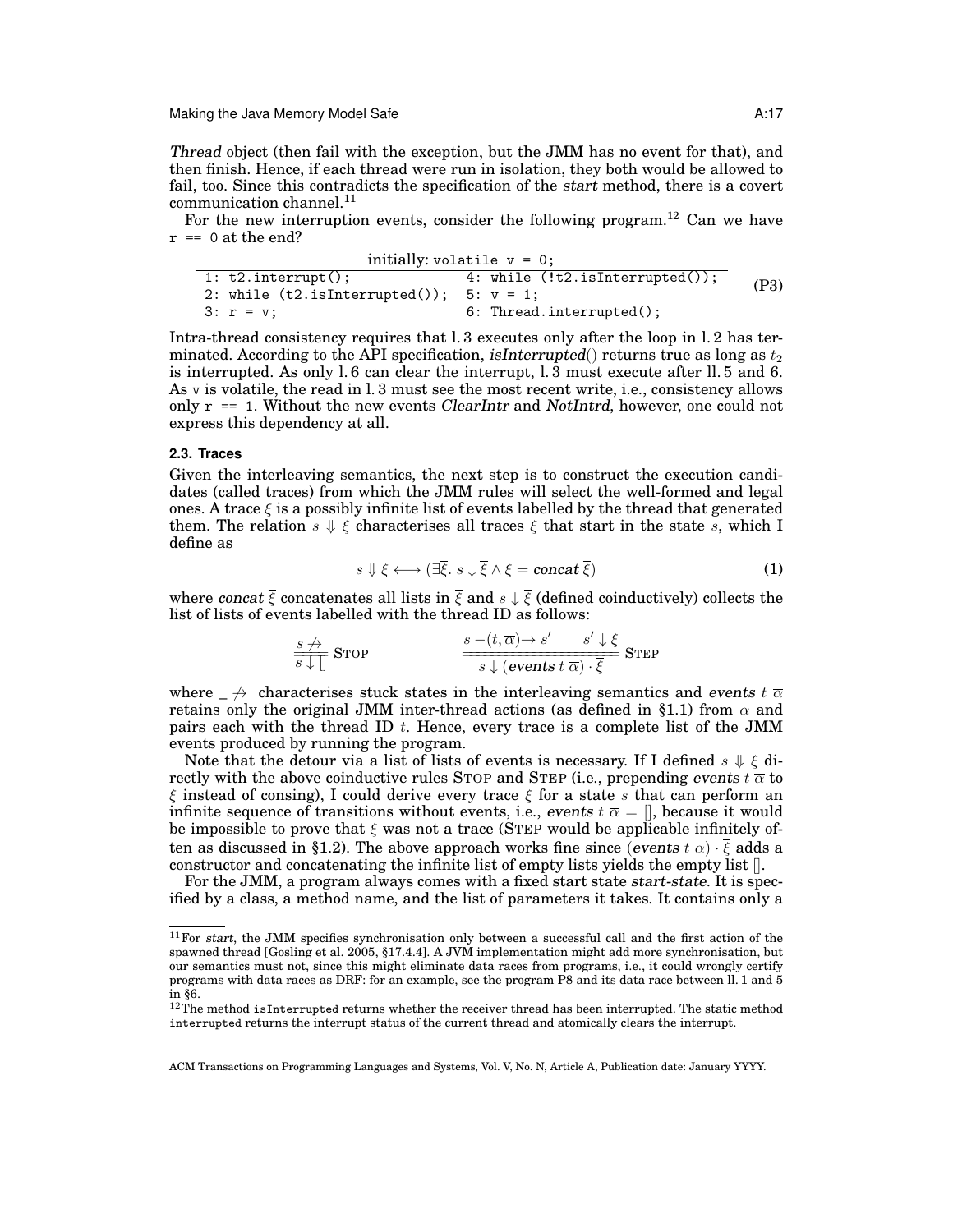*Thread* object (then fail with the exception, but the JMM has no event for that), and then finish. Hence, if each thread were run in isolation, they both would be allowed to fail, too. Since this contradicts the specification of the *start* method, there is a covert communication channel.[11]

For the new interruption events, consider the following program.[12] Can we have `r == 0` at the end?

initially: `volatile v = 0;`

```
1: t2.interrupt();                | 4: while (!t2.isInterrupted());
2: while (t2.isInterrupted());    | 5: v = 1;
3: r = v;                         | 6: Thread.interrupted();
```
(P3)

Intra-thread consistency requires that l. 3 executes only after the loop in l. 2 has terminated. According to the API specification, *isInterrupted*() returns true as long as $t_2$ is interrupted. As only l. 6 can clear the interrupt, l. 3 must execute after ll. 5 and 6. As `v` is volatile, the read in l. 3 must see the most recent write, i.e., consistency allows only `r == 1`. Without the new events *ClearIntr* and *NotIntrd*, however, one could not express this dependency at all.

### 2.3. Traces

Given the interleaving semantics, the next step is to construct the execution candidates (called traces) from which the JMM rules will select the well-formed and legal ones. A trace $\xi$ is a possibly infinite list of events labelled by the thread that generated them. The relation $s \Downarrow \xi$ characterises all traces $\xi$ that start in the state $s$, which I define as

$$s \Downarrow \xi \longleftrightarrow (\exists \overline{\xi}.\ s \downarrow \overline{\xi} \wedge \xi = \textit{concat}\ \overline{\xi}) \tag{1}$$

where *concat* $\overline{\xi}$ concatenates all lists in $\overline{\xi}$ and $s \downarrow \overline{\xi}$ (defined coinductively) collects the list of lists of events labelled with the thread ID as follows:

$$\frac{s \not\rightarrow}{s \downarrow []}\ \textsc{Stop} \qquad\qquad \frac{s -(t, \overline{\alpha})\rightarrow s' \qquad s' \downarrow \overline{\xi}}{s \downarrow (\textit{events}\ t\ \overline{\alpha}) \cdot \overline{\xi}}\ \textsc{Step}$$

where $\_ \not\rightarrow$ characterises stuck states in the interleaving semantics and *events* $t\ \overline{\alpha}$ retains only the original JMM inter-thread actions (as defined in §1.1) from $\overline{\alpha}$ and pairs each with the thread ID $t$. Hence, every trace is a complete list of the JMM events produced by running the program.

Note that the detour via a list of lists of events is necessary. If I defined $s \Downarrow \xi$ directly with the above coinductive rules Stop and Step (i.e., prepending *events* $t\ \overline{\alpha}$ to $\xi$ instead of consing), I could derive every trace $\xi$ for a state $s$ that can perform an infinite sequence of transitions without events, i.e., *events* $t\ \overline{\alpha} = []$, because it would be impossible to prove that $\xi$ was not a trace (Step would be applicable infinitely often as discussed in §1.2). The above approach works fine since $(\textit{events}\ t\ \overline{\alpha}) \cdot \overline{\xi}$ adds a constructor and concatenating the infinite list of empty lists yields the empty list $[]$.

For the JMM, a program always comes with a fixed start state *start-state*. It is specified by a class, a method name, and the list of parameters it takes. It contains only a

---

[11] For *start*, the JMM specifies synchronisation only between a successful call and the first action of the spawned thread [Gosling et al. 2005, §17.4.4]. A JVM implementation might add more synchronisation, but our semantics must not, since this might eliminate data races from programs, i.e., it could wrongly certify programs with data races as DRF: for an example, see the program P8 and its data race between ll. 1 and 5 in §6.

[12] The method `isInterrupted` returns whether the receiver thread has been interrupted. The static method `interrupted` returns the interrupt status of the current thread and atomically clears the interrupt.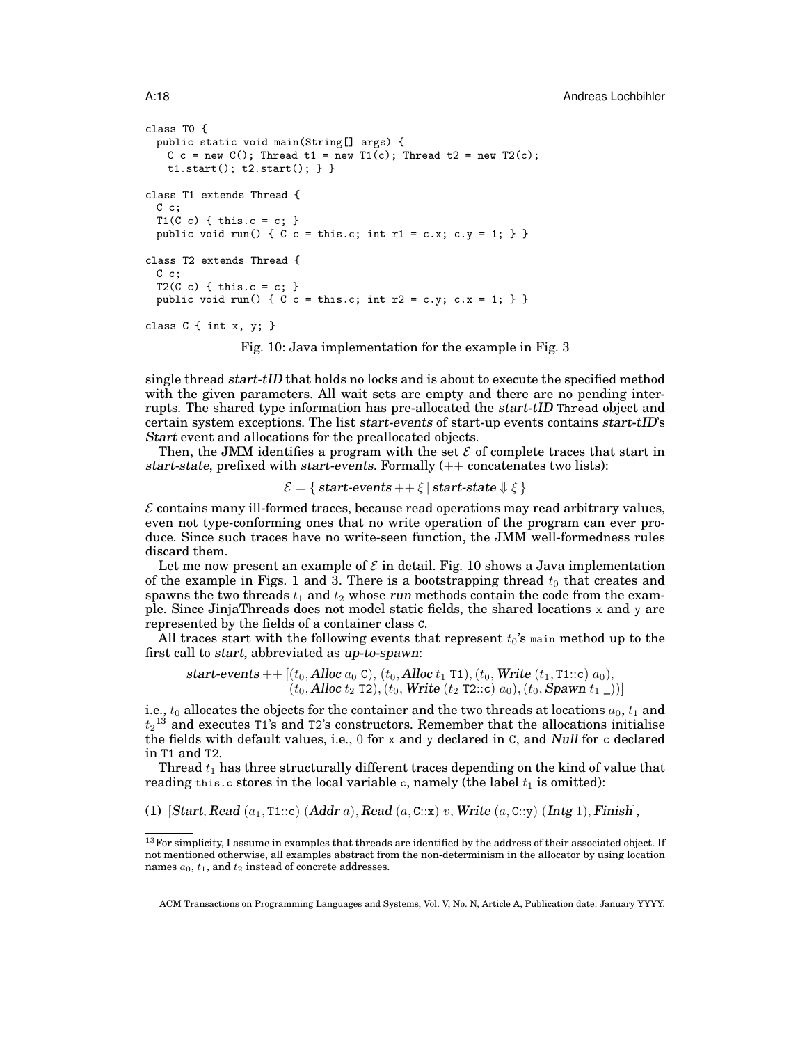```
class T0 {
  public static void main(String[] args) {
    C c = new C(); Thread t1 = new T1(c); Thread t2 = new T2(c);
    t1.start(); t2.start(); } }

class T1 extends Thread {
  C c;
  T1(C c) { this.c = c; }
  public void run() { C c = this.c; int r1 = c.x; c.y = 1; } }

class T2 extends Thread {
  C c;
  T2(C c) { this.c = c; }
  public void run() { C c = this.c; int r2 = c.y; c.x = 1; } }

class C { int x, y; }
```

Fig. 10: Java implementation for the example in Fig. 3

single thread *start-tID* that holds no locks and is about to execute the specified method with the given parameters. All wait sets are empty and there are no pending interrupts. The shared type information has pre-allocated the *start-tID* `Thread` object and certain system exceptions. The list *start-events* of start-up events contains *start-tID*'s *Start* event and allocations for the preallocated objects.

Then, the JMM identifies a program with the set $\mathcal{E}$ of complete traces that start in *start-state*, prefixed with *start-events*. Formally ($++$ concatenates two lists):

$$\mathcal{E} = \{\, \textit{start-events} ++ \xi \mid \textit{start-state} \Downarrow \xi \,\}$$

$\mathcal{E}$ contains many ill-formed traces, because read operations may read arbitrary values, even not type-conforming ones that no write operation of the program can ever produce. Since such traces have no write-seen function, the JMM well-formedness rules discard them.

Let me now present an example of $\mathcal{E}$ in detail. Fig. 10 shows a Java implementation of the example in Figs. 1 and 3. There is a bootstrapping thread $t_0$ that creates and spawns the two threads $t_1$ and $t_2$ whose *run* methods contain the code from the example. Since JinjaThreads does not model static fields, the shared locations `x` and `y` are represented by the fields of a container class `C`.

All traces start with the following events that represent $t_0$'s `main` method up to the first call to *start*, abbreviated as *up-to-spawn*:

$$\begin{aligned}\textit{start-events} ++ [&(t_0, \textbf{\textit{Alloc}}\ a_0\ \texttt{C}), (t_0, \textbf{\textit{Alloc}}\ t_1\ \texttt{T1}), (t_0, \textbf{\textit{Write}}\ (t_1, \texttt{T1::c})\ a_0),\\ &(t_0, \textbf{\textit{Alloc}}\ t_2\ \texttt{T2}), (t_0, \textbf{\textit{Write}}\ (t_2\ \texttt{T2::c})\ a_0), (t_0, \textbf{\textit{Spawn}}\ t_1\ \_))]\end{aligned}$$

i.e., $t_0$ allocates the objects for the container and the two threads at locations $a_0$, $t_1$ and $t_2$[13] and executes `T1`'s and `T2`'s constructors. Remember that the allocations initialise the fields with default values, i.e., 0 for `x` and `y` declared in `C`, and *Null* for `c` declared in `T1` and `T2`.

Thread $t_1$ has three structurally different traces depending on the kind of value that reading `this.c` stores in the local variable `c`, namely (the label $t_1$ is omitted):

(1) $[\textbf{\textit{Start}}, \textbf{\textit{Read}}\ (a_1, \texttt{T1::c})\ (\textbf{\textit{Addr}}\ a), \textbf{\textit{Read}}\ (a, \texttt{C::x})\ v, \textbf{\textit{Write}}\ (a, \texttt{C::y})\ (\textbf{\textit{Intg}}\ 1), \textbf{\textit{Finish}}]$,

[13] For simplicity, I assume in examples that threads are identified by the address of their associated object. If not mentioned otherwise, all examples abstract from the non-determinism in the allocator by using location names $a_0$, $t_1$, and $t_2$ instead of concrete addresses.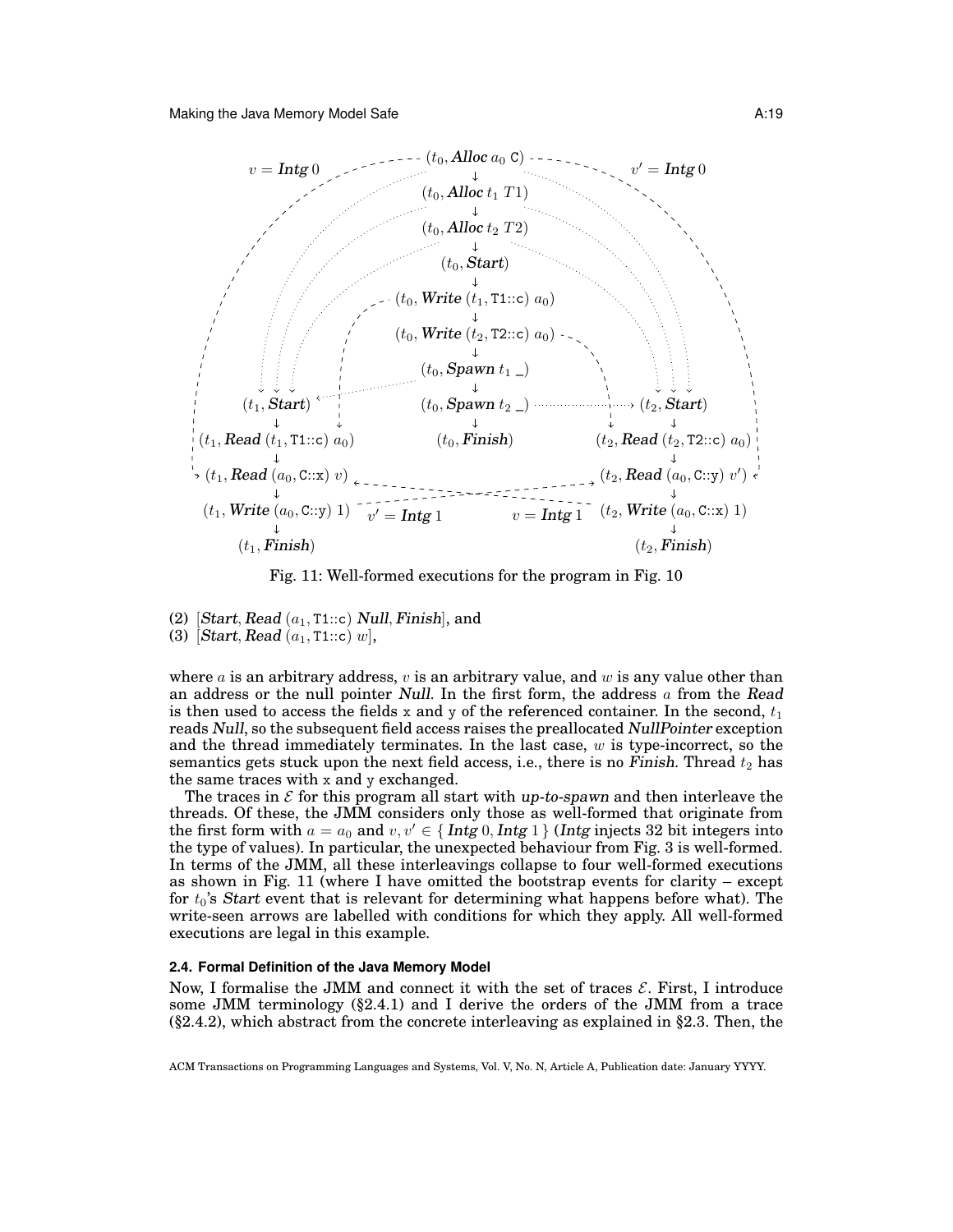Fig. 11: Well-formed executions for the program in Fig. 10

(2) [*Start*, *Read* $(a_1, \texttt{T1::c})$ *Null*, *Finish*], and
(3) [*Start*, *Read* $(a_1, \texttt{T1::c})$ $w$],

where $a$ is an arbitrary address, $v$ is an arbitrary value, and $w$ is any value other than an address or the null pointer *Null*. In the first form, the address $a$ from the *Read* is then used to access the fields x and y of the referenced container. In the second, $t_1$ reads *Null*, so the subsequent field access raises the preallocated *NullPointer* exception and the thread immediately terminates. In the last case, $w$ is type-incorrect, so the semantics gets stuck upon the next field access, i.e., there is no *Finish*. Thread $t_2$ has the same traces with x and y exchanged.

The traces in $\mathcal{E}$ for this program all start with *up-to-spawn* and then interleave the threads. Of these, the JMM considers only those as well-formed that originate from the first form with $a = a_0$ and $v, v' \in \{$ *Intg* $0$, *Intg* $1 \}$ (*Intg* injects 32 bit integers into the type of values). In particular, the unexpected behaviour from Fig. 3 is well-formed. In terms of the JMM, all these interleavings collapse to four well-formed executions as shown in Fig. 11 (where I have omitted the bootstrap events for clarity – except for $t_0$'s *Start* event that is relevant for determining what happens before what). The write-seen arrows are labelled with conditions for which they apply. All well-formed executions are legal in this example.

#### 2.4. Formal Definition of the Java Memory Model

Now, I formalise the JMM and connect it with the set of traces $\mathcal{E}$. First, I introduce some JMM terminology (§2.4.1) and I derive the orders of the JMM from a trace (§2.4.2), which abstract from the concrete interleaving as explained in §2.3. Then, the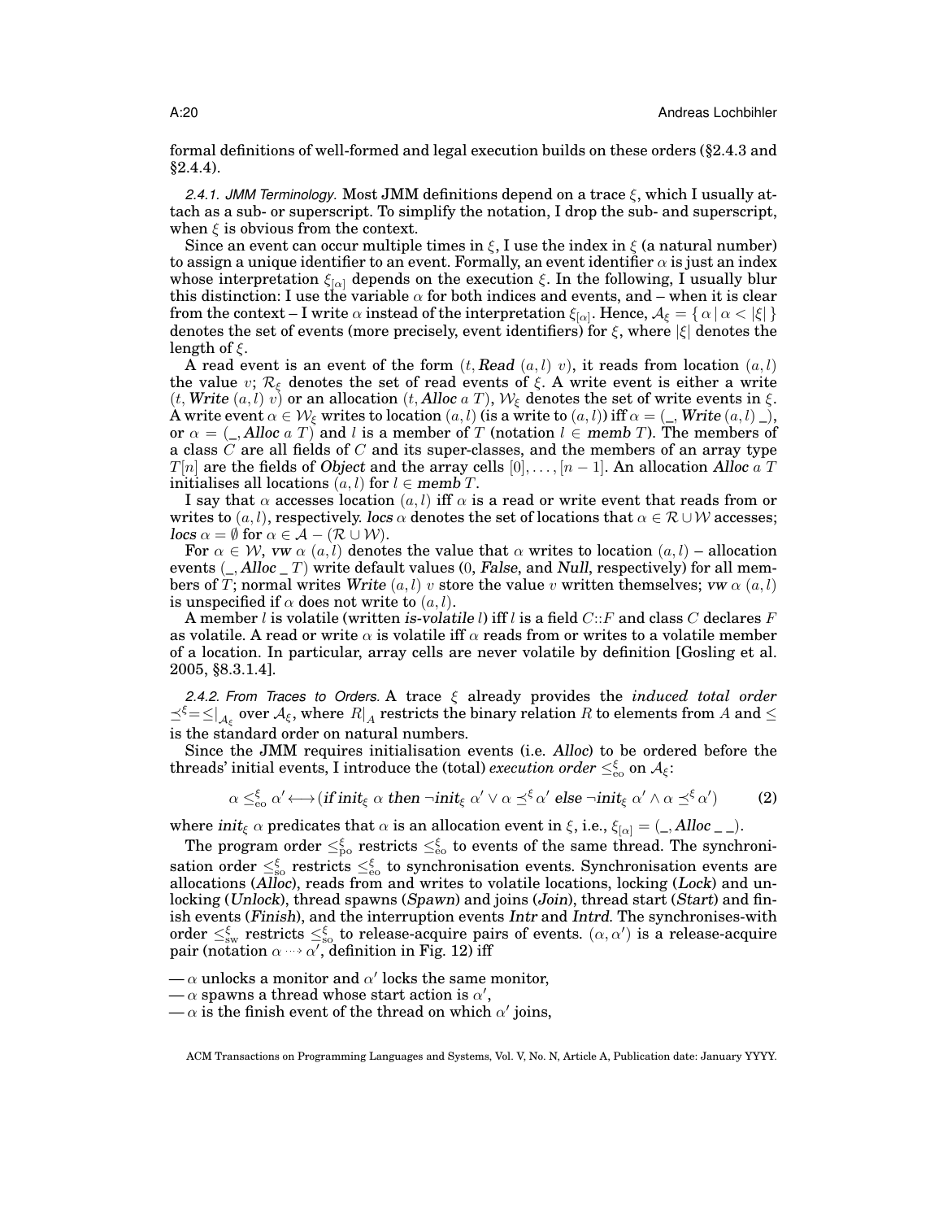formal definitions of well-formed and legal execution builds on these orders (§2.4.3 and §2.4.4).

*2.4.1. JMM Terminology.* Most JMM definitions depend on a trace $\xi$, which I usually attach as a sub- or superscript. To simplify the notation, I drop the sub- and superscript, when $\xi$ is obvious from the context.

Since an event can occur multiple times in $\xi$, I use the index in $\xi$ (a natural number) to assign a unique identifier to an event. Formally, an event identifier $\alpha$ is just an index whose interpretation $\xi_{[\alpha]}$ depends on the execution $\xi$. In the following, I usually blur this distinction: I use the variable $\alpha$ for both indices and events, and – when it is clear from the context – I write $\alpha$ instead of the interpretation $\xi_{[\alpha]}$. Hence, $\mathcal{A}_\xi = \{ \alpha \mid \alpha < |\xi| \}$ denotes the set of events (more precisely, event identifiers) for $\xi$, where $|\xi|$ denotes the length of $\xi$.

A read event is an event of the form $(t, \textit{Read}\ (a,l)\ v)$, it reads from location $(a,l)$ the value $v$; $\mathcal{R}_\xi$ denotes the set of read events of $\xi$. A write event is either a write $(t, \textit{Write}\ (a,l)\ v)$ or an allocation $(t, \textit{Alloc}\ a\ T)$, $\mathcal{W}_\xi$ denotes the set of write events in $\xi$. A write event $\alpha \in \mathcal{W}_\xi$ writes to location $(a,l)$ (is a write to $(a,l)$) iff $\alpha = (\_, \textit{Write}\ (a,l)\ \_)$, or $\alpha = (\_, \textit{Alloc}\ a\ T)$ and $l$ is a member of $T$ (notation $l \in \textit{memb}\ T$). The members of a class $C$ are all fields of $C$ and its super-classes, and the members of an array type $T[n]$ are the fields of *Object* and the array cells $[0], \ldots, [n-1]$. An allocation *Alloc* $a$ $T$ initialises all locations $(a,l)$ for $l \in \textit{memb}\ T$.

I say that $\alpha$ accesses location $(a,l)$ iff $\alpha$ is a read or write event that reads from or writes to $(a,l)$, respectively. *locs* $\alpha$ denotes the set of locations that $\alpha \in \mathcal{R} \cup \mathcal{W}$ accesses; *locs* $\alpha = \emptyset$ for $\alpha \in \mathcal{A} - (\mathcal{R} \cup \mathcal{W})$.

For $\alpha \in \mathcal{W}$, *vw* $\alpha$ $(a,l)$ denotes the value that $\alpha$ writes to location $(a,l)$ – allocation events $(\_, \textit{Alloc}\ \_\ T)$ write default values (0, *False*, and *Null*, respectively) for all members of $T$; normal writes *Write* $(a,l)$ $v$ store the value $v$ written themselves; *vw* $\alpha$ $(a,l)$ is unspecified if $\alpha$ does not write to $(a,l)$.

A member $l$ is volatile (written *is-volatile* $l$) iff $l$ is a field $C{::}F$ and class $C$ declares $F$ as volatile. A read or write $\alpha$ is volatile iff $\alpha$ reads from or writes to a volatile member of a location. In particular, array cells are never volatile by definition [Gosling et al. 2005, §8.3.1.4].

*2.4.2. From Traces to Orders.* A trace $\xi$ already provides the *induced total order* $\preceq^\xi = \le|_{\mathcal{A}_\xi}$ over $\mathcal{A}_\xi$, where $R|_A$ restricts the binary relation $R$ to elements from $A$ and $\le$ is the standard order on natural numbers.

Since the JMM requires initialisation events (i.e. *Alloc*) to be ordered before the threads' initial events, I introduce the (total) *execution order* $\le^\xi_{\mathrm{eo}}$ on $\mathcal{A}_\xi$:

$$\alpha \le^\xi_{\mathrm{eo}} \alpha' \longleftrightarrow (\textit{if}\ \textit{init}_\xi\ \alpha\ \textit{then}\ \neg\textit{init}_\xi\ \alpha' \lor \alpha \preceq^\xi \alpha'\ \textit{else}\ \neg\textit{init}_\xi\ \alpha' \land \alpha \preceq^\xi \alpha') \tag{2}$$

where $\textit{init}_\xi\ \alpha$ predicates that $\alpha$ is an allocation event in $\xi$, i.e., $\xi_{[\alpha]} = (\_, \textit{Alloc}\ \_\ \_)$.

The program order $\le^\xi_{\mathrm{po}}$ restricts $\le^\xi_{\mathrm{eo}}$ to events of the same thread. The synchronisation order $\le^\xi_{\mathrm{so}}$ restricts $\le^\xi_{\mathrm{eo}}$ to synchronisation events. Synchronisation events are allocations (*Alloc*), reads from and writes to volatile locations, locking (*Lock*) and unlocking (*Unlock*), thread spawns (*Spawn*) and joins (*Join*), thread start (*Start*) and finish events (*Finish*), and the interruption events *Intr* and *Intrd*. The synchronises-with order $\le^\xi_{\mathrm{sw}}$ restricts $\le^\xi_{\mathrm{so}}$ to release-acquire pairs of events. $(\alpha, \alpha')$ is a release-acquire pair (notation $\alpha \rightsquigarrow \alpha'$, definition in Fig. 12) iff

- $\alpha$ unlocks a monitor and $\alpha'$ locks the same monitor,
- $\alpha$ spawns a thread whose start action is $\alpha'$,
- $\alpha$ is the finish event of the thread on which $\alpha'$ joins,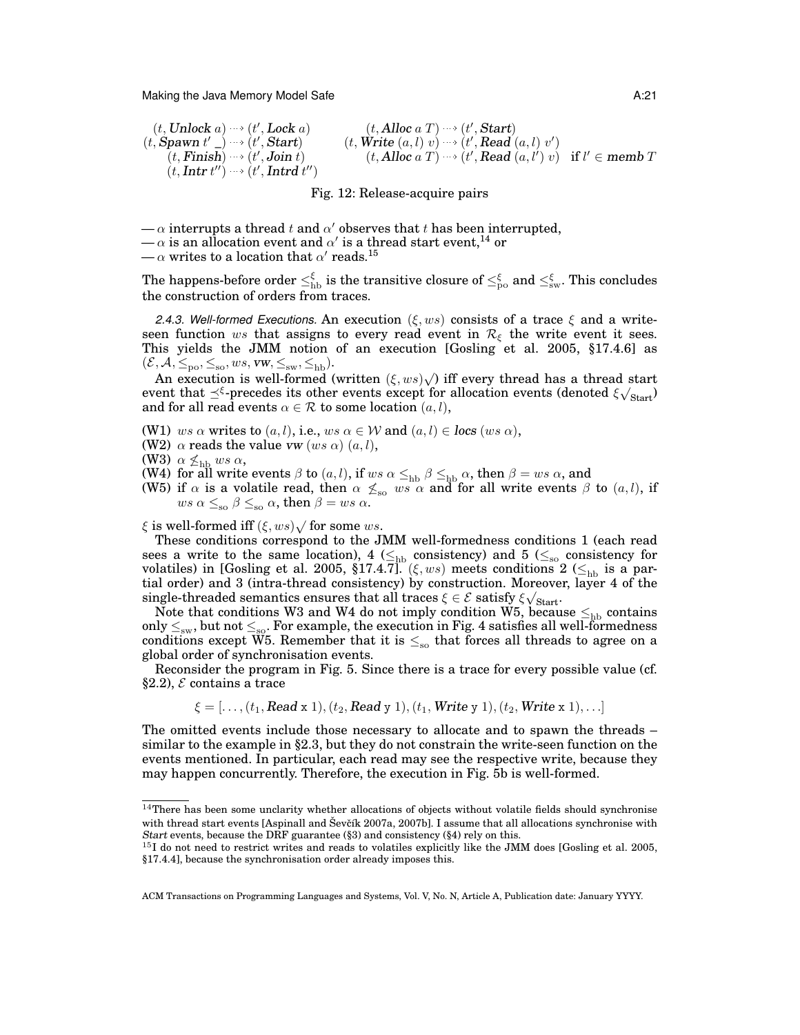$$
\begin{array}{ll}
(t, \textbf{\textit{Unlock}}\ a) \rightsquigarrow (t', \textbf{\textit{Lock}}\ a) & (t, \textbf{\textit{Alloc}}\ a\ T) \rightsquigarrow (t', \textbf{\textit{Start}}) \\
(t, \textbf{\textit{Spawn}}\ t'\ \_) \rightsquigarrow (t', \textbf{\textit{Start}}) & (t, \textbf{\textit{Write}}\ (a, l)\ v) \rightsquigarrow (t', \textbf{\textit{Read}}\ (a, l)\ v') \\
(t, \textbf{\textit{Finish}}) \rightsquigarrow (t', \textbf{\textit{Join}}\ t) & (t, \textbf{\textit{Alloc}}\ a\ T) \rightsquigarrow (t', \textbf{\textit{Read}}\ (a, l')\ v) \quad \text{if } l' \in \textbf{\textit{memb}}\ T \\
(t, \textbf{\textit{Intr}}\ t'') \rightsquigarrow (t', \textbf{\textit{Intrd}}\ t'') &
\end{array}
$$

Fig. 12: Release-acquire pairs

— $\alpha$ interrupts a thread $t$ and $\alpha'$ observes that $t$ has been interrupted,
— $\alpha$ is an allocation event and $\alpha'$ is a thread start event,[14] or
— $\alpha$ writes to a location that $\alpha'$ reads.[15]

The happens-before order $\leq^{\xi}_{\text{hb}}$ is the transitive closure of $\leq^{\xi}_{\text{po}}$ and $\leq^{\xi}_{\text{sw}}$. This concludes the construction of orders from traces.

*2.4.3. Well-formed Executions.* An execution $(\xi, ws)$ consists of a trace $\xi$ and a write-seen function $ws$ that assigns to every read event in $\mathcal{R}_\xi$ the write event it sees. This yields the JMM notion of an execution [Gosling et al. 2005, §17.4.6] as $(\mathcal{E}, \mathcal{A}, \leq_{\text{po}}, \leq_{\text{so}}, ws, \textbf{\textit{vw}}, \leq_{\text{sw}}, \leq_{\text{hb}})$.

An execution is well-formed (written $(\xi, ws)\surd$) iff every thread has a thread start event that $\preceq^{\xi}$-precedes its other events except for allocation events (denoted $\xi\surd_{\text{Start}}$) and for all read events $\alpha \in \mathcal{R}$ to some location $(a, l)$,

(W1) $ws\ \alpha$ writes to $(a, l)$, i.e., $ws\ \alpha \in \mathcal{W}$ and $(a, l) \in \textbf{\textit{locs}}\ (ws\ \alpha)$,
(W2) $\alpha$ reads the value $\textbf{\textit{vw}}\ (ws\ \alpha)\ (a, l)$,
(W3) $\alpha \not\leq_{\text{hb}} ws\ \alpha$,
(W4) for all write events $\beta$ to $(a, l)$, if $ws\ \alpha \leq_{\text{hb}} \beta \leq_{\text{hb}} \alpha$, then $\beta = ws\ \alpha$, and
(W5) if $\alpha$ is a volatile read, then $\alpha \not\leq_{\text{so}} ws\ \alpha$ and for all write events $\beta$ to $(a, l)$, if $ws\ \alpha \leq_{\text{so}} \beta \leq_{\text{so}} \alpha$, then $\beta = ws\ \alpha$.

$\xi$ is well-formed iff $(\xi, ws)\surd$ for some $ws$.

These conditions correspond to the JMM well-formedness conditions 1 (each read sees a write to the same location), 4 ($\leq_{\text{hb}}$ consistency) and 5 ($\leq_{\text{so}}$ consistency for volatiles) in [Gosling et al. 2005, §17.4.7]. $(\xi, ws)$ meets conditions 2 ($\leq_{\text{hb}}$ is a partial order) and 3 (intra-thread consistency) by construction. Moreover, layer 4 of the single-threaded semantics ensures that all traces $\xi \in \mathcal{E}$ satisfy $\xi\surd_{\text{Start}}$.

Note that conditions W3 and W4 do not imply condition W5, because $\leq_{\text{hb}}$ contains only $\leq_{\text{sw}}$, but not $\leq_{\text{so}}$. For example, the execution in Fig. 4 satisfies all well-formedness conditions except W5. Remember that it is $\leq_{\text{so}}$ that forces all threads to agree on a global order of synchronisation events.

Reconsider the program in Fig. 5. Since there is a trace for every possible value (cf. §2.2), $\mathcal{E}$ contains a trace

$$\xi = [\ldots, (t_1, \textbf{\textit{Read}}\ \texttt{x}\ 1), (t_2, \textbf{\textit{Read}}\ \texttt{y}\ 1), (t_1, \textbf{\textit{Write}}\ \texttt{y}\ 1), (t_2, \textbf{\textit{Write}}\ \texttt{x}\ 1), \ldots]$$

The omitted events include those necessary to allocate and to spawn the threads – similar to the example in §2.3, but they do not constrain the write-seen function on the events mentioned. In particular, each read may see the respective write, because they may happen concurrently. Therefore, the execution in Fig. 5b is well-formed.

---

[14] There has been some unclarity whether allocations of objects without volatile fields should synchronise with thread start events [Aspinall and Ševčík 2007a, 2007b]. I assume that all allocations synchronise with *Start* events, because the DRF guarantee (§3) and consistency (§4) rely on this.

[15] I do not need to restrict writes and reads to volatiles explicitly like the JMM does [Gosling et al. 2005, §17.4.4], because the synchronisation order already imposes this.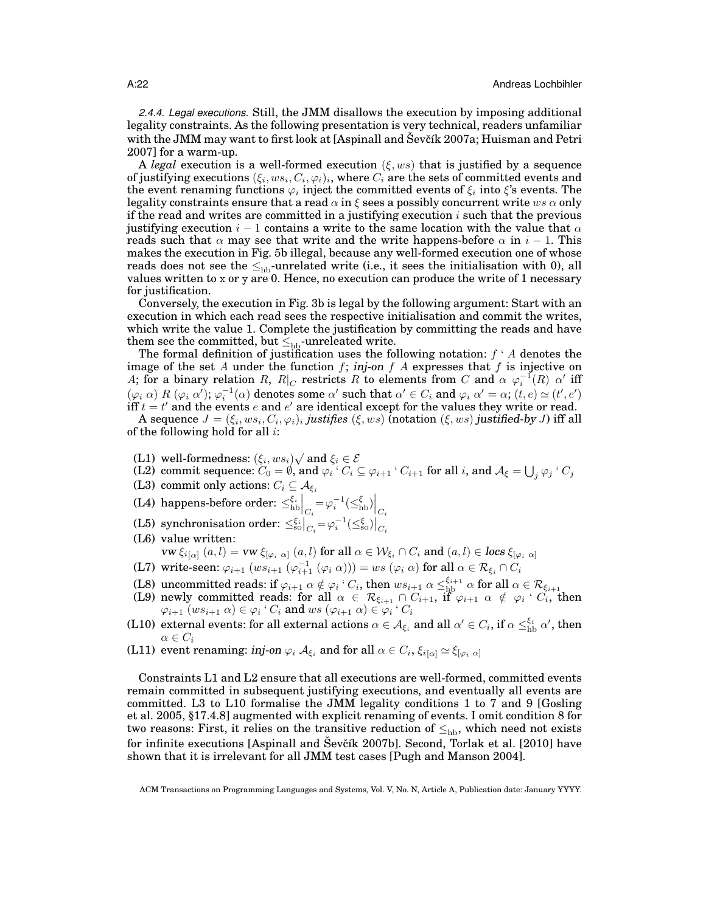*2.4.4. Legal executions.* Still, the JMM disallows the execution by imposing additional legality constraints. As the following presentation is very technical, readers unfamiliar with the JMM may want to first look at [Aspinall and Ševčík 2007a; Huisman and Petri 2007] for a warm-up.

A *legal* execution is a well-formed execution $(\xi, ws)$ that is justified by a sequence of justifying executions $(\xi_i, ws_i, C_i, \varphi_i)_i$, where $C_i$ are the sets of committed events and the event renaming functions $\varphi_i$ inject the committed events of $\xi_i$ into $\xi$'s events. The legality constraints ensure that a read $\alpha$ in $\xi$ sees a possibly concurrent write $ws\ \alpha$ only if the read and writes are committed in a justifying execution $i$ such that the previous justifying execution $i-1$ contains a write to the same location with the value that $\alpha$ reads such that $\alpha$ may see that write and the write happens-before $\alpha$ in $i-1$. This makes the execution in Fig. 5b illegal, because any well-formed execution one of whose reads does not see the $\leq_{\mathrm{hb}}$-unrelated write (i.e., it sees the initialisation with 0), all values written to x or y are 0. Hence, no execution can produce the write of 1 necessary for justification.

Conversely, the execution in Fig. 3b is legal by the following argument: Start with an execution in which each read sees the respective initialisation and commit the writes, which write the value 1. Complete the justification by committing the reads and have them see the committed, but $\leq_{\mathrm{hb}}$-unreleated write.

The formal definition of justification uses the following notation: $f\ `\ A$ denotes the image of the set $A$ under the function $f$; *inj-on* $f\ A$ expresses that $f$ is injective on $A$; for a binary relation $R$, $R|_C$ restricts $R$ to elements from $C$ and $\alpha\ \varphi_i^{-1}(R)\ \alpha'$ iff $(\varphi_i\ \alpha)\ R\ (\varphi_i\ \alpha')$; $\varphi_i^{-1}(\alpha)$ denotes some $\alpha'$ such that $\alpha' \in C_i$ and $\varphi_i\ \alpha' = \alpha$; $(t, e) \simeq (t', e')$ iff $t = t'$ and the events $e$ and $e'$ are identical except for the values they write or read.

A sequence $J = (\xi_i, ws_i, C_i, \varphi_i)_i$ *justifies* $(\xi, ws)$ (notation $(\xi, ws)$ *justified-by* $J$) iff all of the following hold for all $i$:

- (L1) well-formedness: $(\xi_i, ws_i)\surd$ and $\xi_i \in \mathcal{E}$
- (L2) commit sequence: $C_0 = \emptyset$, and $\varphi_i\ `\ C_i \subseteq \varphi_{i+1}\ `\ C_{i+1}$ for all $i$, and $\mathcal{A}_\xi = \bigcup_j \varphi_j\ `\ C_j$
- (L3) commit only actions: $C_i \subseteq \mathcal{A}_{\xi_i}$
- (L4) happens-before order: $\leq_{\mathrm{hb}}^{\xi_i}\Big|_{C_i} = \varphi_i^{-1}(\leq_{\mathrm{hb}}^{\xi})\Big|_{C_i}$
- (L5) synchronisation order: $\leq_{\mathrm{so}}^{\xi_i}\big|_{C_i} = \varphi_i^{-1}(\leq_{\mathrm{so}}^{\xi})\big|_{C_i}$
- (L6) value written: $\mathit{vw}\ \xi_{i[\alpha]}\ (a, l) = \mathit{vw}\ \xi_{[\varphi_i\ \alpha]}\ (a, l)$ for all $\alpha \in \mathcal{W}_{\xi_i} \cap C_i$ and $(a, l) \in \mathit{locs}\ \xi_{[\varphi_i\ \alpha]}$
- (L7) write-seen: $\varphi_{i+1}\ (ws_{i+1}\ (\varphi_{i+1}^{-1}\ (\varphi_i\ \alpha))) = ws\ (\varphi_i\ \alpha)$ for all $\alpha \in \mathcal{R}_{\xi_i} \cap C_i$
- (L8) uncommitted reads: if $\varphi_{i+1}\ \alpha \notin \varphi_i\ `\ C_i$, then $ws_{i+1}\ \alpha \leq_{\mathrm{hb}}^{\xi_{i+1}} \alpha$ for all $\alpha \in \mathcal{R}_{\xi_{i+1}}$
- (L9) newly committed reads: for all $\alpha \in \mathcal{R}_{\xi_{i+1}} \cap C_{i+1}$, if $\varphi_{i+1}\ \alpha \notin \varphi_i\ `\ C_i$, then $\varphi_{i+1}\ (ws_{i+1}\ \alpha) \in \varphi_i\ `\ C_i$ and $ws\ (\varphi_{i+1}\ \alpha) \in \varphi_i\ `\ C_i$
- (L10) external events: for all external actions $\alpha \in \mathcal{A}_{\xi_i}$ and all $\alpha' \in C_i$, if $\alpha \leq_{\mathrm{hb}}^{\xi_i} \alpha'$, then $\alpha \in C_i$
- (L11) event renaming: *inj-on* $\varphi_i\ \mathcal{A}_{\xi_i}$ and for all $\alpha \in C_i$, $\xi_{i[\alpha]} \simeq \xi_{[\varphi_i\ \alpha]}$

Constraints L1 and L2 ensure that all executions are well-formed, committed events remain committed in subsequent justifying executions, and eventually all events are committed. L3 to L10 formalise the JMM legality conditions 1 to 7 and 9 [Gosling et al. 2005, §17.4.8] augmented with explicit renaming of events. I omit condition 8 for two reasons: First, it relies on the transitive reduction of $\leq_{\mathrm{hb}}$, which need not exists for infinite executions [Aspinall and Ševčík 2007b]. Second, Torlak et al. [2010] have shown that it is irrelevant for all JMM test cases [Pugh and Manson 2004].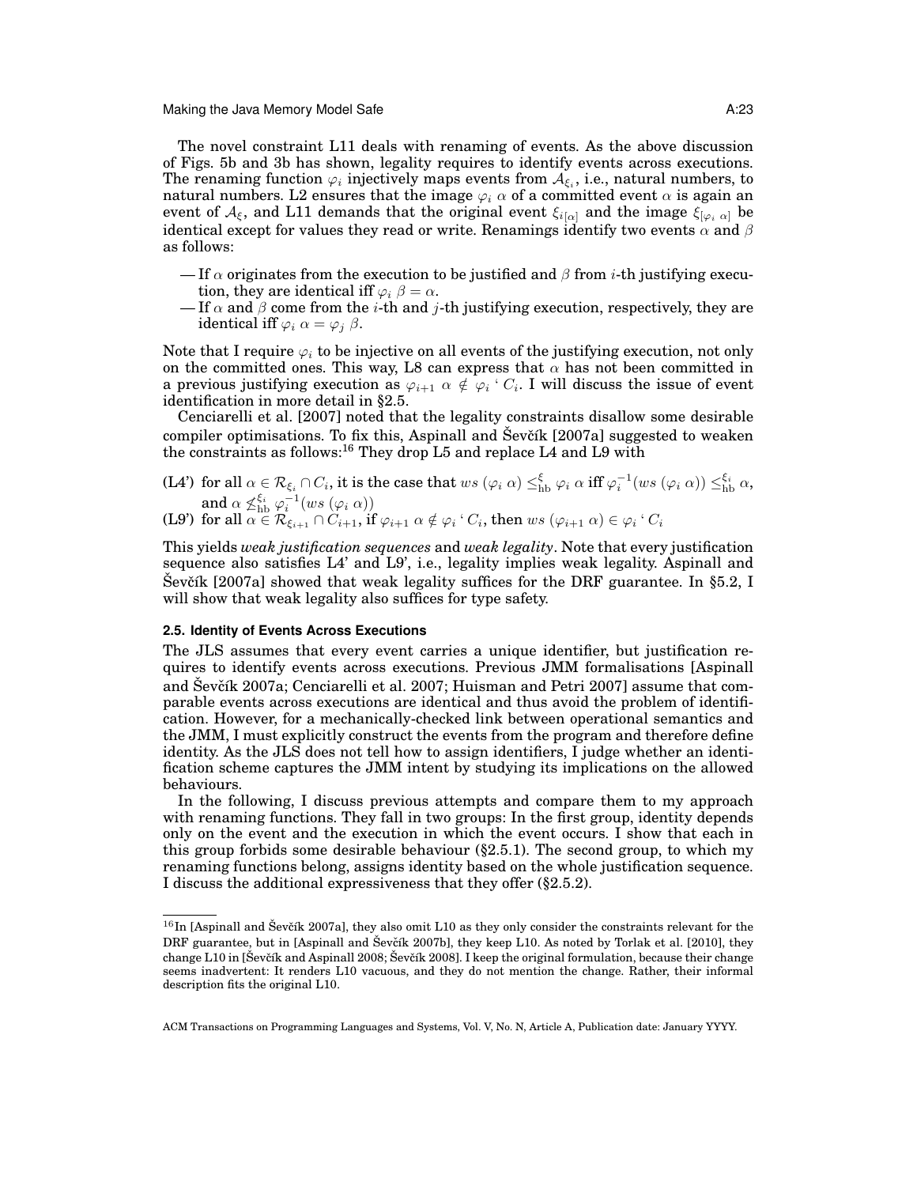The novel constraint L11 deals with renaming of events. As the above discussion of Figs. 5b and 3b has shown, legality requires to identify events across executions. The renaming function $\varphi_i$ injectively maps events from $\mathcal{A}_{\xi_i}$, i.e., natural numbers, to natural numbers. L2 ensures that the image $\varphi_i\ \alpha$ of a committed event $\alpha$ is again an event of $\mathcal{A}_\xi$, and L11 demands that the original event $\xi_{i[\alpha]}$ and the image $\xi_{[\varphi_i\ \alpha]}$ be identical except for values they read or write. Renamings identify two events $\alpha$ and $\beta$ as follows:

- If $\alpha$ originates from the execution to be justified and $\beta$ from $i$-th justifying execution, they are identical iff $\varphi_i\ \beta = \alpha$.
- If $\alpha$ and $\beta$ come from the $i$-th and $j$-th justifying execution, respectively, they are identical iff $\varphi_i\ \alpha = \varphi_j\ \beta$.

Note that I require $\varphi_i$ to be injective on all events of the justifying execution, not only on the committed ones. This way, L8 can express that $\alpha$ has not been committed in a previous justifying execution as $\varphi_{i+1}\ \alpha \notin \varphi_i\ `\ C_i$. I will discuss the issue of event identification in more detail in §2.5.

Cenciarelli et al. [2007] noted that the legality constraints disallow some desirable compiler optimisations. To fix this, Aspinall and Ševčík [2007a] suggested to weaken the constraints as follows:[16] They drop L5 and replace L4 and L9 with

(L4') for all $\alpha \in \mathcal{R}_{\xi_i} \cap C_i$, it is the case that $ws\ (\varphi_i\ \alpha) \leq^{\xi}_{\text{hb}} \varphi_i\ \alpha$ iff $\varphi_i^{-1}(ws\ (\varphi_i\ \alpha)) \leq^{\xi_i}_{\text{hb}} \alpha$, and $\alpha \not\leq^{\xi_i}_{\text{hb}} \varphi_i^{-1}(ws\ (\varphi_i\ \alpha))$

(L9') for all $\alpha \in \mathcal{R}_{\xi_{i+1}} \cap C_{i+1}$, if $\varphi_{i+1}\ \alpha \notin \varphi_i\ `\ C_i$, then $ws\ (\varphi_{i+1}\ \alpha) \in \varphi_i\ `\ C_i$

This yields *weak justification sequences* and *weak legality*. Note that every justification sequence also satisfies L4' and L9', i.e., legality implies weak legality. Aspinall and Ševčík [2007a] showed that weak legality suffices for the DRF guarantee. In §5.2, I will show that weak legality also suffices for type safety.

### 2.5. Identity of Events Across Executions

The JLS assumes that every event carries a unique identifier, but justification requires to identify events across executions. Previous JMM formalisations [Aspinall and Ševčík 2007a; Cenciarelli et al. 2007; Huisman and Petri 2007] assume that comparable events across executions are identical and thus avoid the problem of identification. However, for a mechanically-checked link between operational semantics and the JMM, I must explicitly construct the events from the program and therefore define identity. As the JLS does not tell how to assign identifiers, I judge whether an identification scheme captures the JMM intent by studying its implications on the allowed behaviours.

In the following, I discuss previous attempts and compare them to my approach with renaming functions. They fall in two groups: In the first group, identity depends only on the event and the execution in which the event occurs. I show that each in this group forbids some desirable behaviour (§2.5.1). The second group, to which my renaming functions belong, assigns identity based on the whole justification sequence. I discuss the additional expressiveness that they offer (§2.5.2).

[16] In [Aspinall and Ševčík 2007a], they also omit L10 as they only consider the constraints relevant for the DRF guarantee, but in [Aspinall and Ševčík 2007b], they keep L10. As noted by Torlak et al. [2010], they change L10 in [Ševčík and Aspinall 2008; Ševčík 2008]. I keep the original formulation, because their change seems inadvertent: It renders L10 vacuous, and they do not mention the change. Rather, their informal description fits the original L10.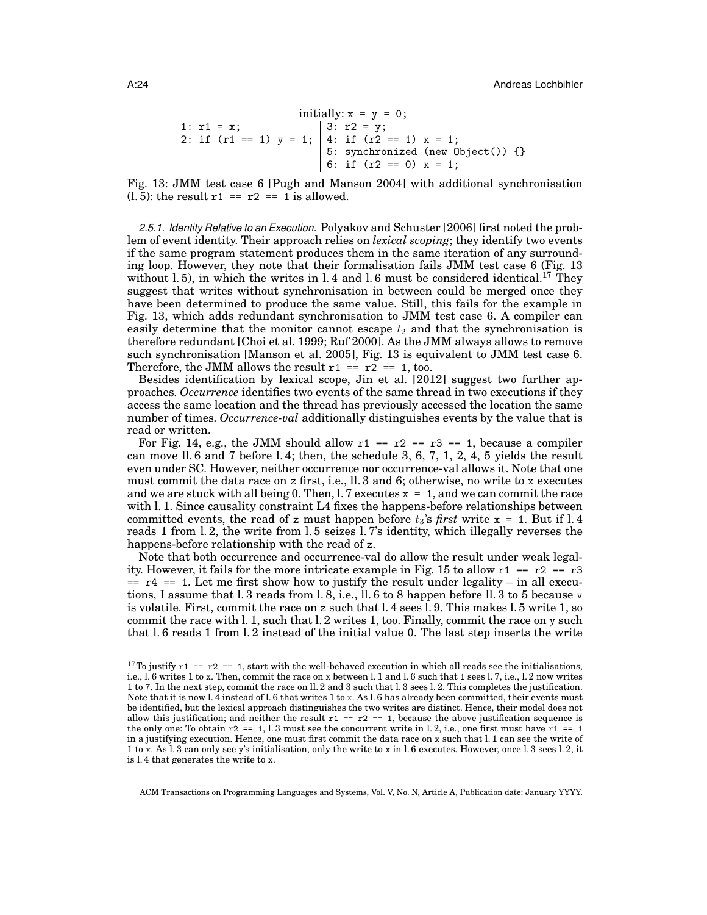```
initially: x = y = 0;
1: r1 = x;                | 3: r2 = y;
2: if (r1 == 1) y = 1;    | 4: if (r2 == 1) x = 1;
                          | 5: synchronized (new Object()) {}
                          | 6: if (r2 == 0) x = 1;
```

Fig. 13: JMM test case 6 [Pugh and Manson 2004] with additional synchronisation (l. 5): the result `r1 == r2 == 1` is allowed.

*2.5.1. Identity Relative to an Execution.* Polyakov and Schuster [2006] first noted the problem of event identity. Their approach relies on *lexical scoping*; they identify two events if the same program statement produces them in the same iteration of any surrounding loop. However, they note that their formalisation fails JMM test case 6 (Fig. 13 without l. 5), in which the writes in l. 4 and l. 6 must be considered identical.[17] They suggest that writes without synchronisation in between could be merged once they have been determined to produce the same value. Still, this fails for the example in Fig. 13, which adds redundant synchronisation to JMM test case 6. A compiler can easily determine that the monitor cannot escape $t_2$ and that the synchronisation is therefore redundant [Choi et al. 1999; Ruf 2000]. As the JMM always allows to remove such synchronisation [Manson et al. 2005], Fig. 13 is equivalent to JMM test case 6. Therefore, the JMM allows the result `r1 == r2 == 1`, too.

Besides identification by lexical scope, Jin et al. [2012] suggest two further approaches. *Occurrence* identifies two events of the same thread in two executions if they access the same location and the thread has previously accessed the location the same number of times. *Occurrence-val* additionally distinguishes events by the value that is read or written.

For Fig. 14, e.g., the JMM should allow `r1 == r2 == r3 == 1`, because a compiler can move ll. 6 and 7 before l. 4; then, the schedule 3, 6, 7, 1, 2, 4, 5 yields the result even under SC. However, neither occurrence nor occurrence-val allows it. Note that one must commit the data race on z first, i.e., ll. 3 and 6; otherwise, no write to x executes and we are stuck with all being 0. Then, l. 7 executes `x = 1`, and we can commit the race with l. 1. Since causality constraint L4 fixes the happens-before relationships between committed events, the read of z must happen before $t_3$'s *first* write `x = 1`. But if l. 4 reads 1 from l. 2, the write from l. 5 seizes l. 7's identity, which illegally reverses the happens-before relationship with the read of z.

Note that both occurrence and occurrence-val do allow the result under weak legality. However, it fails for the more intricate example in Fig. 15 to allow `r1 == r2 == r3 == r4 == 1`. Let me first show how to justify the result under legality – in all executions, I assume that l. 3 reads from l. 8, i.e., ll. 6 to 8 happen before ll. 3 to 5 because v is volatile. First, commit the race on z such that l. 4 sees l. 9. This makes l. 5 write 1, so commit the race with l. 1, such that l. 2 writes 1, too. Finally, commit the race on y such that l. 6 reads 1 from l. 2 instead of the initial value 0. The last step inserts the write

[17] To justify `r1 == r2 == 1`, start with the well-behaved execution in which all reads see the initialisations, i.e., l. 6 writes 1 to x. Then, commit the race on x between l. 1 and l. 6 such that 1 sees l. 7, i.e., l. 2 now writes 1 to 7. In the next step, commit the race on ll. 2 and 3 such that l. 3 sees l. 2. This completes the justification. Note that it is now l. 4 instead of l. 6 that writes 1 to x. As l. 6 has already been committed, their events must be identified, but the lexical approach distinguishes the two writes are distinct. Hence, their model does not allow this justification; and neither the result `r1 == r2 == 1`, because the above justification sequence is the only one: To obtain `r2 == 1`, l. 3 must see the concurrent write in l. 2, i.e., one first must have `r1 == 1` in a justifying execution. Hence, one must first commit the data race on x such that l. 1 can see the write of 1 to x. As l. 3 can only see y's initialisation, only the write to x in l. 6 executes. However, once l. 3 sees l. 2, it is l. 4 that generates the write to x.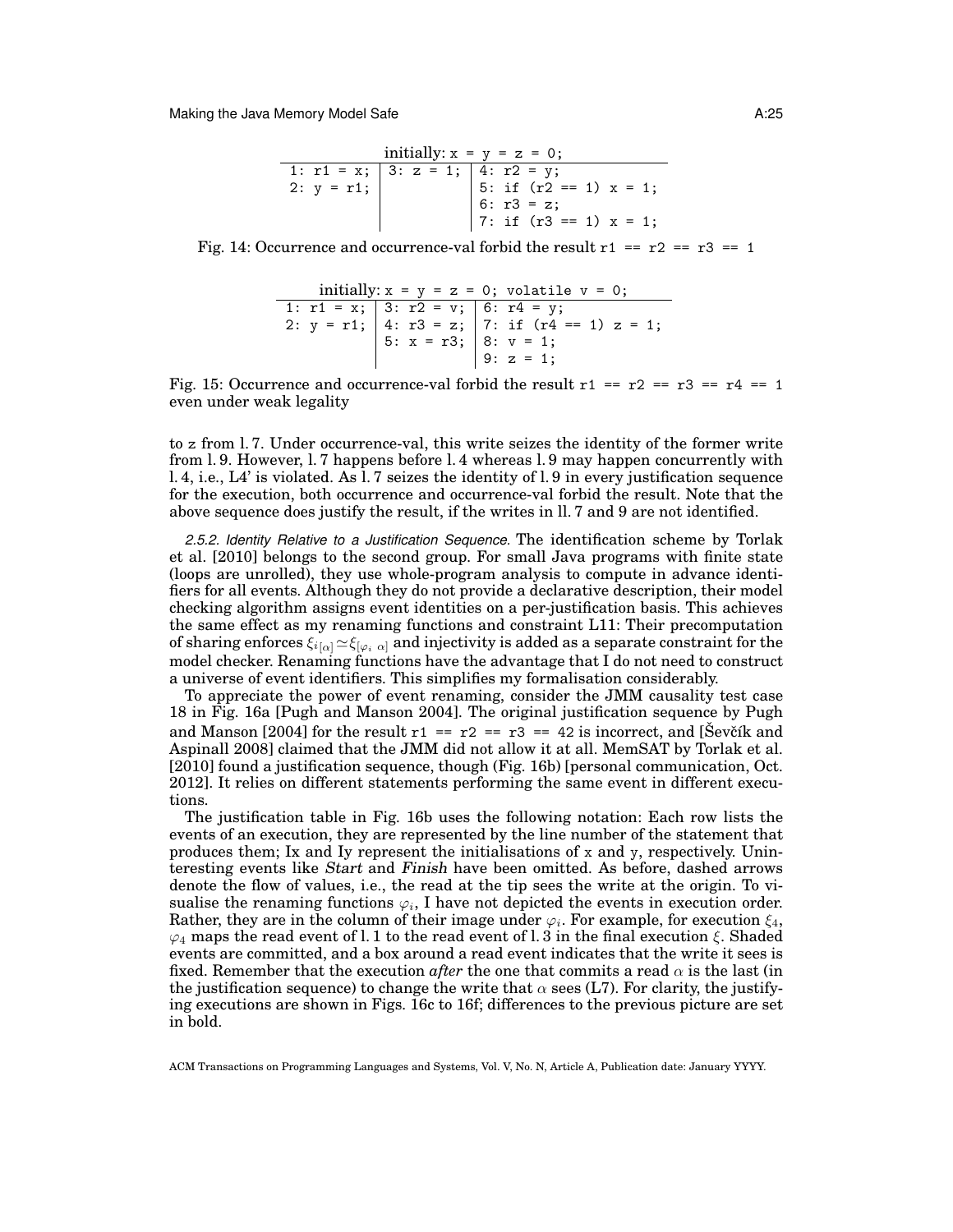| initially: x = y = z = 0; | | |
|---|---|---|
| 1: r1 = x; | 3: z = 1; | 4: r2 = y; |
| 2: y = r1; | | 5: if (r2 == 1) x = 1; |
| | | 6: r3 = z; |
| | | 7: if (r3 == 1) x = 1; |

Fig. 14: Occurrence and occurrence-val forbid the result `r1 == r2 == r3 == 1`

| initially: x = y = z = 0; volatile v = 0; | | |
|---|---|---|
| 1: r1 = x; | 3: r2 = v; | 6: r4 = y; |
| 2: y = r1; | 4: r3 = z; | 7: if (r4 == 1) z = 1; |
| | 5: x = r3; | 8: v = 1; |
| | | 9: z = 1; |

Fig. 15: Occurrence and occurrence-val forbid the result `r1 == r2 == r3 == r4 == 1` even under weak legality

to z from l. 7. Under occurrence-val, this write seizes the identity of the former write from l. 9. However, l. 7 happens before l. 4 whereas l. 9 may happen concurrently with l. 4, i.e., L4' is violated. As l. 7 seizes the identity of l. 9 in every justification sequence for the execution, both occurrence and occurrence-val forbid the result. Note that the above sequence does justify the result, if the writes in ll. 7 and 9 are not identified.

*2.5.2. Identity Relative to a Justification Sequence.* The identification scheme by Torlak et al. [2010] belongs to the second group. For small Java programs with finite state (loops are unrolled), they use whole-program analysis to compute in advance identifiers for all events. Although they do not provide a declarative description, their model checking algorithm assigns event identities on a per-justification basis. This achieves the same effect as my renaming functions and constraint L11: Their precomputation of sharing enforces $\xi_{i[\alpha]} \simeq \xi_{[\varphi_i\ \alpha]}$ and injectivity is added as a separate constraint for the model checker. Renaming functions have the advantage that I do not need to construct a universe of event identifiers. This simplifies my formalisation considerably.

To appreciate the power of event renaming, consider the JMM causality test case 18 in Fig. 16a [Pugh and Manson 2004]. The original justification sequence by Pugh and Manson [2004] for the result `r1 == r2 == r3 == 42` is incorrect, and [Ševčík and Aspinall 2008] claimed that the JMM did not allow it at all. MemSAT by Torlak et al. [2010] found a justification sequence, though (Fig. 16b) [personal communication, Oct. 2012]. It relies on different statements performing the same event in different executions.

The justification table in Fig. 16b uses the following notation: Each row lists the events of an execution, they are represented by the line number of the statement that produces them; Ix and Iy represent the initialisations of x and y, respectively. Uninteresting events like *Start* and *Finish* have been omitted. As before, dashed arrows denote the flow of values, i.e., the read at the tip sees the write at the origin. To visualise the renaming functions $\varphi_i$, I have not depicted the events in execution order. Rather, they are in the column of their image under $\varphi_i$. For example, for execution $\xi_4$, $\varphi_4$ maps the read event of l. 1 to the read event of l. 3 in the final execution $\xi$. Shaded events are committed, and a box around a read event indicates that the write it sees is fixed. Remember that the execution *after* the one that commits a read $\alpha$ is the last (in the justification sequence) to change the write that $\alpha$ sees (L7). For clarity, the justifying executions are shown in Figs. 16c to 16f; differences to the previous picture are set in bold.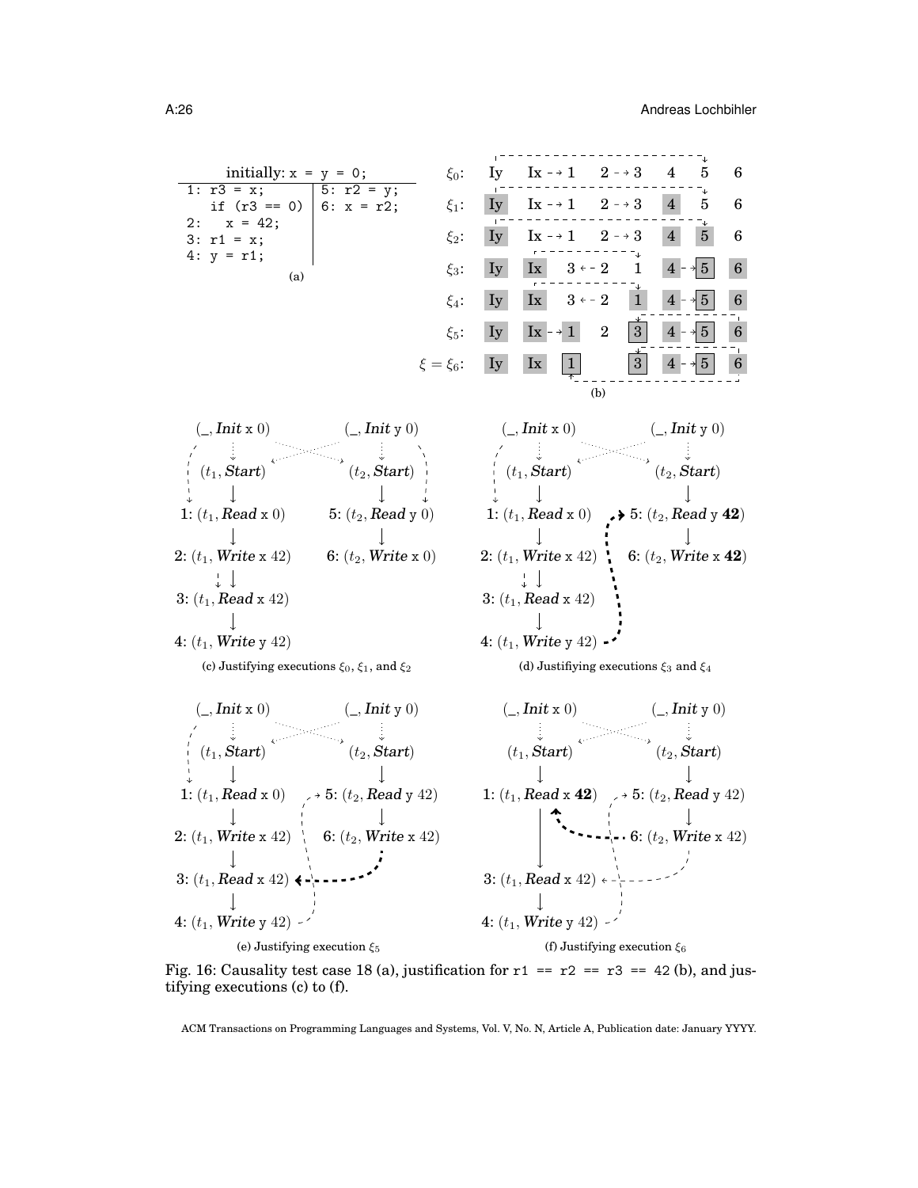| initially: `x = y = 0;` | |
|---|---|
| `1: r3 = x;`<br>`   if (r3 == 0)`<br>`2:   x = 42;`<br>`3: r1 = x;`<br>`4: y = r1;` | `5: r2 = y;`<br>`6: x = r2;` |

(a)

$\xi_0$: Iy Ix ⇢ 1 2 ⇢ 3 4 5 6

$\xi_1$: Iy Ix ⇢ 1 2 ⇢ 3 4 5 6

$\xi_2$: Iy Ix ⇢ 1 2 ⇢ 3 4 5 6

$\xi_3$: Iy Ix 3 ⇠ 2 1 4 ⇢ 5 6

$\xi_4$: Iy Ix 3 ⇠ 2 1 4 ⇢ 5 6

$\xi_5$: Iy Ix ⇢ 1 2 3 4 ⇢ 5 6

$\xi = \xi_6$: Iy Ix 1 3 4 ⇢ 5 6

(b)

(c) Justifying executions $\xi_0$, $\xi_1$, and $\xi_2$

(d) Justifiying executions $\xi_3$ and $\xi_4$

(e) Justifying execution $\xi_5$

(f) Justifying execution $\xi_6$

Fig. 16: Causality test case 18 (a), justification for `r1 == r2 == r3 == 42` (b), and justifying executions (c) to (f).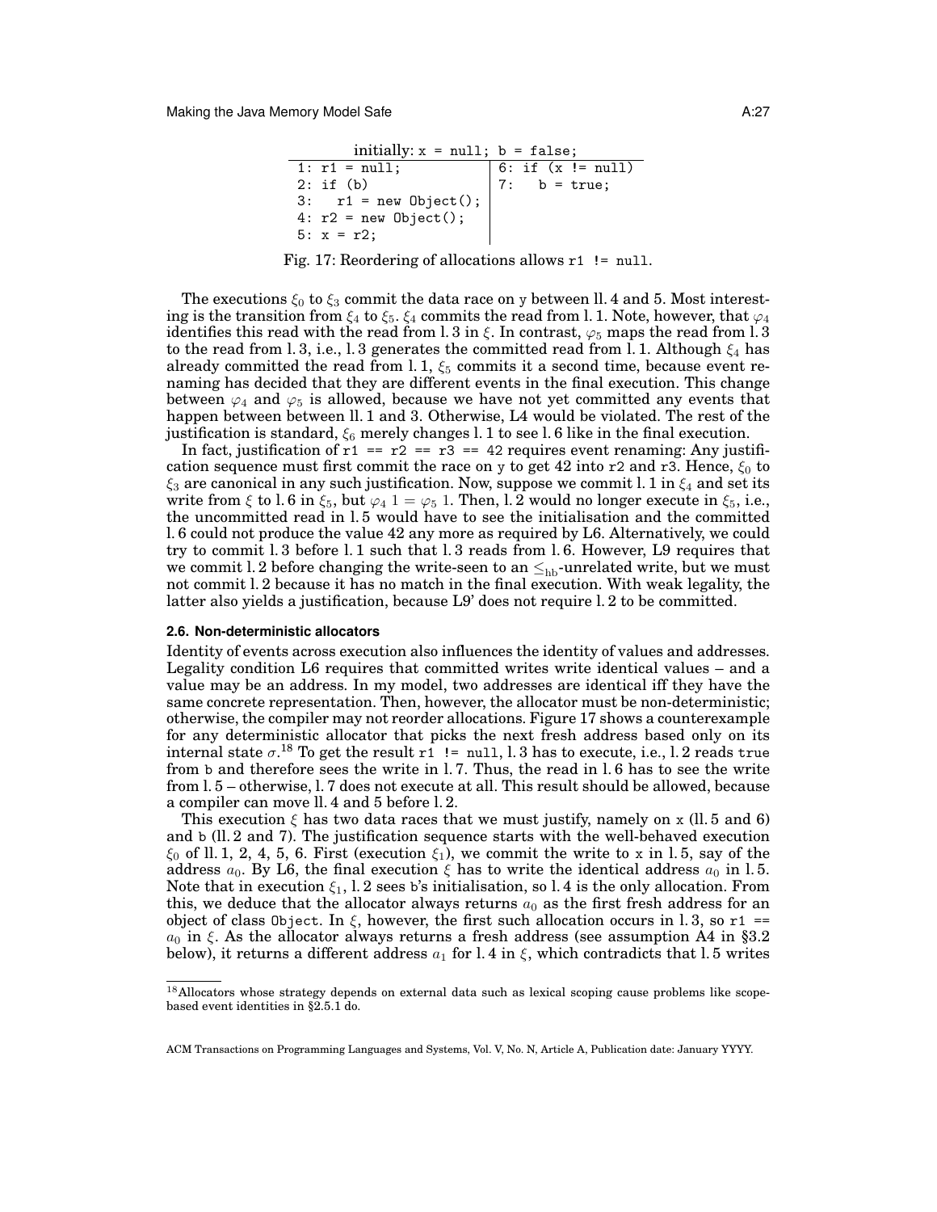```
initially: x = null; b = false;
1: r1 = null;                 | 6: if (x != null)
2: if (b)                     | 7:   b = true;
3:   r1 = new Object();       |
4: r2 = new Object();         |
5: x = r2;                    |
```

Fig. 17: Reordering of allocations allows `r1 != null`.

The executions $\xi_0$ to $\xi_3$ commit the data race on `y` between ll. 4 and 5. Most interesting is the transition from $\xi_4$ to $\xi_5$. $\xi_4$ commits the read from l. 1. Note, however, that $\varphi_4$ identifies this read with the read from l. 3 in $\xi$. In contrast, $\varphi_5$ maps the read from l. 3 to the read from l. 3, i.e., l. 3 generates the committed read from l. 1. Although $\xi_4$ has already committed the read from l. 1, $\xi_5$ commits it a second time, because event renaming has decided that they are different events in the final execution. This change between $\varphi_4$ and $\varphi_5$ is allowed, because we have not yet committed any events that happen between between ll. 1 and 3. Otherwise, L4 would be violated. The rest of the justification is standard, $\xi_6$ merely changes l. 1 to see l. 6 like in the final execution.

In fact, justification of `r1 == r2 == r3 == 42` requires event renaming: Any justification sequence must first commit the race on `y` to get 42 into `r2` and `r3`. Hence, $\xi_0$ to $\xi_3$ are canonical in any such justification. Now, suppose we commit l. 1 in $\xi_4$ and set its write from $\xi$ to l. 6 in $\xi_5$, but $\varphi_4\ 1 = \varphi_5\ 1$. Then, l. 2 would no longer execute in $\xi_5$, i.e., the uncommitted read in l. 5 would have to see the initialisation and the committed l. 6 could not produce the value 42 any more as required by L6. Alternatively, we could try to commit l. 3 before l. 1 such that l. 3 reads from l. 6. However, L9 requires that we commit l. 2 before changing the write-seen to an $\leq_{\mathrm{hb}}$-unrelated write, but we must not commit l. 2 because it has no match in the final execution. With weak legality, the latter also yields a justification, because L9' does not require l. 2 to be committed.

#### 2.6. Non-deterministic allocators

Identity of events across execution also influences the identity of values and addresses. Legality condition L6 requires that committed writes write identical values – and a value may be an address. In my model, two addresses are identical iff they have the same concrete representation. Then, however, the allocator must be non-deterministic; otherwise, the compiler may not reorder allocations. Figure 17 shows a counterexample for any deterministic allocator that picks the next fresh address based only on its internal state $\sigma$.[18] To get the result `r1 != null`, l. 3 has to execute, i.e., l. 2 reads `true` from `b` and therefore sees the write in l. 7. Thus, the read in l. 6 has to see the write from l. 5 – otherwise, l. 7 does not execute at all. This result should be allowed, because a compiler can move ll. 4 and 5 before l. 2.

This execution $\xi$ has two data races that we must justify, namely on `x` (ll. 5 and 6) and `b` (ll. 2 and 7). The justification sequence starts with the well-behaved execution $\xi_0$ of ll. 1, 2, 4, 5, 6. First (execution $\xi_1$), we commit the write to `x` in l. 5, say of the address $a_0$. By L6, the final execution $\xi$ has to write the identical address $a_0$ in l. 5. Note that in execution $\xi_1$, l. 2 sees `b`'s initialisation, so l. 4 is the only allocation. From this, we deduce that the allocator always returns $a_0$ as the first fresh address for an object of class `Object`. In $\xi$, however, the first such allocation occurs in l. 3, so `r1 ==` $a_0$ in $\xi$. As the allocator always returns a fresh address (see assumption A4 in §3.2 below), it returns a different address $a_1$ for l. 4 in $\xi$, which contradicts that l. 5 writes

[18] Allocators whose strategy depends on external data such as lexical scoping cause problems like scope-based event identities in §2.5.1 do.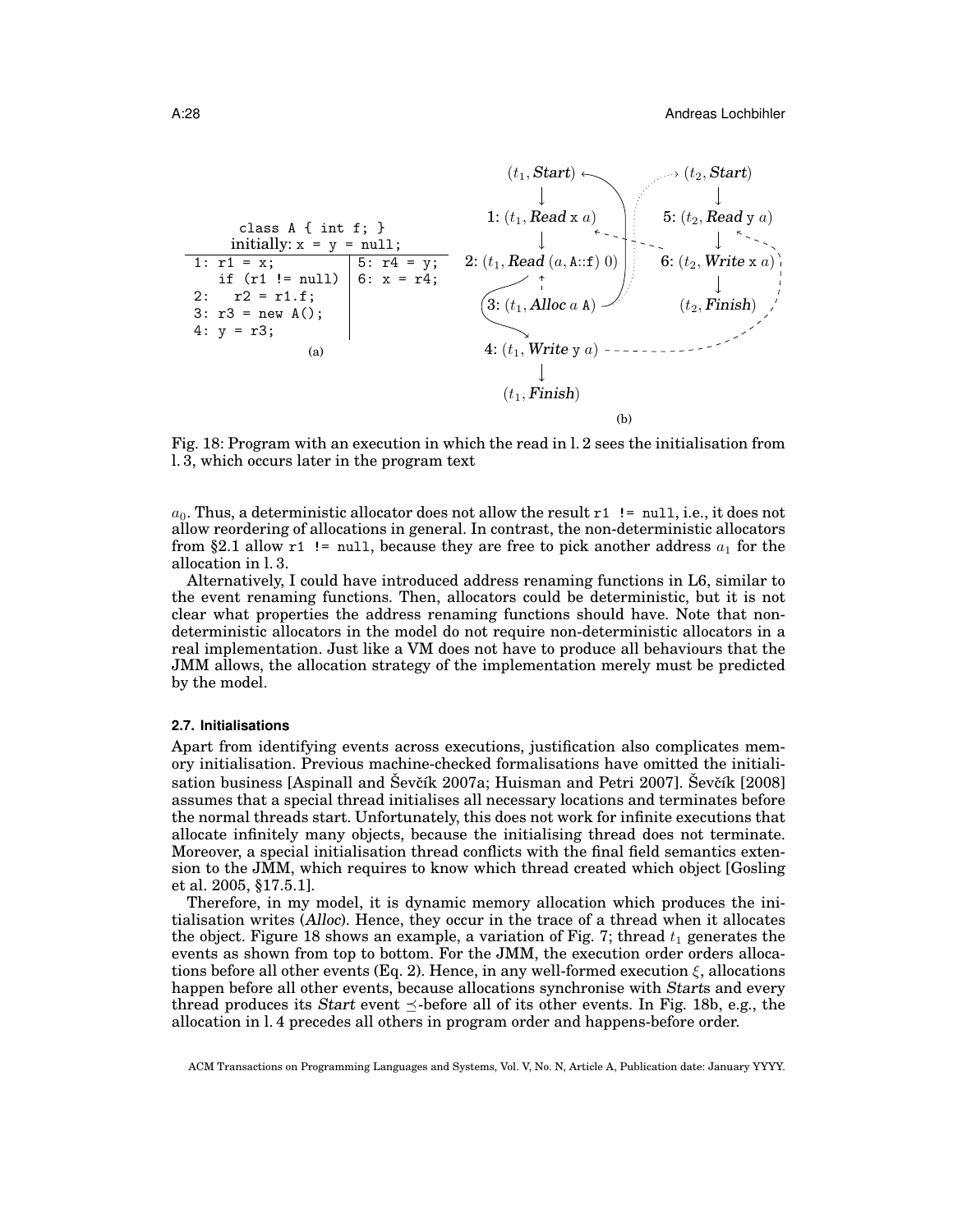```
        class A { int f; }
      initially: x = y = null;
1: r1 = x;                | 5: r4 = y;
   if (r1 != null)        | 6: x = r4;
2:   r2 = r1.f;           |
3: r3 = new A();          |
4: y = r3;                |
```

(a)

(b)

Fig. 18: Program with an execution in which the read in l. 2 sees the initialisation from l. 3, which occurs later in the program text

$a_0$. Thus, a deterministic allocator does not allow the result `r1 != null`, i.e., it does not allow reordering of allocations in general. In contrast, the non-deterministic allocators from §2.1 allow `r1 != null`, because they are free to pick another address $a_1$ for the allocation in l. 3.

Alternatively, I could have introduced address renaming functions in L6, similar to the event renaming functions. Then, allocators could be deterministic, but it is not clear what properties the address renaming functions should have. Note that non-deterministic allocators in the model do not require non-deterministic allocators in a real implementation. Just like a VM does not have to produce all behaviours that the JMM allows, the allocation strategy of the implementation merely must be predicted by the model.

### 2.7. Initialisations

Apart from identifying events across executions, justification also complicates memory initialisation. Previous machine-checked formalisations have omitted the initialisation business [Aspinall and Ševčík 2007a; Huisman and Petri 2007]. Ševčík [2008] assumes that a special thread initialises all necessary locations and terminates before the normal threads start. Unfortunately, this does not work for infinite executions that allocate infinitely many objects, because the initialising thread does not terminate. Moreover, a special initialisation thread conflicts with the final field semantics extension to the JMM, which requires to know which thread created which object [Gosling et al. 2005, §17.5.1].

Therefore, in my model, it is dynamic memory allocation which produces the initialisation writes (*Alloc*). Hence, they occur in the trace of a thread when it allocates the object. Figure 18 shows an example, a variation of Fig. 7; thread $t_1$ generates the events as shown from top to bottom. For the JMM, the execution order orders allocations before all other events (Eq. 2). Hence, in any well-formed execution $\xi$, allocations happen before all other events, because allocations synchronise with *Start*s and every thread produces its *Start* event $\preceq$-before all of its other events. In Fig. 18b, e.g., the allocation in l. 4 precedes all others in program order and happens-before order.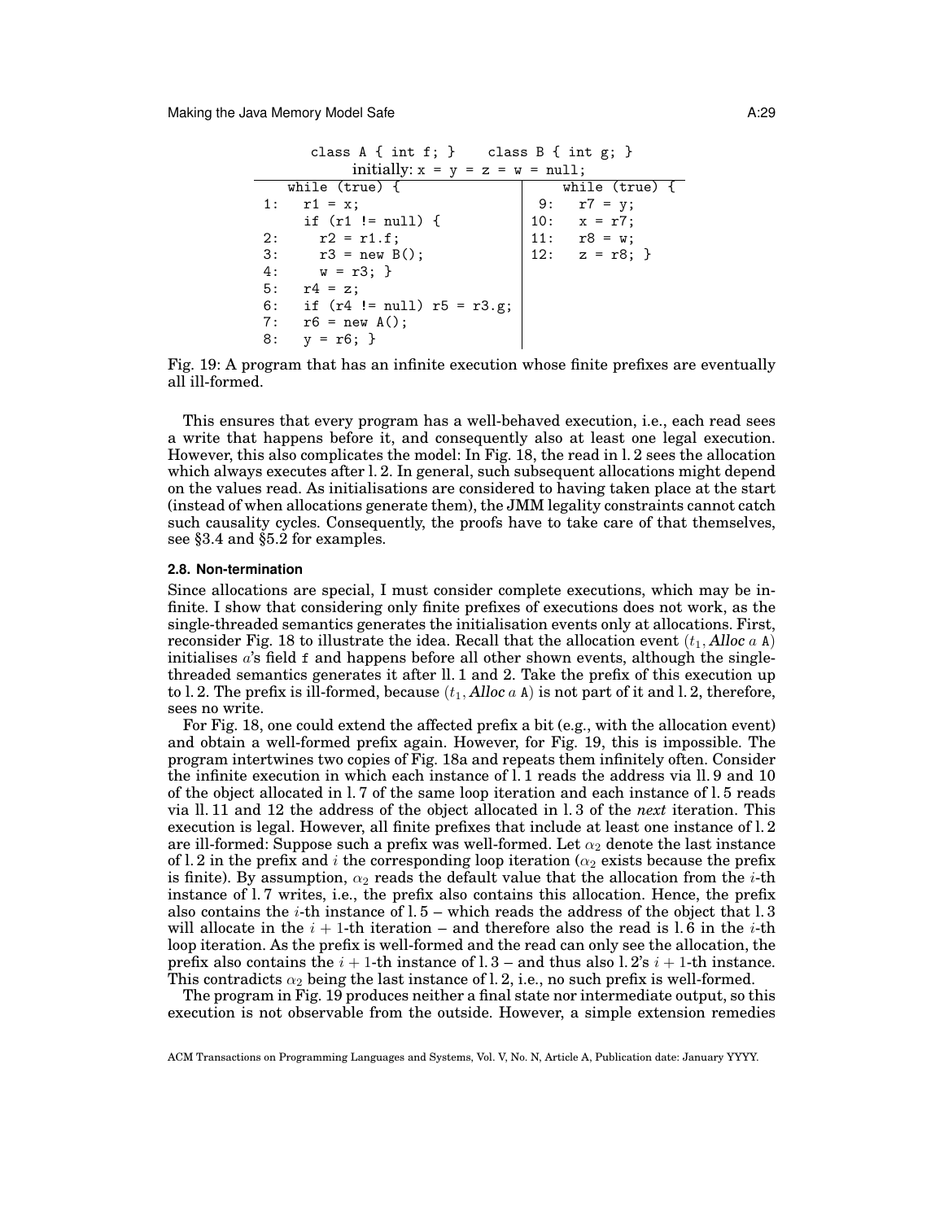```
    class A { int f; }    class B { int g; }
         initially: x = y = z = w = null;
   while (true) {                      |     while (true) {
1:   r1 = x;                           |  9:   r7 = y;
     if (r1 != null) {                 | 10:   x = r7;
2:     r2 = r1.f;                      | 11:   r8 = w;
3:     r3 = new B();                   | 12:   z = r8; }
4:     w = r3; }                       |
5:   r4 = z;                           |
6:   if (r4 != null) r5 = r3.g;        |
7:   r6 = new A();                     |
8:   y = r6; }                         |
```

Fig. 19: A program that has an infinite execution whose finite prefixes are eventually all ill-formed.

This ensures that every program has a well-behaved execution, i.e., each read sees a write that happens before it, and consequently also at least one legal execution. However, this also complicates the model: In Fig. 18, the read in l. 2 sees the allocation which always executes after l. 2. In general, such subsequent allocations might depend on the values read. As initialisations are considered to having taken place at the start (instead of when allocations generate them), the JMM legality constraints cannot catch such causality cycles. Consequently, the proofs have to take care of that themselves, see §3.4 and §5.2 for examples.

### 2.8. Non-termination

Since allocations are special, I must consider complete executions, which may be infinite. I show that considering only finite prefixes of executions does not work, as the single-threaded semantics generates the initialisation events only at allocations. First, reconsider Fig. 18 to illustrate the idea. Recall that the allocation event $(t_1, \textit{Alloc}\ a\ \texttt{A})$ initialises $a$'s field `f` and happens before all other shown events, although the single-threaded semantics generates it after ll. 1 and 2. Take the prefix of this execution up to l. 2. The prefix is ill-formed, because $(t_1, \textit{Alloc}\ a\ \texttt{A})$ is not part of it and l. 2, therefore, sees no write.

For Fig. 18, one could extend the affected prefix a bit (e.g., with the allocation event) and obtain a well-formed prefix again. However, for Fig. 19, this is impossible. The program intertwines two copies of Fig. 18a and repeats them infinitely often. Consider the infinite execution in which each instance of l. 1 reads the address via ll. 9 and 10 of the object allocated in l. 7 of the same loop iteration and each instance of l. 5 reads via ll. 11 and 12 the address of the object allocated in l. 3 of the *next* iteration. This execution is legal. However, all finite prefixes that include at least one instance of l. 2 are ill-formed: Suppose such a prefix was well-formed. Let $\alpha_2$ denote the last instance of l. 2 in the prefix and $i$ the corresponding loop iteration ($\alpha_2$ exists because the prefix is finite). By assumption, $\alpha_2$ reads the default value that the allocation from the $i$-th instance of l. 7 writes, i.e., the prefix also contains this allocation. Hence, the prefix also contains the $i$-th instance of l. 5 – which reads the address of the object that l. 3 will allocate in the $i+1$-th iteration – and therefore also the read is l. 6 in the $i$-th loop iteration. As the prefix is well-formed and the read can only see the allocation, the prefix also contains the $i+1$-th instance of l. 3 – and thus also l. 2's $i+1$-th instance. This contradicts $\alpha_2$ being the last instance of l. 2, i.e., no such prefix is well-formed.

The program in Fig. 19 produces neither a final state nor intermediate output, so this execution is not observable from the outside. However, a simple extension remedies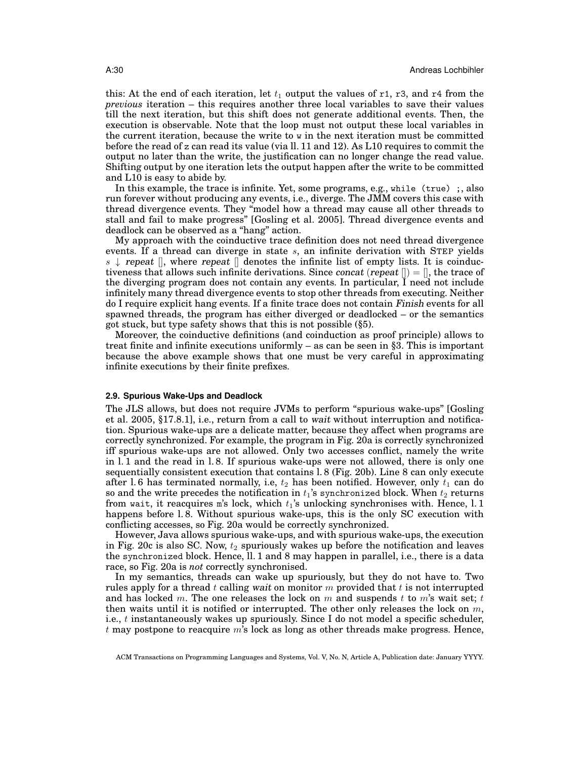this: At the end of each iteration, let $t_1$ output the values of `r1`, `r3`, and `r4` from the *previous* iteration – this requires another three local variables to save their values till the next iteration, but this shift does not generate additional events. Then, the execution is observable. Note that the loop must not output these local variables in the current iteration, because the write to `w` in the next iteration must be committed before the read of `z` can read its value (via ll. 11 and 12). As L10 requires to commit the output no later than the write, the justification can no longer change the read value. Shifting output by one iteration lets the output happen after the write to be committed and L10 is easy to abide by.

In this example, the trace is infinite. Yet, some programs, e.g., `while (true) ;`, also run forever without producing any events, i.e., diverge. The JMM covers this case with thread divergence events. They "model how a thread may cause all other threads to stall and fail to make progress" [Gosling et al. 2005]. Thread divergence events and deadlock can be observed as a "hang" action.

My approach with the coinductive trace definition does not need thread divergence events. If a thread can diverge in state $s$, an infinite derivation with STEP yields $s \downarrow$ *repeat* [], where *repeat* [] denotes the infinite list of empty lists. It is coinductiveness that allows such infinite derivations. Since *concat* (*repeat* []) = [], the trace of the diverging program does not contain any events. In particular, I need not include infinitely many thread divergence events to stop other threads from executing. Neither do I require explicit hang events. If a finite trace does not contain *Finish* events for all spawned threads, the program has either diverged or deadlocked – or the semantics got stuck, but type safety shows that this is not possible (§5).

Moreover, the coinductive definitions (and coinduction as proof principle) allows to treat finite and infinite executions uniformly – as can be seen in §3. This is important because the above example shows that one must be very careful in approximating infinite executions by their finite prefixes.

### 2.9. Spurious Wake-Ups and Deadlock

The JLS allows, but does not require JVMs to perform "spurious wake-ups" [Gosling et al. 2005, §17.8.1], i.e., return from a call to *wait* without interruption and notification. Spurious wake-ups are a delicate matter, because they affect when programs are correctly synchronized. For example, the program in Fig. 20a is correctly synchronized iff spurious wake-ups are not allowed. Only two accesses conflict, namely the write in l. 1 and the read in l. 8. If spurious wake-ups were not allowed, there is only one sequentially consistent execution that contains l. 8 (Fig. 20b). Line 8 can only execute after l. 6 has terminated normally, i.e, $t_2$ has been notified. However, only $t_1$ can do so and the write precedes the notification in $t_1$'s `synchronized` block. When $t_2$ returns from `wait`, it reacquires `m`'s lock, which $t_1$'s unlocking synchronises with. Hence, l. 1 happens before l. 8. Without spurious wake-ups, this is the only SC execution with conflicting accesses, so Fig. 20a would be correctly synchronized.

However, Java allows spurious wake-ups, and with spurious wake-ups, the execution in Fig. 20c is also SC. Now, $t_2$ spuriously wakes up before the notification and leaves the `synchronized` block. Hence, ll. 1 and 8 may happen in parallel, i.e., there is a data race, so Fig. 20a is *not* correctly synchronised.

In my semantics, threads can wake up spuriously, but they do not have to. Two rules apply for a thread $t$ calling *wait* on monitor $m$ provided that $t$ is not interrupted and has locked $m$. The one releases the lock on $m$ and suspends $t$ to $m$'s wait set; $t$ then waits until it is notified or interrupted. The other only releases the lock on $m$, i.e., $t$ instantaneously wakes up spuriously. Since I do not model a specific scheduler, $t$ may postpone to reacquire $m$'s lock as long as other threads make progress. Hence,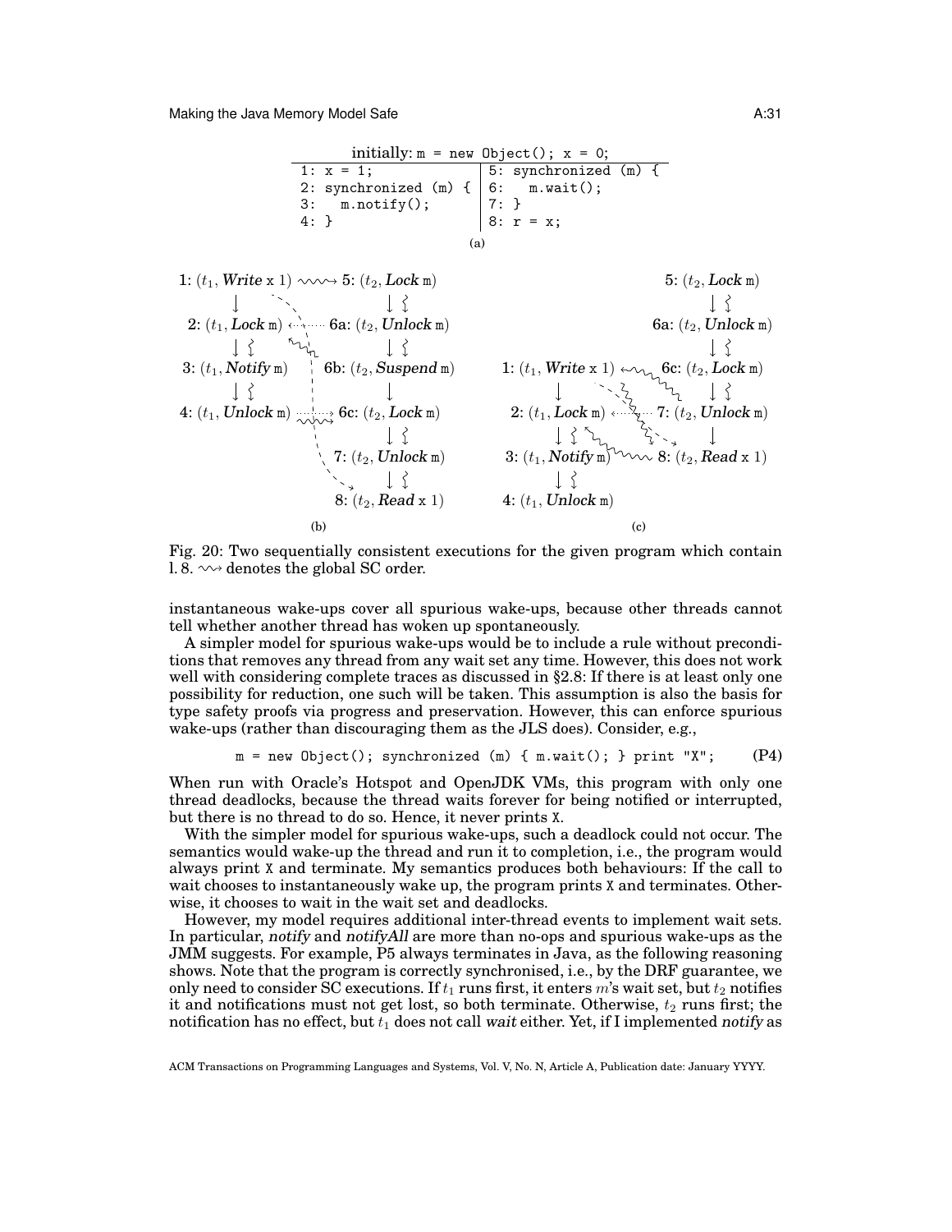initially: `m = new Object(); x = 0;`

```
1: x = 1;                  | 5: synchronized (m) {
2: synchronized (m) {      | 6:   m.wait();
3:   m.notify();           | 7: }
4: }                       | 8: r = x;
```

(a)

```
1: (t1, Write x 1) ~~~> 5: (t2, Lock m)
2: (t1, Lock m)         6a: (t2, Unlock m)
3: (t1, Notify m)       6b: (t2, Suspend m)
4: (t1, Unlock m)       6c: (t2, Lock m)
                        7: (t2, Unlock m)
                        8: (t2, Read x 1)
```

(b)

```
                        5: (t2, Lock m)
                        6a: (t2, Unlock m)
1: (t1, Write x 1)      6c: (t2, Lock m)
2: (t1, Lock m)         7: (t2, Unlock m)
3: (t1, Notify m)       8: (t2, Read x 1)
4: (t1, Unlock m)
```

(c)

Fig. 20: Two sequentially consistent executions for the given program which contain l. 8. $\rightsquigarrow$ denotes the global SC order.

instantaneous wake-ups cover all spurious wake-ups, because other threads cannot tell whether another thread has woken up spontaneously.

A simpler model for spurious wake-ups would be to include a rule without preconditions that removes any thread from any wait set any time. However, this does not work well with considering complete traces as discussed in §2.8: If there is at least only one possibility for reduction, one such will be taken. This assumption is also the basis for type safety proofs via progress and preservation. However, this can enforce spurious wake-ups (rather than discouraging them as the JLS does). Consider, e.g.,

```
m = new Object(); synchronized (m) { m.wait(); } print "X";     (P4)
```

When run with Oracle's Hotspot and OpenJDK VMs, this program with only one thread deadlocks, because the thread waits forever for being notified or interrupted, but there is no thread to do so. Hence, it never prints X.

With the simpler model for spurious wake-ups, such a deadlock could not occur. The semantics would wake-up the thread and run it to completion, i.e., the program would always print X and terminate. My semantics produces both behaviours: If the call to wait chooses to instantaneously wake up, the program prints X and terminates. Otherwise, it chooses to wait in the wait set and deadlocks.

However, my model requires additional inter-thread events to implement wait sets. In particular, *notify* and *notifyAll* are more than no-ops and spurious wake-ups as the JMM suggests. For example, P5 always terminates in Java, as the following reasoning shows. Note that the program is correctly synchronised, i.e., by the DRF guarantee, we only need to consider SC executions. If $t_1$ runs first, it enters $m$'s wait set, but $t_2$ notifies it and notifications must not get lost, so both terminate. Otherwise, $t_2$ runs first; the notification has no effect, but $t_1$ does not call *wait* either. Yet, if I implemented *notify* as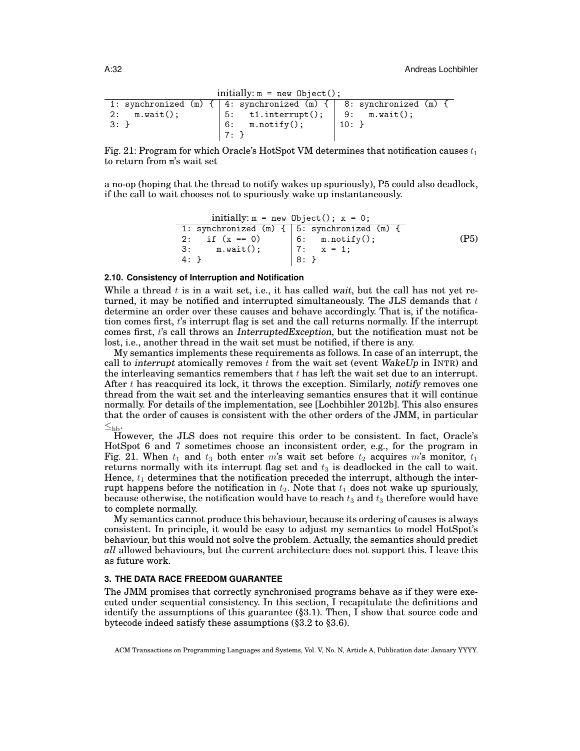initially: m = new Object();

| | | |
|---|---|---|
| 1: synchronized (m) { | 4: synchronized (m) { | 8: synchronized (m) { |
| 2: m.wait(); | 5: t1.interrupt(); | 9: m.wait(); |
| 3: } | 6: m.notify(); | 10: } |
| | 7: } | |

Fig. 21: Program for which Oracle's HotSpot VM determines that notification causes $t_1$ to return from m's wait set

a no-op (hoping that the thread to notify wakes up spuriously), P5 could also deadlock, if the call to wait chooses not to spuriously wake up instantaneously.

initially: m = new Object(); x = 0;

| | |
|---|---|
| 1: synchronized (m) { | 5: synchronized (m) { |
| 2: if (x == 0) | 6: m.notify(); |
| 3: m.wait(); | 7: x = 1; |
| 4: } | 8: } |

(P5)

### 2.10. Consistency of Interruption and Notification

While a thread $t$ is in a wait set, i.e., it has called *wait*, but the call has not yet returned, it may be notified and interrupted simultaneously. The JLS demands that $t$ determine an order over these causes and behave accordingly. That is, if the notification comes first, $t$'s interrupt flag is set and the call returns normally. If the interrupt comes first, $t$'s call throws an *InterruptedException*, but the notification must not be lost, i.e., another thread in the wait set must be notified, if there is any.

My semantics implements these requirements as follows. In case of an interrupt, the call to *interrupt* atomically removes $t$ from the wait set (event *WakeUp* in INTR) and the interleaving semantics remembers that $t$ has left the wait set due to an interrupt. After $t$ has reacquired its lock, it throws the exception. Similarly, *notify* removes one thread from the wait set and the interleaving semantics ensures that it will continue normally. For details of the implementation, see [Lochbihler 2012b]. This also ensures that the order of causes is consistent with the other orders of the JMM, in particular $\leq_{\mathrm{hb}}$.

However, the JLS does not require this order to be consistent. In fact, Oracle's HotSpot 6 and 7 sometimes choose an inconsistent order, e.g., for the program in Fig. 21. When $t_1$ and $t_3$ both enter $m$'s wait set before $t_2$ acquires $m$'s monitor, $t_1$ returns normally with its interrupt flag set and $t_3$ is deadlocked in the call to wait. Hence, $t_1$ determines that the notification preceded the interrupt, although the interrupt happens before the notification in $t_2$. Note that $t_1$ does not wake up spuriously, because otherwise, the notification would have to reach $t_3$ and $t_3$ therefore would have to complete normally.

My semantics cannot produce this behaviour, because its ordering of causes is always consistent. In principle, it would be easy to adjust my semantics to model HotSpot's behaviour, but this would not solve the problem. Actually, the semantics should predict *all* allowed behaviours, but the current architecture does not support this. I leave this as future work.

## 3. THE DATA RACE FREEDOM GUARANTEE

The JMM promises that correctly synchronised programs behave as if they were executed under sequential consistency. In this section, I recapitulate the definitions and identify the assumptions of this guarantee (§3.1). Then, I show that source code and bytecode indeed satisfy these assumptions (§3.2 to §3.6).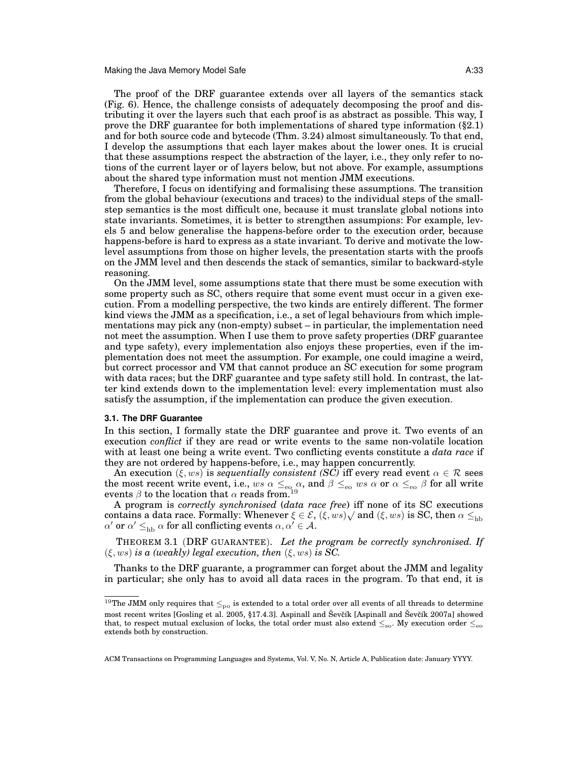The proof of the DRF guarantee extends over all layers of the semantics stack (Fig. 6). Hence, the challenge consists of adequately decomposing the proof and distributing it over the layers such that each proof is as abstract as possible. This way, I prove the DRF guarantee for both implementations of shared type information (§2.1) and for both source code and bytecode (Thm. 3.24) almost simultaneously. To that end, I develop the assumptions that each layer makes about the lower ones. It is crucial that these assumptions respect the abstraction of the layer, i.e., they only refer to notions of the current layer or of layers below, but not above. For example, assumptions about the shared type information must not mention JMM executions.

Therefore, I focus on identifying and formalising these assumptions. The transition from the global behaviour (executions and traces) to the individual steps of the small-step semantics is the most difficult one, because it must translate global notions into state invariants. Sometimes, it is better to strengthen assumpions: For example, levels 5 and below generalise the happens-before order to the execution order, because happens-before is hard to express as a state invariant. To derive and motivate the low-level assumptions from those on higher levels, the presentation starts with the proofs on the JMM level and then descends the stack of semantics, similar to backward-style reasoning.

On the JMM level, some assumptions state that there must be some execution with some property such as SC, others require that some event must occur in a given execution. From a modelling perspective, the two kinds are entirely different. The former kind views the JMM as a specification, i.e., a set of legal behaviours from which implementations may pick any (non-empty) subset – in particular, the implementation need not meet the assumption. When I use them to prove safety properties (DRF guarantee and type safety), every implementation also enjoys these properties, even if the implementation does not meet the assumption. For example, one could imagine a weird, but correct processor and VM that cannot produce an SC execution for some program with data races; but the DRF guarantee and type safety still hold. In contrast, the latter kind extends down to the implementation level: every implementation must also satisfy the assumption, if the implementation can produce the given execution.

### 3.1. The DRF Guarantee

In this section, I formally state the DRF guarantee and prove it. Two events of an execution *conflict* if they are read or write events to the same non-volatile location with at least one being a write event. Two conflicting events constitute a *data race* if they are not ordered by happens-before, i.e., may happen concurrently.

An execution $(\xi, ws)$ is *sequentially consistent (SC)* iff every read event $\alpha \in \mathcal{R}$ sees the most recent write event, i.e., $ws\ \alpha \leq_{\mathrm{eo}} \alpha$, and $\beta \leq_{\mathrm{eo}} ws\ \alpha$ or $\alpha \leq_{\mathrm{eo}} \beta$ for all write events $\beta$ to the location that $\alpha$ reads from.[19]

A program is *correctly synchronised* (*data race free*) iff none of its SC executions contains a data race. Formally: Whenever $\xi \in \mathcal{E}$, $(\xi, ws)\surd$ and $(\xi, ws)$ is SC, then $\alpha \leq_{\mathrm{hb}} \alpha'$ or $\alpha' \leq_{\mathrm{hb}} \alpha$ for all conflicting events $\alpha, \alpha' \in \mathcal{A}$.

THEOREM 3.1 (DRF GUARANTEE). *Let the program be correctly synchronised. If $(\xi, ws)$ is a (weakly) legal execution, then $(\xi, ws)$ is SC.*

Thanks to the DRF guarante, a programmer can forget about the JMM and legality in particular; she only has to avoid all data races in the program. To that end, it is

---

[19] The JMM only requires that $\leq_{\mathrm{po}}$ is extended to a total order over all events of all threads to determine most recent writes [Gosling et al. 2005, §17.4.3]. Aspinall and Ševčík [Aspinall and Ševčík 2007a] showed that, to respect mutual exclusion of locks, the total order must also extend $\leq_{\mathrm{so}}$. My execution order $\leq_{\mathrm{eo}}$ extends both by construction.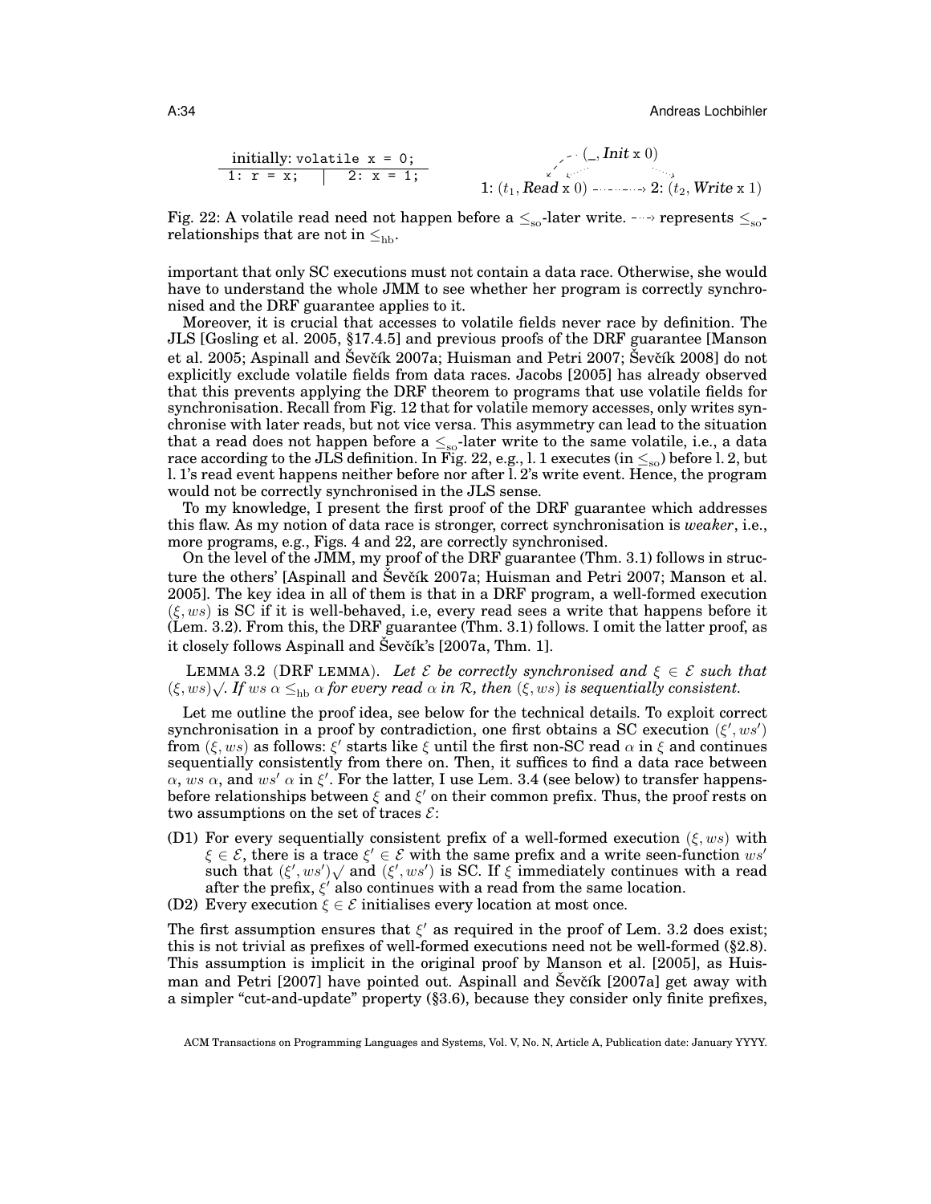| initially: `volatile x = 0;` | |
|---|---|
| `1: r = x;` | `2: x = 1;` |

$(\_, \textit{Init}\ \mathtt{x}\ 0)$

1: $(t_1, \textit{Read}\ \mathtt{x}\ 0)$ ⇢ 2: $(t_2, \textit{Write}\ \mathtt{x}\ 1)$

Fig. 22: A volatile read need not happen before a $\leq_{\mathrm{so}}$-later write. ⇢ represents $\leq_{\mathrm{so}}$-relationships that are not in $\leq_{\mathrm{hb}}$.

important that only SC executions must not contain a data race. Otherwise, she would have to understand the whole JMM to see whether her program is correctly synchronised and the DRF guarantee applies to it.

Moreover, it is crucial that accesses to volatile fields never race by definition. The JLS [Gosling et al. 2005, §17.4.5] and previous proofs of the DRF guarantee [Manson et al. 2005; Aspinall and Ševčík 2007a; Huisman and Petri 2007; Ševčík 2008] do not explicitly exclude volatile fields from data races. Jacobs [2005] has already observed that this prevents applying the DRF theorem to programs that use volatile fields for synchronisation. Recall from Fig. 12 that for volatile memory accesses, only writes synchronise with later reads, but not vice versa. This asymmetry can lead to the situation that a read does not happen before a $\leq_{\mathrm{so}}$-later write to the same volatile, i.e., a data race according to the JLS definition. In Fig. 22, e.g., l. 1 executes (in $\leq_{\mathrm{so}}$) before l. 2, but l. 1's read event happens neither before nor after l. 2's write event. Hence, the program would not be correctly synchronised in the JLS sense.

To my knowledge, I present the first proof of the DRF guarantee which addresses this flaw. As my notion of data race is stronger, correct synchronisation is *weaker*, i.e., more programs, e.g., Figs. 4 and 22, are correctly synchronised.

On the level of the JMM, my proof of the DRF guarantee (Thm. 3.1) follows in structure the others' [Aspinall and Ševčík 2007a; Huisman and Petri 2007; Manson et al. 2005]. The key idea in all of them is that in a DRF program, a well-formed execution $(\xi, ws)$ is SC if it is well-behaved, i.e, every read sees a write that happens before it (Lem. 3.2). From this, the DRF guarantee (Thm. 3.1) follows. I omit the latter proof, as it closely follows Aspinall and Ševčík's [2007a, Thm. 1].

LEMMA 3.2 (DRF LEMMA). *Let $\mathcal{E}$ be correctly synchronised and $\xi \in \mathcal{E}$ such that $(\xi, ws)\surd$. If $ws\ \alpha \leq_{\mathrm{hb}} \alpha$ for every read $\alpha$ in $\mathcal{R}$, then $(\xi, ws)$ is sequentially consistent.*

Let me outline the proof idea, see below for the technical details. To exploit correct synchronisation in a proof by contradiction, one first obtains a SC execution $(\xi', ws')$ from $(\xi, ws)$ as follows: $\xi'$ starts like $\xi$ until the first non-SC read $\alpha$ in $\xi$ and continues sequentially consistently from there on. Then, it suffices to find a data race between $\alpha$, $ws\ \alpha$, and $ws'\ \alpha$ in $\xi'$. For the latter, I use Lem. 3.4 (see below) to transfer happens-before relationships between $\xi$ and $\xi'$ on their common prefix. Thus, the proof rests on two assumptions on the set of traces $\mathcal{E}$:

- (D1) For every sequentially consistent prefix of a well-formed execution $(\xi, ws)$ with $\xi \in \mathcal{E}$, there is a trace $\xi' \in \mathcal{E}$ with the same prefix and a write seen-function $ws'$ such that $(\xi', ws')\surd$ and $(\xi', ws')$ is SC. If $\xi$ immediately continues with a read after the prefix, $\xi'$ also continues with a read from the same location.
- (D2) Every execution $\xi \in \mathcal{E}$ initialises every location at most once.

The first assumption ensures that $\xi'$ as required in the proof of Lem. 3.2 does exist; this is not trivial as prefixes of well-formed executions need not be well-formed (§2.8). This assumption is implicit in the original proof by Manson et al. [2005], as Huisman and Petri [2007] have pointed out. Aspinall and Ševčík [2007a] get away with a simpler "cut-and-update" property (§3.6), because they consider only finite prefixes,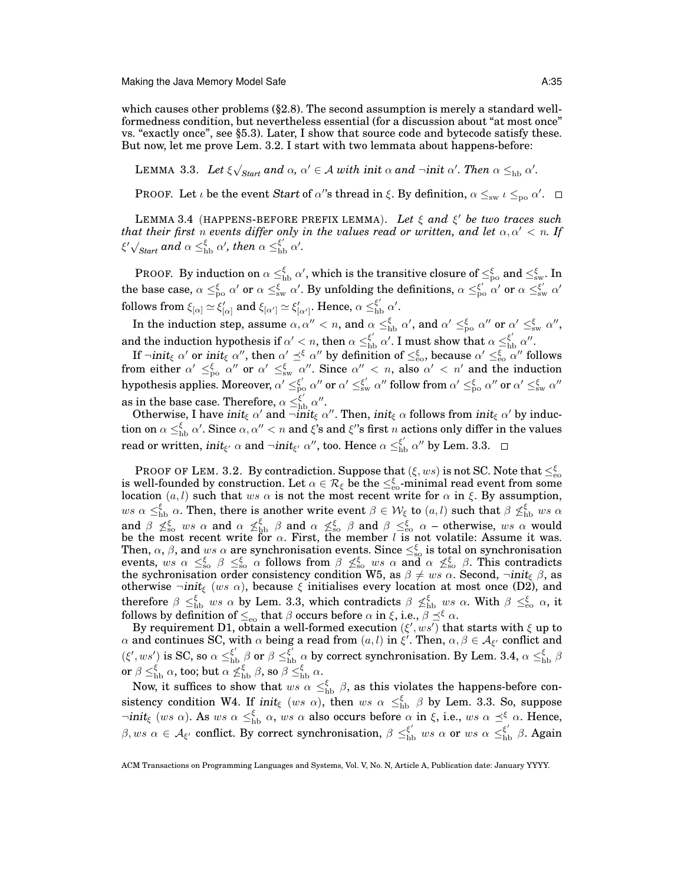which causes other problems (§2.8). The second assumption is merely a standard well-formedness condition, but nevertheless essential (for a discussion about "at most once" vs. "exactly once", see §5.3). Later, I show that source code and bytecode satisfy these. But now, let me prove Lem. 3.2. I start with two lemmata about happens-before:

LEMMA 3.3. *Let $\xi\sqrt{}_{\mathit{Start}}$ and $\alpha, \alpha' \in \mathcal{A}$ with init $\alpha$ and $\neg$init $\alpha'$. Then $\alpha \leq_{\text{hb}} \alpha'$.*

PROOF. Let $\iota$ be the event *Start* of $\alpha'$'s thread in $\xi$. By definition, $\alpha \leq_{\text{sw}} \iota \leq_{\text{po}} \alpha'$. □

LEMMA 3.4 (HAPPENS-BEFORE PREFIX LEMMA). *Let $\xi$ and $\xi'$ be two traces such that their first $n$ events differ only in the values read or written, and let $\alpha, \alpha' < n$. If $\xi'\sqrt{}_{\mathit{Start}}$ and $\alpha \leq^{\xi}_{\text{hb}} \alpha'$, then $\alpha \leq^{\xi'}_{\text{hb}} \alpha'$.*

PROOF. By induction on $\alpha \leq^{\xi}_{\text{hb}} \alpha'$, which is the transitive closure of $\leq^{\xi}_{\text{po}}$ and $\leq^{\xi}_{\text{sw}}$. In the base case, $\alpha \leq^{\xi}_{\text{po}} \alpha'$ or $\alpha \leq^{\xi}_{\text{sw}} \alpha'$. By unfolding the definitions, $\alpha \leq^{\xi'}_{\text{po}} \alpha'$ or $\alpha \leq^{\xi'}_{\text{sw}} \alpha'$ follows from $\xi_{[\alpha]} \simeq \xi'_{[\alpha]}$ and $\xi_{[\alpha']} \simeq \xi'_{[\alpha']}$. Hence, $\alpha \leq^{\xi'}_{\text{hb}} \alpha'$.

In the induction step, assume $\alpha, \alpha'' < n$, and $\alpha \leq^{\xi}_{\text{hb}} \alpha'$, and $\alpha' \leq^{\xi}_{\text{po}} \alpha''$ or $\alpha' \leq^{\xi}_{\text{sw}} \alpha''$, and the induction hypothesis if $\alpha' < n$, then $\alpha \leq^{\xi'}_{\text{hb}} \alpha'$. I must show that $\alpha \leq^{\xi'}_{\text{hb}} \alpha''$.

If $\neg$init$_\xi$ $\alpha'$ or init$_\xi$ $\alpha''$, then $\alpha' \preceq^{\xi} \alpha''$ by definition of $\leq^{\xi}_{\text{eo}}$, because $\alpha' \leq^{\xi}_{\text{eo}} \alpha''$ follows from either $\alpha' \leq^{\xi}_{\text{po}} \alpha''$ or $\alpha' \leq^{\xi}_{\text{sw}} \alpha''$. Since $\alpha'' < n$, also $\alpha' < n'$ and the induction hypothesis applies. Moreover, $\alpha' \leq^{\xi'}_{\text{po}} \alpha''$ or $\alpha' \leq^{\xi'}_{\text{sw}} \alpha''$ follow from $\alpha' \leq^{\xi}_{\text{po}} \alpha''$ or $\alpha' \leq^{\xi}_{\text{sw}} \alpha''$ as in the base case. Therefore, $\alpha \leq^{\xi'}_{\text{hb}} \alpha''$.

Otherwise, I have init$_\xi$ $\alpha'$ and $\neg$init$_\xi$ $\alpha''$. Then, init$_\xi$ $\alpha$ follows from init$_\xi$ $\alpha'$ by induction on $\alpha \leq^{\xi}_{\text{hb}} \alpha'$. Since $\alpha, \alpha'' < n$ and $\xi$'s and $\xi'$'s first $n$ actions only differ in the values read or written, init$_{\xi'}$ $\alpha$ and $\neg$init$_{\xi'}$ $\alpha''$, too. Hence $\alpha \leq^{\xi'}_{\text{hb}} \alpha''$ by Lem. 3.3. □

PROOF OF LEM. 3.2. By contradiction. Suppose that $(\xi, ws)$ is not SC. Note that $\leq^{\xi}_{\text{eo}}$ is well-founded by construction. Let $\alpha \in \mathcal{R}_\xi$ be the $\leq^{\xi}_{\text{eo}}$-minimal read event from some location $(a, l)$ such that $ws\ \alpha$ is not the most recent write for $\alpha$ in $\xi$. By assumption, $ws\ \alpha \leq^{\xi}_{\text{hb}} \alpha$. Then, there is another write event $\beta \in \mathcal{W}_\xi$ to $(a, l)$ such that $\beta \not\leq^{\xi}_{\text{hb}} ws\ \alpha$ and $\beta \not\leq^{\xi}_{\text{so}} ws\ \alpha$ and $\alpha \not\leq^{\xi}_{\text{hb}} \beta$ and $\alpha \not\leq^{\xi}_{\text{so}} \beta$ and $\beta \leq^{\xi}_{\text{eo}} \alpha$ – otherwise, $ws\ \alpha$ would be the most recent write for $\alpha$. First, the member $l$ is not volatile: Assume it was. Then, $\alpha$, $\beta$, and $ws\ \alpha$ are synchronisation events. Since $\leq^{\xi}_{\text{so}}$ is total on synchronisation events, $ws\ \alpha \leq^{\xi}_{\text{so}} \beta \leq^{\xi}_{\text{so}} \alpha$ follows from $\beta \not\leq^{\xi}_{\text{so}} ws\ \alpha$ and $\alpha \not\leq^{\xi}_{\text{so}} \beta$. This contradicts the sychronisation order consistency condition W5, as $\beta \neq ws\ \alpha$. Second, $\neg$init$_\xi$ $\beta$, as otherwise $\neg$init$_\xi$ $(ws\ \alpha)$, because $\xi$ initialises every location at most once (D2), and therefore $\beta \leq^{\xi}_{\text{hb}} ws\ \alpha$ by Lem. 3.3, which contradicts $\beta \not\leq^{\xi}_{\text{hb}} ws\ \alpha$. With $\beta \leq^{\xi}_{\text{eo}} \alpha$, it follows by definition of $\leq_{\text{eo}}$ that $\beta$ occurs before $\alpha$ in $\xi$, i.e., $\beta \preceq^{\xi} \alpha$.

By requirement D1, obtain a well-formed execution $(\xi', ws')$ that starts with $\xi$ up to $\alpha$ and continues SC, with $\alpha$ being a read from $(a, l)$ in $\xi'$. Then, $\alpha, \beta \in \mathcal{A}_{\xi'}$ conflict and $(\xi', ws')$ is SC, so $\alpha \leq^{\xi'}_{\text{hb}} \beta$ or $\beta \leq^{\xi'}_{\text{hb}} \alpha$ by correct synchronisation. By Lem. 3.4, $\alpha \leq^{\xi}_{\text{hb}} \beta$ or $\beta \leq^{\xi}_{\text{hb}} \alpha$, too; but $\alpha \not\leq^{\xi}_{\text{hb}} \beta$, so $\beta \leq^{\xi}_{\text{hb}} \alpha$.

Now, it suffices to show that $ws\ \alpha \leq^{\xi}_{\text{hb}} \beta$, as this violates the happens-before consistency condition W4. If init$_\xi$ $(ws\ \alpha)$, then $ws\ \alpha \leq^{\xi}_{\text{hb}} \beta$ by Lem. 3.3. So, suppose $\neg$init$_\xi$ $(ws\ \alpha)$. As $ws\ \alpha \leq^{\xi}_{\text{hb}} \alpha$, $ws\ \alpha$ also occurs before $\alpha$ in $\xi$, i.e., $ws\ \alpha \preceq^{\xi} \alpha$. Hence, $\beta, ws\ \alpha \in \mathcal{A}_{\xi'}$ conflict. By correct synchronisation, $\beta \leq^{\xi'}_{\text{hb}} ws\ \alpha$ or $ws\ \alpha \leq^{\xi'}_{\text{hb}} \beta$. Again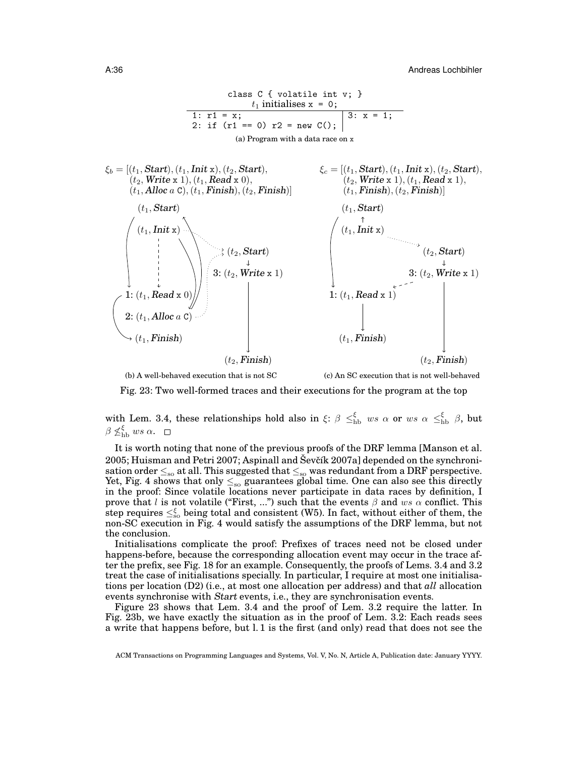```
class C { volatile int v; }
t1 initialises x = 0;
```

| | |
|---|---|
| `1: r1 = x;`<br>`2: if (r1 == 0) r2 = new C();` | `3: x = 1;` |

(a) Program with a data race on x

$\xi_b = [(t_1, \textit{Start}), (t_1, \textit{Init}\ \texttt{x}), (t_2, \textit{Start}), (t_2, \textit{Write}\ \texttt{x}\ 1), (t_1, \textit{Read}\ \texttt{x}\ 0), (t_1, \textit{Alloc}\ a\ \texttt{C}), (t_1, \textit{Finish}), (t_2, \textit{Finish})]$

$\xi_c = [(t_1, \textit{Start}), (t_1, \textit{Init}\ \texttt{x}), (t_2, \textit{Start}), (t_2, \textit{Write}\ \texttt{x}\ 1), (t_1, \textit{Read}\ \texttt{x}\ 1), (t_1, \textit{Finish}), (t_2, \textit{Finish})]$

(b) A well-behaved execution that is not SC

(c) An SC execution that is not well-behaved

Fig. 23: Two well-formed traces and their executions for the program at the top

with Lem. 3.4, these relationships hold also in $\xi$: $\beta \leq^{\xi}_{\text{hb}} ws\ \alpha$ or $ws\ \alpha \leq^{\xi}_{\text{hb}} \beta$, but $\beta \not\leq^{\xi}_{\text{hb}} ws\ \alpha$. □

It is worth noting that none of the previous proofs of the DRF lemma [Manson et al. 2005; Huisman and Petri 2007; Aspinall and Ševčík 2007a] depended on the synchronisation order $\leq_{\text{so}}$ at all. This suggested that $\leq_{\text{so}}$ was redundant from a DRF perspective. Yet, Fig. 4 shows that only $\leq_{\text{so}}$ guarantees global time. One can also see this directly in the proof: Since volatile locations never participate in data races by definition, I prove that $l$ is not volatile ("First, ...") such that the events $\beta$ and $ws\ \alpha$ conflict. This step requires $\leq^{\xi}_{\text{so}}$ being total and consistent (W5). In fact, without either of them, the non-SC execution in Fig. 4 would satisfy the assumptions of the DRF lemma, but not the conclusion.

Initialisations complicate the proof: Prefixes of traces need not be closed under happens-before, because the corresponding allocation event may occur in the trace after the prefix, see Fig. 18 for an example. Consequently, the proofs of Lems. 3.4 and 3.2 treat the case of initialisations specially. In particular, I require at most one initialisations per location (D2) (i.e., at most one allocation per address) and that *all* allocation events synchronise with *Start* events, i.e., they are synchronisation events.

Figure 23 shows that Lem. 3.4 and the proof of Lem. 3.2 require the latter. In Fig. 23b, we have exactly the situation as in the proof of Lem. 3.2: Each reads sees a write that happens before, but l. 1 is the first (and only) read that does not see the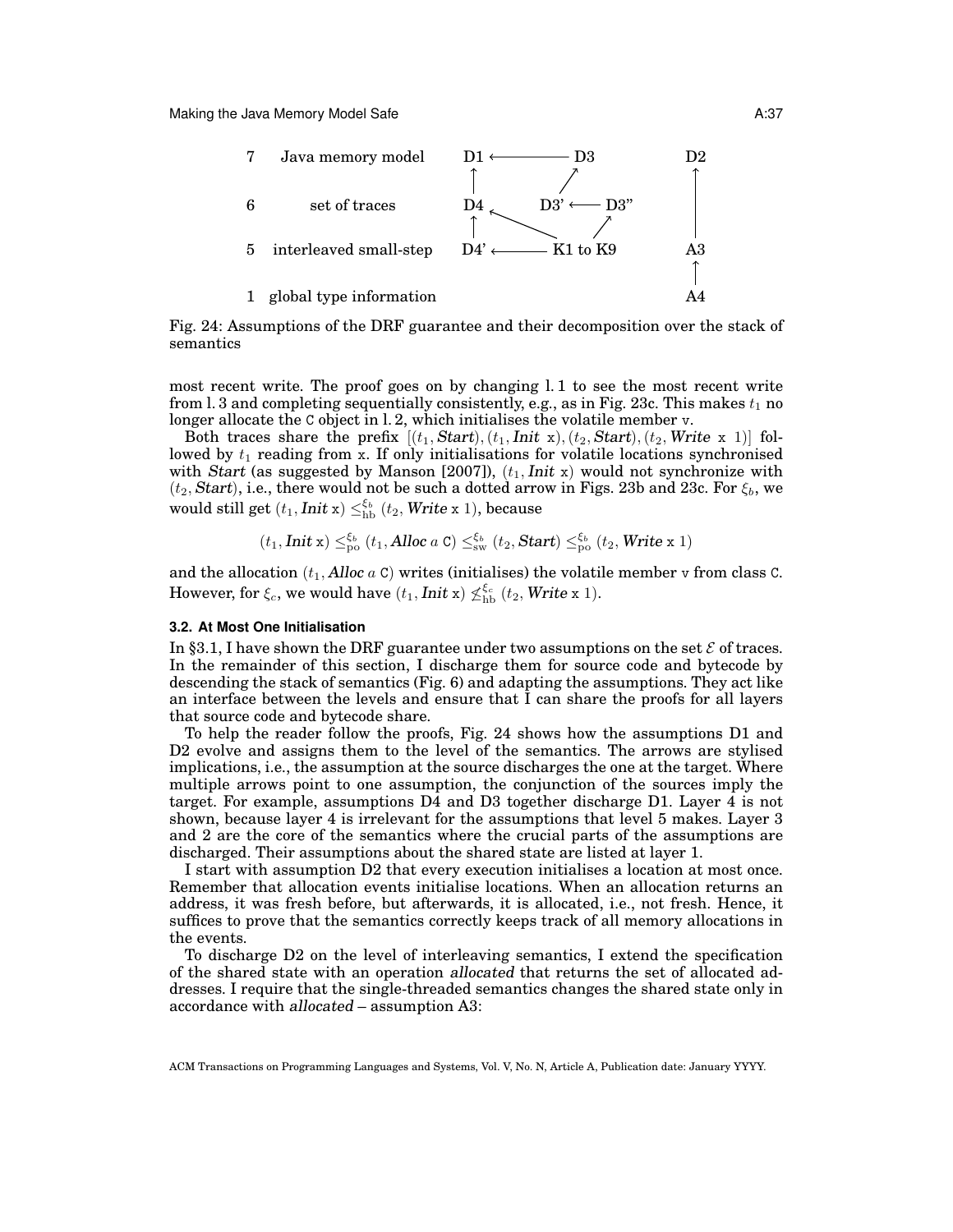| | | | | |
|---|---|---|---|---|
| 7 | Java memory model | D1 ⟵ D3 | | D2 |
| 6 | set of traces | D4 | D3' ⟵ D3" | |
| 5 | interleaved small-step | D4' ⟵ K1 to K9 | | A3 |
| 1 | global type information | | | A4 |

Fig. 24: Assumptions of the DRF guarantee and their decomposition over the stack of semantics

most recent write. The proof goes on by changing l. 1 to see the most recent write from l. 3 and completing sequentially consistently, e.g., as in Fig. 23c. This makes $t_1$ no longer allocate the `C` object in l. 2, which initialises the volatile member `v`.

Both traces share the prefix $[(t_1, \textit{Start}), (t_1, \textit{Init}\ \texttt{x}), (t_2, \textit{Start}), (t_2, \textit{Write}\ \texttt{x}\ 1)]$ followed by $t_1$ reading from `x`. If only initialisations for volatile locations synchronised with *Start* (as suggested by Manson [2007]), $(t_1, \textit{Init}\ \texttt{x})$ would not synchronize with $(t_2, \textit{Start})$, i.e., there would not be such a dotted arrow in Figs. 23b and 23c. For $\xi_b$, we would still get $(t_1, \textit{Init}\ \texttt{x}) \leq_{\text{hb}}^{\xi_b} (t_2, \textit{Write}\ \texttt{x}\ 1)$, because

$$(t_1, \textit{Init}\ \texttt{x}) \leq_{\text{po}}^{\xi_b} (t_1, \textit{Alloc}\ a\ \texttt{C}) \leq_{\text{sw}}^{\xi_b} (t_2, \textit{Start}) \leq_{\text{po}}^{\xi_b} (t_2, \textit{Write}\ \texttt{x}\ 1)$$

and the allocation $(t_1, \textit{Alloc}\ a\ \texttt{C})$ writes (initialises) the volatile member `v` from class `C`. However, for $\xi_c$, we would have $(t_1, \textit{Init}\ \texttt{x}) \not\leq_{\text{hb}}^{\xi_c} (t_2, \textit{Write}\ \texttt{x}\ 1)$.

### 3.2. At Most One Initialisation

In §3.1, I have shown the DRF guarantee under two assumptions on the set $\mathcal{E}$ of traces. In the remainder of this section, I discharge them for source code and bytecode by descending the stack of semantics (Fig. 6) and adapting the assumptions. They act like an interface between the levels and ensure that I can share the proofs for all layers that source code and bytecode share.

To help the reader follow the proofs, Fig. 24 shows how the assumptions D1 and D2 evolve and assigns them to the level of the semantics. The arrows are stylised implications, i.e., the assumption at the source discharges the one at the target. Where multiple arrows point to one assumption, the conjunction of the sources imply the target. For example, assumptions D4 and D3 together discharge D1. Layer 4 is not shown, because layer 4 is irrelevant for the assumptions that level 5 makes. Layer 3 and 2 are the core of the semantics where the crucial parts of the assumptions are discharged. Their assumptions about the shared state are listed at layer 1.

I start with assumption D2 that every execution initialises a location at most once. Remember that allocation events initialise locations. When an allocation returns an address, it was fresh before, but afterwards, it is allocated, i.e., not fresh. Hence, it suffices to prove that the semantics correctly keeps track of all memory allocations in the events.

To discharge D2 on the level of interleaving semantics, I extend the specification of the shared state with an operation *allocated* that returns the set of allocated addresses. I require that the single-threaded semantics changes the shared state only in accordance with *allocated* – assumption A3: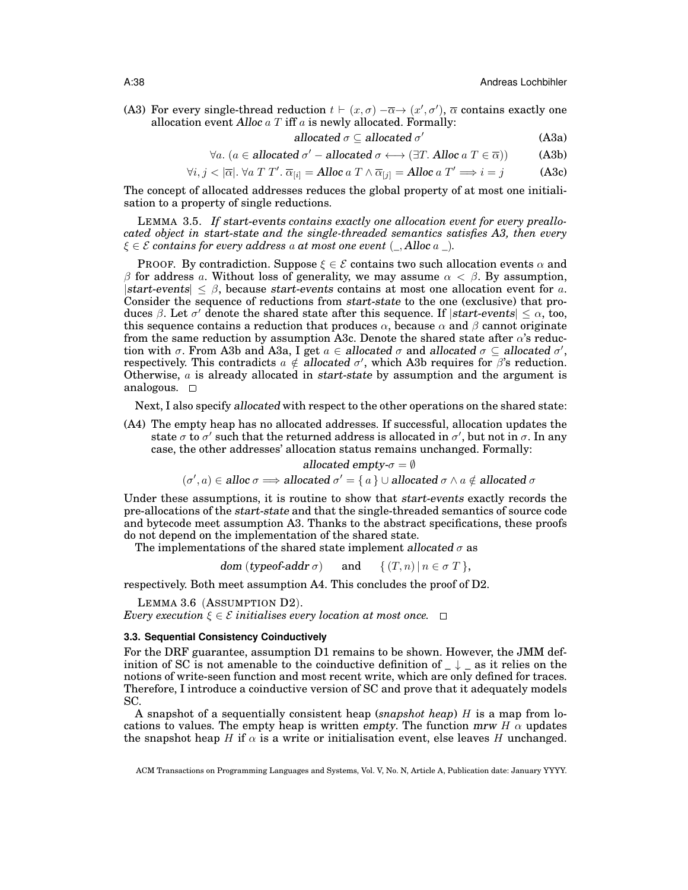(A3) For every single-thread reduction $t \vdash (x, \sigma) -\overline{\alpha}\rightarrow (x', \sigma')$, $\overline{\alpha}$ contains exactly one allocation event *Alloc* $a$ $T$ iff $a$ is newly allocated. Formally:

$$\textit{allocated}\ \sigma \subseteq \textit{allocated}\ \sigma' \tag{A3a}$$

$$\forall a.\ (a \in \textit{allocated}\ \sigma' - \textit{allocated}\ \sigma \longleftrightarrow (\exists T.\ \textit{Alloc}\ a\ T \in \overline{\alpha})) \tag{A3b}$$

$$\forall i, j < |\overline{\alpha}|.\ \forall a\ T\ T'.\ \overline{\alpha}_{[i]} = \textit{Alloc}\ a\ T \wedge \overline{\alpha}_{[j]} = \textit{Alloc}\ a\ T' \Longrightarrow i = j \tag{A3c}$$

The concept of allocated addresses reduces the global property of at most one initialisation to a property of single reductions.

LEMMA 3.5. *If start-events contains exactly one allocation event for every preallocated object in start-state and the single-threaded semantics satisfies A3, then every $\xi \in \mathcal{E}$ contains for every address $a$ at most one event (_, Alloc $a$ _).*

PROOF. By contradiction. Suppose $\xi \in \mathcal{E}$ contains two such allocation events $\alpha$ and $\beta$ for address $a$. Without loss of generality, we may assume $\alpha < \beta$. By assumption, $|\textit{start-events}| \leq \beta$, because *start-events* contains at most one allocation event for $a$. Consider the sequence of reductions from *start-state* to the one (exclusive) that produces $\beta$. Let $\sigma'$ denote the shared state after this sequence. If $|\textit{start-events}| \leq \alpha$, too, this sequence contains a reduction that produces $\alpha$, because $\alpha$ and $\beta$ cannot originate from the same reduction by assumption A3c. Denote the shared state after $\alpha$'s reduction with $\sigma$. From A3b and A3a, I get $a \in \textit{allocated}\ \sigma$ and $\textit{allocated}\ \sigma \subseteq \textit{allocated}\ \sigma'$, respectively. This contradicts $a \notin \textit{allocated}\ \sigma'$, which A3b requires for $\beta$'s reduction. Otherwise, $a$ is already allocated in *start-state* by assumption and the argument is analogous. $\square$

Next, I also specify *allocated* with respect to the other operations on the shared state:

(A4) The empty heap has no allocated addresses. If successful, allocation updates the state $\sigma$ to $\sigma'$ such that the returned address is allocated in $\sigma'$, but not in $\sigma$. In any case, the other addresses' allocation status remains unchanged. Formally:

$$\textit{allocated empty-}\sigma = \emptyset$$

$$(\sigma', a) \in \textit{alloc}\ \sigma \Longrightarrow \textit{allocated}\ \sigma' = \{ a \} \cup \textit{allocated}\ \sigma \wedge a \notin \textit{allocated}\ \sigma$$

Under these assumptions, it is routine to show that *start-events* exactly records the pre-allocations of the *start-state* and that the single-threaded semantics of source code and bytecode meet assumption A3. Thanks to the abstract specifications, these proofs do not depend on the implementation of the shared state.

The implementations of the shared state implement *allocated* $\sigma$ as

$$\textit{dom}\ (\textit{typeof-addr}\ \sigma) \qquad \text{and} \qquad \{ (T, n) \mid n \in \sigma\ T \},$$

respectively. Both meet assumption A4. This concludes the proof of D2.

LEMMA 3.6 (ASSUMPTION D2).
*Every execution $\xi \in \mathcal{E}$ initialises every location at most once.* $\square$

### 3.3. Sequential Consistency Coinductively

For the DRF guarantee, assumption D1 remains to be shown. However, the JMM definition of SC is not amenable to the coinductive definition of _ $\downarrow$ _ as it relies on the notions of write-seen function and most recent write, which are only defined for traces. Therefore, I introduce a coinductive version of SC and prove that it adequately models SC.

A snapshot of a sequentially consistent heap (*snapshot heap*) $H$ is a map from locations to values. The empty heap is written *empty*. The function *mrw* $H$ $\alpha$ updates the snapshot heap $H$ if $\alpha$ is a write or initialisation event, else leaves $H$ unchanged.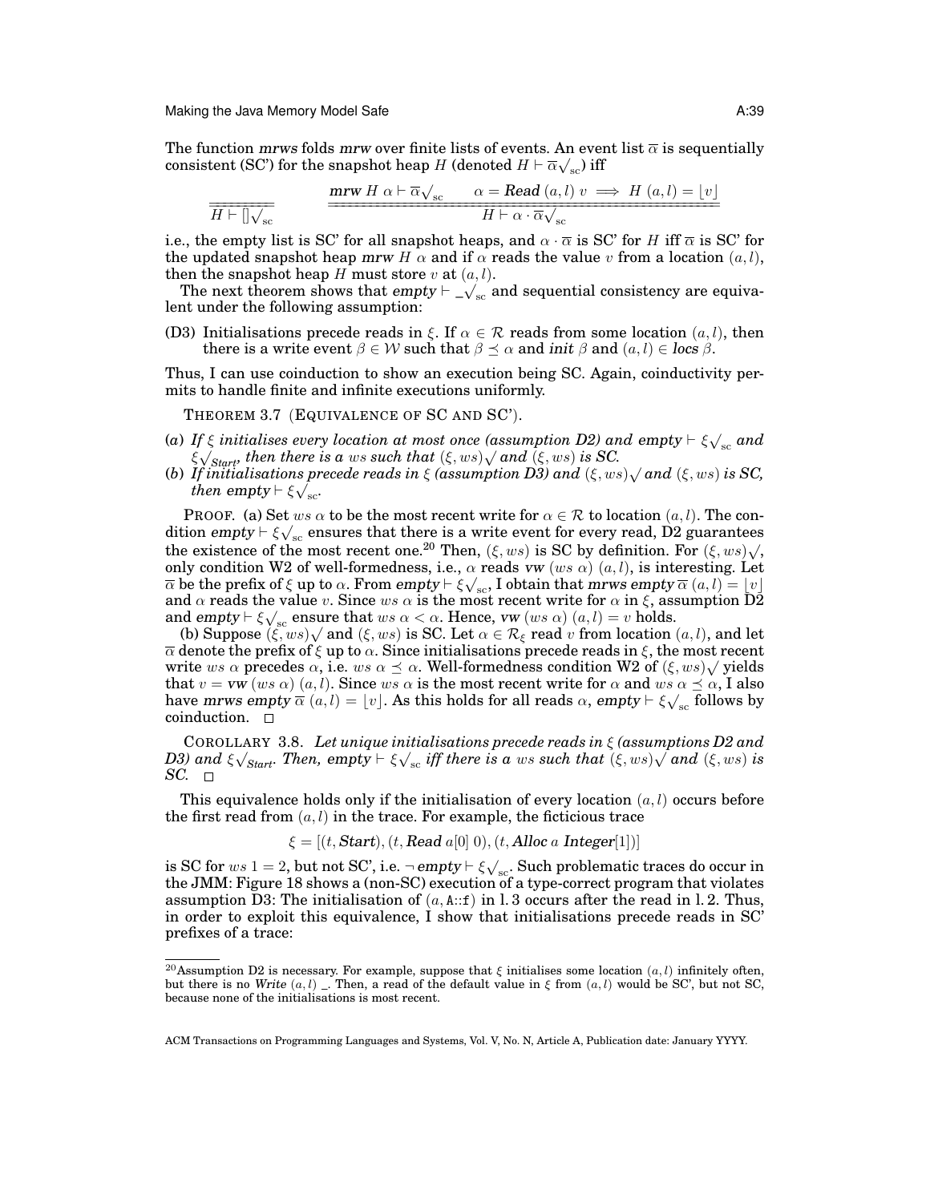The function *mrws* folds *mrw* over finite lists of events. An event list $\overline{\alpha}$ is sequentially consistent (SC') for the snapshot heap $H$ (denoted $H \vdash \overline{\alpha}\surd_{\text{sc}}$) iff

$$\frac{}{H \vdash []\surd_{\text{sc}}} \qquad \frac{\textit{mrw}\ H\ \alpha \vdash \overline{\alpha}\surd_{\text{sc}} \qquad \alpha = \textit{Read}\ (a,l)\ v \implies H\ (a,l) = \lfloor v \rfloor}{H \vdash \alpha \cdot \overline{\alpha}\surd_{\text{sc}}}$$

i.e., the empty list is SC' for all snapshot heaps, and $\alpha \cdot \overline{\alpha}$ is SC' for $H$ iff $\overline{\alpha}$ is SC' for the updated snapshot heap *mrw* $H$ $\alpha$ and if $\alpha$ reads the value $v$ from a location $(a,l)$, then the snapshot heap $H$ must store $v$ at $(a,l)$.

The next theorem shows that $\textit{empty} \vdash \_\surd_{\text{sc}}$ and sequential consistency are equivalent under the following assumption:

(D3) Initialisations precede reads in $\xi$. If $\alpha \in \mathcal{R}$ reads from some location $(a,l)$, then there is a write event $\beta \in \mathcal{W}$ such that $\beta \preceq \alpha$ and *init* $\beta$ and $(a,l) \in \textit{locs}\ \beta$.

Thus, I can use coinduction to show an execution being SC. Again, coinductivity permits to handle finite and infinite executions uniformly.

THEOREM 3.7 (EQUIVALENCE OF SC AND SC').

(*a*) *If $\xi$ initialises every location at most once (assumption D2) and $\textit{empty} \vdash \xi\surd_{\text{sc}}$ and $\xi\surd_{\textit{Start}}$, then there is a $ws$ such that $(\xi, ws)\surd$ and $(\xi, ws)$ is SC.*

(*b*) *If initialisations precede reads in $\xi$ (assumption D3) and $(\xi, ws)\surd$ and $(\xi, ws)$ is SC, then $\textit{empty} \vdash \xi\surd_{\text{sc}}$.*

PROOF. (a) Set $ws\ \alpha$ to be the most recent write for $\alpha \in \mathcal{R}$ to location $(a,l)$. The condition $\textit{empty} \vdash \xi\surd_{\text{sc}}$ ensures that there is a write event for every read, D2 guarantees the existence of the most recent one.[20] Then, $(\xi, ws)$ is SC by definition. For $(\xi, ws)\surd$, only condition W2 of well-formedness, i.e., $\alpha$ reads $\textit{vw}\ (ws\ \alpha)\ (a,l)$, is interesting. Let $\overline{\alpha}$ be the prefix of $\xi$ up to $\alpha$. From $\textit{empty} \vdash \xi\surd_{\text{sc}}$, I obtain that $\textit{mrws}\ \textit{empty}\ \overline{\alpha}\ (a,l) = \lfloor v \rfloor$ and $\alpha$ reads the value $v$. Since $ws\ \alpha$ is the most recent write for $\alpha$ in $\xi$, assumption D2 and $\textit{empty} \vdash \xi\surd_{\text{sc}}$ ensure that $ws\ \alpha < \alpha$. Hence, $\textit{vw}\ (ws\ \alpha)\ (a,l) = v$ holds.

(b) Suppose $(\xi, ws)\surd$ and $(\xi, ws)$ is SC. Let $\alpha \in \mathcal{R}_\xi$ read $v$ from location $(a,l)$, and let $\overline{\alpha}$ denote the prefix of $\xi$ up to $\alpha$. Since initialisations precede reads in $\xi$, the most recent write $ws\ \alpha$ precedes $\alpha$, i.e. $ws\ \alpha \preceq \alpha$. Well-formedness condition W2 of $(\xi, ws)\surd$ yields that $v = \textit{vw}\ (ws\ \alpha)\ (a,l)$. Since $ws\ \alpha$ is the most recent write for $\alpha$ and $ws\ \alpha \preceq \alpha$, I also have $\textit{mrws}\ \textit{empty}\ \overline{\alpha}\ (a,l) = \lfloor v \rfloor$. As this holds for all reads $\alpha$, $\textit{empty} \vdash \xi\surd_{\text{sc}}$ follows by coinduction. $\square$

COROLLARY 3.8. *Let unique initialisations precede reads in $\xi$ (assumptions D2 and D3) and $\xi\surd_{\textit{Start}}$. Then, $\textit{empty} \vdash \xi\surd_{\text{sc}}$ iff there is a $ws$ such that $(\xi, ws)\surd$ and $(\xi, ws)$ is SC.* $\square$

This equivalence holds only if the initialisation of every location $(a,l)$ occurs before the first read from $(a,l)$ in the trace. For example, the ficticious trace

$$\xi = [(t, \textit{Start}), (t, \textit{Read}\ a[0]\ 0), (t, \textit{Alloc}\ a\ \textit{Integer}[1])]$$

is SC for $ws\ 1 = 2$, but not SC', i.e. $\neg\,\textit{empty} \vdash \xi\surd_{\text{sc}}$. Such problematic traces do occur in the JMM: Figure 18 shows a (non-SC) execution of a type-correct program that violates assumption D3: The initialisation of $(a, \texttt{A::f})$ in l. 3 occurs after the read in l. 2. Thus, in order to exploit this equivalence, I show that initialisations precede reads in SC' prefixes of a trace:

[20] Assumption D2 is necessary. For example, suppose that $\xi$ initialises some location $(a,l)$ infinitely often, but there is no *Write* $(a,l)$ \_. Then, a read of the default value in $\xi$ from $(a,l)$ would be SC', but not SC, because none of the initialisations is most recent.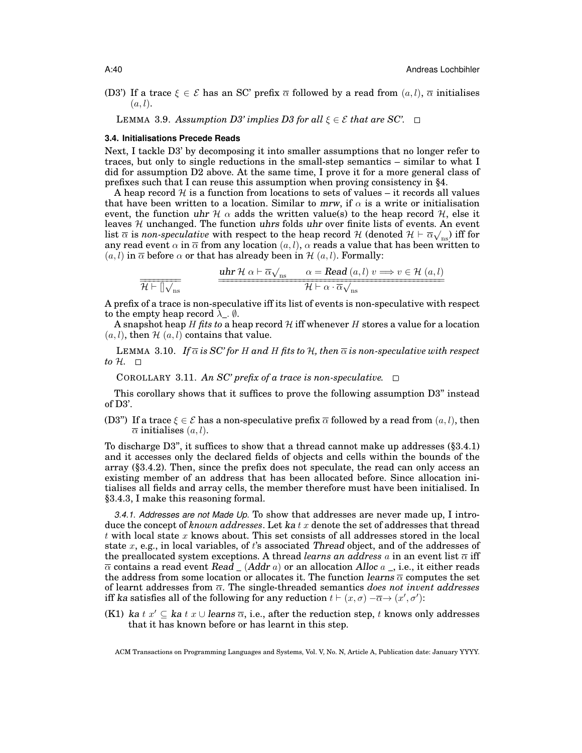(D3') If a trace $\xi \in \mathcal{E}$ has an SC' prefix $\overline{\alpha}$ followed by a read from $(a, l)$, $\overline{\alpha}$ initialises $(a, l)$.

LEMMA 3.9. *Assumption D3' implies D3 for all $\xi \in \mathcal{E}$ that are SC'.* □

### 3.4. Initialisations Precede Reads

Next, I tackle D3' by decomposing it into smaller assumptions that no longer refer to traces, but only to single reductions in the small-step semantics – similar to what I did for assumption D2 above. At the same time, I prove it for a more general class of prefixes such that I can reuse this assumption when proving consistency in §4.

A heap record $\mathcal{H}$ is a function from locations to sets of values – it records all values that have been written to a location. Similar to *mrw*, if $\alpha$ is a write or initialisation event, the function *uhr* $\mathcal{H}$ $\alpha$ adds the written value(s) to the heap record $\mathcal{H}$, else it leaves $\mathcal{H}$ unchanged. The function *uhrs* folds *uhr* over finite lists of events. An event list $\overline{\alpha}$ is *non-speculative* with respect to the heap record $\mathcal{H}$ (denoted $\mathcal{H} \vdash \overline{\alpha}\surd_{\mathrm{ns}}$) iff for any read event $\alpha$ in $\overline{\alpha}$ from any location $(a, l)$, $\alpha$ reads a value that has been written to $(a, l)$ in $\overline{\alpha}$ before $\alpha$ or that has already been in $\mathcal{H}$ $(a, l)$. Formally:

$$\frac{}{\mathcal{H} \vdash []\surd_{\mathrm{ns}}} \qquad \frac{\textit{uhr}\ \mathcal{H}\ \alpha \vdash \overline{\alpha}\surd_{\mathrm{ns}} \qquad \alpha = \textit{Read}\ (a, l)\ v \Longrightarrow v \in \mathcal{H}\ (a, l)}{\mathcal{H} \vdash \alpha \cdot \overline{\alpha}\surd_{\mathrm{ns}}}$$

A prefix of a trace is non-speculative iff its list of events is non-speculative with respect to the empty heap record $\lambda\_.\ \emptyset$.

A snapshot heap $H$ *fits to* a heap record $\mathcal{H}$ iff whenever $H$ stores a value for a location $(a, l)$, then $\mathcal{H}$ $(a, l)$ contains that value.

LEMMA 3.10. *If $\overline{\alpha}$ is SC' for $H$ and $H$ fits to $\mathcal{H}$, then $\overline{\alpha}$ is non-speculative with respect to $\mathcal{H}$.* □

COROLLARY 3.11. *An SC' prefix of a trace is non-speculative.* □

This corollary shows that it suffices to prove the following assumption D3" instead of D3'.

(D3") If a trace $\xi \in \mathcal{E}$ has a non-speculative prefix $\overline{\alpha}$ followed by a read from $(a, l)$, then $\overline{\alpha}$ initialises $(a, l)$.

To discharge D3", it suffices to show that a thread cannot make up addresses (§3.4.1) and it accesses only the declared fields of objects and cells within the bounds of the array (§3.4.2). Then, since the prefix does not speculate, the read can only access an existing member of an address that has been allocated before. Since allocation initialises all fields and array cells, the member therefore must have been initialised. In §3.4.3, I make this reasoning formal.

#### 3.4.1. Addresses are not Made Up.

To show that addresses are never made up, I introduce the concept of *known addresses*. Let *ka* $t$ $x$ denote the set of addresses that thread $t$ with local state $x$ knows about. This set consists of all addresses stored in the local state $x$, e.g., in local variables, of $t$'s associated *Thread* object, and of the addresses of the preallocated system exceptions. A thread *learns an address* $a$ in an event list $\overline{\alpha}$ iff $\overline{\alpha}$ contains a read event *Read* _ (*Addr* $a$) or an allocation *Alloc* $a$ _, i.e., it either reads the address from some location or allocates it. The function *learns* $\overline{\alpha}$ computes the set of learnt addresses from $\overline{\alpha}$. The single-threaded semantics *does not invent addresses* iff *ka* satisfies all of the following for any reduction $t \vdash (x, \sigma) -\overline{\alpha}\rightarrow (x', \sigma')$:

(K1) *ka* $t$ $x' \subseteq$ *ka* $t$ $x \cup$ *learns* $\overline{\alpha}$, i.e., after the reduction step, $t$ knows only addresses that it has known before or has learnt in this step.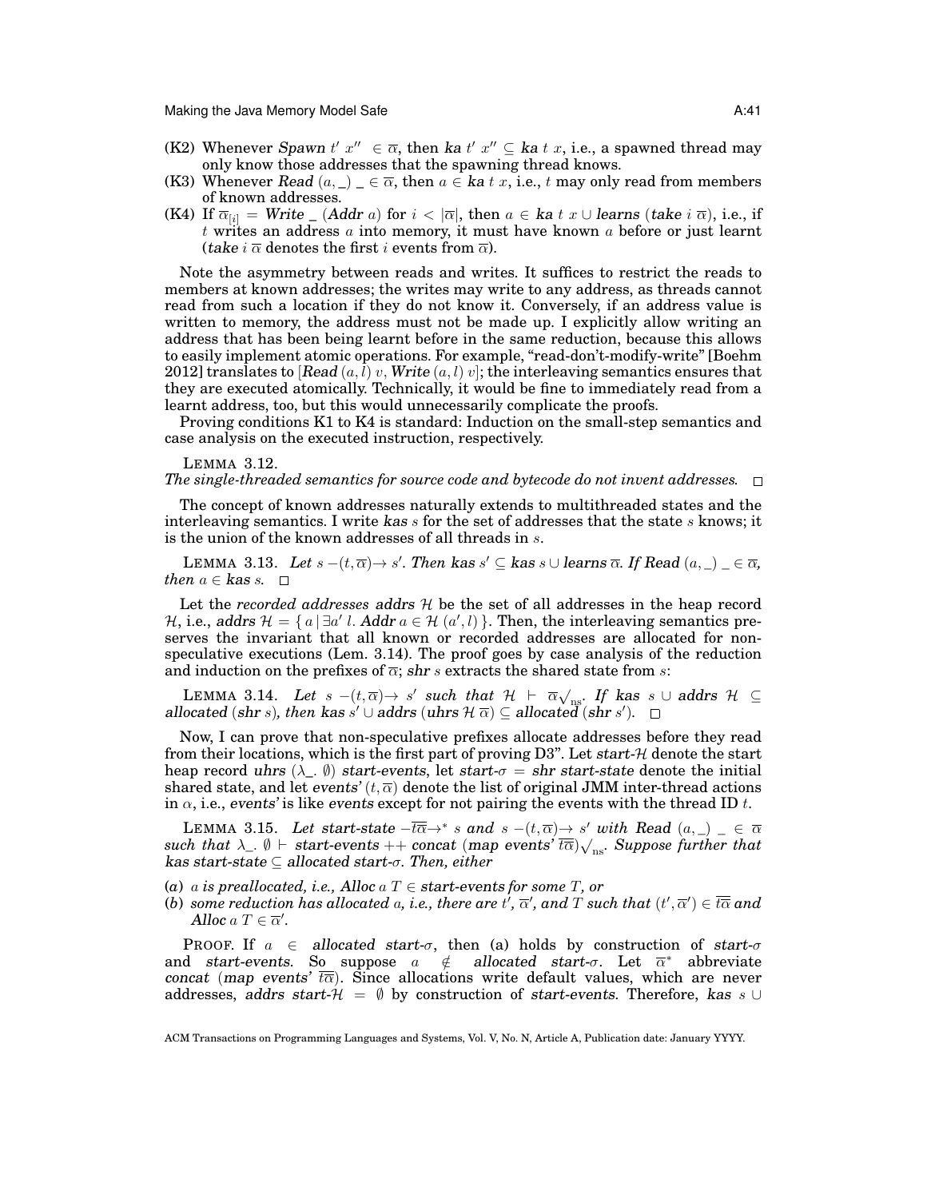- (K2) Whenever *Spawn* $t'$ $x''$ $\_ \in \overline{\alpha}$, then *ka* $t'$ $x'' \subseteq$ *ka* $t$ $x$, i.e., a spawned thread may only know those addresses that the spawning thread knows.
- (K3) Whenever *Read* $(a, \_)$ $\_ \in \overline{\alpha}$, then $a \in$ *ka* $t$ $x$, i.e., $t$ may only read from members of known addresses.
- (K4) If $\overline{\alpha}_{[i]}$ = *Write* _ (*Addr* $a$) for $i < |\overline{\alpha}|$, then $a \in$ *ka* $t$ $x \cup$ *learns* (*take* $i$ $\overline{\alpha}$), i.e., if $t$ writes an address $a$ into memory, it must have known $a$ before or just learnt (*take* $i$ $\overline{\alpha}$ denotes the first $i$ events from $\overline{\alpha}$).

Note the asymmetry between reads and writes. It suffices to restrict the reads to members at known addresses; the writes may write to any address, as threads cannot read from such a location if they do not know it. Conversely, if an address value is written to memory, the address must not be made up. I explicitly allow writing an address that has been being learnt before in the same reduction, because this allows to easily implement atomic operations. For example, "read-don't-modify-write" [Boehm 2012] translates to [*Read* $(a, l)$ $v$, *Write* $(a, l)$ $v$]; the interleaving semantics ensures that they are executed atomically. Technically, it would be fine to immediately read from a learnt address, too, but this would unnecessarily complicate the proofs.

Proving conditions K1 to K4 is standard: Induction on the small-step semantics and case analysis on the executed instruction, respectively.

LEMMA 3.12.
*The single-threaded semantics for source code and bytecode do not invent addresses.* □

The concept of known addresses naturally extends to multithreaded states and the interleaving semantics. I write *kas* $s$ for the set of addresses that the state $s$ knows; it is the union of the known addresses of all threads in $s$.

LEMMA 3.13. *Let* $s -(t, \overline{\alpha})\rightarrow s'$. *Then* *kas* $s' \subseteq$ *kas* $s \cup$ *learns* $\overline{\alpha}$. *If* *Read* $(a, \_)$ $\_ \in \overline{\alpha}$, *then* $a \in$ *kas* $s$. □

Let the *recorded addresses* *addrs* $\mathcal{H}$ be the set of all addresses in the heap record $\mathcal{H}$, i.e., *addrs* $\mathcal{H} = \{ a \mid \exists a'\ l.$ *Addr* $a \in \mathcal{H}\ (a', l) \}$. Then, the interleaving semantics preserves the invariant that all known or recorded addresses are allocated for non-speculative executions (Lem. 3.14). The proof goes by case analysis of the reduction and induction on the prefixes of $\overline{\alpha}$; *shr* $s$ extracts the shared state from $s$:

LEMMA 3.14. *Let* $s -(t, \overline{\alpha})\rightarrow s'$ *such that* $\mathcal{H} \vdash \overline{\alpha}\surd_{\text{ns}}$. *If* *kas* $s \cup$ *addrs* $\mathcal{H} \subseteq$ *allocated* (*shr* $s$), *then* *kas* $s' \cup$ *addrs* (*uhrs* $\mathcal{H}$ $\overline{\alpha}$) $\subseteq$ *allocated* (*shr* $s'$). □

Now, I can prove that non-speculative prefixes allocate addresses before they read from their locations, which is the first part of proving D3". Let *start*-$\mathcal{H}$ denote the start heap record *uhrs* $(\lambda\_.\ \emptyset)$ *start-events*, let *start*-$\sigma$ = *shr* *start-state* denote the initial shared state, and let *events'* $(t, \overline{\alpha})$ denote the list of original JMM inter-thread actions in $\alpha$, i.e., *events'* is like *events* except for not pairing the events with the thread ID $t$.

LEMMA 3.15. *Let* *start-state* $-\overline{t\overline{\alpha}}\rightarrow^* s$ *and* $s -(t, \overline{\alpha})\rightarrow s'$ *with* *Read* $(a, \_)$ $\_ \in \overline{\alpha}$ *such that* $\lambda\_.\ \emptyset \vdash$ *start-events* ++ *concat* (*map* *events'* $\overline{t\overline{\alpha}}$)$\surd_{\text{ns}}$. *Suppose further that* *kas* *start-state* $\subseteq$ *allocated* *start*-$\sigma$. *Then, either*

(*a*) $a$ *is preallocated, i.e.,* *Alloc* $a$ $T \in$ *start-events* *for some* $T$, *or*
(*b*) *some reduction has allocated* $a$, *i.e., there are* $t'$, $\overline{\alpha}'$, *and* $T$ *such that* $(t', \overline{\alpha}') \in \overline{t\overline{\alpha}}$ *and* *Alloc* $a$ $T \in \overline{\alpha}'$.

PROOF. If $a \in$ *allocated* *start*-$\sigma$, then (a) holds by construction of *start*-$\sigma$ and *start-events*. So suppose $a \notin$ *allocated* *start*-$\sigma$. Let $\overline{\alpha}^*$ abbreviate *concat* (*map* *events'* $\overline{t\overline{\alpha}}$). Since allocations write default values, which are never addresses, *addrs* *start*-$\mathcal{H} = \emptyset$ by construction of *start-events*. Therefore, *kas* $s \cup$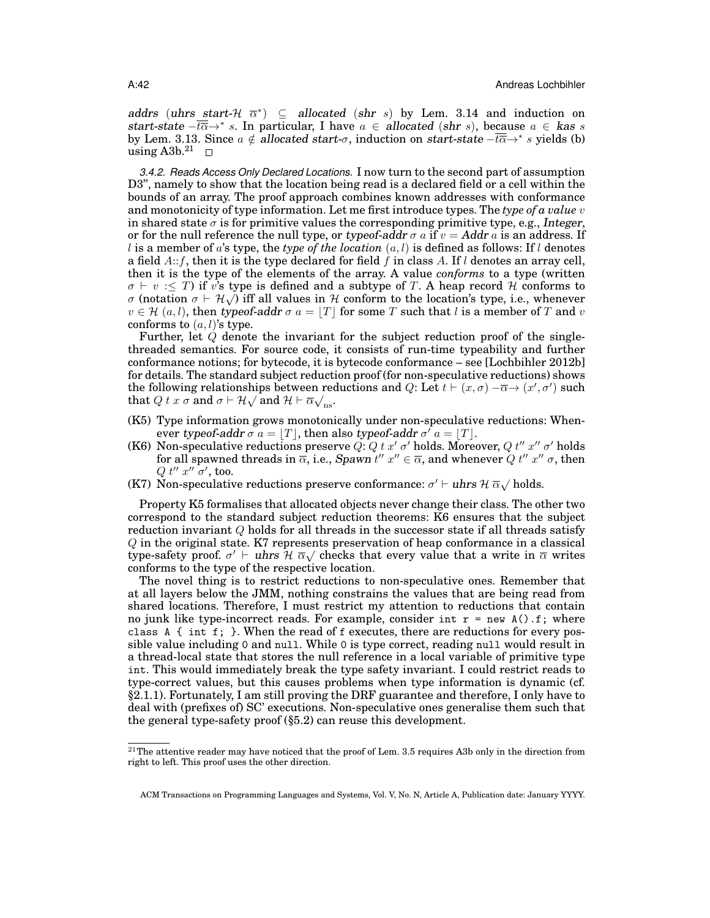*addrs* (*uhrs* *start*-$\mathcal{H}$ $\overline{\alpha}^*$) $\subseteq$ *allocated* (*shr* $s$) by Lem. 3.14 and induction on *start-state* $-\overline{t\alpha}\rightarrow^*$ $s$. In particular, I have $a \in$ *allocated* (*shr* $s$), because $a \in$ *kas* $s$ by Lem. 3.13. Since $a \notin$ *allocated* *start*-$\sigma$, induction on *start-state* $-\overline{t\alpha}\rightarrow^*$ $s$ yields (b) using A3b.[21] $\square$

*3.4.2. Reads Access Only Declared Locations.* I now turn to the second part of assumption D3", namely to show that the location being read is a declared field or a cell within the bounds of an array. The proof approach combines known addresses with conformance and monotonicity of type information. Let me first introduce types. The *type of a value* $v$ in shared state $\sigma$ is for primitive values the corresponding primitive type, e.g., *Integer*, or for the null reference the null type, or *typeof-addr* $\sigma$ $a$ if $v =$ *Addr* $a$ is an address. If $l$ is a member of $a$'s type, the *type of the location* $(a, l)$ is defined as follows: If $l$ denotes a field $A{::}f$, then it is the type declared for field $f$ in class $A$. If $l$ denotes an array cell, then it is the type of the elements of the array. A value *conforms* to a type (written $\sigma \vdash v :\leq T$) if $v$'s type is defined and a subtype of $T$. A heap record $\mathcal{H}$ conforms to $\sigma$ (notation $\sigma \vdash \mathcal{H}\surd$) iff all values in $\mathcal{H}$ conform to the location's type, i.e., whenever $v \in \mathcal{H}\ (a, l)$, then *typeof-addr* $\sigma$ $a = \lfloor T \rfloor$ for some $T$ such that $l$ is a member of $T$ and $v$ conforms to $(a, l)$'s type.

Further, let $Q$ denote the invariant for the subject reduction proof of the single-threaded semantics. For source code, it consists of run-time typeability and further conformance notions; for bytecode, it is bytecode conformance – see [Lochbihler 2012b] for details. The standard subject reduction proof (for non-speculative reductions) shows the following relationships between reductions and $Q$: Let $t \vdash (x, \sigma) -\overline{\alpha}\rightarrow (x', \sigma')$ such that $Q\ t\ x\ \sigma$ and $\sigma \vdash \mathcal{H}\surd$ and $\mathcal{H} \vdash \overline{\alpha}\surd_{\text{ns}}$.

(K5) Type information grows monotonically under non-speculative reductions: Whenever *typeof-addr* $\sigma$ $a = \lfloor T \rfloor$, then also *typeof-addr* $\sigma'$ $a = \lfloor T \rfloor$.

(K6) Non-speculative reductions preserve $Q$: $Q\ t\ x'\ \sigma'$ holds. Moreover, $Q\ t''\ x''\ \sigma'$ holds for all spawned threads in $\overline{\alpha}$, i.e., *Spawn* $t''\ x'' \in \overline{\alpha}$, and whenever $Q\ t''\ x''\ \sigma$, then $Q\ t''\ x''\ \sigma'$, too.

(K7) Non-speculative reductions preserve conformance: $\sigma' \vdash$ *uhrs* $\mathcal{H}\ \overline{\alpha}\surd$ holds.

Property K5 formalises that allocated objects never change their class. The other two correspond to the standard subject reduction theorems: K6 ensures that the subject reduction invariant $Q$ holds for all threads in the successor state if all threads satisfy $Q$ in the original state. K7 represents preservation of heap conformance in a classical type-safety proof. $\sigma' \vdash$ *uhrs* $\mathcal{H}\ \overline{\alpha}\surd$ checks that every value that a write in $\overline{\alpha}$ writes conforms to the type of the respective location.

The novel thing is to restrict reductions to non-speculative ones. Remember that at all layers below the JMM, nothing constrains the values that are being read from shared locations. Therefore, I must restrict my attention to reductions that contain no junk like type-incorrect reads. For example, consider `int r = new A().f;` where `class A { int f; }`. When the read of `f` executes, there are reductions for every possible value including `0` and `null`. While `0` is type correct, reading `null` would result in a thread-local state that stores the null reference in a local variable of primitive type `int`. This would immediately break the type safety invariant. I could restrict reads to type-correct values, but this causes problems when type information is dynamic (cf. §2.1.1). Fortunately, I am still proving the DRF guarantee and therefore, I only have to deal with (prefixes of) SC' executions. Non-speculative ones generalise them such that the general type-safety proof (§5.2) can reuse this development.

[21] The attentive reader may have noticed that the proof of Lem. 3.5 requires A3b only in the direction from right to left. This proof uses the other direction.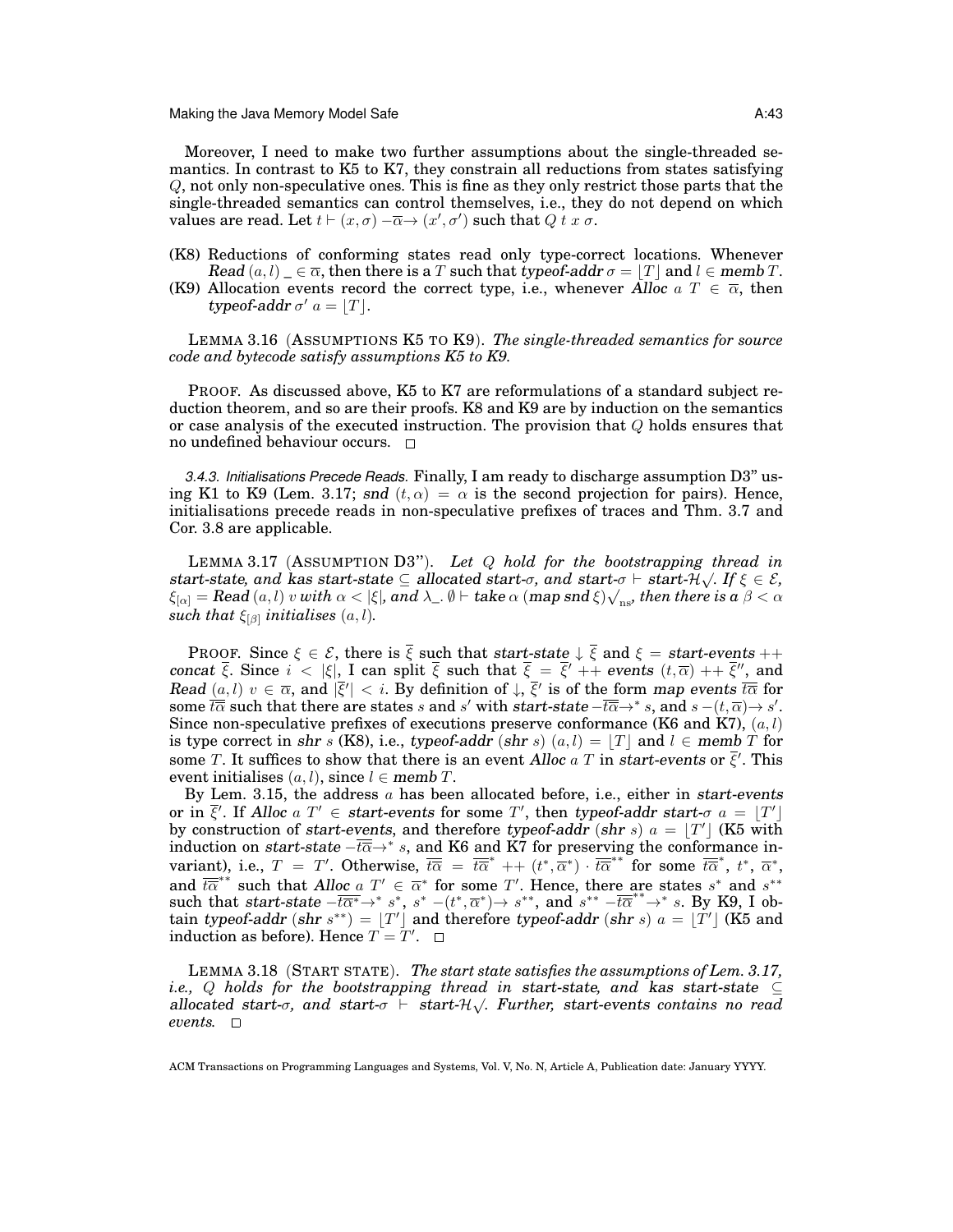Moreover, I need to make two further assumptions about the single-threaded semantics. In contrast to K5 to K7, they constrain all reductions from states satisfying $Q$, not only non-speculative ones. This is fine as they only restrict those parts that the single-threaded semantics can control themselves, i.e., they do not depend on which values are read. Let $t \vdash (x, \sigma) -\overline{\alpha}\rightarrow (x', \sigma')$ such that $Q\ t\ x\ \sigma$.

- (K8) Reductions of conforming states read only type-correct locations. Whenever $\textit{Read}\ (a, l)\ \_ \in \overline{\alpha}$, then there is a $T$ such that $\textit{typeof-addr}\ \sigma = \lfloor T \rfloor$ and $l \in \textit{memb}\ T$.
- (K9) Allocation events record the correct type, i.e., whenever $\textit{Alloc}\ a\ T \in \overline{\alpha}$, then $\textit{typeof-addr}\ \sigma'\ a = \lfloor T \rfloor$.

LEMMA 3.16 (ASSUMPTIONS K5 TO K9). *The single-threaded semantics for source code and bytecode satisfy assumptions K5 to K9.*

PROOF. As discussed above, K5 to K7 are reformulations of a standard subject reduction theorem, and so are their proofs. K8 and K9 are by induction on the semantics or case analysis of the executed instruction. The provision that $Q$ holds ensures that no undefined behaviour occurs. $\square$

*3.4.3. Initialisations Precede Reads.* Finally, I am ready to discharge assumption D3" using K1 to K9 (Lem. 3.17; $\textit{snd}\ (t, \alpha) = \alpha$ is the second projection for pairs). Hence, initialisations precede reads in non-speculative prefixes of traces and Thm. 3.7 and Cor. 3.8 are applicable.

LEMMA 3.17 (ASSUMPTION D3"). *Let $Q$ hold for the bootstrapping thread in start-state, and kas start-state $\subseteq$ allocated start-$\sigma$, and start-$\sigma \vdash$ start-$\mathcal{H}\sqrt{}$. If $\xi \in \mathcal{E}$, $\xi_{[\alpha]} = \textit{Read}\ (a, l)\ v$ with $\alpha < |\xi|$, and $\lambda\_.\ \emptyset \vdash \textit{take}\ \alpha\ (\textit{map snd}\ \xi)\sqrt{}_{\text{ns}}$, then there is a $\beta < \alpha$ such that $\xi_{[\beta]}$ initialises $(a, l)$.*

PROOF. Since $\xi \in \mathcal{E}$, there is $\overline{\xi}$ such that *start-state* $\downarrow \overline{\xi}$ and $\xi = \textit{start-events} ++ \textit{concat}\ \overline{\xi}$. Since $i < |\xi|$, I can split $\overline{\xi}$ such that $\overline{\xi} = \overline{\xi}' ++ \textit{events}\ (t, \overline{\alpha}) ++ \overline{\xi}''$, and $\textit{Read}\ (a, l)\ v \in \overline{\alpha}$, and $|\overline{\xi}'| < i$. By definition of $\downarrow$, $\overline{\xi}'$ is of the form *map events* $\overline{t\alpha}$ for some $\overline{t\alpha}$ such that there are states $s$ and $s'$ with *start-state* $-\overline{t\alpha}\rightarrow^* s$, and $s -(t, \overline{\alpha})\rightarrow s'$. Since non-speculative prefixes of executions preserve conformance (K6 and K7), $(a, l)$ is type correct in *shr* $s$ (K8), i.e., $\textit{typeof-addr}\ (\textit{shr}\ s)\ (a, l) = \lfloor T \rfloor$ and $l \in \textit{memb}\ T$ for some $T$. It suffices to show that there is an event $\textit{Alloc}\ a\ T$ in *start-events* or $\overline{\xi}'$. This event initialises $(a, l)$, since $l \in \textit{memb}\ T$.

By Lem. 3.15, the address $a$ has been allocated before, i.e., either in *start-events* or in $\overline{\xi}'$. If $\textit{Alloc}\ a\ T' \in \textit{start-events}$ for some $T'$, then $\textit{typeof-addr}\ \textit{start-}\sigma\ a = \lfloor T' \rfloor$ by construction of *start-events*, and therefore $\textit{typeof-addr}\ (\textit{shr}\ s)\ a = \lfloor T' \rfloor$ (K5 with induction on *start-state* $-\overline{t\alpha}\rightarrow^* s$, and K6 and K7 for preserving the conformance invariant), i.e., $T = T'$. Otherwise, $\overline{t\alpha} = \overline{t\alpha}^* ++ (t^*, \overline{\alpha}^*) \cdot \overline{t\alpha}^{**}$ for some $\overline{t\alpha}^*$, $t^*$, $\overline{\alpha}^*$, and $\overline{t\alpha}^{**}$ such that $\textit{Alloc}\ a\ T' \in \overline{\alpha}^*$ for some $T'$. Hence, there are states $s^*$ and $s^{**}$ such that *start-state* $-\overline{t\alpha^*}\rightarrow^* s^*$, $s^* -(t^*, \overline{\alpha}^*)\rightarrow s^{**}$, and $s^{**} -\overline{t\alpha}^{**}\rightarrow^* s$. By K9, I obtain $\textit{typeof-addr}\ (\textit{shr}\ s^{**}) = \lfloor T' \rfloor$ and therefore $\textit{typeof-addr}\ (\textit{shr}\ s)\ a = \lfloor T' \rfloor$ (K5 and induction as before). Hence $T = T'$. $\square$

LEMMA 3.18 (START STATE). *The start state satisfies the assumptions of Lem. 3.17, i.e., $Q$ holds for the bootstrapping thread in start-state, and kas start-state $\subseteq$ allocated start-$\sigma$, and start-$\sigma \vdash$ start-$\mathcal{H}\sqrt{}$. Further, start-events contains no read events.* $\square$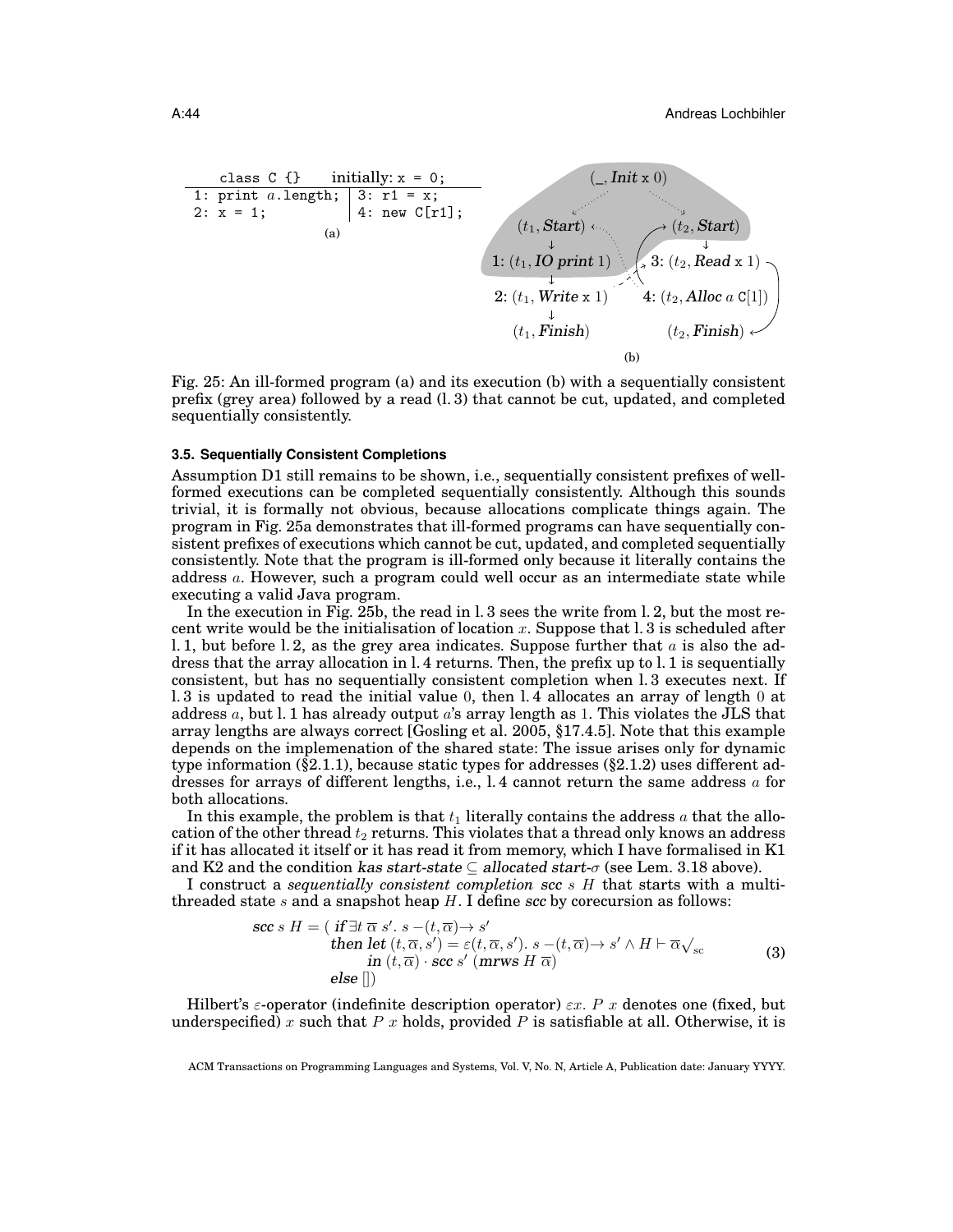```
    class C {}     initially: x = 0;
1: print a.length; | 3: r1 = x;
2: x = 1;          | 4: new C[r1];
```

(a)

(b)

Fig. 25: An ill-formed program (a) and its execution (b) with a sequentially consistent prefix (grey area) followed by a read (l. 3) that cannot be cut, updated, and completed sequentially consistently.

### 3.5. Sequentially Consistent Completions

Assumption D1 still remains to be shown, i.e., sequentially consistent prefixes of well-formed executions can be completed sequentially consistently. Although this sounds trivial, it is formally not obvious, because allocations complicate things again. The program in Fig. 25a demonstrates that ill-formed programs can have sequentially consistent prefixes of executions which cannot be cut, updated, and completed sequentially consistently. Note that the program is ill-formed only because it literally contains the address $a$. However, such a program could well occur as an intermediate state while executing a valid Java program.

In the execution in Fig. 25b, the read in l. 3 sees the write from l. 2, but the most recent write would be the initialisation of location $x$. Suppose that l. 3 is scheduled after l. 1, but before l. 2, as the grey area indicates. Suppose further that $a$ is also the address that the array allocation in l. 4 returns. Then, the prefix up to l. 1 is sequentially consistent, but has no sequentially consistent completion when l. 3 executes next. If l. 3 is updated to read the initial value 0, then l. 4 allocates an array of length 0 at address $a$, but l. 1 has already output $a$'s array length as 1. This violates the JLS that array lengths are always correct [Gosling et al. 2005, §17.4.5]. Note that this example depends on the implemenation of the shared state: The issue arises only for dynamic type information (§2.1.1), because static types for addresses (§2.1.2) uses different addresses for arrays of different lengths, i.e., l. 4 cannot return the same address $a$ for both allocations.

In this example, the problem is that $t_1$ literally contains the address $a$ that the allocation of the other thread $t_2$ returns. This violates that a thread only knows an address if it has allocated it itself or it has read it from memory, which I have formalised in K1 and K2 and the condition *kas start-state* $\subseteq$ *allocated start-$\sigma$* (see Lem. 3.18 above).

I construct a *sequentially consistent completion scc s H* that starts with a multithreaded state $s$ and a snapshot heap $H$. I define *scc* by corecursion as follows:

$$\begin{aligned} \textit{scc}\ s\ H = (\ & \textit{if}\ \exists t\ \overline{\alpha}\ s'.\ s -(t,\overline{\alpha})\rightarrow s' \\ & \textit{then let}\ (t,\overline{\alpha},s') = \varepsilon(t,\overline{\alpha},s').\ s -(t,\overline{\alpha})\rightarrow s' \wedge H \vdash \overline{\alpha}\surd_{\text{sc}} \\ & \qquad \textit{in}\ (t,\overline{\alpha}) \cdot \textit{scc}\ s'\ (\textit{mrws}\ H\ \overline{\alpha}) \\ & \textit{else}\ [\,]) \end{aligned} \tag{3}$$

Hilbert's $\varepsilon$-operator (indefinite description operator) $\varepsilon x.\ P\ x$ denotes one (fixed, but underspecified) $x$ such that $P\ x$ holds, provided $P$ is satisfiable at all. Otherwise, it is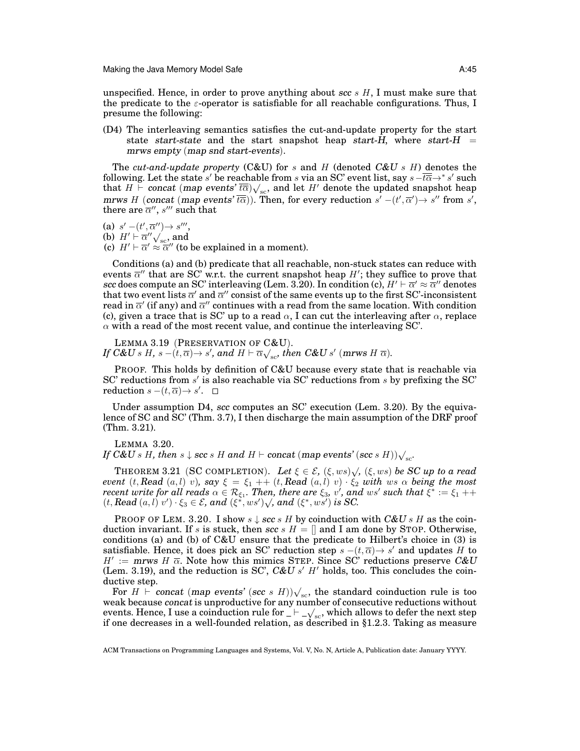unspecified. Hence, in order to prove anything about *scc* $s$ $H$, I must make sure that the predicate to the $\varepsilon$-operator is satisfiable for all reachable configurations. Thus, I presume the following:

(D4) The interleaving semantics satisfies the cut-and-update property for the start state *start-state* and the start snapshot heap *start-H*, where *start-H* = *mrws empty* (*map snd start-events*).

The *cut-and-update property* (C&U) for $s$ and $H$ (denoted *C&U* $s$ $H$) denotes the following. Let the state $s'$ be reachable from $s$ via an SC' event list, say $s -\overline{t\overline{\alpha}}\rightarrow^* s'$ such that $H \vdash$ *concat* (*map events'* $\overline{t\overline{\alpha}}$)$\surd_{\text{sc}}$, and let $H'$ denote the updated snapshot heap *mrws* $H$ (*concat* (*map events'* $\overline{t\overline{\alpha}}$)). Then, for every reduction $s' -(t', \overline{\alpha}')\rightarrow s''$ from $s'$, there are $\overline{\alpha}''$, $s'''$ such that

(a) $s' -(t', \overline{\alpha}'')\rightarrow s'''$,
(b) $H' \vdash \overline{\alpha}''\surd_{\text{sc}}$, and
(c) $H' \vdash \overline{\alpha}' \approx \overline{\alpha}''$ (to be explained in a moment).

Conditions (a) and (b) predicate that all reachable, non-stuck states can reduce with events $\overline{\alpha}''$ that are SC' w.r.t. the current snapshot heap $H'$; they suffice to prove that *scc* does compute an SC' interleaving (Lem. 3.20). In condition (c), $H' \vdash \overline{\alpha}' \approx \overline{\alpha}''$ denotes that two event lists $\overline{\alpha}'$ and $\overline{\alpha}''$ consist of the same events up to the first SC'-inconsistent read in $\overline{\alpha}'$ (if any) and $\overline{\alpha}''$ continues with a read from the same location. With condition (c), given a trace that is SC' up to a read $\alpha$, I can cut the interleaving after $\alpha$, replace $\alpha$ with a read of the most recent value, and continue the interleaving SC'.

LEMMA 3.19 (PRESERVATION OF C&U).
*If C&U $s$ $H$, $s -(t, \overline{\alpha})\rightarrow s'$, and $H \vdash \overline{\alpha}\surd_{\text{sc}}$, then C&U $s'$ (mrws $H$ $\overline{\alpha}$).*

PROOF. This holds by definition of C&U because every state that is reachable via SC' reductions from $s'$ is also reachable via SC' reductions from $s$ by prefixing the SC' reduction $s -(t, \overline{\alpha})\rightarrow s'$. □

Under assumption D4, *scc* computes an SC' execution (Lem. 3.20). By the equivalence of SC and SC' (Thm. 3.7), I then discharge the main assumption of the DRF proof (Thm. 3.21).

LEMMA 3.20.
*If C&U $s$ $H$, then $s \downarrow$ scc $s$ $H$ and $H \vdash$ concat (map events' (scc $s$ $H$))$\surd_{\text{sc}}$.*

THEOREM 3.21 (SC COMPLETION). *Let $\xi \in \mathcal{E}$, $(\xi, ws)\surd$, $(\xi, ws)$ be SC up to a read event $(t, \textbf{Read}\ (a, l)\ v)$, say $\xi = \xi_1 +\!\!+ (t, \textbf{Read}\ (a, l)\ v) \cdot \xi_2$ with $ws\ \alpha$ being the most recent write for all reads $\alpha \in \mathcal{R}_{\xi_1}$. Then, there are $\xi_3$, $v'$, and $ws'$ such that $\xi^* := \xi_1 +\!\!+ (t, \textbf{Read}\ (a, l)\ v') \cdot \xi_3 \in \mathcal{E}$, and $(\xi^*, ws')\surd$, and $(\xi^*, ws')$ is SC.*

PROOF OF LEM. 3.20. I show $s \downarrow$ *scc* $s$ $H$ by coinduction with *C&U* $s$ $H$ as the coinduction invariant. If $s$ is stuck, then *scc* $s$ $H$ = [] and I am done by STOP. Otherwise, conditions (a) and (b) of C&U ensure that the predicate to Hilbert's choice in (3) is satisfiable. Hence, it does pick an SC' reduction step $s -(t, \overline{\alpha})\rightarrow s'$ and updates $H$ to $H' :=$ *mrws* $H$ $\overline{\alpha}$. Note how this mimics STEP. Since SC' reductions preserve *C&U* (Lem. 3.19), and the reduction is SC', *C&U* $s'$ $H'$ holds, too. This concludes the coinductive step.

For $H \vdash$ *concat* (*map events'* (*scc* $s$ $H$))$\surd_{\text{sc}}$, the standard coinduction rule is too weak because *concat* is unproductive for any number of consecutive reductions without events. Hence, I use a coinduction rule for $\_ \vdash \_\surd_{\text{sc}}$, which allows to defer the next step if one decreases in a well-founded relation, as described in §1.2.3. Taking as measure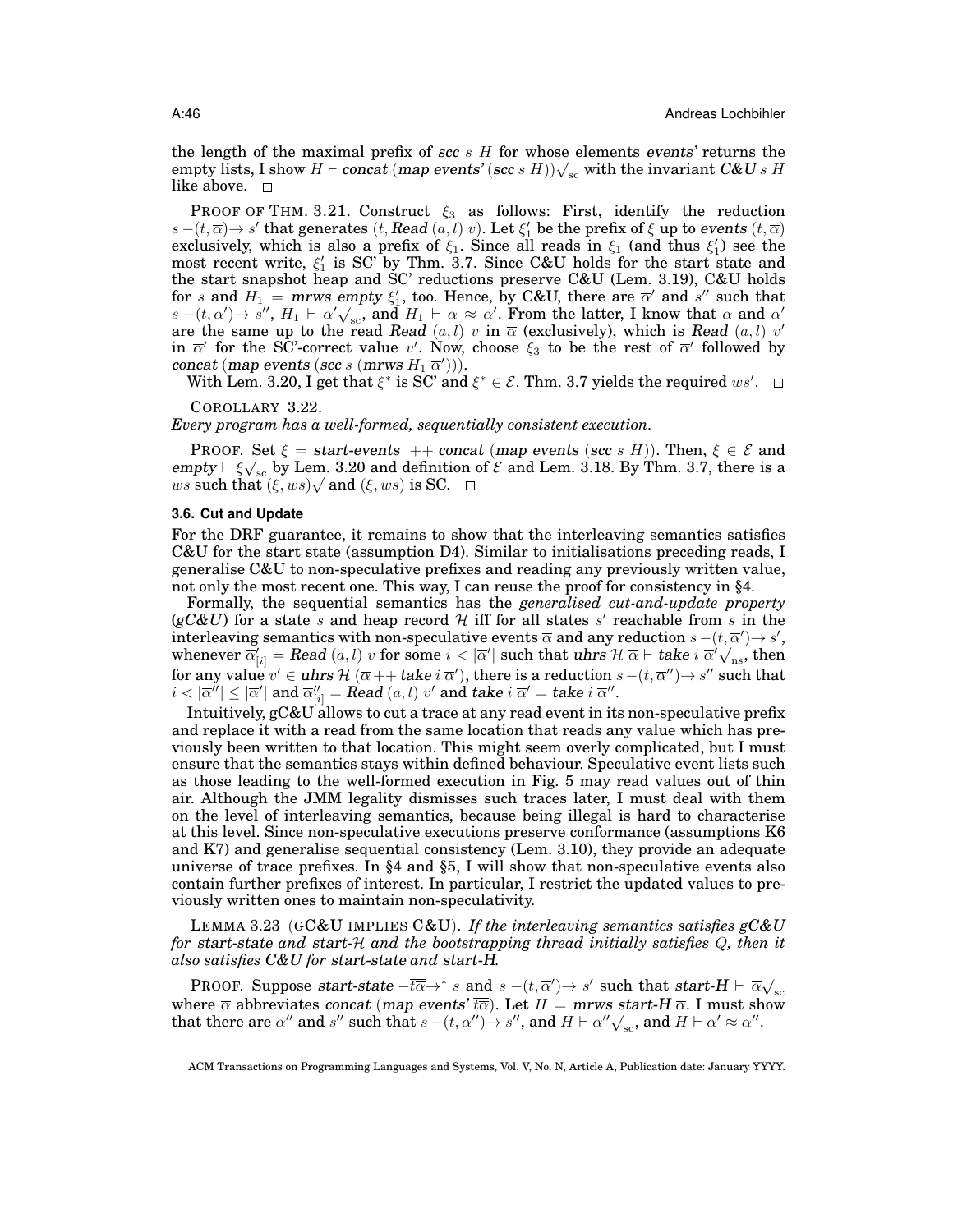the length of the maximal prefix of *scc* $s$ $H$ for whose elements *events'* returns the empty lists, I show $H \vdash$ *concat* (*map events'* (*scc* $s$ $H$))$\surd_{\text{sc}}$ with the invariant *C&U* $s$ $H$ like above. □

PROOF OF THM. 3.21. Construct $\xi_3$ as follows: First, identify the reduction $s -(t, \overline{\alpha})\rightarrow s'$ that generates $(t, \textit{Read}\ (a, l)\ v)$. Let $\xi_1'$ be the prefix of $\xi$ up to *events* $(t, \overline{\alpha})$ exclusively, which is also a prefix of $\xi_1$. Since all reads in $\xi_1$ (and thus $\xi_1'$) see the most recent write, $\xi_1'$ is SC' by Thm. 3.7. Since C&U holds for the start state and the start snapshot heap and SC' reductions preserve C&U (Lem. 3.19), C&U holds for $s$ and $H_1 = \textit{mrws empty}\ \xi_1'$, too. Hence, by C&U, there are $\overline{\alpha}'$ and $s''$ such that $s -(t, \overline{\alpha}')\rightarrow s''$, $H_1 \vdash \overline{\alpha}'\surd_{\text{sc}}$, and $H_1 \vdash \overline{\alpha} \approx \overline{\alpha}'$. From the latter, I know that $\overline{\alpha}$ and $\overline{\alpha}'$ are the same up to the read *Read* $(a, l)$ $v$ in $\overline{\alpha}$ (exclusively), which is *Read* $(a, l)$ $v'$ in $\overline{\alpha}'$ for the SC'-correct value $v'$. Now, choose $\xi_3$ to be the rest of $\overline{\alpha}'$ followed by *concat* (*map events* (*scc* $s$ (*mrws* $H_1$ $\overline{\alpha}'$))).

With Lem. 3.20, I get that $\xi^*$ is SC' and $\xi^* \in \mathcal{E}$. Thm. 3.7 yields the required $ws'$. □

COROLLARY 3.22.
*Every program has a well-formed, sequentially consistent execution.*

PROOF. Set $\xi$ = *start-events* ++ *concat* (*map events* (*scc* $s$ $H$)). Then, $\xi \in \mathcal{E}$ and *empty* $\vdash \xi\surd_{\text{sc}}$ by Lem. 3.20 and definition of $\mathcal{E}$ and Lem. 3.18. By Thm. 3.7, there is a $ws$ such that $(\xi, ws)\surd$ and $(\xi, ws)$ is SC. □

### 3.6. Cut and Update

For the DRF guarantee, it remains to show that the interleaving semantics satisfies C&U for the start state (assumption D4). Similar to initialisations preceding reads, I generalise C&U to non-speculative prefixes and reading any previously written value, not only the most recent one. This way, I can reuse the proof for consistency in §4.

Formally, the sequential semantics has the *generalised cut-and-update property* (*gC&U*) for a state $s$ and heap record $\mathcal{H}$ iff for all states $s'$ reachable from $s$ in the interleaving semantics with non-speculative events $\overline{\alpha}$ and any reduction $s -(t, \overline{\alpha}')\rightarrow s'$, whenever $\overline{\alpha}'_{[i]} = \textit{Read}\ (a, l)\ v$ for some $i < |\overline{\alpha}'|$ such that *uhrs* $\mathcal{H}$ $\overline{\alpha} \vdash$ *take* $i$ $\overline{\alpha}'\surd_{\text{ns}}$, then for any value $v' \in$ *uhrs* $\mathcal{H}$ ($\overline{\alpha}$ ++ *take* $i$ $\overline{\alpha}'$), there is a reduction $s -(t, \overline{\alpha}'')\rightarrow s''$ such that $i < |\overline{\alpha}''| \leq |\overline{\alpha}'|$ and $\overline{\alpha}''_{[i]} = \textit{Read}\ (a, l)\ v'$ and *take* $i$ $\overline{\alpha}'$ = *take* $i$ $\overline{\alpha}''$.

Intuitively, gC&U allows to cut a trace at any read event in its non-speculative prefix and replace it with a read from the same location that reads any value which has previously been written to that location. This might seem overly complicated, but I must ensure that the semantics stays within defined behaviour. Speculative event lists such as those leading to the well-formed execution in Fig. 5 may read values out of thin air. Although the JMM legality dismisses such traces later, I must deal with them on the level of interleaving semantics, because being illegal is hard to characterise at this level. Since non-speculative executions preserve conformance (assumptions K6 and K7) and generalise sequential consistency (Lem. 3.10), they provide an adequate universe of trace prefixes. In §4 and §5, I will show that non-speculative events also contain further prefixes of interest. In particular, I restrict the updated values to previously written ones to maintain non-speculativity.

LEMMA 3.23 (GC&U IMPLIES C&U). *If the interleaving semantics satisfies gC&U for start-state and start-$\mathcal{H}$ and the bootstrapping thread initially satisfies $Q$, then it also satisfies C&U for start-state and start-H.*

PROOF. Suppose *start-state* $-\overline{t\overline{\alpha}}\rightarrow^* s$ and $s -(t, \overline{\alpha}')\rightarrow s'$ such that *start-H* $\vdash \overline{\alpha}\surd_{\text{sc}}$ where $\overline{\alpha}$ abbreviates *concat* (*map events'* $\overline{t\overline{\alpha}}$). Let $H$ = *mrws start-H* $\overline{\alpha}$. I must show that there are $\overline{\alpha}''$ and $s''$ such that $s -(t, \overline{\alpha}'')\rightarrow s''$, and $H \vdash \overline{\alpha}''\surd_{\text{sc}}$, and $H \vdash \overline{\alpha}' \approx \overline{\alpha}''$.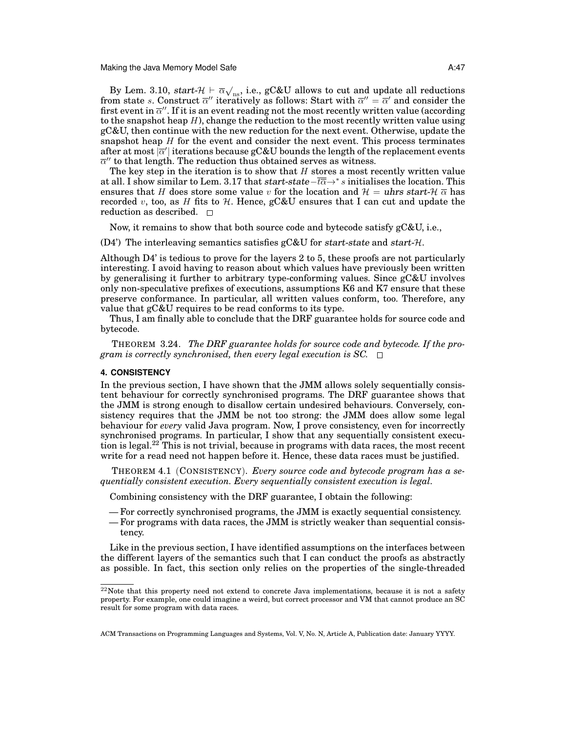By Lem. 3.10, $\mathit{start}\text{-}\mathcal{H} \vdash \overline{\alpha}\sqrt{}_{\mathrm{ns}}$, i.e., gC&U allows to cut and update all reductions from state $s$. Construct $\overline{\alpha}''$ iteratively as follows: Start with $\overline{\alpha}'' = \overline{\alpha}'$ and consider the first event in $\overline{\alpha}''$. If it is an event reading not the most recently written value (according to the snapshot heap $H$), change the reduction to the most recently written value using gC&U, then continue with the new reduction for the next event. Otherwise, update the snapshot heap $H$ for the event and consider the next event. This process terminates after at most $|\overline{\alpha}'|$ iterations because gC&U bounds the length of the replacement events $\overline{\alpha}''$ to that length. The reduction thus obtained serves as witness.

The key step in the iteration is to show that $H$ stores a most recently written value at all. I show similar to Lem. 3.17 that $\mathit{start}\text{-}\mathit{state} -\overline{t\overline{\alpha}}\rightarrow^* s$ initialises the location. This ensures that $H$ does store some value $v$ for the location and $\mathcal{H} = \mathit{uhrs}\ \mathit{start}\text{-}\mathcal{H}\ \overline{\alpha}$ has recorded $v$, too, as $H$ fits to $\mathcal{H}$. Hence, gC&U ensures that I can cut and update the reduction as described. □

Now, it remains to show that both source code and bytecode satisfy gC&U, i.e.,

(D4') The interleaving semantics satisfies gC&U for *start-state* and *start-$\mathcal{H}$*.

Although D4' is tedious to prove for the layers 2 to 5, these proofs are not particularly interesting. I avoid having to reason about which values have previously been written by generalising it further to arbitrary type-conforming values. Since gC&U involves only non-speculative prefixes of executions, assumptions K6 and K7 ensure that these preserve conformance. In particular, all written values conform, too. Therefore, any value that gC&U requires to be read conforms to its type.

Thus, I am finally able to conclude that the DRF guarantee holds for source code and bytecode.

THEOREM 3.24. *The DRF guarantee holds for source code and bytecode. If the program is correctly synchronised, then every legal execution is SC.* □

## 4. CONSISTENCY

In the previous section, I have shown that the JMM allows solely sequentially consistent behaviour for correctly synchronised programs. The DRF guarantee shows that the JMM is strong enough to disallow certain undesired behaviours. Conversely, consistency requires that the JMM be not too strong: the JMM does allow some legal behaviour for *every* valid Java program. Now, I prove consistency, even for incorrectly synchronised programs. In particular, I show that any sequentially consistent execution is legal.[22] This is not trivial, because in programs with data races, the most recent write for a read need not happen before it. Hence, these data races must be justified.

THEOREM 4.1 (CONSISTENCY). *Every source code and bytecode program has a sequentially consistent execution. Every sequentially consistent execution is legal.*

Combining consistency with the DRF guarantee, I obtain the following:

— For correctly synchronised programs, the JMM is exactly sequential consistency.
— For programs with data races, the JMM is strictly weaker than sequential consistency.

Like in the previous section, I have identified assumptions on the interfaces between the different layers of the semantics such that I can conduct the proofs as abstractly as possible. In fact, this section only relies on the properties of the single-threaded

[22]Note that this property need not extend to concrete Java implementations, because it is not a safety property. For example, one could imagine a weird, but correct processor and VM that cannot produce an SC result for some program with data races.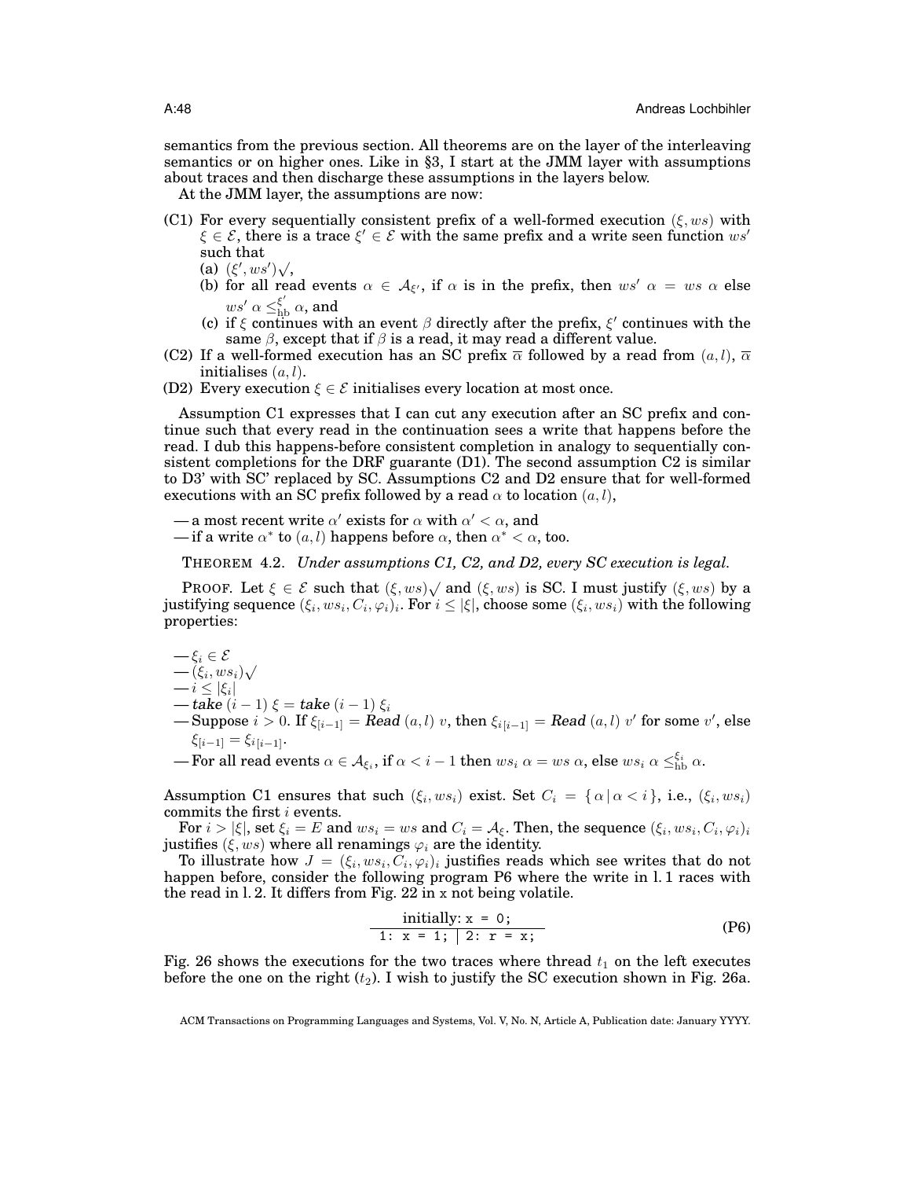semantics from the previous section. All theorems are on the layer of the interleaving semantics or on higher ones. Like in §3, I start at the JMM layer with assumptions about traces and then discharge these assumptions in the layers below.

At the JMM layer, the assumptions are now:

- (C1) For every sequentially consistent prefix of a well-formed execution $(\xi, ws)$ with $\xi \in \mathcal{E}$, there is a trace $\xi' \in \mathcal{E}$ with the same prefix and a write seen function $ws'$ such that
  - (a) $(\xi', ws')\surd$,
  - (b) for all read events $\alpha \in \mathcal{A}_{\xi'}$, if $\alpha$ is in the prefix, then $ws'\ \alpha = ws\ \alpha$ else $ws'\ \alpha \leq_{\text{hb}}^{\xi'} \alpha$, and
  - (c) if $\xi$ continues with an event $\beta$ directly after the prefix, $\xi'$ continues with the same $\beta$, except that if $\beta$ is a read, it may read a different value.
- (C2) If a well-formed execution has an SC prefix $\overline{\alpha}$ followed by a read from $(a, l)$, $\overline{\alpha}$ initialises $(a, l)$.
- (D2) Every execution $\xi \in \mathcal{E}$ initialises every location at most once.

Assumption C1 expresses that I can cut any execution after an SC prefix and continue such that every read in the continuation sees a write that happens before the read. I dub this happens-before consistent completion in analogy to sequentially consistent completions for the DRF guarantee (D1). The second assumption C2 is similar to D3' with SC' replaced by SC. Assumptions C2 and D2 ensure that for well-formed executions with an SC prefix followed by a read $\alpha$ to location $(a, l)$,

- a most recent write $\alpha'$ exists for $\alpha$ with $\alpha' < \alpha$, and
- if a write $\alpha^*$ to $(a, l)$ happens before $\alpha$, then $\alpha^* < \alpha$, too.

THEOREM 4.2. *Under assumptions C1, C2, and D2, every SC execution is legal.*

PROOF. Let $\xi \in \mathcal{E}$ such that $(\xi, ws)\surd$ and $(\xi, ws)$ is SC. I must justify $(\xi, ws)$ by a justifying sequence $(\xi_i, ws_i, C_i, \varphi_i)_i$. For $i \leq |\xi|$, choose some $(\xi_i, ws_i)$ with the following properties:

- $\xi_i \in \mathcal{E}$
- $(\xi_i, ws_i)\surd$
- $i \leq |\xi_i|$
- $\textit{\textbf{take}}\ (i-1)\ \xi = \textit{\textbf{take}}\ (i-1)\ \xi_i$
- Suppose $i > 0$. If $\xi_{[i-1]} = \textit{\textbf{Read}}\ (a, l)\ v$, then $\xi_{i[i-1]} = \textit{\textbf{Read}}\ (a, l)\ v'$ for some $v'$, else $\xi_{[i-1]} = \xi_{i[i-1]}$.
- For all read events $\alpha \in \mathcal{A}_{\xi_i}$, if $\alpha < i - 1$ then $ws_i\ \alpha = ws\ \alpha$, else $ws_i\ \alpha \leq_{\text{hb}}^{\xi_i} \alpha$.

Assumption C1 ensures that such $(\xi_i, ws_i)$ exist. Set $C_i = \{\alpha \mid \alpha < i\}$, i.e., $(\xi_i, ws_i)$ commits the first $i$ events.

For $i > |\xi|$, set $\xi_i = E$ and $ws_i = ws$ and $C_i = \mathcal{A}_\xi$. Then, the sequence $(\xi_i, ws_i, C_i, \varphi_i)_i$ justifies $(\xi, ws)$ where all renamings $\varphi_i$ are the identity.

To illustrate how $J = (\xi_i, ws_i, C_i, \varphi_i)_i$ justifies reads which see writes that do not happen before, consider the following program P6 where the write in l. 1 races with the read in l. 2. It differs from Fig. 22 in `x` not being volatile.

```
initially: x = 0;
1: x = 1; | 2: r = x;
```
(P6)

Fig. 26 shows the executions for the two traces where thread $t_1$ on the left executes before the one on the right ($t_2$). I wish to justify the SC execution shown in Fig. 26a.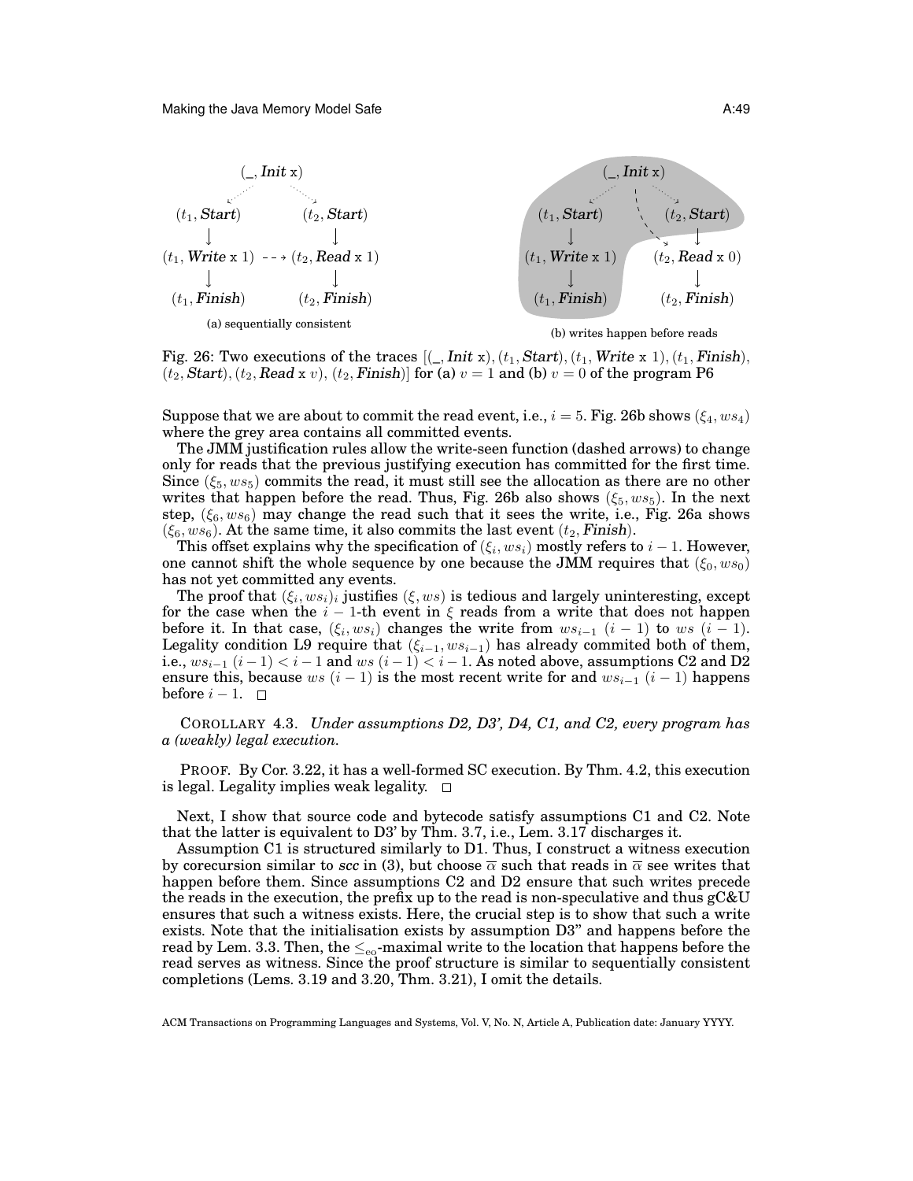Fig. 26: Two executions of the traces $[(\_, \textit{Init}\ \mathtt{x}), (t_1, \textit{Start}), (t_1, \textit{Write}\ \mathtt{x}\ 1), (t_1, \textit{Finish}), (t_2, \textit{Start}), (t_2, \textit{Read}\ \mathtt{x}\ v), (t_2, \textit{Finish})]$ for (a) $v = 1$ and (b) $v = 0$ of the program P6

(a) sequentially consistent

(b) writes happen before reads

Suppose that we are about to commit the read event, i.e., $i = 5$. Fig. 26b shows $(\xi_4, ws_4)$ where the grey area contains all committed events.

The JMM justification rules allow the write-seen function (dashed arrows) to change only for reads that the previous justifying execution has committed for the first time. Since $(\xi_5, ws_5)$ commits the read, it must still see the allocation as there are no other writes that happen before the read. Thus, Fig. 26b also shows $(\xi_5, ws_5)$. In the next step, $(\xi_6, ws_6)$ may change the read such that it sees the write, i.e., Fig. 26a shows $(\xi_6, ws_6)$. At the same time, it also commits the last event $(t_2, \textit{Finish})$.

This offset explains why the specification of $(\xi_i, ws_i)$ mostly refers to $i - 1$. However, one cannot shift the whole sequence by one because the JMM requires that $(\xi_0, ws_0)$ has not yet committed any events.

The proof that $(\xi_i, ws_i)_i$ justifies $(\xi, ws)$ is tedious and largely uninteresting, except for the case when the $i - 1$-th event in $\xi$ reads from a write that does not happen before it. In that case, $(\xi_i, ws_i)$ changes the write from $ws_{i-1}\ (i - 1)$ to $ws\ (i - 1)$. Legality condition L9 require that $(\xi_{i-1}, ws_{i-1})$ has already commited both of them, i.e., $ws_{i-1}\ (i - 1) < i - 1$ and $ws\ (i - 1) < i - 1$. As noted above, assumptions C2 and D2 ensure this, because $ws\ (i - 1)$ is the most recent write for and $ws_{i-1}\ (i - 1)$ happens before $i - 1$. $\square$

COROLLARY 4.3. *Under assumptions D2, D3', D4, C1, and C2, every program has a (weakly) legal execution.*

PROOF. By Cor. 3.22, it has a well-formed SC execution. By Thm. 4.2, this execution is legal. Legality implies weak legality. $\square$

Next, I show that source code and bytecode satisfy assumptions C1 and C2. Note that the latter is equivalent to D3' by Thm. 3.7, i.e., Lem. 3.17 discharges it.

Assumption C1 is structured similarly to D1. Thus, I construct a witness execution by corecursion similar to *scc* in (3), but choose $\overline{\alpha}$ such that reads in $\overline{\alpha}$ see writes that happen before them. Since assumptions C2 and D2 ensure that such writes precede the reads in the execution, the prefix up to the read is non-speculative and thus gC&U ensures that such a witness exists. Here, the crucial step is to show that such a write exists. Note that the initialisation exists by assumption D3" and happens before the read by Lem. 3.3. Then, the $\leq_{\text{eo}}$-maximal write to the location that happens before the read serves as witness. Since the proof structure is similar to sequentially consistent completions (Lems. 3.19 and 3.20, Thm. 3.21), I omit the details.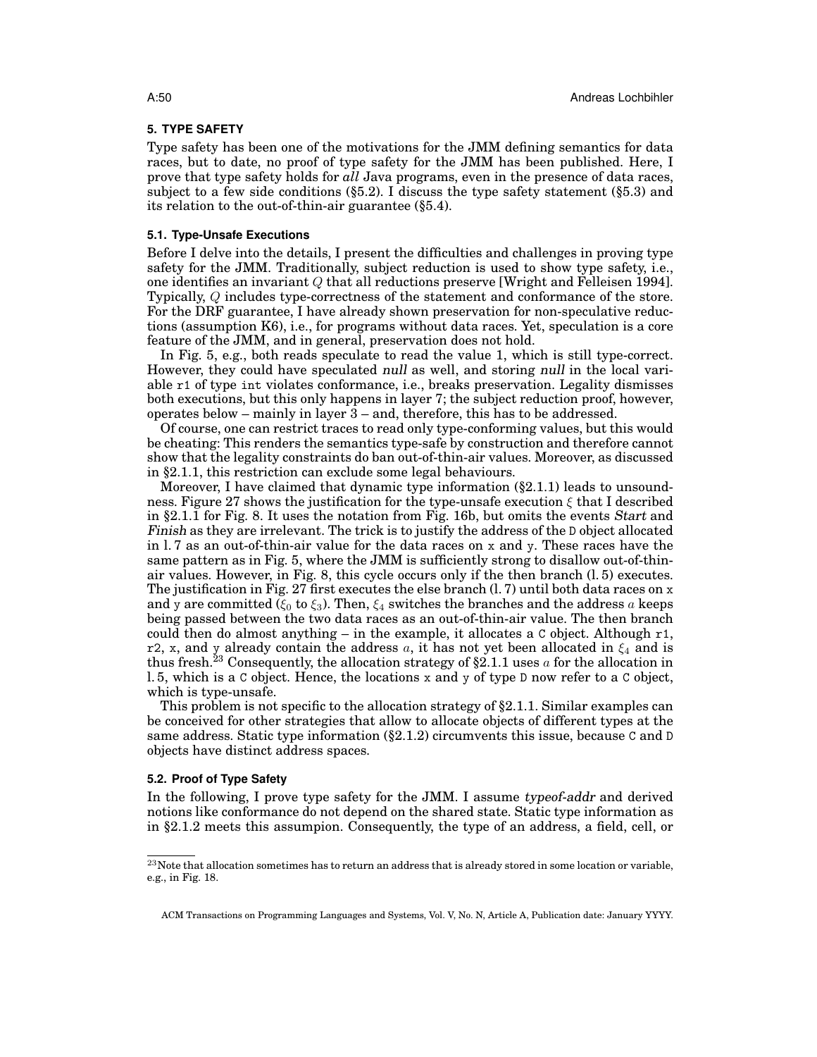## 5. TYPE SAFETY

Type safety has been one of the motivations for the JMM defining semantics for data races, but to date, no proof of type safety for the JMM has been published. Here, I prove that type safety holds for *all* Java programs, even in the presence of data races, subject to a few side conditions (§5.2). I discuss the type safety statement (§5.3) and its relation to the out-of-thin-air guarantee (§5.4).

### 5.1. Type-Unsafe Executions

Before I delve into the details, I present the difficulties and challenges in proving type safety for the JMM. Traditionally, subject reduction is used to show type safety, i.e., one identifies an invariant $Q$ that all reductions preserve [Wright and Felleisen 1994]. Typically, $Q$ includes type-correctness of the statement and conformance of the store. For the DRF guarantee, I have already shown preservation for non-speculative reductions (assumption K6), i.e., for programs without data races. Yet, speculation is a core feature of the JMM, and in general, preservation does not hold.

In Fig. 5, e.g., both reads speculate to read the value 1, which is still type-correct. However, they could have speculated *null* as well, and storing *null* in the local variable `r1` of type `int` violates conformance, i.e., breaks preservation. Legality dismisses both executions, but this only happens in layer 7; the subject reduction proof, however, operates below – mainly in layer 3 – and, therefore, this has to be addressed.

Of course, one can restrict traces to read only type-conforming values, but this would be cheating: This renders the semantics type-safe by construction and therefore cannot show that the legality constraints do ban out-of-thin-air values. Moreover, as discussed in §2.1.1, this restriction can exclude some legal behaviours.

Moreover, I have claimed that dynamic type information (§2.1.1) leads to unsoundness. Figure 27 shows the justification for the type-unsafe execution $\xi$ that I described in §2.1.1 for Fig. 8. It uses the notation from Fig. 16b, but omits the events *Start* and *Finish* as they are irrelevant. The trick is to justify the address of the `D` object allocated in l. 7 as an out-of-thin-air value for the data races on `x` and `y`. These races have the same pattern as in Fig. 5, where the JMM is sufficiently strong to disallow out-of-thin-air values. However, in Fig. 8, this cycle occurs only if the then branch (l. 5) executes. The justification in Fig. 27 first executes the else branch (l. 7) until both data races on `x` and `y` are committed ($\xi_0$ to $\xi_3$). Then, $\xi_4$ switches the branches and the address $a$ keeps being passed between the two data races as an out-of-thin-air value. The then branch could then do almost anything – in the example, it allocates a `C` object. Although `r1`, `r2`, `x`, and `y` already contain the address $a$, it has not yet been allocated in $\xi_4$ and is thus fresh.[23] Consequently, the allocation strategy of §2.1.1 uses $a$ for the allocation in l. 5, which is a `C` object. Hence, the locations `x` and `y` of type `D` now refer to a `C` object, which is type-unsafe.

This problem is not specific to the allocation strategy of §2.1.1. Similar examples can be conceived for other strategies that allow to allocate objects of different types at the same address. Static type information (§2.1.2) circumvents this issue, because `C` and `D` objects have distinct address spaces.

### 5.2. Proof of Type Safety

In the following, I prove type safety for the JMM. I assume *typeof-addr* and derived notions like conformance do not depend on the shared state. Static type information as in §2.1.2 meets this assumpion. Consequently, the type of an address, a field, cell, or

[23] Note that allocation sometimes has to return an address that is already stored in some location or variable, e.g., in Fig. 18.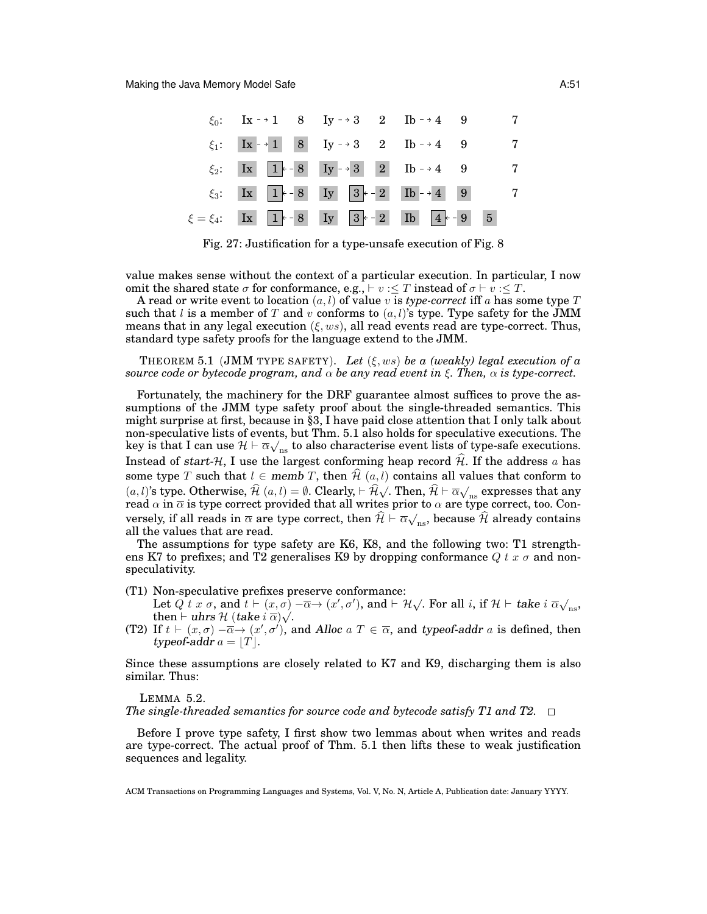| | | | | | | | | | | | |
|---|---|---|---|---|---|---|---|---|---|---|---|
| $\xi_0$: | Ix ⇢ 1 | | 8 | Iy ⇢ 3 | | 2 | Ib ⇢ 4 | | 9 | | 7 |
| $\xi_1$: | Ix ⇢ 1 | | 8 | Iy ⇢ 3 | | 2 | Ib ⇢ 4 | | 9 | | 7 |
| $\xi_2$: | Ix | 1 ⇠ | 8 | Iy ⇢ 3 | | 2 | Ib ⇢ 4 | | 9 | | 7 |
| $\xi_3$: | Ix | 1 ⇠ | 8 | Iy | 3 ⇠ | 2 | Ib ⇢ 4 | | 9 | | 7 |
| $\xi = \xi_4$: | Ix | 1 ⇠ | 8 | Iy | 3 ⇠ | 2 | Ib | 4 ⇠ | 9 | 5 | |

Fig. 27: Justification for a type-unsafe execution of Fig. 8

value makes sense without the context of a particular execution. In particular, I now omit the shared state $\sigma$ for conformance, e.g., $\vdash v :\leq T$ instead of $\sigma \vdash v :\leq T$.

A read or write event to location $(a, l)$ of value $v$ is *type-correct* iff $a$ has some type $T$ such that $l$ is a member of $T$ and $v$ conforms to $(a, l)$'s type. Type safety for the JMM means that in any legal execution $(\xi, ws)$, all read events read are type-correct. Thus, standard type safety proofs for the language extend to the JMM.

THEOREM 5.1 (JMM TYPE SAFETY). *Let $(\xi, ws)$ be a (weakly) legal execution of a source code or bytecode program, and $\alpha$ be any read event in $\xi$. Then, $\alpha$ is type-correct.*

Fortunately, the machinery for the DRF guarantee almost suffices to prove the assumptions of the JMM type safety proof about the single-threaded semantics. This might surprise at first, because in §3, I have paid close attention that I only talk about non-speculative lists of events, but Thm. 5.1 also holds for speculative executions. The key is that I can use $\mathcal{H} \vdash \overline{\alpha}\surd_{\text{ns}}$ to also characterise event lists of type-safe executions. Instead of *start*-$\mathcal{H}$, I use the largest conforming heap record $\widehat{\mathcal{H}}$. If the address $a$ has some type $T$ such that $l \in$ *memb* $T$, then $\widehat{\mathcal{H}}\ (a, l)$ contains all values that conform to $(a, l)$'s type. Otherwise, $\widehat{\mathcal{H}}\ (a, l) = \emptyset$. Clearly, $\vdash \widehat{\mathcal{H}}\surd$. Then, $\widehat{\mathcal{H}} \vdash \overline{\alpha}\surd_{\text{ns}}$ expresses that any read $\alpha$ in $\overline{\alpha}$ is type correct provided that all writes prior to $\alpha$ are type correct, too. Conversely, if all reads in $\overline{\alpha}$ are type correct, then $\widehat{\mathcal{H}} \vdash \overline{\alpha}\surd_{\text{ns}}$, because $\widehat{\mathcal{H}}$ already contains all the values that are read.

The assumptions for type safety are K6, K8, and the following two: T1 strengthens K7 to prefixes; and T2 generalises K9 by dropping conformance $Q\ t\ x\ \sigma$ and non-speculativity.

- (T1) Non-speculative prefixes preserve conformance:
  Let $Q\ t\ x\ \sigma$, and $t \vdash (x, \sigma) -\overline{\alpha}\rightarrow (x', \sigma')$, and $\vdash \mathcal{H}\surd$. For all $i$, if $\mathcal{H} \vdash$ *take* $i\ \overline{\alpha}\surd_{\text{ns}}$, then $\vdash$ *uhrs* $\mathcal{H}$ (*take* $i\ \overline{\alpha}$)$\surd$.
- (T2) If $t \vdash (x, \sigma) -\overline{\alpha}\rightarrow (x', \sigma')$, and *Alloc* $a\ T \in \overline{\alpha}$, and *typeof-addr* $a$ is defined, then *typeof-addr* $a = \lfloor T \rfloor$.

Since these assumptions are closely related to K7 and K9, discharging them is also similar. Thus:

LEMMA 5.2.
*The single-threaded semantics for source code and bytecode satisfy T1 and T2.* □

Before I prove type safety, I first show two lemmas about when writes and reads are type-correct. The actual proof of Thm. 5.1 then lifts these to weak justification sequences and legality.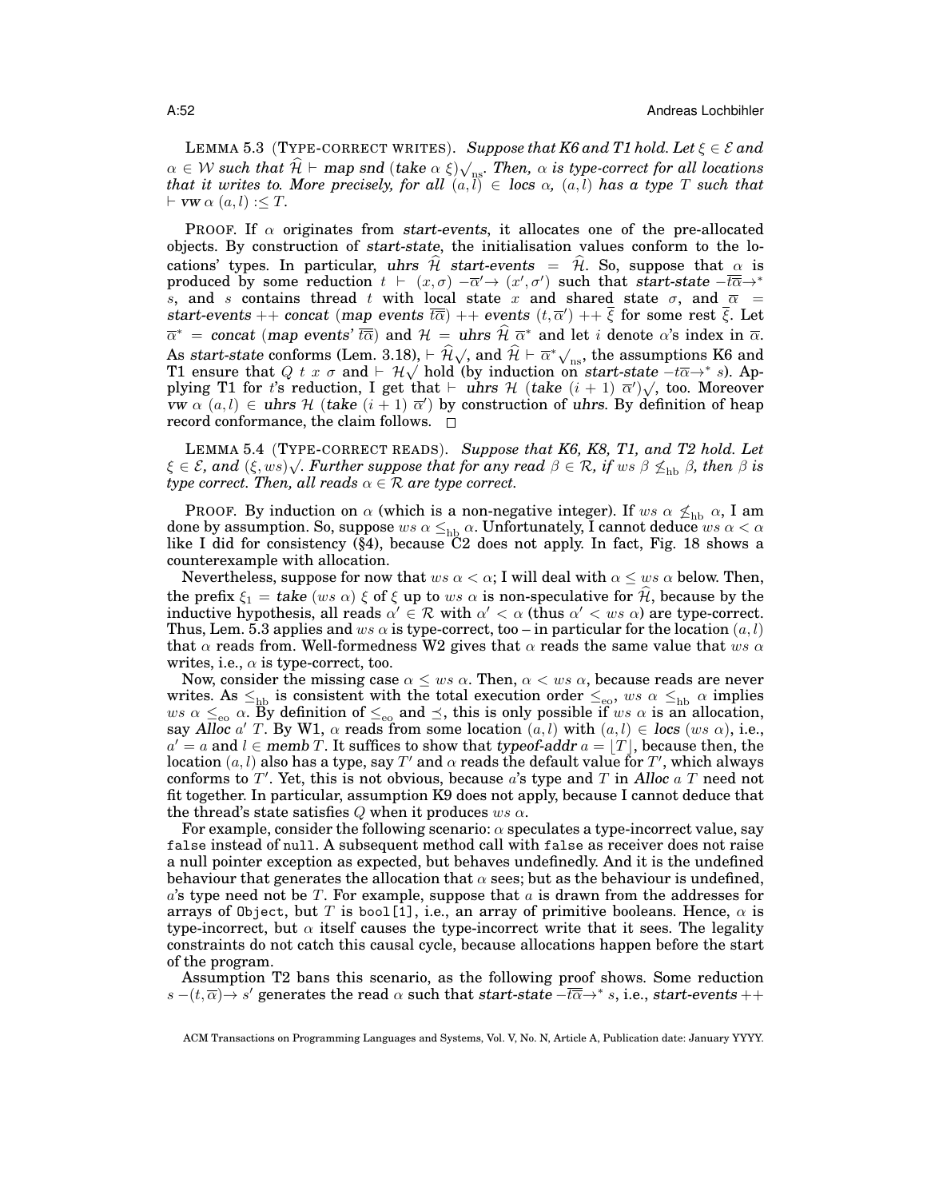LEMMA 5.3 (TYPE-CORRECT WRITES). *Suppose that K6 and T1 hold. Let $\xi \in \mathcal{E}$ and $\alpha \in \mathcal{W}$ such that $\widehat{\mathcal{H}} \vdash$ **map snd** (**take** $\alpha$ $\xi$)$\surd_{\text{ns}}$. Then, $\alpha$ is type-correct for all locations that it writes to. More precisely, for all $(a, l) \in$ **locs** $\alpha$, $(a, l)$ has a type $T$ such that $\vdash$ **vw** $\alpha$ $(a, l) :\leq T$.*

PROOF. If $\alpha$ originates from **start-events**, it allocates one of the pre-allocated objects. By construction of **start-state**, the initialisation values conform to the locations' types. In particular, **uhrs** $\widehat{\mathcal{H}}$ **start-events** $= \widehat{\mathcal{H}}$. So, suppose that $\alpha$ is produced by some reduction $t \vdash (x, \sigma) -\overline{\alpha}'\!\!\rightarrow (x', \sigma')$ such that **start-state** $-\overline{t\overline{\alpha}}\!\!\rightarrow^* s$, and $s$ contains thread $t$ with local state $x$ and shared state $\sigma$, and $\overline{\alpha} =$ **start-events** $++$ **concat** (**map events** $\overline{t\overline{\alpha}}$) $++$ **events** $(t, \overline{\alpha}')$ $++$ $\overline{\xi}$ for some rest $\overline{\xi}$. Let $\overline{\alpha}^* =$ **concat** (**map events'** $\overline{t\overline{\alpha}}$) and $\mathcal{H} =$ **uhrs** $\widehat{\mathcal{H}}$ $\overline{\alpha}^*$ and let $i$ denote $\alpha$'s index in $\overline{\alpha}$. As **start-state** conforms (Lem. 3.18), $\vdash \widehat{\mathcal{H}}\surd$, and $\widehat{\mathcal{H}} \vdash \overline{\alpha}^*\surd_{\text{ns}}$, the assumptions K6 and T1 ensure that $Q$ $t$ $x$ $\sigma$ and $\vdash \mathcal{H}\surd$ hold (by induction on **start-state** $-\overline{t\overline{\alpha}}\!\!\rightarrow^* s$). Applying T1 for $t$'s reduction, I get that $\vdash$ **uhrs** $\mathcal{H}$ (**take** $(i + 1)$ $\overline{\alpha}'$)$\surd$, too. Moreover **vw** $\alpha$ $(a, l) \in$ **uhrs** $\mathcal{H}$ (**take** $(i + 1)$ $\overline{\alpha}'$) by construction of **uhrs**. By definition of heap record conformance, the claim follows. $\square$

LEMMA 5.4 (TYPE-CORRECT READS). *Suppose that K6, K8, T1, and T2 hold. Let $\xi \in \mathcal{E}$, and $(\xi, ws)\surd$. Further suppose that for any read $\beta \in \mathcal{R}$, if $ws$ $\beta \not\leq_{\text{hb}} \beta$, then $\beta$ is type correct. Then, all reads $\alpha \in \mathcal{R}$ are type correct.*

PROOF. By induction on $\alpha$ (which is a non-negative integer). If $ws$ $\alpha \not\leq_{\text{hb}} \alpha$, I am done by assumption. So, suppose $ws$ $\alpha \leq_{\text{hb}} \alpha$. Unfortunately, I cannot deduce $ws$ $\alpha < \alpha$ like I did for consistency (§4), because C2 does not apply. In fact, Fig. 18 shows a counterexample with allocation.

Nevertheless, suppose for now that $ws$ $\alpha < \alpha$; I will deal with $\alpha \leq ws$ $\alpha$ below. Then, the prefix $\xi_1 =$ **take** $(ws$ $\alpha)$ $\xi$ of $\xi$ up to $ws$ $\alpha$ is non-speculative for $\widehat{\mathcal{H}}$, because by the inductive hypothesis, all reads $\alpha' \in \mathcal{R}$ with $\alpha' < \alpha$ (thus $\alpha' < ws$ $\alpha$) are type-correct. Thus, Lem. 5.3 applies and $ws$ $\alpha$ is type-correct, too – in particular for the location $(a, l)$ that $\alpha$ reads from. Well-formedness W2 gives that $\alpha$ reads the same value that $ws$ $\alpha$ writes, i.e., $\alpha$ is type-correct, too.

Now, consider the missing case $\alpha \leq ws$ $\alpha$. Then, $\alpha < ws$ $\alpha$, because reads are never writes. As $\leq_{\text{hb}}$ is consistent with the total execution order $\leq_{\text{eo}}$, $ws$ $\alpha \leq_{\text{hb}} \alpha$ implies $ws$ $\alpha \leq_{\text{eo}} \alpha$. By definition of $\leq_{\text{eo}}$ and $\preceq$, this is only possible if $ws$ $\alpha$ is an allocation, say **Alloc** $a'$ $T$. By W1, $\alpha$ reads from some location $(a, l)$ with $(a, l) \in$ **locs** $(ws$ $\alpha)$, i.e., $a' = a$ and $l \in$ **memb** $T$. It suffices to show that **typeof-addr** $a = \lfloor T \rfloor$, because then, the location $(a, l)$ also has a type, say $T'$ and $\alpha$ reads the default value for $T'$, which always conforms to $T'$. Yet, this is not obvious, because $a$'s type and $T$ in **Alloc** $a$ $T$ need not fit together. In particular, assumption K9 does not apply, because I cannot deduce that the thread's state satisfies $Q$ when it produces $ws$ $\alpha$.

For example, consider the following scenario: $\alpha$ speculates a type-incorrect value, say `false` instead of `null`. A subsequent method call with `false` as receiver does not raise a null pointer exception as expected, but behaves undefinedly. And it is the undefined behaviour that generates the allocation that $\alpha$ sees; but as the behaviour is undefined, $a$'s type need not be $T$. For example, suppose that $a$ is drawn from the addresses for arrays of `Object`, but $T$ is `bool[1]`, i.e., an array of primitive booleans. Hence, $\alpha$ is type-incorrect, but $\alpha$ itself causes the type-incorrect write that it sees. The legality constraints do not catch this causal cycle, because allocations happen before the start of the program.

Assumption T2 bans this scenario, as the following proof shows. Some reduction $s -(t, \overline{\alpha})\!\!\rightarrow s'$ generates the read $\alpha$ such that **start-state** $-\overline{t\overline{\alpha}}\!\!\rightarrow^* s$, i.e., **start-events** $++$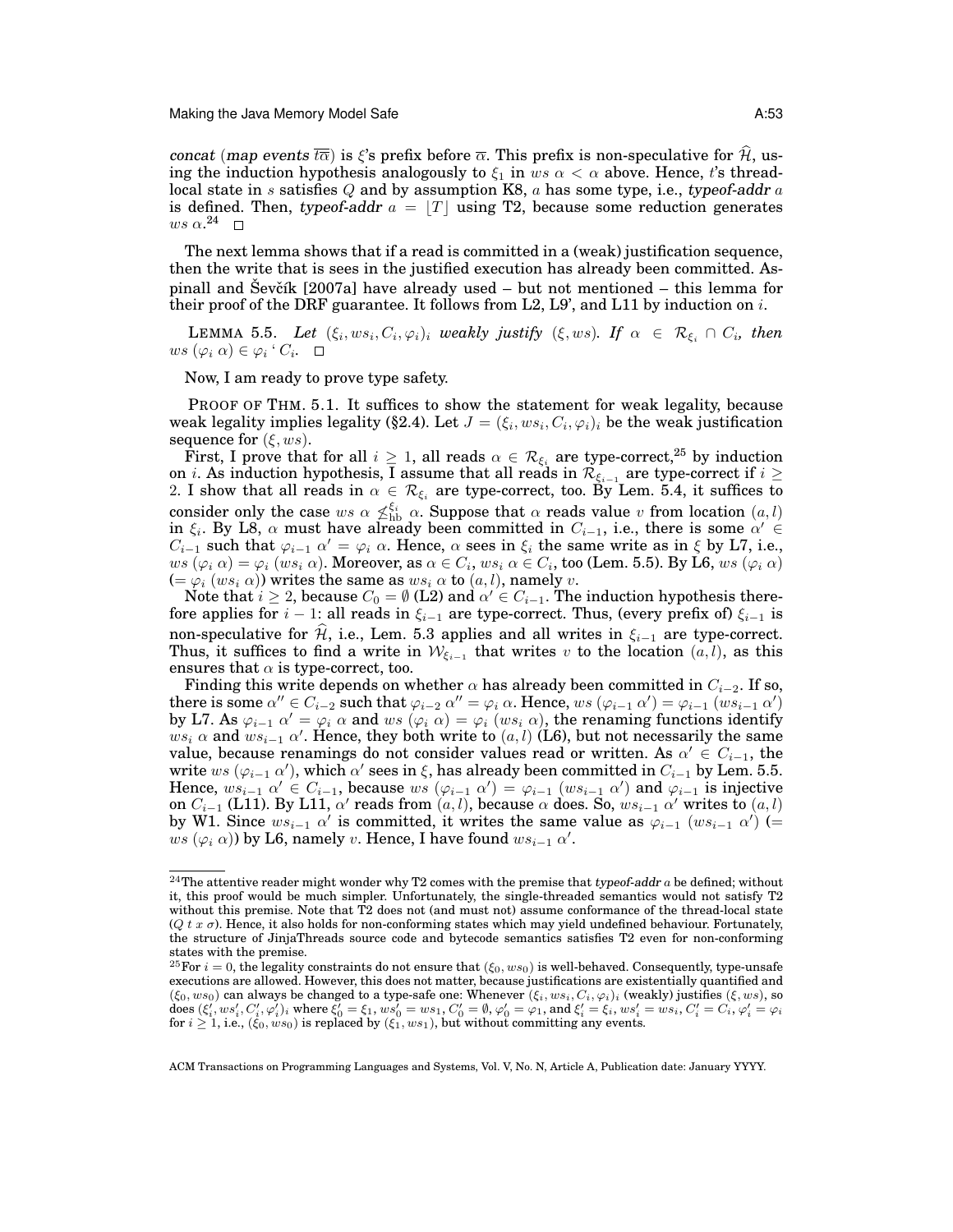*concat* (*map events* $\overline{t\alpha}$) is $\xi$'s prefix before $\overline{\alpha}$. This prefix is non-speculative for $\widehat{\mathcal{H}}$, using the induction hypothesis analogously to $\xi_1$ in $ws\ \alpha < \alpha$ above. Hence, $t$'s thread-local state in $s$ satisfies $Q$ and by assumption K8, $a$ has some type, i.e., *typeof-addr* $a$ is defined. Then, *typeof-addr* $a = \lfloor T \rfloor$ using T2, because some reduction generates $ws\ \alpha$.[24] $\square$

The next lemma shows that if a read is committed in a (weak) justification sequence, then the write that is sees in the justified execution has already been committed. Aspinall and Ševčík [2007a] have already used – but not mentioned – this lemma for their proof of the DRF guarantee. It follows from L2, L9', and L11 by induction on $i$.

LEMMA 5.5. *Let* $(\xi_i, ws_i, C_i, \varphi_i)_i$ *weakly justify* $(\xi, ws)$. *If* $\alpha \in \mathcal{R}_{\xi_i} \cap C_i$, *then* $ws\ (\varphi_i\ \alpha) \in \varphi_i\ `\ C_i$. $\square$

Now, I am ready to prove type safety.

PROOF OF THM. 5.1. It suffices to show the statement for weak legality, because weak legality implies legality (§2.4). Let $J = (\xi_i, ws_i, C_i, \varphi_i)_i$ be the weak justification sequence for $(\xi, ws)$.

First, I prove that for all $i \geq 1$, all reads $\alpha \in \mathcal{R}_{\xi_i}$ are type-correct,[25] by induction on $i$. As induction hypothesis, I assume that all reads in $\mathcal{R}_{\xi_{i-1}}$ are type-correct if $i \geq 2$. I show that all reads in $\alpha \in \mathcal{R}_{\xi_i}$ are type-correct, too. By Lem. 5.4, it suffices to consider only the case $ws\ \alpha \not\leq^{\xi_i}_{\text{hb}}\ \alpha$. Suppose that $\alpha$ reads value $v$ from location $(a, l)$ in $\xi_i$. By L8, $\alpha$ must have already been committed in $C_{i-1}$, i.e., there is some $\alpha' \in C_{i-1}$ such that $\varphi_{i-1}\ \alpha' = \varphi_i\ \alpha$. Hence, $\alpha$ sees in $\xi_i$ the same write as in $\xi$ by L7, i.e., $ws\ (\varphi_i\ \alpha) = \varphi_i\ (ws_i\ \alpha)$. Moreover, as $\alpha \in C_i$, $ws_i\ \alpha \in C_i$, too (Lem. 5.5). By L6, $ws\ (\varphi_i\ \alpha)$ $(= \varphi_i\ (ws_i\ \alpha))$ writes the same as $ws_i\ \alpha$ to $(a, l)$, namely $v$.

Note that $i \geq 2$, because $C_0 = \emptyset$ (L2) and $\alpha' \in C_{i-1}$. The induction hypothesis therefore applies for $i - 1$: all reads in $\xi_{i-1}$ are type-correct. Thus, (every prefix of) $\xi_{i-1}$ is non-speculative for $\widehat{\mathcal{H}}$, i.e., Lem. 5.3 applies and all writes in $\xi_{i-1}$ are type-correct. Thus, it suffices to find a write in $\mathcal{W}_{\xi_{i-1}}$ that writes $v$ to the location $(a, l)$, as this ensures that $\alpha$ is type-correct, too.

Finding this write depends on whether $\alpha$ has already been committed in $C_{i-2}$. If so, there is some $\alpha'' \in C_{i-2}$ such that $\varphi_{i-2}\ \alpha'' = \varphi_i\ \alpha$. Hence, $ws\ (\varphi_{i-1}\ \alpha') = \varphi_{i-1}\ (ws_{i-1}\ \alpha')$ by L7. As $\varphi_{i-1}\ \alpha' = \varphi_i\ \alpha$ and $ws\ (\varphi_i\ \alpha) = \varphi_i\ (ws_i\ \alpha)$, the renaming functions identify $ws_i\ \alpha$ and $ws_{i-1}\ \alpha'$. Hence, they both write to $(a, l)$ (L6), but not necessarily the same value, because renamings do not consider values read or written. As $\alpha' \in C_{i-1}$, the write $ws\ (\varphi_{i-1}\ \alpha')$, which $\alpha'$ sees in $\xi$, has already been committed in $C_{i-1}$ by Lem. 5.5. Hence, $ws_{i-1}\ \alpha' \in C_{i-1}$, because $ws\ (\varphi_{i-1}\ \alpha') = \varphi_{i-1}\ (ws_{i-1}\ \alpha')$ and $\varphi_{i-1}$ is injective on $C_{i-1}$ (L11). By L11, $\alpha'$ reads from $(a, l)$, because $\alpha$ does. So, $ws_{i-1}\ \alpha'$ writes to $(a, l)$ by W1. Since $ws_{i-1}\ \alpha'$ is committed, it writes the same value as $\varphi_{i-1}\ (ws_{i-1}\ \alpha')$ $(= ws\ (\varphi_i\ \alpha))$ by L6, namely $v$. Hence, I have found $ws_{i-1}\ \alpha'$.

---

[24] The attentive reader might wonder why T2 comes with the premise that *typeof-addr* $a$ be defined; without it, this proof would be much simpler. Unfortunately, the single-threaded semantics would not satisfy T2 without this premise. Note that T2 does not (and must not) assume conformance of the thread-local state $(Q\ t\ x\ \sigma)$. Hence, it also holds for non-conforming states which may yield undefined behaviour. Fortunately, the structure of JinjaThreads source code and bytecode semantics satisfies T2 even for non-conforming states with the premise.

[25] For $i = 0$, the legality constraints do not ensure that $(\xi_0, ws_0)$ is well-behaved. Consequently, type-unsafe executions are allowed. However, this does not matter, because justifications are existentially quantified and $(\xi_0, ws_0)$ can always be changed to a type-safe one: Whenever $(\xi_i, ws_i, C_i, \varphi_i)_i$ (weakly) justifies $(\xi, ws)$, so does $(\xi'_i, ws'_i, C'_i, \varphi'_i)_i$ where $\xi'_0 = \xi_1$, $ws'_0 = ws_1$, $C'_0 = \emptyset$, $\varphi'_0 = \varphi_1$, and $\xi'_i = \xi_i$, $ws'_i = ws_i$, $C'_i = C_i$, $\varphi'_i = \varphi_i$ for $i \geq 1$, i.e., $(\xi_0, ws_0)$ is replaced by $(\xi_1, ws_1)$, but without committing any events.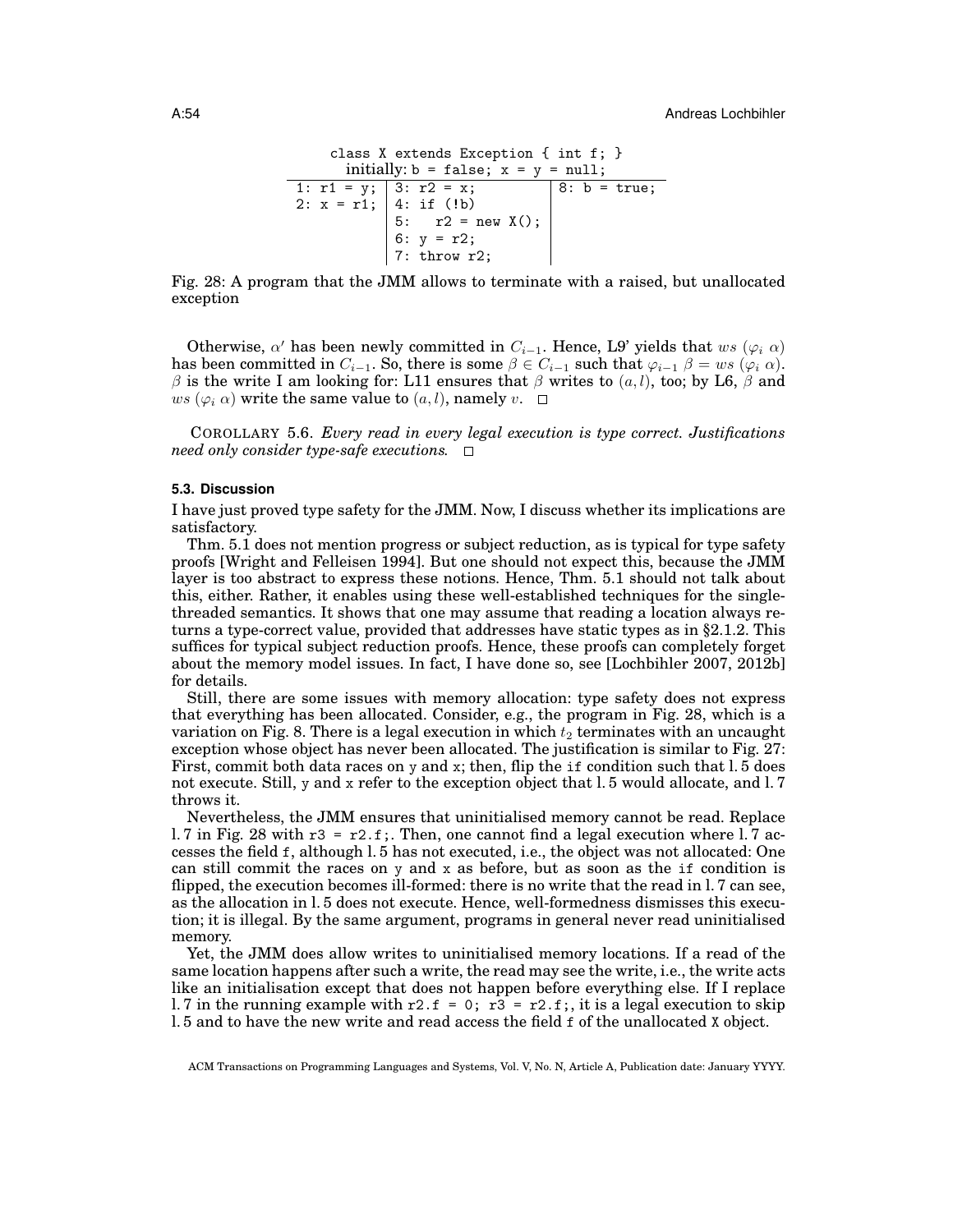```
      class X extends Exception { int f; }
   initially: b = false; x = y = null;
1: r1 = y; | 3: r2 = x;          | 8: b = true;
2: x = r1; | 4: if (!b)          |
           | 5:   r2 = new X();  |
           | 6: y = r2;          |
           | 7: throw r2;        |
```

Fig. 28: A program that the JMM allows to terminate with a raised, but unallocated exception

Otherwise, $\alpha'$ has been newly committed in $C_{i-1}$. Hence, L9' yields that $ws\ (\varphi_i\ \alpha)$ has been committed in $C_{i-1}$. So, there is some $\beta \in C_{i-1}$ such that $\varphi_{i-1}\ \beta = ws\ (\varphi_i\ \alpha)$. $\beta$ is the write I am looking for: L11 ensures that $\beta$ writes to $(a, l)$, too; by L6, $\beta$ and $ws\ (\varphi_i\ \alpha)$ write the same value to $(a, l)$, namely $v$. □

COROLLARY 5.6. *Every read in every legal execution is type correct. Justifications need only consider type-safe executions.* □

### 5.3. Discussion

I have just proved type safety for the JMM. Now, I discuss whether its implications are satisfactory.

Thm. 5.1 does not mention progress or subject reduction, as is typical for type safety proofs [Wright and Felleisen 1994]. But one should not expect this, because the JMM layer is too abstract to express these notions. Hence, Thm. 5.1 should not talk about this, either. Rather, it enables using these well-established techniques for the single-threaded semantics. It shows that one may assume that reading a location always returns a type-correct value, provided that addresses have static types as in §2.1.2. This suffices for typical subject reduction proofs. Hence, these proofs can completely forget about the memory model issues. In fact, I have done so, see [Lochbihler 2007, 2012b] for details.

Still, there are some issues with memory allocation: type safety does not express that everything has been allocated. Consider, e.g., the program in Fig. 28, which is a variation on Fig. 8. There is a legal execution in which $t_2$ terminates with an uncaught exception whose object has never been allocated. The justification is similar to Fig. 27: First, commit both data races on `y` and `x`; then, flip the `if` condition such that l. 5 does not execute. Still, `y` and `x` refer to the exception object that l. 5 would allocate, and l. 7 throws it.

Nevertheless, the JMM ensures that uninitialised memory cannot be read. Replace l. 7 in Fig. 28 with `r3 = r2.f;`. Then, one cannot find a legal execution where l. 7 accesses the field `f`, although l. 5 has not executed, i.e., the object was not allocated: One can still commit the races on `y` and `x` as before, but as soon as the `if` condition is flipped, the execution becomes ill-formed: there is no write that the read in l. 7 can see, as the allocation in l. 5 does not execute. Hence, well-formedness dismisses this execution; it is illegal. By the same argument, programs in general never read uninitialised memory.

Yet, the JMM does allow writes to uninitialised memory locations. If a read of the same location happens after such a write, the read may see the write, i.e., the write acts like an initialisation except that does not happen before everything else. If I replace l. 7 in the running example with `r2.f = 0; r3 = r2.f;`, it is a legal execution to skip l. 5 and to have the new write and read access the field `f` of the unallocated `X` object.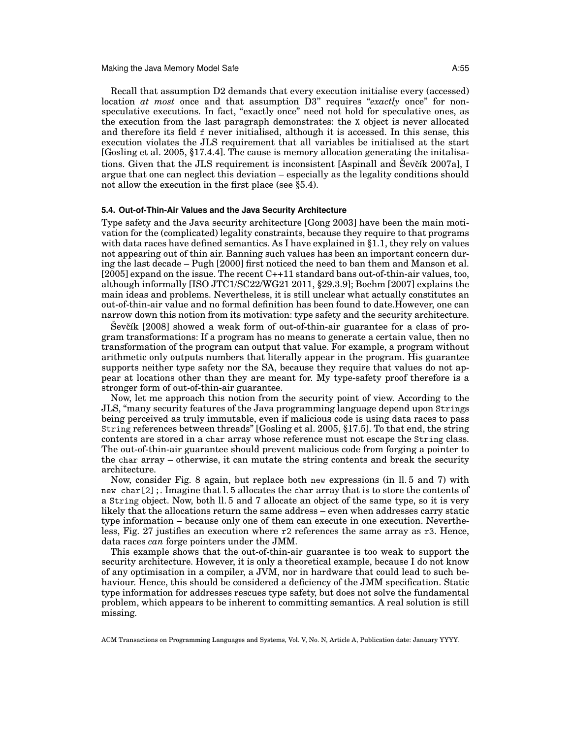Recall that assumption D2 demands that every execution initialise every (accessed) location *at most* once and that assumption D3" requires "*exactly* once" for non-speculative executions. In fact, "exactly once" need not hold for speculative ones, as the execution from the last paragraph demonstrates: the X object is never allocated and therefore its field f never initialised, although it is accessed. In this sense, this execution violates the JLS requirement that all variables be initialised at the start [Gosling et al. 2005, §17.4.4]. The cause is memory allocation generating the initalisations. Given that the JLS requirement is inconsistent [Aspinall and Ševčík 2007a], I argue that one can neglect this deviation – especially as the legality conditions should not allow the execution in the first place (see §5.4).

### 5.4. Out-of-Thin-Air Values and the Java Security Architecture

Type safety and the Java security architecture [Gong 2003] have been the main motivation for the (complicated) legality constraints, because they require to that programs with data races have defined semantics. As I have explained in §1.1, they rely on values not appearing out of thin air. Banning such values has been an important concern during the last decade – Pugh [2000] first noticed the need to ban them and Manson et al. [2005] expand on the issue. The recent C++11 standard bans out-of-thin-air values, too, although informally [ISO JTC1/SC22/WG21 2011, §29.3.9]; Boehm [2007] explains the main ideas and problems. Nevertheless, it is still unclear what actually constitutes an out-of-thin-air value and no formal definition has been found to date.However, one can narrow down this notion from its motivation: type safety and the security architecture.

Ševčík [2008] showed a weak form of out-of-thin-air guarantee for a class of program transformations: If a program has no means to generate a certain value, then no transformation of the program can output that value. For example, a program without arithmetic only outputs numbers that literally appear in the program. His guarantee supports neither type safety nor the SA, because they require that values do not appear at locations other than they are meant for. My type-safety proof therefore is a stronger form of out-of-thin-air guarantee.

Now, let me approach this notion from the security point of view. According to the JLS, "many security features of the Java programming language depend upon Strings being perceived as truly immutable, even if malicious code is using data races to pass String references between threads" [Gosling et al. 2005, §17.5]. To that end, the string contents are stored in a char array whose reference must not escape the String class. The out-of-thin-air guarantee should prevent malicious code from forging a pointer to the char array – otherwise, it can mutate the string contents and break the security architecture.

Now, consider Fig. 8 again, but replace both new expressions (in ll. 5 and 7) with new char[2];. Imagine that l. 5 allocates the char array that is to store the contents of a String object. Now, both ll. 5 and 7 allocate an object of the same type, so it is very likely that the allocations return the same address – even when addresses carry static type information – because only one of them can execute in one execution. Nevertheless, Fig. 27 justifies an execution where r2 references the same array as r3. Hence, data races *can* forge pointers under the JMM.

This example shows that the out-of-thin-air guarantee is too weak to support the security architecture. However, it is only a theoretical example, because I do not know of any optimisation in a compiler, a JVM, nor in hardware that could lead to such behaviour. Hence, this should be considered a deficiency of the JMM specification. Static type information for addresses rescues type safety, but does not solve the fundamental problem, which appears to be inherent to committing semantics. A real solution is still missing.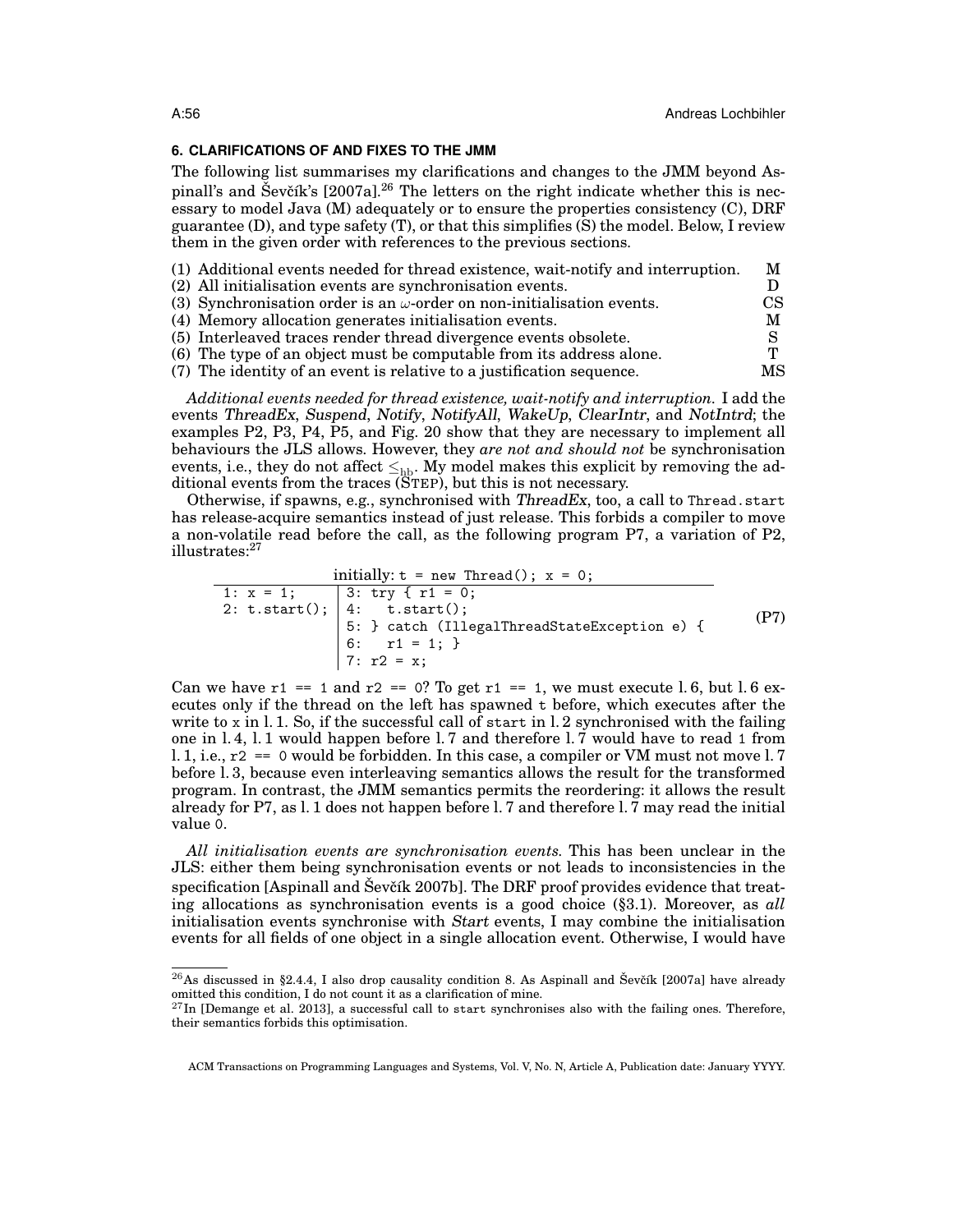## 6. CLARIFICATIONS OF AND FIXES TO THE JMM

The following list summarises my clarifications and changes to the JMM beyond Aspinall's and Ševčík's [2007a].[26] The letters on the right indicate whether this is necessary to model Java (M) adequately or to ensure the properties consistency (C), DRF guarantee (D), and type safety (T), or that this simplifies (S) the model. Below, I review them in the given order with references to the previous sections.

| | |
|---|---|
| (1) Additional events needed for thread existence, wait-notify and interruption. | M |
| (2) All initialisation events are synchronisation events. | D |
| (3) Synchronisation order is an $\omega$-order on non-initialisation events. | CS |
| (4) Memory allocation generates initialisation events. | M |
| (5) Interleaved traces render thread divergence events obsolete. | S |
| (6) The type of an object must be computable from its address alone. | T |
| (7) The identity of an event is relative to a justification sequence. | MS |

*Additional events needed for thread existence, wait-notify and interruption.* I add the events *ThreadEx*, *Suspend*, *Notify*, *NotifyAll*, *WakeUp*, *ClearIntr*, and *NotIntrd*; the examples P2, P3, P4, P5, and Fig. 20 show that they are necessary to implement all behaviours the JLS allows. However, they *are not and should not* be synchronisation events, i.e., they do not affect $\leq_{\text{hb}}$. My model makes this explicit by removing the additional events from the traces (STEP), but this is not necessary.

Otherwise, if spawns, e.g., synchronised with *ThreadEx*, too, a call to `Thread.start` has release-acquire semantics instead of just release. This forbids a compiler to move a non-volatile read before the call, as the following program P7, a variation of P2, illustrates:[27]

```
initially: t = new Thread(); x = 0;
1: x = 1;      | 3: try { r1 = 0;
2: t.start();  | 4:   t.start();
               | 5: } catch (IllegalThreadStateException e) {
               | 6:   r1 = 1; }
               | 7: r2 = x;
```
(P7)

Can we have `r1 == 1` and `r2 == 0`? To get `r1 == 1`, we must execute l. 6, but l. 6 executes only if the thread on the left has spawned `t` before, which executes after the write to `x` in l. 1. So, if the successful call of `start` in l. 2 synchronised with the failing one in l. 4, l. 1 would happen before l. 7 and therefore l. 7 would have to read `1` from l. 1, i.e., `r2 == 0` would be forbidden. In this case, a compiler or VM must not move l. 7 before l. 3, because even interleaving semantics allows the result for the transformed program. In contrast, the JMM semantics permits the reordering: it allows the result already for P7, as l. 1 does not happen before l. 7 and therefore l. 7 may read the initial value `0`.

*All initialisation events are synchronisation events.* This has been unclear in the JLS: either them being synchronisation events or not leads to inconsistencies in the specification [Aspinall and Ševčík 2007b]. The DRF proof provides evidence that treating allocations as synchronisation events is a good choice (§3.1). Moreover, as *all* initialisation events synchronise with *Start* events, I may combine the initialisation events for all fields of one object in a single allocation event. Otherwise, I would have

---

[26] As discussed in §2.4.4, I also drop causality condition 8. As Aspinall and Ševčík [2007a] have already omitted this condition, I do not count it as a clarification of mine.

[27] In [Demange et al. 2013], a successful call to `start` synchronises also with the failing ones. Therefore, their semantics forbids this optimisation.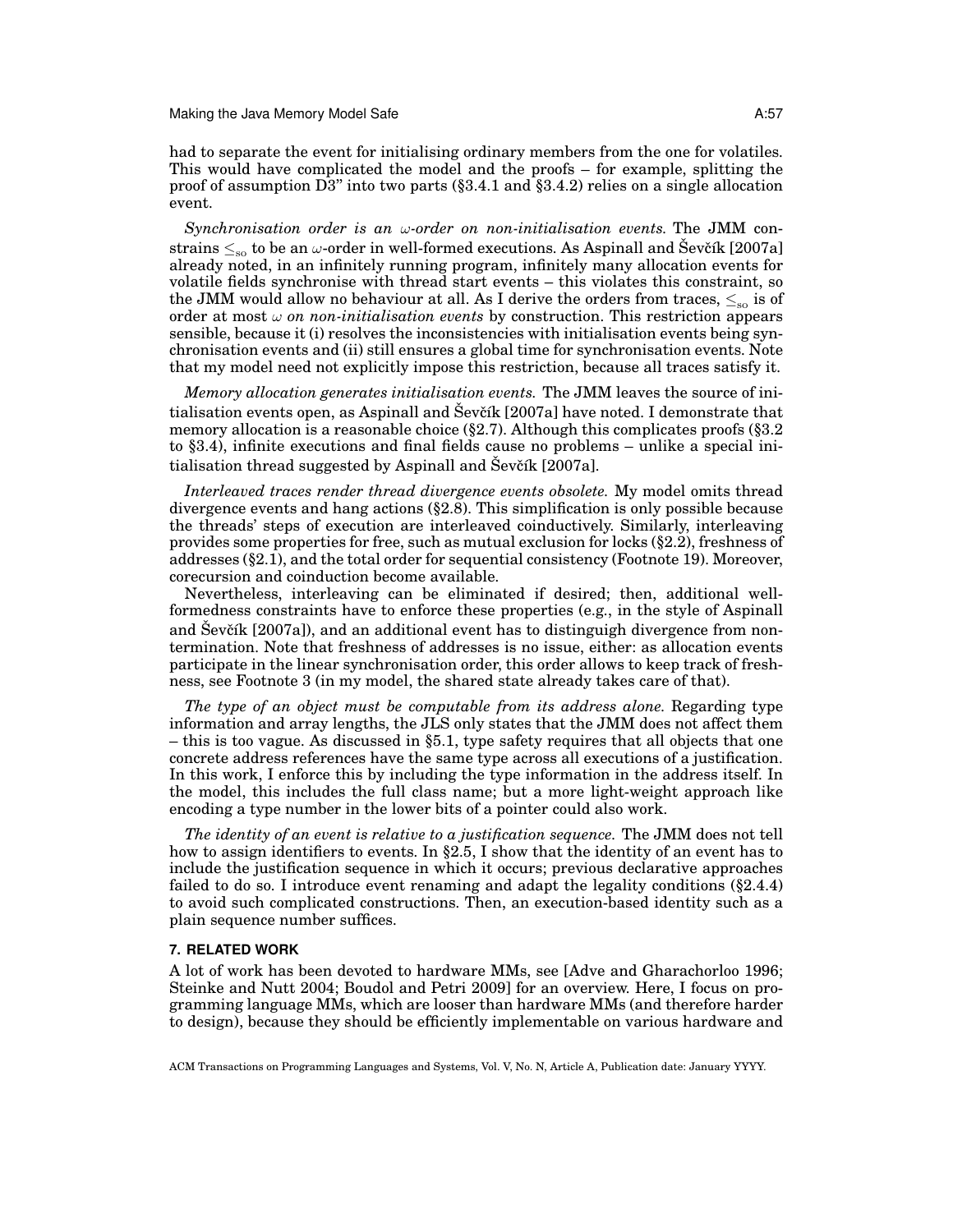had to separate the event for initialising ordinary members from the one for volatiles. This would have complicated the model and the proofs – for example, splitting the proof of assumption D3" into two parts (§3.4.1 and §3.4.2) relies on a single allocation event.

*Synchronisation order is an $\omega$-order on non-initialisation events.* The JMM constrains $\leq_{\text{so}}$ to be an $\omega$-order in well-formed executions. As Aspinall and Ševčík [2007a] already noted, in an infinitely running program, infinitely many allocation events for volatile fields synchronise with thread start events – this violates this constraint, so the JMM would allow no behaviour at all. As I derive the orders from traces, $\leq_{\text{so}}$ is of order at most $\omega$ *on non-initialisation events* by construction. This restriction appears sensible, because it (i) resolves the inconsistencies with initialisation events being synchronisation events and (ii) still ensures a global time for synchronisation events. Note that my model need not explicitly impose this restriction, because all traces satisfy it.

*Memory allocation generates initialisation events.* The JMM leaves the source of initialisation events open, as Aspinall and Ševčík [2007a] have noted. I demonstrate that memory allocation is a reasonable choice (§2.7). Although this complicates proofs (§3.2 to §3.4), infinite executions and final fields cause no problems – unlike a special initialisation thread suggested by Aspinall and Ševčík [2007a].

*Interleaved traces render thread divergence events obsolete.* My model omits thread divergence events and hang actions (§2.8). This simplification is only possible because the threads' steps of execution are interleaved coinductively. Similarly, interleaving provides some properties for free, such as mutual exclusion for locks (§2.2), freshness of addresses (§2.1), and the total order for sequential consistency (Footnote 19). Moreover, corecursion and coinduction become available.

Nevertheless, interleaving can be eliminated if desired; then, additional well-formedness constraints have to enforce these properties (e.g., in the style of Aspinall and Ševčík [2007a]), and an additional event has to distinguigh divergence from non-termination. Note that freshness of addresses is no issue, either: as allocation events participate in the linear synchronisation order, this order allows to keep track of freshness, see Footnote 3 (in my model, the shared state already takes care of that).

*The type of an object must be computable from its address alone.* Regarding type information and array lengths, the JLS only states that the JMM does not affect them – this is too vague. As discussed in §5.1, type safety requires that all objects that one concrete address references have the same type across all executions of a justification. In this work, I enforce this by including the type information in the address itself. In the model, this includes the full class name; but a more light-weight approach like encoding a type number in the lower bits of a pointer could also work.

*The identity of an event is relative to a justification sequence.* The JMM does not tell how to assign identifiers to events. In §2.5, I show that the identity of an event has to include the justification sequence in which it occurs; previous declarative approaches failed to do so. I introduce event renaming and adapt the legality conditions (§2.4.4) to avoid such complicated constructions. Then, an execution-based identity such as a plain sequence number suffices.

## 7. RELATED WORK

A lot of work has been devoted to hardware MMs, see [Adve and Gharachorloo 1996; Steinke and Nutt 2004; Boudol and Petri 2009] for an overview. Here, I focus on programming language MMs, which are looser than hardware MMs (and therefore harder to design), because they should be efficiently implementable on various hardware and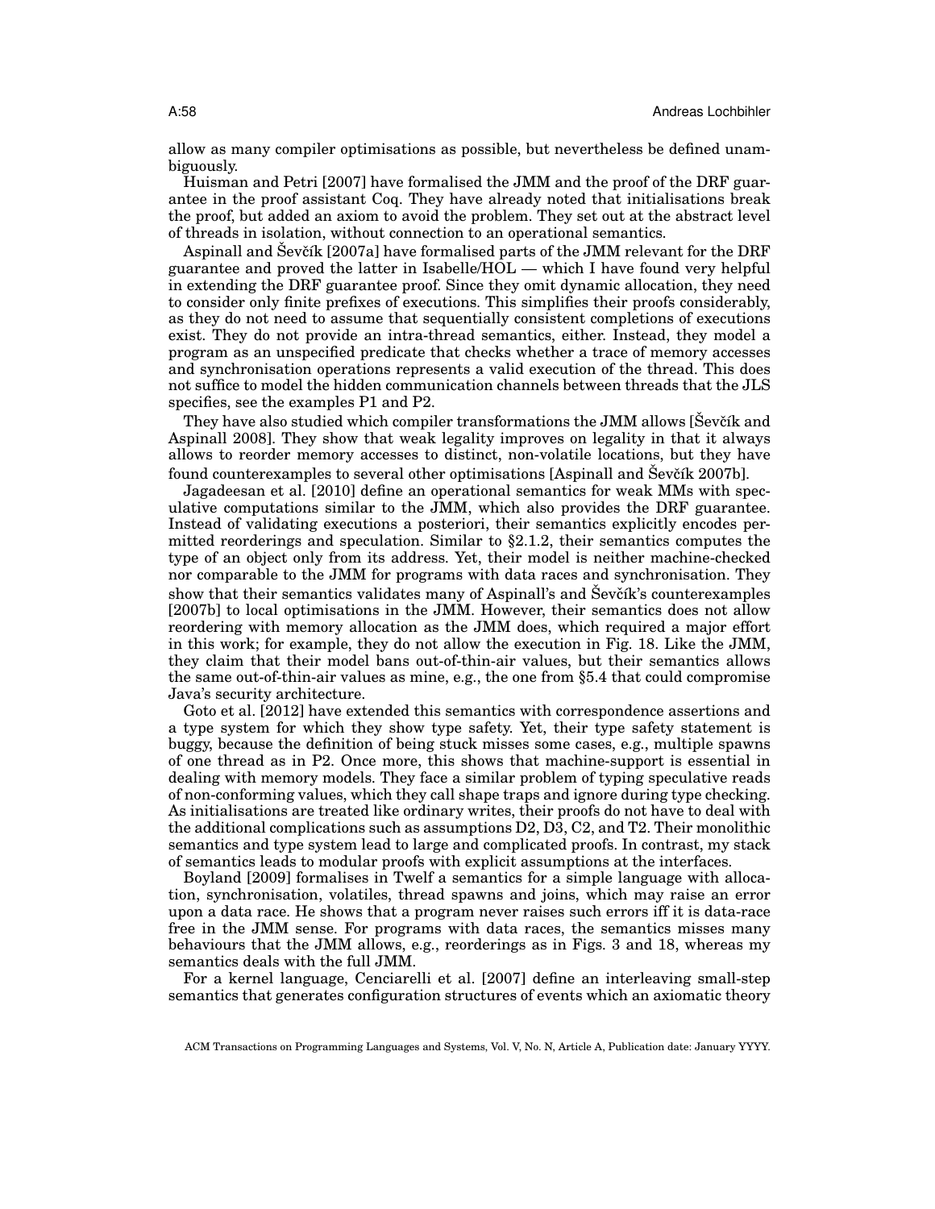allow as many compiler optimisations as possible, but nevertheless be defined unambiguously.

Huisman and Petri [2007] have formalised the JMM and the proof of the DRF guarantee in the proof assistant Coq. They have already noted that initialisations break the proof, but added an axiom to avoid the problem. They set out at the abstract level of threads in isolation, without connection to an operational semantics.

Aspinall and Ševčík [2007a] have formalised parts of the JMM relevant for the DRF guarantee and proved the latter in Isabelle/HOL — which I have found very helpful in extending the DRF guarantee proof. Since they omit dynamic allocation, they need to consider only finite prefixes of executions. This simplifies their proofs considerably, as they do not need to assume that sequentially consistent completions of executions exist. They do not provide an intra-thread semantics, either. Instead, they model a program as an unspecified predicate that checks whether a trace of memory accesses and synchronisation operations represents a valid execution of the thread. This does not suffice to model the hidden communication channels between threads that the JLS specifies, see the examples P1 and P2.

They have also studied which compiler transformations the JMM allows [Ševčík and Aspinall 2008]. They show that weak legality improves on legality in that it always allows to reorder memory accesses to distinct, non-volatile locations, but they have found counterexamples to several other optimisations [Aspinall and Ševčík 2007b].

Jagadeesan et al. [2010] define an operational semantics for weak MMs with speculative computations similar to the JMM, which also provides the DRF guarantee. Instead of validating executions a posteriori, their semantics explicitly encodes permitted reorderings and speculation. Similar to §2.1.2, their semantics computes the type of an object only from its address. Yet, their model is neither machine-checked nor comparable to the JMM for programs with data races and synchronisation. They show that their semantics validates many of Aspinall's and Ševčík's counterexamples [2007b] to local optimisations in the JMM. However, their semantics does not allow reordering with memory allocation as the JMM does, which required a major effort in this work; for example, they do not allow the execution in Fig. 18. Like the JMM, they claim that their model bans out-of-thin-air values, but their semantics allows the same out-of-thin-air values as mine, e.g., the one from §5.4 that could compromise Java's security architecture.

Goto et al. [2012] have extended this semantics with correspondence assertions and a type system for which they show type safety. Yet, their type safety statement is buggy, because the definition of being stuck misses some cases, e.g., multiple spawns of one thread as in P2. Once more, this shows that machine-support is essential in dealing with memory models. They face a similar problem of typing speculative reads of non-conforming values, which they call shape traps and ignore during type checking. As initialisations are treated like ordinary writes, their proofs do not have to deal with the additional complications such as assumptions D2, D3, C2, and T2. Their monolithic semantics and type system lead to large and complicated proofs. In contrast, my stack of semantics leads to modular proofs with explicit assumptions at the interfaces.

Boyland [2009] formalises in Twelf a semantics for a simple language with allocation, synchronisation, volatiles, thread spawns and joins, which may raise an error upon a data race. He shows that a program never raises such errors iff it is data-race free in the JMM sense. For programs with data races, the semantics misses many behaviours that the JMM allows, e.g., reorderings as in Figs. 3 and 18, whereas my semantics deals with the full JMM.

For a kernel language, Cenciarelli et al. [2007] define an interleaving small-step semantics that generates configuration structures of events which an axiomatic theory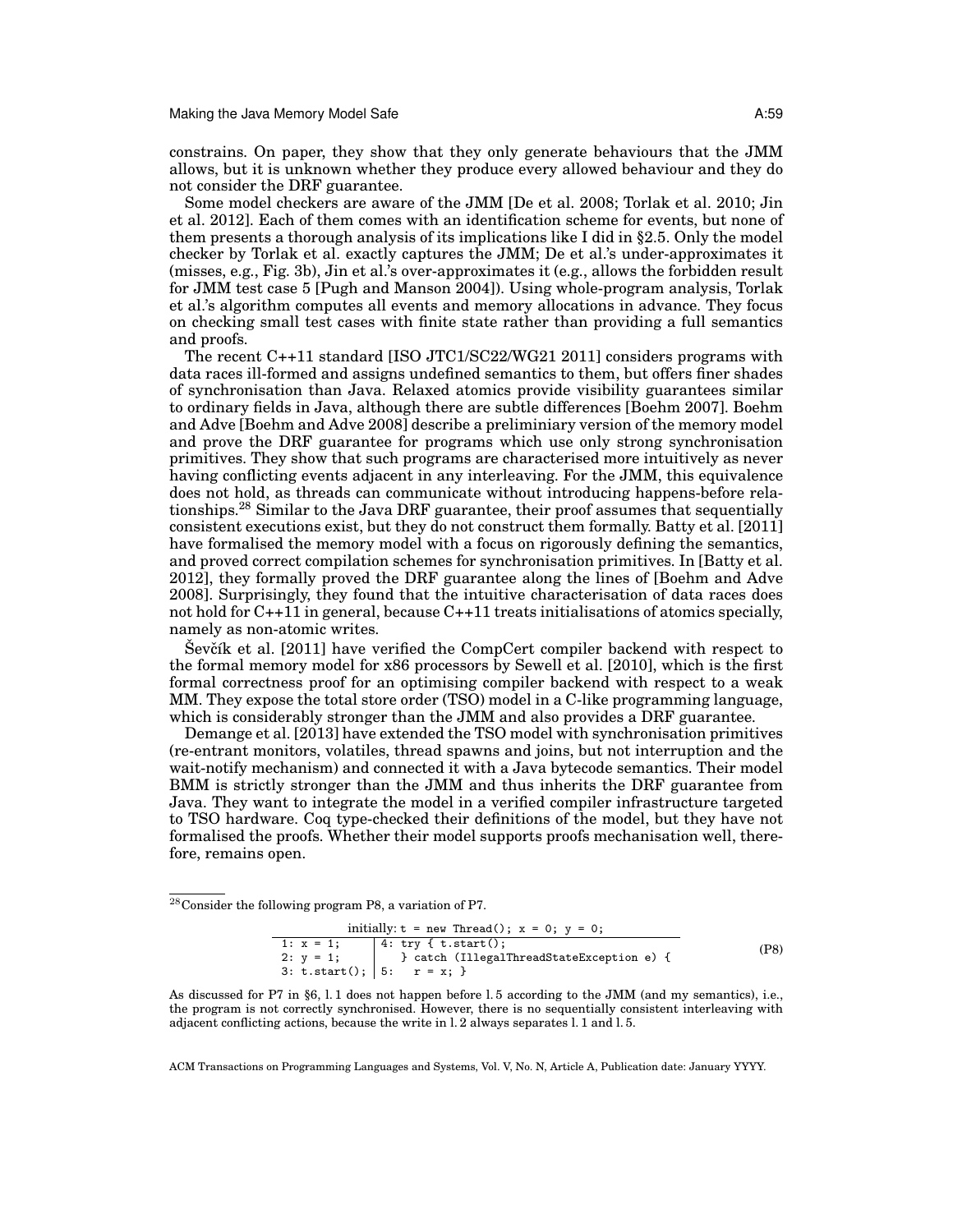constrains. On paper, they show that they only generate behaviours that the JMM allows, but it is unknown whether they produce every allowed behaviour and they do not consider the DRF guarantee.

Some model checkers are aware of the JMM [De et al. 2008; Torlak et al. 2010; Jin et al. 2012]. Each of them comes with an identification scheme for events, but none of them presents a thorough analysis of its implications like I did in §2.5. Only the model checker by Torlak et al. exactly captures the JMM; De et al.'s under-approximates it (misses, e.g., Fig. 3b), Jin et al.'s over-approximates it (e.g., allows the forbidden result for JMM test case 5 [Pugh and Manson 2004]). Using whole-program analysis, Torlak et al.'s algorithm computes all events and memory allocations in advance. They focus on checking small test cases with finite state rather than providing a full semantics and proofs.

The recent C++11 standard [ISO JTC1/SC22/WG21 2011] considers programs with data races ill-formed and assigns undefined semantics to them, but offers finer shades of synchronisation than Java. Relaxed atomics provide visibility guarantees similar to ordinary fields in Java, although there are subtle differences [Boehm 2007]. Boehm and Adve [Boehm and Adve 2008] describe a preliminiary version of the memory model and prove the DRF guarantee for programs which use only strong synchronisation primitives. They show that such programs are characterised more intuitively as never having conflicting events adjacent in any interleaving. For the JMM, this equivalence does not hold, as threads can communicate without introducing happens-before relationships.[28] Similar to the Java DRF guarantee, their proof assumes that sequentially consistent executions exist, but they do not construct them formally. Batty et al. [2011] have formalised the memory model with a focus on rigorously defining the semantics, and proved correct compilation schemes for synchronisation primitives. In [Batty et al. 2012], they formally proved the DRF guarantee along the lines of [Boehm and Adve 2008]. Surprisingly, they found that the intuitive characterisation of data races does not hold for C++11 in general, because C++11 treats initialisations of atomics specially, namely as non-atomic writes.

Ševčík et al. [2011] have verified the CompCert compiler backend with respect to the formal memory model for x86 processors by Sewell et al. [2010], which is the first formal correctness proof for an optimising compiler backend with respect to a weak MM. They expose the total store order (TSO) model in a C-like programming language, which is considerably stronger than the JMM and also provides a DRF guarantee.

Demange et al. [2013] have extended the TSO model with synchronisation primitives (re-entrant monitors, volatiles, thread spawns and joins, but not interruption and the wait-notify mechanism) and connected it with a Java bytecode semantics. Their model BMM is strictly stronger than the JMM and thus inherits the DRF guarantee from Java. They want to integrate the model in a verified compiler infrastructure targeted to TSO hardware. Coq type-checked their definitions of the model, but they have not formalised the proofs. Whether their model supports proofs mechanisation well, therefore, remains open.

---

[28] Consider the following program P8, a variation of P7.

```
initially: t = new Thread(); x = 0; y = 0;
1: x = 1;        | 4: try { t.start();
2: y = 1;        |    } catch (IllegalThreadStateException e) {
3: t.start();    | 5:   r = x; }
```
(P8)

As discussed for P7 in §6, l. 1 does not happen before l. 5 according to the JMM (and my semantics), i.e., the program is not correctly synchronised. However, there is no sequentially consistent interleaving with adjacent conflicting actions, because the write in l. 2 always separates l. 1 and l. 5.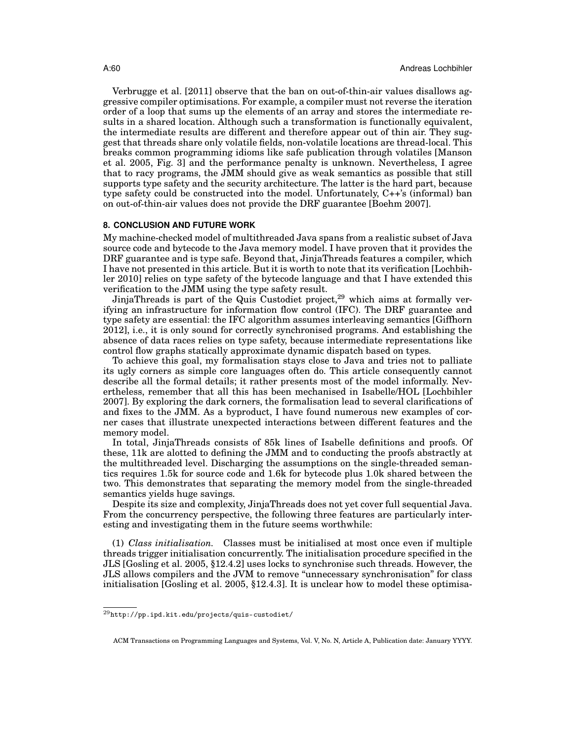Verbrugge et al. [2011] observe that the ban on out-of-thin-air values disallows aggressive compiler optimisations. For example, a compiler must not reverse the iteration order of a loop that sums up the elements of an array and stores the intermediate results in a shared location. Although such a transformation is functionally equivalent, the intermediate results are different and therefore appear out of thin air. They suggest that threads share only volatile fields, non-volatile locations are thread-local. This breaks common programming idioms like safe publication through volatiles [Manson et al. 2005, Fig. 3] and the performance penalty is unknown. Nevertheless, I agree that to racy programs, the JMM should give as weak semantics as possible that still supports type safety and the security architecture. The latter is the hard part, because type safety could be constructed into the model. Unfortunately, C++'s (informal) ban on out-of-thin-air values does not provide the DRF guarantee [Boehm 2007].

## 8. CONCLUSION AND FUTURE WORK

My machine-checked model of multithreaded Java spans from a realistic subset of Java source code and bytecode to the Java memory model. I have proven that it provides the DRF guarantee and is type safe. Beyond that, JinjaThreads features a compiler, which I have not presented in this article. But it is worth to note that its verification [Lochbihler 2010] relies on type safety of the bytecode language and that I have extended this verification to the JMM using the type safety result.

JinjaThreads is part of the Quis Custodiet project,[29] which aims at formally verifying an infrastructure for information flow control (IFC). The DRF guarantee and type safety are essential: the IFC algorithm assumes interleaving semantics [Giffhorn 2012], i.e., it is only sound for correctly synchronised programs. And establishing the absence of data races relies on type safety, because intermediate representations like control flow graphs statically approximate dynamic dispatch based on types.

To achieve this goal, my formalisation stays close to Java and tries not to palliate its ugly corners as simple core languages often do. This article consequently cannot describe all the formal details; it rather presents most of the model informally. Nevertheless, remember that all this has been mechanised in Isabelle/HOL [Lochbihler 2007]. By exploring the dark corners, the formalisation lead to several clarifications of and fixes to the JMM. As a byproduct, I have found numerous new examples of corner cases that illustrate unexpected interactions between different features and the memory model.

In total, JinjaThreads consists of 85k lines of Isabelle definitions and proofs. Of these, 11k are alotted to defining the JMM and to conducting the proofs abstractly at the multithreaded level. Discharging the assumptions on the single-threaded semantics requires 1.5k for source code and 1.6k for bytecode plus 1.0k shared between the two. This demonstrates that separating the memory model from the single-threaded semantics yields huge savings.

Despite its size and complexity, JinjaThreads does not yet cover full sequential Java. From the concurrency perspective, the following three features are particularly interesting and investigating them in the future seems worthwhile:

(1) *Class initialisation.* Classes must be initialised at most once even if multiple threads trigger initialisation concurrently. The initialisation procedure specified in the JLS [Gosling et al. 2005, §12.4.2] uses locks to synchronise such threads. However, the JLS allows compilers and the JVM to remove "unnecessary synchronisation" for class initialisation [Gosling et al. 2005, §12.4.3]. It is unclear how to model these optimisa-

[29] http://pp.ipd.kit.edu/projects/quis-custodiet/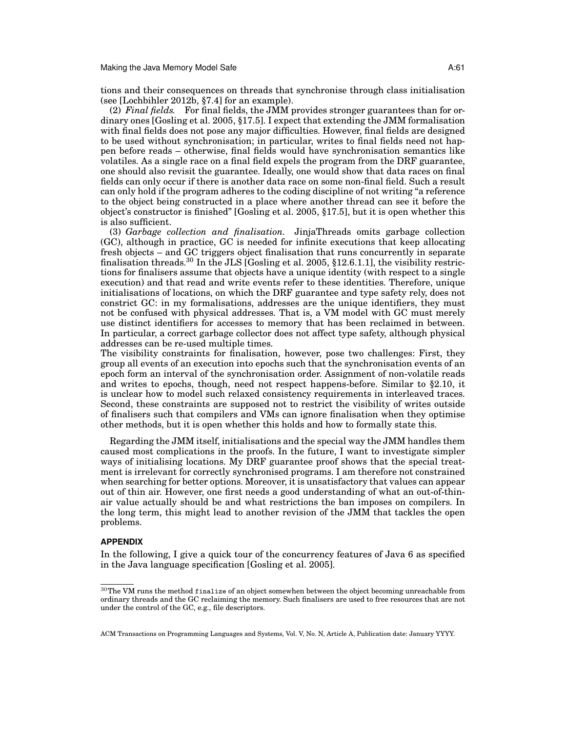tions and their consequences on threads that synchronise through class initialisation (see [Lochbihler 2012b, §7.4] for an example).

(2) *Final fields.* For final fields, the JMM provides stronger guarantees than for ordinary ones [Gosling et al. 2005, §17.5]. I expect that extending the JMM formalisation with final fields does not pose any major difficulties. However, final fields are designed to be used without synchronisation; in particular, writes to final fields need not happen before reads – otherwise, final fields would have synchronisation semantics like volatiles. As a single race on a final field expels the program from the DRF guarantee, one should also revisit the guarantee. Ideally, one would show that data races on final fields can only occur if there is another data race on some non-final field. Such a result can only hold if the program adheres to the coding discipline of not writing "a reference to the object being constructed in a place where another thread can see it before the object's constructor is finished" [Gosling et al. 2005, §17.5], but it is open whether this is also sufficient.

(3) *Garbage collection and finalisation.* JinjaThreads omits garbage collection (GC), although in practice, GC is needed for infinite executions that keep allocating fresh objects – and GC triggers object finalisation that runs concurrently in separate finalisation threads.[30] In the JLS [Gosling et al. 2005, §12.6.1.1], the visibility restrictions for finalisers assume that objects have a unique identity (with respect to a single execution) and that read and write events refer to these identities. Therefore, unique initialisations of locations, on which the DRF guarantee and type safety rely, does not constrict GC: in my formalisations, addresses are the unique identifiers, they must not be confused with physical addresses. That is, a VM model with GC must merely use distinct identifiers for accesses to memory that has been reclaimed in between. In particular, a correct garbage collector does not affect type safety, although physical addresses can be re-used multiple times.
The visibility constraints for finalisation, however, pose two challenges: First, they group all events of an execution into epochs such that the synchronisation events of an epoch form an interval of the synchronisation order. Assignment of non-volatile reads and writes to epochs, though, need not respect happens-before. Similar to §2.10, it is unclear how to model such relaxed consistency requirements in interleaved traces. Second, these constraints are supposed not to restrict the visibility of writes outside of finalisers such that compilers and VMs can ignore finalisation when they optimise other methods, but it is open whether this holds and how to formally state this.

Regarding the JMM itself, initialisations and the special way the JMM handles them caused most complications in the proofs. In the future, I want to investigate simpler ways of initialising locations. My DRF guarantee proof shows that the special treatment is irrelevant for correctly synchronised programs. I am therefore not constrained when searching for better options. Moreover, it is unsatisfactory that values can appear out of thin air. However, one first needs a good understanding of what an out-of-thin-air value actually should be and what restrictions the ban imposes on compilers. In the long term, this might lead to another revision of the JMM that tackles the open problems.

## APPENDIX

In the following, I give a quick tour of the concurrency features of Java 6 as specified in the Java language specification [Gosling et al. 2005].

[30] The VM runs the method `finalize` of an object somewhen between the object becoming unreachable from ordinary threads and the GC reclaiming the memory. Such finalisers are used to free resources that are not under the control of the GC, e.g., file descriptors.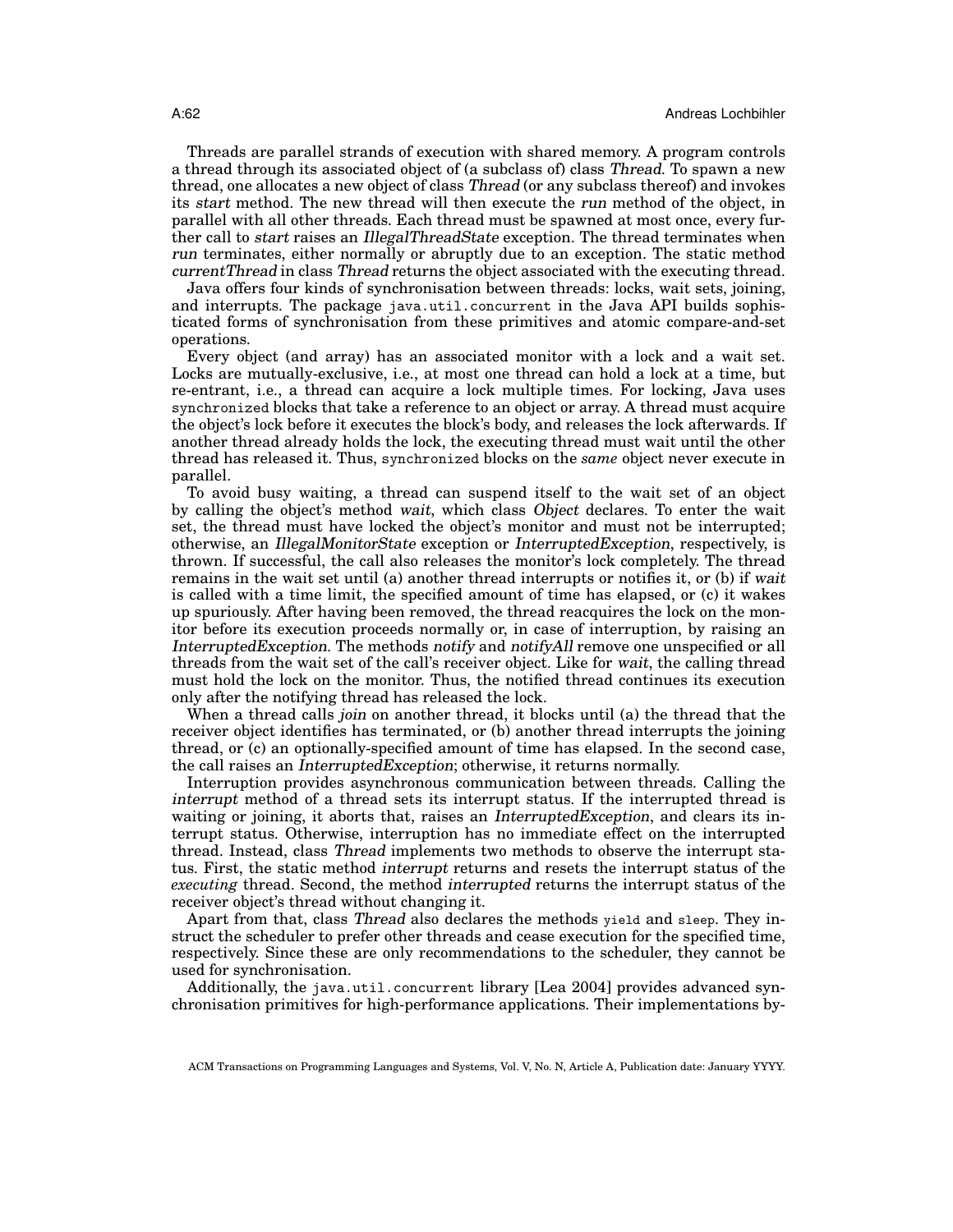Threads are parallel strands of execution with shared memory. A program controls a thread through its associated object of (a subclass of) class *Thread*. To spawn a new thread, one allocates a new object of class *Thread* (or any subclass thereof) and invokes its *start* method. The new thread will then execute the *run* method of the object, in parallel with all other threads. Each thread must be spawned at most once, every further call to *start* raises an *IllegalThreadState* exception. The thread terminates when *run* terminates, either normally or abruptly due to an exception. The static method *currentThread* in class *Thread* returns the object associated with the executing thread.

Java offers four kinds of synchronisation between threads: locks, wait sets, joining, and interrupts. The package `java.util.concurrent` in the Java API builds sophisticated forms of synchronisation from these primitives and atomic compare-and-set operations.

Every object (and array) has an associated monitor with a lock and a wait set. Locks are mutually-exclusive, i.e., at most one thread can hold a lock at a time, but re-entrant, i.e., a thread can acquire a lock multiple times. For locking, Java uses `synchronized` blocks that take a reference to an object or array. A thread must acquire the object's lock before it executes the block's body, and releases the lock afterwards. If another thread already holds the lock, the executing thread must wait until the other thread has released it. Thus, `synchronized` blocks on the *same* object never execute in parallel.

To avoid busy waiting, a thread can suspend itself to the wait set of an object by calling the object's method *wait*, which class *Object* declares. To enter the wait set, the thread must have locked the object's monitor and must not be interrupted; otherwise, an *IllegalMonitorState* exception or *InterruptedException*, respectively, is thrown. If successful, the call also releases the monitor's lock completely. The thread remains in the wait set until (a) another thread interrupts or notifies it, or (b) if *wait* is called with a time limit, the specified amount of time has elapsed, or (c) it wakes up spuriously. After having been removed, the thread reacquires the lock on the monitor before its execution proceeds normally or, in case of interruption, by raising an *InterruptedException*. The methods *notify* and *notifyAll* remove one unspecified or all threads from the wait set of the call's receiver object. Like for *wait*, the calling thread must hold the lock on the monitor. Thus, the notified thread continues its execution only after the notifying thread has released the lock.

When a thread calls *join* on another thread, it blocks until (a) the thread that the receiver object identifies has terminated, or (b) another thread interrupts the joining thread, or (c) an optionally-specified amount of time has elapsed. In the second case, the call raises an *InterruptedException*; otherwise, it returns normally.

Interruption provides asynchronous communication between threads. Calling the *interrupt* method of a thread sets its interrupt status. If the interrupted thread is waiting or joining, it aborts that, raises an *InterruptedException*, and clears its interrupt status. Otherwise, interruption has no immediate effect on the interrupted thread. Instead, class *Thread* implements two methods to observe the interrupt status. First, the static method *interrupt* returns and resets the interrupt status of the *executing* thread. Second, the method *interrupted* returns the interrupt status of the receiver object's thread without changing it.

Apart from that, class *Thread* also declares the methods `yield` and `sleep`. They instruct the scheduler to prefer other threads and cease execution for the specified time, respectively. Since these are only recommendations to the scheduler, they cannot be used for synchronisation.

Additionally, the `java.util.concurrent` library [Lea 2004] provides advanced synchronisation primitives for high-performance applications. Their implementations by-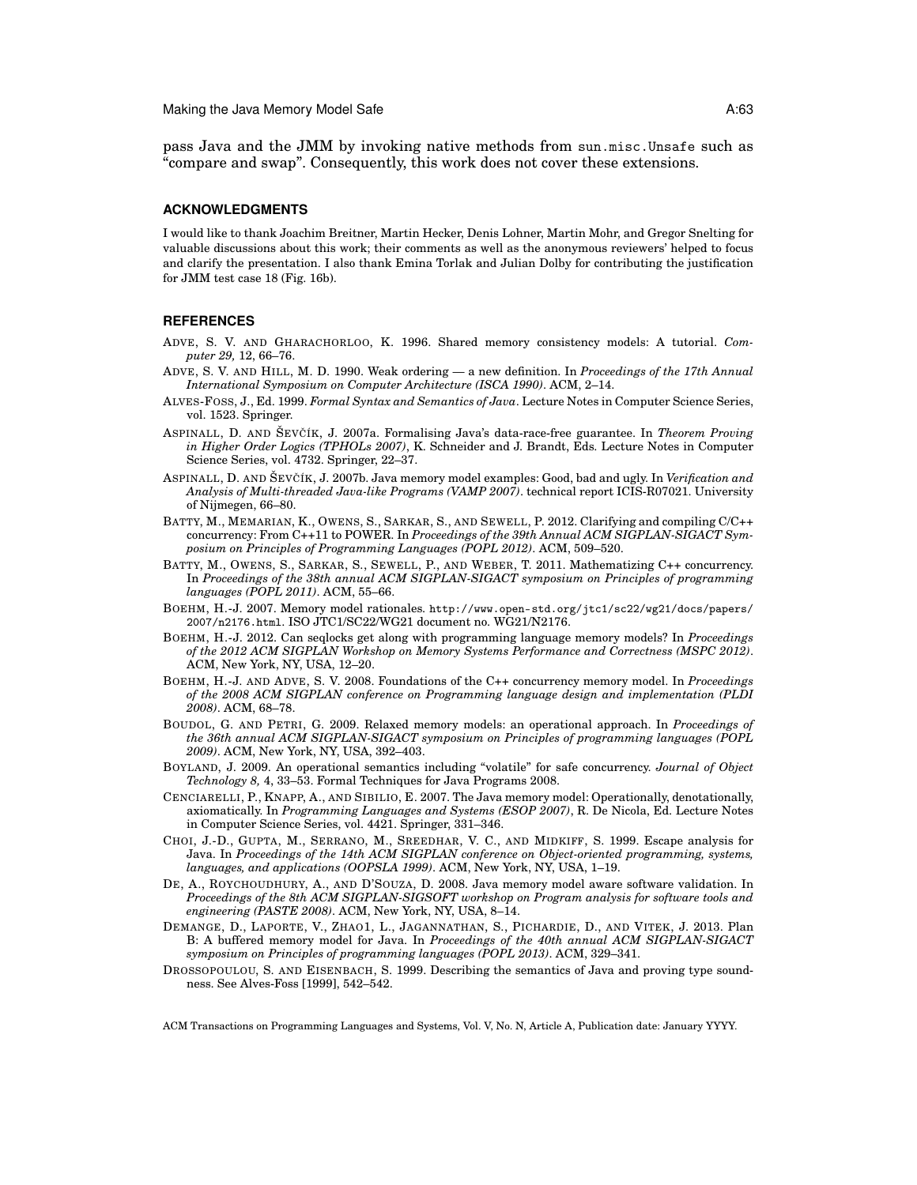pass Java and the JMM by invoking native methods from `sun.misc.Unsafe` such as "compare and swap". Consequently, this work does not cover these extensions.

## ACKNOWLEDGMENTS

I would like to thank Joachim Breitner, Martin Hecker, Denis Lohner, Martin Mohr, and Gregor Snelting for valuable discussions about this work; their comments as well as the anonymous reviewers' helped to focus and clarify the presentation. I also thank Emina Torlak and Julian Dolby for contributing the justification for JMM test case 18 (Fig. 16b).

## REFERENCES

ADVE, S. V. AND GHARACHORLOO, K. 1996. Shared memory consistency models: A tutorial. *Computer 29,* 12, 66–76.

ADVE, S. V. AND HILL, M. D. 1990. Weak ordering — a new definition. In *Proceedings of the 17th Annual International Symposium on Computer Architecture (ISCA 1990)*. ACM, 2–14.

ALVES-FOSS, J., Ed. 1999. *Formal Syntax and Semantics of Java*. Lecture Notes in Computer Science Series, vol. 1523. Springer.

ASPINALL, D. AND ŠEVČÍK, J. 2007a. Formalising Java's data-race-free guarantee. In *Theorem Proving in Higher Order Logics (TPHOLs 2007)*, K. Schneider and J. Brandt, Eds. Lecture Notes in Computer Science Series, vol. 4732. Springer, 22–37.

ASPINALL, D. AND ŠEVČÍK, J. 2007b. Java memory model examples: Good, bad and ugly. In *Verification and Analysis of Multi-threaded Java-like Programs (VAMP 2007)*. technical report ICIS-R07021. University of Nijmegen, 66–80.

BATTY, M., MEMARIAN, K., OWENS, S., SARKAR, S., AND SEWELL, P. 2012. Clarifying and compiling C/C++ concurrency: From C++11 to POWER. In *Proceedings of the 39th Annual ACM SIGPLAN-SIGACT Symposium on Principles of Programming Languages (POPL 2012)*. ACM, 509–520.

BATTY, M., OWENS, S., SARKAR, S., SEWELL, P., AND WEBER, T. 2011. Mathematizing C++ concurrency. In *Proceedings of the 38th annual ACM SIGPLAN-SIGACT symposium on Principles of programming languages (POPL 2011)*. ACM, 55–66.

BOEHM, H.-J. 2007. Memory model rationales. `http://www.open-std.org/jtc1/sc22/wg21/docs/papers/2007/n2176.html`. ISO JTC1/SC22/WG21 document no. WG21/N2176.

BOEHM, H.-J. 2012. Can seqlocks get along with programming language memory models? In *Proceedings of the 2012 ACM SIGPLAN Workshop on Memory Systems Performance and Correctness (MSPC 2012)*. ACM, New York, NY, USA, 12–20.

BOEHM, H.-J. AND ADVE, S. V. 2008. Foundations of the C++ concurrency memory model. In *Proceedings of the 2008 ACM SIGPLAN conference on Programming language design and implementation (PLDI 2008)*. ACM, 68–78.

BOUDOL, G. AND PETRI, G. 2009. Relaxed memory models: an operational approach. In *Proceedings of the 36th annual ACM SIGPLAN-SIGACT symposium on Principles of programming languages (POPL 2009)*. ACM, New York, NY, USA, 392–403.

BOYLAND, J. 2009. An operational semantics including "volatile" for safe concurrency. *Journal of Object Technology 8,* 4, 33–53. Formal Techniques for Java Programs 2008.

CENCIARELLI, P., KNAPP, A., AND SIBILIO, E. 2007. The Java memory model: Operationally, denotationally, axiomatically. In *Programming Languages and Systems (ESOP 2007)*, R. De Nicola, Ed. Lecture Notes in Computer Science Series, vol. 4421. Springer, 331–346.

CHOI, J.-D., GUPTA, M., SERRANO, M., SREEDHAR, V. C., AND MIDKIFF, S. 1999. Escape analysis for Java. In *Proceedings of the 14th ACM SIGPLAN conference on Object-oriented programming, systems, languages, and applications (OOPSLA 1999)*. ACM, New York, NY, USA, 1–19.

DE, A., ROYCHOUDHURY, A., AND D'SOUZA, D. 2008. Java memory model aware software validation. In *Proceedings of the 8th ACM SIGPLAN-SIGSOFT workshop on Program analysis for software tools and engineering (PASTE 2008)*. ACM, New York, NY, USA, 8–14.

DEMANGE, D., LAPORTE, V., ZHAO1, L., JAGANNATHAN, S., PICHARDIE, D., AND VITEK, J. 2013. Plan B: A buffered memory model for Java. In *Proceedings of the 40th annual ACM SIGPLAN-SIGACT symposium on Principles of programming languages (POPL 2013)*. ACM, 329–341.

DROSSOPOULOU, S. AND EISENBACH, S. 1999. Describing the semantics of Java and proving type soundness. See Alves-Foss [1999], 542–542.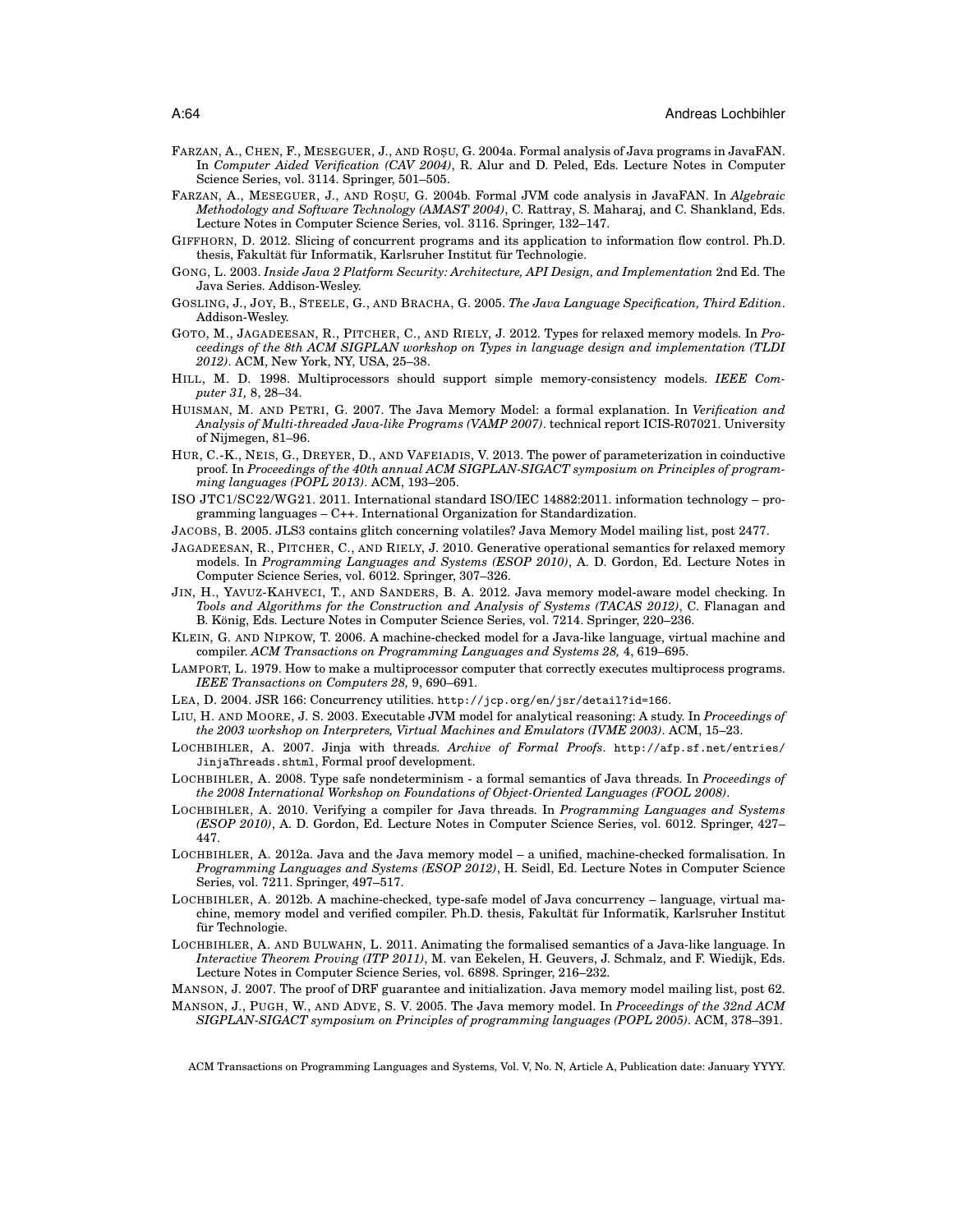FARZAN, A., CHEN, F., MESEGUER, J., AND ROȘU, G. 2004a. Formal analysis of Java programs in JavaFAN. In *Computer Aided Verification (CAV 2004)*, R. Alur and D. Peled, Eds. Lecture Notes in Computer Science Series, vol. 3114. Springer, 501–505.

FARZAN, A., MESEGUER, J., AND ROȘU, G. 2004b. Formal JVM code analysis in JavaFAN. In *Algebraic Methodology and Software Technology (AMAST 2004)*, C. Rattray, S. Maharaj, and C. Shankland, Eds. Lecture Notes in Computer Science Series, vol. 3116. Springer, 132–147.

GIFFHORN, D. 2012. Slicing of concurrent programs and its application to information flow control. Ph.D. thesis, Fakultät für Informatik, Karlsruher Institut für Technologie.

GONG, L. 2003. *Inside Java 2 Platform Security: Architecture, API Design, and Implementation* 2nd Ed. The Java Series. Addison-Wesley.

GOSLING, J., JOY, B., STEELE, G., AND BRACHA, G. 2005. *The Java Language Specification, Third Edition*. Addison-Wesley.

GOTO, M., JAGADEESAN, R., PITCHER, C., AND RIELY, J. 2012. Types for relaxed memory models. In *Proceedings of the 8th ACM SIGPLAN workshop on Types in language design and implementation (TLDI 2012)*. ACM, New York, NY, USA, 25–38.

HILL, M. D. 1998. Multiprocessors should support simple memory-consistency models. *IEEE Computer 31,* 8, 28–34.

HUISMAN, M. AND PETRI, G. 2007. The Java Memory Model: a formal explanation. In *Verification and Analysis of Multi-threaded Java-like Programs (VAMP 2007)*. technical report ICIS-R07021. University of Nijmegen, 81–96.

HUR, C.-K., NEIS, G., DREYER, D., AND VAFEIADIS, V. 2013. The power of parameterization in coinductive proof. In *Proceedings of the 40th annual ACM SIGPLAN-SIGACT symposium on Principles of programming languages (POPL 2013)*. ACM, 193–205.

ISO JTC1/SC22/WG21. 2011. International standard ISO/IEC 14882:2011. information technology – programming languages – C++. International Organization for Standardization.

JACOBS, B. 2005. JLS3 contains glitch concerning volatiles? Java Memory Model mailing list, post 2477.

JAGADEESAN, R., PITCHER, C., AND RIELY, J. 2010. Generative operational semantics for relaxed memory models. In *Programming Languages and Systems (ESOP 2010)*, A. D. Gordon, Ed. Lecture Notes in Computer Science Series, vol. 6012. Springer, 307–326.

JIN, H., YAVUZ-KAHVECI, T., AND SANDERS, B. A. 2012. Java memory model-aware model checking. In *Tools and Algorithms for the Construction and Analysis of Systems (TACAS 2012)*, C. Flanagan and B. König, Eds. Lecture Notes in Computer Science Series, vol. 7214. Springer, 220–236.

KLEIN, G. AND NIPKOW, T. 2006. A machine-checked model for a Java-like language, virtual machine and compiler. *ACM Transactions on Programming Languages and Systems 28,* 4, 619–695.

LAMPORT, L. 1979. How to make a multiprocessor computer that correctly executes multiprocess programs. *IEEE Transactions on Computers 28,* 9, 690–691.

LEA, D. 2004. JSR 166: Concurrency utilities. http://jcp.org/en/jsr/detail?id=166.

LIU, H. AND MOORE, J. S. 2003. Executable JVM model for analytical reasoning: A study. In *Proceedings of the 2003 workshop on Interpreters, Virtual Machines and Emulators (IVME 2003)*. ACM, 15–23.

LOCHBIHLER, A. 2007. Jinja with threads. *Archive of Formal Proofs*. http://afp.sf.net/entries/JinjaThreads.shtml, Formal proof development.

LOCHBIHLER, A. 2008. Type safe nondeterminism - a formal semantics of Java threads. In *Proceedings of the 2008 International Workshop on Foundations of Object-Oriented Languages (FOOL 2008)*.

LOCHBIHLER, A. 2010. Verifying a compiler for Java threads. In *Programming Languages and Systems (ESOP 2010)*, A. D. Gordon, Ed. Lecture Notes in Computer Science Series, vol. 6012. Springer, 427–447.

LOCHBIHLER, A. 2012a. Java and the Java memory model – a unified, machine-checked formalisation. In *Programming Languages and Systems (ESOP 2012)*, H. Seidl, Ed. Lecture Notes in Computer Science Series, vol. 7211. Springer, 497–517.

LOCHBIHLER, A. 2012b. A machine-checked, type-safe model of Java concurrency – language, virtual machine, memory model and verified compiler. Ph.D. thesis, Fakultät für Informatik, Karlsruher Institut für Technologie.

LOCHBIHLER, A. AND BULWAHN, L. 2011. Animating the formalised semantics of a Java-like language. In *Interactive Theorem Proving (ITP 2011)*, M. van Eekelen, H. Geuvers, J. Schmalz, and F. Wiedijk, Eds. Lecture Notes in Computer Science Series, vol. 6898. Springer, 216–232.

MANSON, J. 2007. The proof of DRF guarantee and initialization. Java memory model mailing list, post 62.

MANSON, J., PUGH, W., AND ADVE, S. V. 2005. The Java memory model. In *Proceedings of the 32nd ACM SIGPLAN-SIGACT symposium on Principles of programming languages (POPL 2005)*. ACM, 378–391.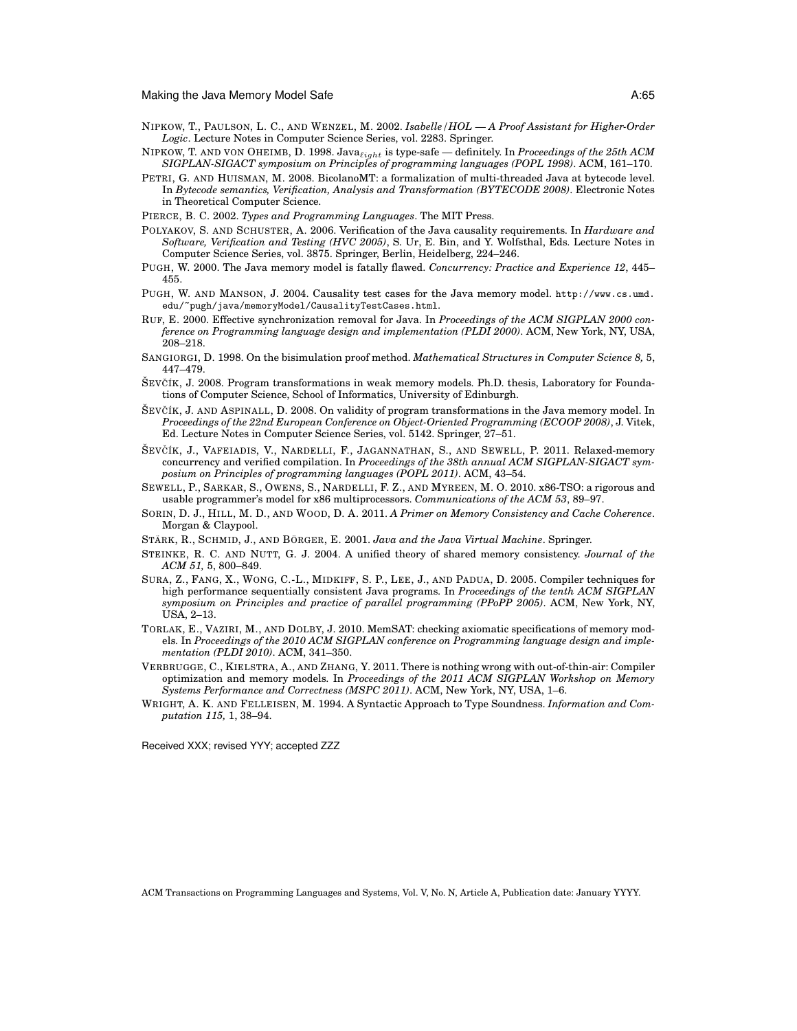NIPKOW, T., PAULSON, L. C., AND WENZEL, M. 2002. *Isabelle/HOL — A Proof Assistant for Higher-Order Logic*. Lecture Notes in Computer Science Series, vol. 2283. Springer.

NIPKOW, T. AND VON OHEIMB, D. 1998. Java$_{\ell ight}$ is type-safe — definitely. In *Proceedings of the 25th ACM SIGPLAN-SIGACT symposium on Principles of programming languages (POPL 1998)*. ACM, 161–170.

PETRI, G. AND HUISMAN, M. 2008. BicolanoMT: a formalization of multi-threaded Java at bytecode level. In *Bytecode semantics, Verification, Analysis and Transformation (BYTECODE 2008)*. Electronic Notes in Theoretical Computer Science.

PIERCE, B. C. 2002. *Types and Programming Languages*. The MIT Press.

POLYAKOV, S. AND SCHUSTER, A. 2006. Verification of the Java causality requirements. In *Hardware and Software, Verification and Testing (HVC 2005)*, S. Ur, E. Bin, and Y. Wolfsthal, Eds. Lecture Notes in Computer Science Series, vol. 3875. Springer, Berlin, Heidelberg, 224–246.

PUGH, W. 2000. The Java memory model is fatally flawed. *Concurrency: Practice and Experience 12*, 445–455.

PUGH, W. AND MANSON, J. 2004. Causality test cases for the Java memory model. http://www.cs.umd.edu/~pugh/java/memoryModel/CausalityTestCases.html.

RUF, E. 2000. Effective synchronization removal for Java. In *Proceedings of the ACM SIGPLAN 2000 conference on Programming language design and implementation (PLDI 2000)*. ACM, New York, NY, USA, 208–218.

SANGIORGI, D. 1998. On the bisimulation proof method. *Mathematical Structures in Computer Science 8,* 5, 447–479.

ŠEVČÍK, J. 2008. Program transformations in weak memory models. Ph.D. thesis, Laboratory for Foundations of Computer Science, School of Informatics, University of Edinburgh.

ŠEVČÍK, J. AND ASPINALL, D. 2008. On validity of program transformations in the Java memory model. In *Proceedings of the 22nd European Conference on Object-Oriented Programming (ECOOP 2008)*, J. Vitek, Ed. Lecture Notes in Computer Science Series, vol. 5142. Springer, 27–51.

ŠEVČÍK, J., VAFEIADIS, V., NARDELLI, F., JAGANNATHAN, S., AND SEWELL, P. 2011. Relaxed-memory concurrency and verified compilation. In *Proceedings of the 38th annual ACM SIGPLAN-SIGACT symposium on Principles of programming languages (POPL 2011)*. ACM, 43–54.

SEWELL, P., SARKAR, S., OWENS, S., NARDELLI, F. Z., AND MYREEN, M. O. 2010. x86-TSO: a rigorous and usable programmer's model for x86 multiprocessors. *Communications of the ACM 53*, 89–97.

SORIN, D. J., HILL, M. D., AND WOOD, D. A. 2011. *A Primer on Memory Consistency and Cache Coherence*. Morgan & Claypool.

STÄRK, R., SCHMID, J., AND BÖRGER, E. 2001. *Java and the Java Virtual Machine*. Springer.

STEINKE, R. C. AND NUTT, G. J. 2004. A unified theory of shared memory consistency. *Journal of the ACM 51,* 5, 800–849.

SURA, Z., FANG, X., WONG, C.-L., MIDKIFF, S. P., LEE, J., AND PADUA, D. 2005. Compiler techniques for high performance sequentially consistent Java programs. In *Proceedings of the tenth ACM SIGPLAN symposium on Principles and practice of parallel programming (PPoPP 2005)*. ACM, New York, NY, USA, 2–13.

TORLAK, E., VAZIRI, M., AND DOLBY, J. 2010. MemSAT: checking axiomatic specifications of memory models. In *Proceedings of the 2010 ACM SIGPLAN conference on Programming language design and implementation (PLDI 2010)*. ACM, 341–350.

VERBRUGGE, C., KIELSTRA, A., AND ZHANG, Y. 2011. There is nothing wrong with out-of-thin-air: Compiler optimization and memory models. In *Proceedings of the 2011 ACM SIGPLAN Workshop on Memory Systems Performance and Correctness (MSPC 2011)*. ACM, New York, NY, USA, 1–6.

WRIGHT, A. K. AND FELLEISEN, M. 1994. A Syntactic Approach to Type Soundness. *Information and Computation 115,* 1, 38–94.

Received XXX; revised YYY; accepted ZZZ